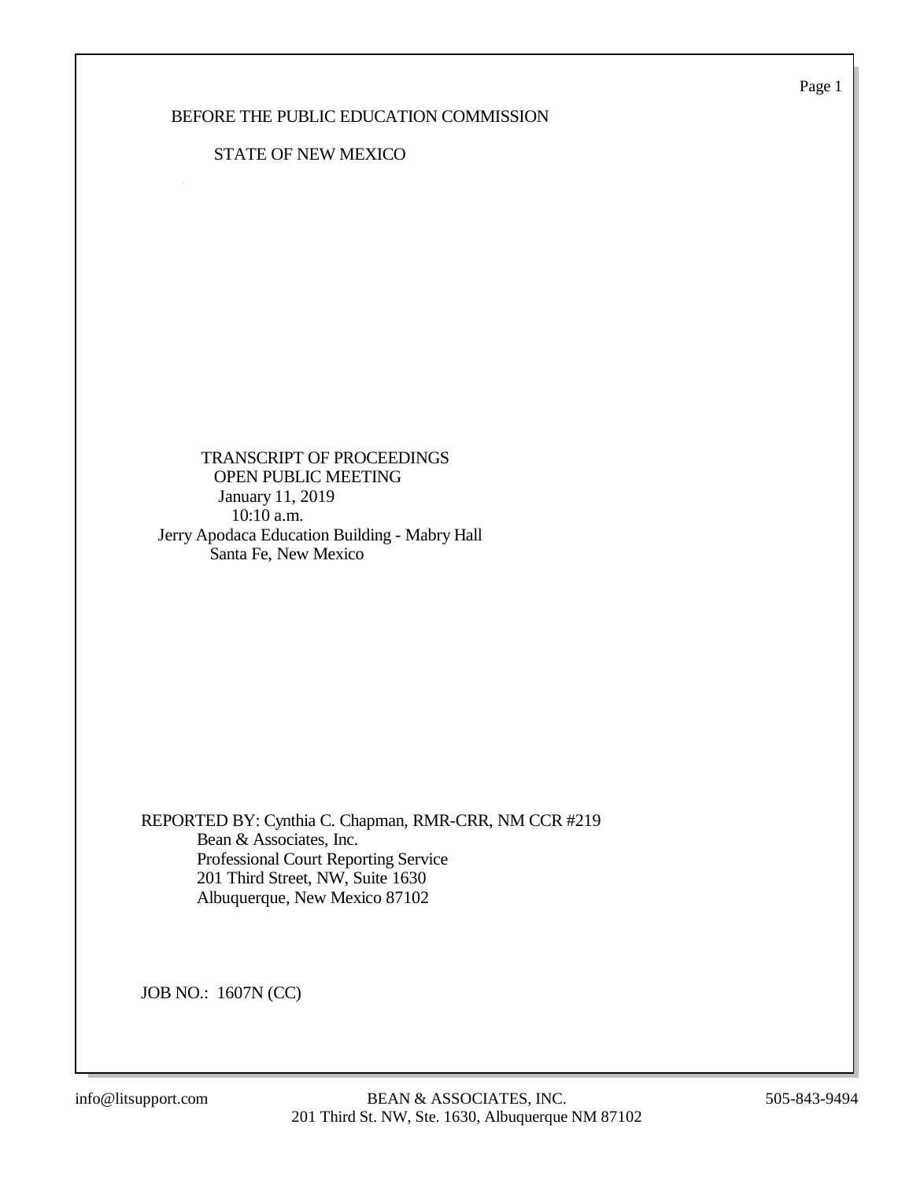BEFORE THE PUBLIC EDUCATION COMMISSION

STATE OF NEW MEXICO

TRANSCRIPT OF PROCEEDINGS
OPEN PUBLIC MEETING
January 11, 2019
10:10 a.m.
Jerry Apodaca Education Building - Mabry Hall
Santa Fe, New Mexico

REPORTED BY: Cynthia C. Chapman, RMR-CRR, NM CCR #219
Bean & Associates, Inc.
Professional Court Reporting Service
201 Third Street, NW, Suite 1630
Albuquerque, New Mexico 87102

JOB NO.: 1607N (CC)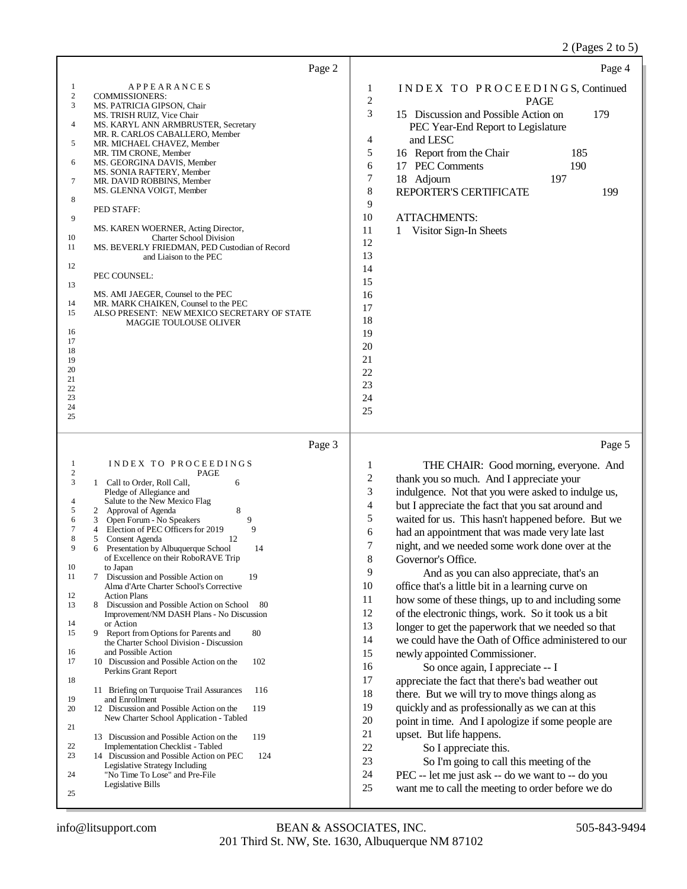## Page 2

APPEARANCES

COMMISSIONERS:

MS. PATRICIA GIPSON, Chair
MS. TRISH RUIZ, Vice Chair
MS. KARYL ANN ARMBRUSTER, Secretary
MR. R. CARLOS CABALLERO, Member
MR. MICHAEL CHAVEZ, Member
MR. TIM CRONE, Member
MS. GEORGINA DAVIS, Member
MS. SONIA RAFTERY, Member
MR. DAVID ROBBINS, Member
MS. GLENNA VOIGT, Member

PED STAFF:

MS. KAREN WOERNER, Acting Director, Charter School Division
MS. BEVERLY FRIEDMAN, PED Custodian of Record and Liaison to the PEC

PEC COUNSEL:

MS. AMI JAEGER, Counsel to the PEC
MR. MARK CHAIKEN, Counsel to the PEC

ALSO PRESENT: NEW MEXICO SECRETARY OF STATE MAGGIE TOULOUSE OLIVER

## Page 3

INDEX TO PROCEEDINGS

| | | PAGE |
|---|---|---|
| 1 | Call to Order, Roll Call, Pledge of Allegiance and Salute to the New Mexico Flag | 6 |
| 2 | Approval of Agenda | 8 |
| 3 | Open Forum - No Speakers | 9 |
| 4 | Election of PEC Officers for 2019 | 9 |
| 5 | Consent Agenda | 12 |
| 6 | Presentation by Albuquerque School of Excellence on their RoboRAVE Trip to Japan | 14 |
| 7 | Discussion and Possible Action on Alma d'Arte Charter School's Corrective Action Plans | 19 |
| 8 | Discussion and Possible Action on School Improvement/NM DASH Plans - No Discussion or Action | 80 |
| 9 | Report from Options for Parents and the Charter School Division - Discussion and Possible Action | 80 |
| 10 | Discussion and Possible Action on the Perkins Grant Report | 102 |
| 11 | Briefing on Turquoise Trail Assurances and Enrollment | 116 |
| 12 | Discussion and Possible Action on the New Charter School Application - Tabled | 119 |
| 13 | Discussion and Possible Action on the Implementation Checklist - Tabled | 119 |
| 14 | Discussion and Possible Action on PEC Legislative Strategy Including "No Time To Lose" and Pre-File Legislative Bills | 124 |

## Page 4

INDEX TO PROCEEDINGS, Continued

| | | PAGE |
|---|---|---|
| 15 | Discussion and Possible Action on PEC Year-End Report to Legislature and LESC | 179 |
| 16 | Report from the Chair | 185 |
| 17 | PEC Comments | 190 |
| 18 | Adjourn | 197 |
| | REPORTER'S CERTIFICATE | 199 |

ATTACHMENTS:

1 Visitor Sign-In Sheets

## Page 5

THE CHAIR: Good morning, everyone. And thank you so much. And I appreciate your indulgence. Not that you were asked to indulge us, but I appreciate the fact that you sat around and waited for us. This hasn't happened before. But we had an appointment that was made very late last night, and we needed some work done over at the Governor's Office.

And as you can also appreciate, that's an office that's a little bit in a learning curve on how some of these things, up to and including some of the electronic things, work. So it took us a bit longer to get the paperwork that we needed so that we could have the Oath of Office administered to our newly appointed Commissioner.

So once again, I appreciate -- I appreciate the fact that there's bad weather out there. But we will try to move things along as quickly and as professionally as we can at this point in time. And I apologize if some people are upset. But life happens.

So I appreciate this.

So I'm going to call this meeting of the PEC -- let me just ask -- do we want to -- do you want me to call the meeting to order before we do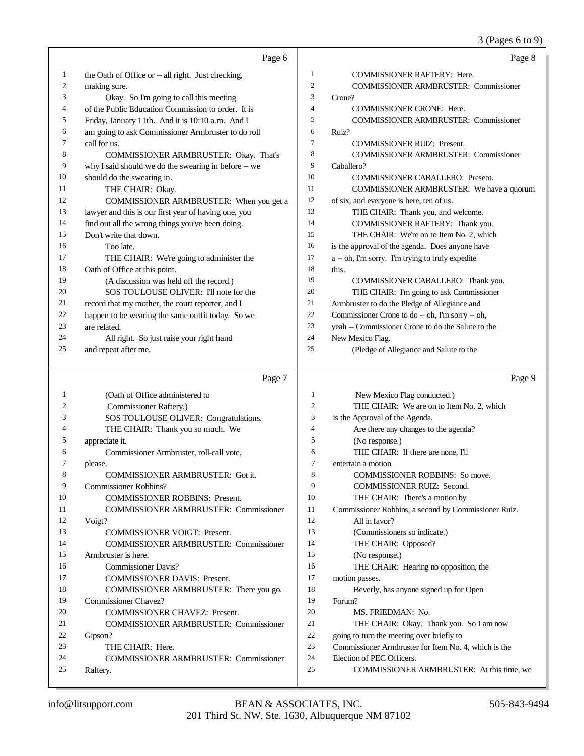Page 6

1 the Oath of Office or -- all right. Just checking,
2 making sure.
3 Okay. So I'm going to call this meeting
4 of the Public Education Commission to order. It is
5 Friday, January 11th. And it is 10:10 a.m. And I
6 am going to ask Commissioner Armbruster to do roll
7 call for us.
8 COMMISSIONER ARMBRUSTER: Okay. That's
9 why I said should we do the swearing in before -- we
10 should do the swearing in.
11 THE CHAIR: Okay.
12 COMMISSIONER ARMBRUSTER: When you get a
13 lawyer and this is our first year of having one, you
14 find out all the wrong things you've been doing.
15 Don't write that down.
16 Too late.
17 THE CHAIR: We're going to administer the
18 Oath of Office at this point.
19 (A discussion was held off the record.)
20 SOS TOULOUSE OLIVER: I'll note for the
21 record that my mother, the court reporter, and I
22 happen to be wearing the same outfit today. So we
23 are related.
24 All right. So just raise your right hand
25 and repeat after me.

Page 7

1 (Oath of Office administered to
2 Commissioner Raftery.)
3 SOS TOULOUSE OLIVER: Congratulations.
4 THE CHAIR: Thank you so much. We
5 appreciate it.
6 Commissioner Armbruster, roll-call vote,
7 please.
8 COMMISSIONER ARMBRUSTER: Got it.
9 Commissioner Robbins?
10 COMMISSIONER ROBBINS: Present.
11 COMMISSIONER ARMBRUSTER: Commissioner
12 Voigt?
13 COMMISSIONER VOIGT: Present.
14 COMMISSIONER ARMBRUSTER: Commissioner
15 Armbruster is here.
16 Commissioner Davis?
17 COMMISSIONER DAVIS: Present.
18 COMMISSIONER ARMBRUSTER: There you go.
19 Commissioner Chavez?
20 COMMISSIONER CHAVEZ: Present.
21 COMMISSIONER ARMBRUSTER: Commissioner
22 Gipson?
23 THE CHAIR: Here.
24 COMMISSIONER ARMBRUSTER: Commissioner
25 Raftery.

Page 8

1 COMMISSIONER RAFTERY: Here.
2 COMMISSIONER ARMBRUSTER: Commissioner
3 Crone?
4 COMMISSIONER CRONE: Here.
5 COMMISSIONER ARMBRUSTER: Commissioner
6 Ruiz?
7 COMMISSIONER RUIZ: Present.
8 COMMISSIONER ARMBRUSTER: Commissioner
9 Caballero?
10 COMMISSIONER CABALLERO: Present.
11 COMMISSIONER ARMBRUSTER: We have a quorum
12 of six, and everyone is here, ten of us.
13 THE CHAIR: Thank you, and welcome.
14 COMMISSIONER RAFTERY: Thank you.
15 THE CHAIR: We're on to Item No. 2, which
16 is the approval of the agenda. Does anyone have
17 a -- oh, I'm sorry. I'm trying to truly expedite
18 this.
19 COMMISSIONER CABALLERO: Thank you.
20 THE CHAIR: I'm going to ask Commissioner
21 Armbruster to do the Pledge of Allegiance and
22 Commissioner Crone to do -- oh, I'm sorry -- oh,
23 yeah -- Commissioner Crone to do the Salute to the
24 New Mexico Flag.
25 (Pledge of Allegiance and Salute to the

Page 9

1 New Mexico Flag conducted.)
2 THE CHAIR: We are on to Item No. 2, which
3 is the Approval of the Agenda.
4 Are there any changes to the agenda?
5 (No response.)
6 THE CHAIR: If there are none, I'll
7 entertain a motion.
8 COMMISSIONER ROBBINS: So move.
9 COMMISSIONER RUIZ: Second.
10 THE CHAIR: There's a motion by
11 Commissioner Robbins, a second by Commissioner Ruiz.
12 All in favor?
13 (Commissioners so indicate.)
14 THE CHAIR: Opposed?
15 (No response.)
16 THE CHAIR: Hearing no opposition, the
17 motion passes.
18 Beverly, has anyone signed up for Open
19 Forum?
20 MS. FRIEDMAN: No.
21 THE CHAIR: Okay. Thank you. So I am now
22 going to turn the meeting over briefly to
23 Commissioner Armbruster for Item No. 4, which is the
24 Election of PEC Officers.
25 COMMISSIONER ARMBRUSTER: At this time, we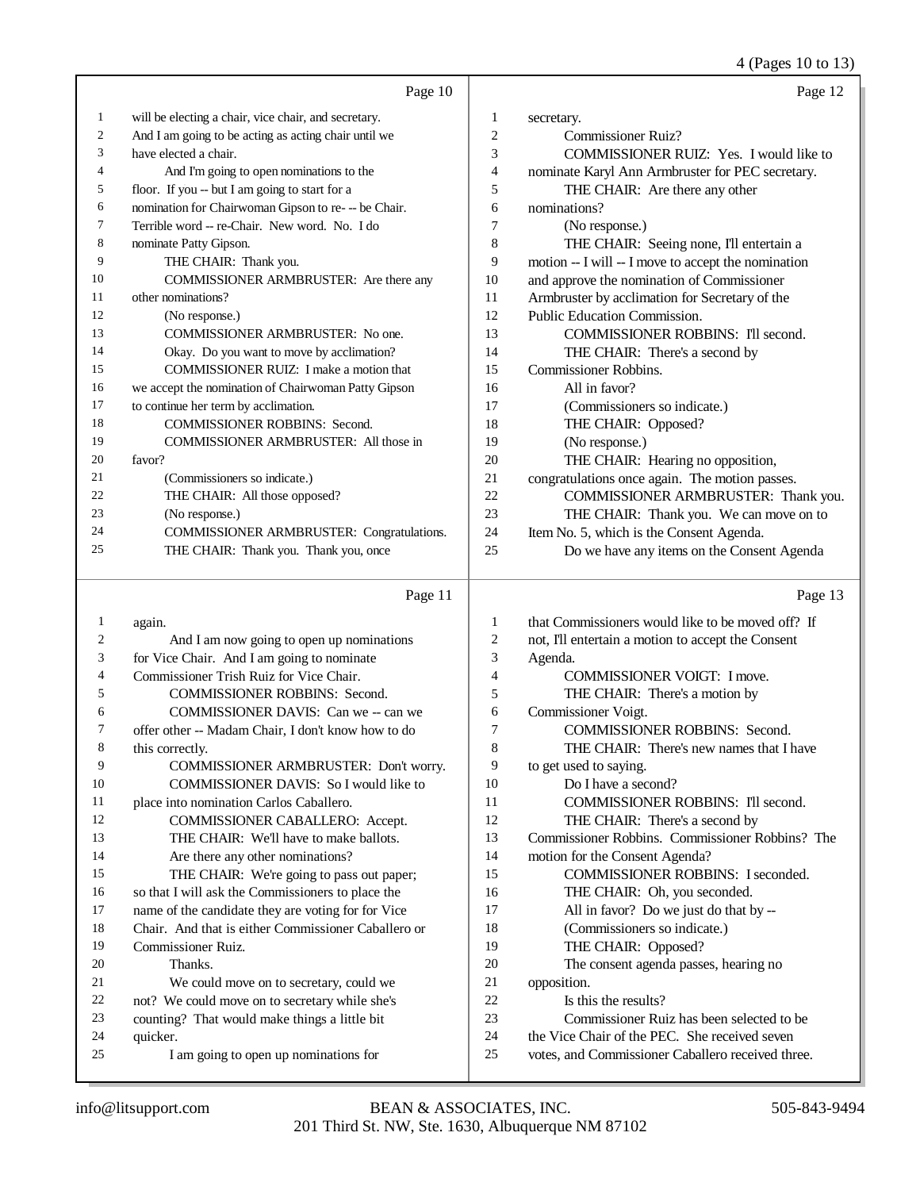Page 10

1 will be electing a chair, vice chair, and secretary.
2 And I am going to be acting as acting chair until we
3 have elected a chair.
4 And I'm going to open nominations to the
5 floor. If you -- but I am going to start for a
6 nomination for Chairwoman Gipson to re- -- be Chair.
7 Terrible word -- re-Chair. New word. No. I do
8 nominate Patty Gipson.
9 THE CHAIR: Thank you.
10 COMMISSIONER ARMBRUSTER: Are there any
11 other nominations?
12 (No response.)
13 COMMISSIONER ARMBRUSTER: No one.
14 Okay. Do you want to move by acclimation?
15 COMMISSIONER RUIZ: I make a motion that
16 we accept the nomination of Chairwoman Patty Gipson
17 to continue her term by acclimation.
18 COMMISSIONER ROBBINS: Second.
19 COMMISSIONER ARMBRUSTER: All those in
20 favor?
21 (Commissioners so indicate.)
22 THE CHAIR: All those opposed?
23 (No response.)
24 COMMISSIONER ARMBRUSTER: Congratulations.
25 THE CHAIR: Thank you. Thank you, once

Page 11

1 again.
2 And I am now going to open up nominations
3 for Vice Chair. And I am going to nominate
4 Commissioner Trish Ruiz for Vice Chair.
5 COMMISSIONER ROBBINS: Second.
6 COMMISSIONER DAVIS: Can we -- can we
7 offer other -- Madam Chair, I don't know how to do
8 this correctly.
9 COMMISSIONER ARMBRUSTER: Don't worry.
10 COMMISSIONER DAVIS: So I would like to
11 place into nomination Carlos Caballero.
12 COMMISSIONER CABALLERO: Accept.
13 THE CHAIR: We'll have to make ballots.
14 Are there any other nominations?
15 THE CHAIR: We're going to pass out paper;
16 so that I will ask the Commissioners to place the
17 name of the candidate they are voting for for Vice
18 Chair. And that is either Commissioner Caballero or
19 Commissioner Ruiz.
20 Thanks.
21 We could move on to secretary, could we
22 not? We could move on to secretary while she's
23 counting? That would make things a little bit
24 quicker.
25 I am going to open up nominations for

Page 12

1 secretary.
2 Commissioner Ruiz?
3 COMMISSIONER RUIZ: Yes. I would like to
4 nominate Karyl Ann Armbruster for PEC secretary.
5 THE CHAIR: Are there any other
6 nominations?
7 (No response.)
8 THE CHAIR: Seeing none, I'll entertain a
9 motion -- I will -- I move to accept the nomination
10 and approve the nomination of Commissioner
11 Armbruster by acclimation for Secretary of the
12 Public Education Commission.
13 COMMISSIONER ROBBINS: I'll second.
14 THE CHAIR: There's a second by
15 Commissioner Robbins.
16 All in favor?
17 (Commissioners so indicate.)
18 THE CHAIR: Opposed?
19 (No response.)
20 THE CHAIR: Hearing no opposition,
21 congratulations once again. The motion passes.
22 COMMISSIONER ARMBRUSTER: Thank you.
23 THE CHAIR: Thank you. We can move on to
24 Item No. 5, which is the Consent Agenda.
25 Do we have any items on the Consent Agenda

Page 13

1 that Commissioners would like to be moved off? If
2 not, I'll entertain a motion to accept the Consent
3 Agenda.
4 COMMISSIONER VOIGT: I move.
5 THE CHAIR: There's a motion by
6 Commissioner Voigt.
7 COMMISSIONER ROBBINS: Second.
8 THE CHAIR: There's new names that I have
9 to get used to saying.
10 Do I have a second?
11 COMMISSIONER ROBBINS: I'll second.
12 THE CHAIR: There's a second by
13 Commissioner Robbins. Commissioner Robbins? The
14 motion for the Consent Agenda?
15 COMMISSIONER ROBBINS: I seconded.
16 THE CHAIR: Oh, you seconded.
17 All in favor? Do we just do that by --
18 (Commissioners so indicate.)
19 THE CHAIR: Opposed?
20 The consent agenda passes, hearing no
21 opposition.
22 Is this the results?
23 Commissioner Ruiz has been selected to be
24 the Vice Chair of the PEC. She received seven
25 votes, and Commissioner Caballero received three.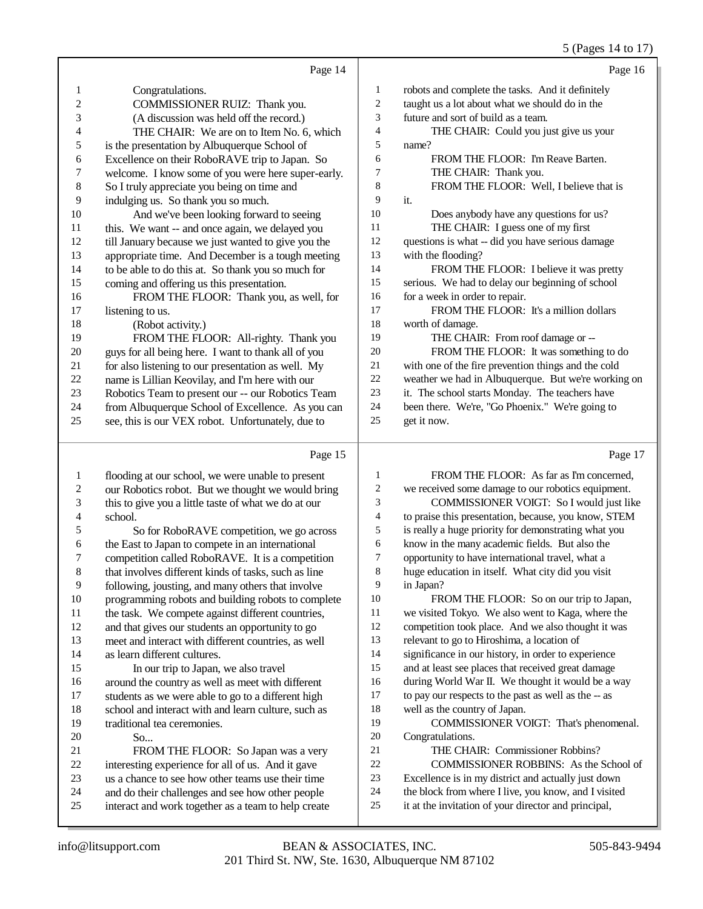Page 14

1 Congratulations.
2 COMMISSIONER RUIZ: Thank you.
3 (A discussion was held off the record.)
4 THE CHAIR: We are on to Item No. 6, which
5 is the presentation by Albuquerque School of
6 Excellence on their RoboRAVE trip to Japan. So
7 welcome. I know some of you were here super-early.
8 So I truly appreciate you being on time and
9 indulging us. So thank you so much.
10 And we've been looking forward to seeing
11 this. We want -- and once again, we delayed you
12 till January because we just wanted to give you the
13 appropriate time. And December is a tough meeting
14 to be able to do this at. So thank you so much for
15 coming and offering us this presentation.
16 FROM THE FLOOR: Thank you, as well, for
17 listening to us.
18 (Robot activity.)
19 FROM THE FLOOR: All-righty. Thank you
20 guys for all being here. I want to thank all of you
21 for also listening to our presentation as well. My
22 name is Lillian Keovilay, and I'm here with our
23 Robotics Team to present our -- our Robotics Team
24 from Albuquerque School of Excellence. As you can
25 see, this is our VEX robot. Unfortunately, due to

Page 15

1 flooding at our school, we were unable to present
2 our Robotics robot. But we thought we would bring
3 this to give you a little taste of what we do at our
4 school.
5 So for RoboRAVE competition, we go across
6 the East to Japan to compete in an international
7 competition called RoboRAVE. It is a competition
8 that involves different kinds of tasks, such as line
9 following, jousting, and many others that involve
10 programming robots and building robots to complete
11 the task. We compete against different countries,
12 and that gives our students an opportunity to go
13 meet and interact with different countries, as well
14 as learn different cultures.
15 In our trip to Japan, we also travel
16 around the country as well as meet with different
17 students as we were able to go to a different high
18 school and interact with and learn culture, such as
19 traditional tea ceremonies.
20 So...
21 FROM THE FLOOR: So Japan was a very
22 interesting experience for all of us. And it gave
23 us a chance to see how other teams use their time
24 and do their challenges and see how other people
25 interact and work together as a team to help create

Page 16

1 robots and complete the tasks. And it definitely
2 taught us a lot about what we should do in the
3 future and sort of build as a team.
4 THE CHAIR: Could you just give us your
5 name?
6 FROM THE FLOOR: I'm Reave Barten.
7 THE CHAIR: Thank you.
8 FROM THE FLOOR: Well, I believe that is
9 it.
10 Does anybody have any questions for us?
11 THE CHAIR: I guess one of my first
12 questions is what -- did you have serious damage
13 with the flooding?
14 FROM THE FLOOR: I believe it was pretty
15 serious. We had to delay our beginning of school
16 for a week in order to repair.
17 FROM THE FLOOR: It's a million dollars
18 worth of damage.
19 THE CHAIR: From roof damage or --
20 FROM THE FLOOR: It was something to do
21 with one of the fire prevention things and the cold
22 weather we had in Albuquerque. But we're working on
23 it. The school starts Monday. The teachers have
24 been there. We're, "Go Phoenix." We're going to
25 get it now.

Page 17

1 FROM THE FLOOR: As far as I'm concerned,
2 we received some damage to our robotics equipment.
3 COMMISSIONER VOIGT: So I would just like
4 to praise this presentation, because, you know, STEM
5 is really a huge priority for demonstrating what you
6 know in the many academic fields. But also the
7 opportunity to have international travel, what a
8 huge education in itself. What city did you visit
9 in Japan?
10 FROM THE FLOOR: So on our trip to Japan,
11 we visited Tokyo. We also went to Kaga, where the
12 competition took place. And we also thought it was
13 relevant to go to Hiroshima, a location of
14 significance in our history, in order to experience
15 and at least see places that received great damage
16 during World War II. We thought it would be a way
17 to pay our respects to the past as well as the -- as
18 well as the country of Japan.
19 COMMISSIONER VOIGT: That's phenomenal.
20 Congratulations.
21 THE CHAIR: Commissioner Robbins?
22 COMMISSIONER ROBBINS: As the School of
23 Excellence is in my district and actually just down
24 the block from where I live, you know, and I visited
25 it at the invitation of your director and principal,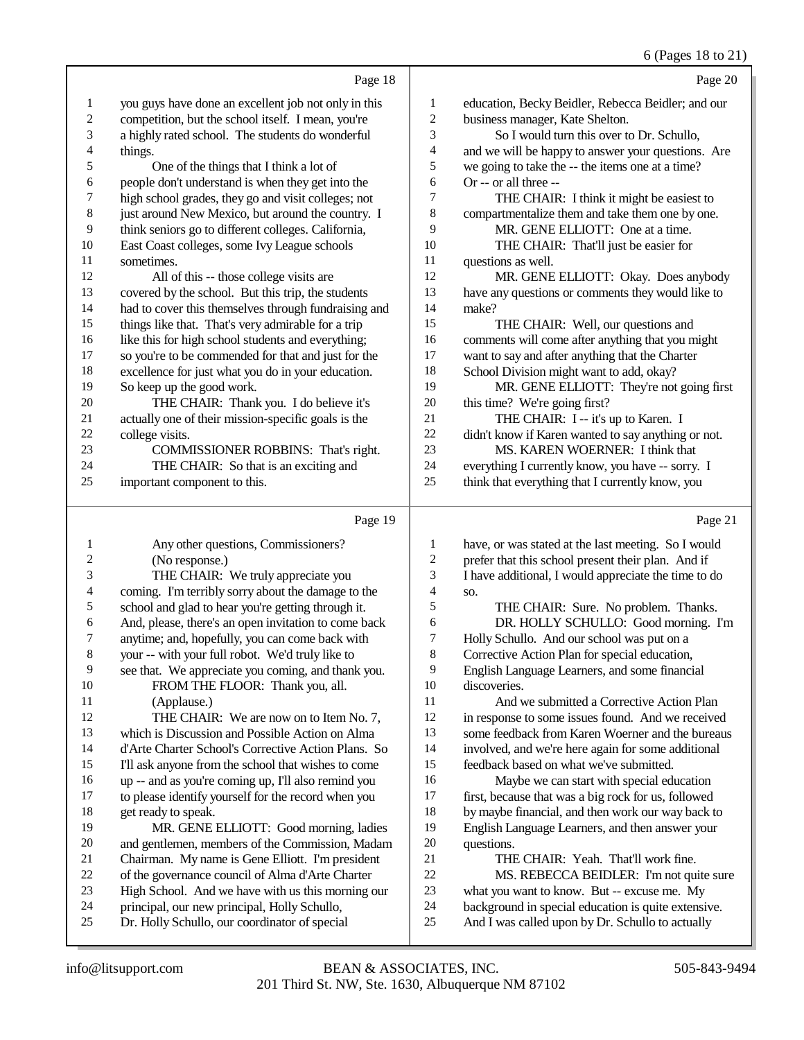Page 18

1 you guys have done an excellent job not only in this
2 competition, but the school itself. I mean, you're
3 a highly rated school. The students do wonderful
4 things.
5 One of the things that I think a lot of
6 people don't understand is when they get into the
7 high school grades, they go and visit colleges; not
8 just around New Mexico, but around the country. I
9 think seniors go to different colleges. California,
10 East Coast colleges, some Ivy League schools
11 sometimes.
12 All of this -- those college visits are
13 covered by the school. But this trip, the students
14 had to cover this themselves through fundraising and
15 things like that. That's very admirable for a trip
16 like this for high school students and everything;
17 so you're to be commended for that and just for the
18 excellence for just what you do in your education.
19 So keep up the good work.
20 THE CHAIR: Thank you. I do believe it's
21 actually one of their mission-specific goals is the
22 college visits.
23 COMMISSIONER ROBBINS: That's right.
24 THE CHAIR: So that is an exciting and
25 important component to this.

Page 19

1 Any other questions, Commissioners?
2 (No response.)
3 THE CHAIR: We truly appreciate you
4 coming. I'm terribly sorry about the damage to the
5 school and glad to hear you're getting through it.
6 And, please, there's an open invitation to come back
7 anytime; and, hopefully, you can come back with
8 your -- with your full robot. We'd truly like to
9 see that. We appreciate you coming, and thank you.
10 FROM THE FLOOR: Thank you, all.
11 (Applause.)
12 THE CHAIR: We are now on to Item No. 7,
13 which is Discussion and Possible Action on Alma
14 d'Arte Charter School's Corrective Action Plans. So
15 I'll ask anyone from the school that wishes to come
16 up -- and as you're coming up, I'll also remind you
17 to please identify yourself for the record when you
18 get ready to speak.
19 MR. GENE ELLIOTT: Good morning, ladies
20 and gentlemen, members of the Commission, Madam
21 Chairman. My name is Gene Elliott. I'm president
22 of the governance council of Alma d'Arte Charter
23 High School. And we have with us this morning our
24 principal, our new principal, Holly Schullo,
25 Dr. Holly Schullo, our coordinator of special

Page 20

1 education, Becky Beidler, Rebecca Beidler; and our
2 business manager, Kate Shelton.
3 So I would turn this over to Dr. Schullo,
4 and we will be happy to answer your questions. Are
5 we going to take the -- the items one at a time?
6 Or -- or all three --
7 THE CHAIR: I think it might be easiest to
8 compartmentalize them and take them one by one.
9 MR. GENE ELLIOTT: One at a time.
10 THE CHAIR: That'll just be easier for
11 questions as well.
12 MR. GENE ELLIOTT: Okay. Does anybody
13 have any questions or comments they would like to
14 make?
15 THE CHAIR: Well, our questions and
16 comments will come after anything that you might
17 want to say and after anything that the Charter
18 School Division might want to add, okay?
19 MR. GENE ELLIOTT: They're not going first
20 this time? We're going first?
21 THE CHAIR: I -- it's up to Karen. I
22 didn't know if Karen wanted to say anything or not.
23 MS. KAREN WOERNER: I think that
24 everything I currently know, you have -- sorry. I
25 think that everything that I currently know, you

Page 21

1 have, or was stated at the last meeting. So I would
2 prefer that this school present their plan. And if
3 I have additional, I would appreciate the time to do
4 so.
5 THE CHAIR: Sure. No problem. Thanks.
6 DR. HOLLY SCHULLO: Good morning. I'm
7 Holly Schullo. And our school was put on a
8 Corrective Action Plan for special education,
9 English Language Learners, and some financial
10 discoveries.
11 And we submitted a Corrective Action Plan
12 in response to some issues found. And we received
13 some feedback from Karen Woerner and the bureaus
14 involved, and we're here again for some additional
15 feedback based on what we've submitted.
16 Maybe we can start with special education
17 first, because that was a big rock for us, followed
18 by maybe financial, and then work our way back to
19 English Language Learners, and then answer your
20 questions.
21 THE CHAIR: Yeah. That'll work fine.
22 MS. REBECCA BEIDLER: I'm not quite sure
23 what you want to know. But -- excuse me. My
24 background in special education is quite extensive.
25 And I was called upon by Dr. Schullo to actually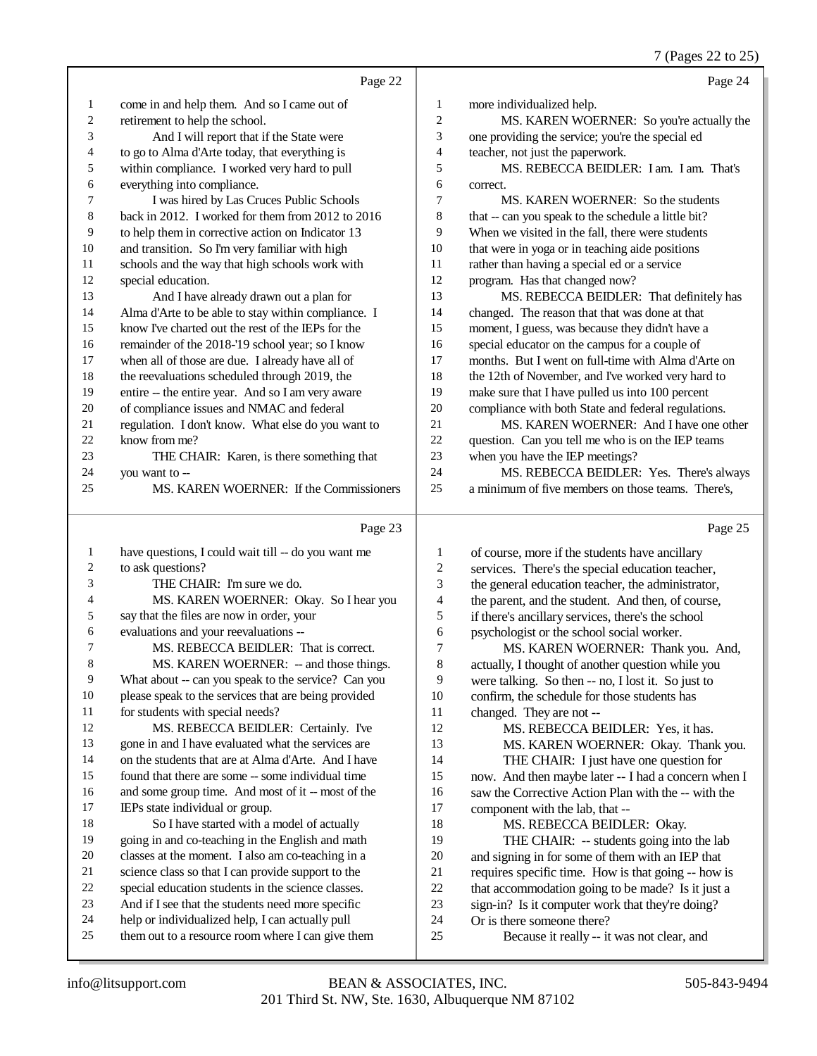Page 22

1 come in and help them. And so I came out of
2 retirement to help the school.
3 And I will report that if the State were
4 to go to Alma d'Arte today, that everything is
5 within compliance. I worked very hard to pull
6 everything into compliance.
7 I was hired by Las Cruces Public Schools
8 back in 2012. I worked for them from 2012 to 2016
9 to help them in corrective action on Indicator 13
10 and transition. So I'm very familiar with high
11 schools and the way that high schools work with
12 special education.
13 And I have already drawn out a plan for
14 Alma d'Arte to be able to stay within compliance. I
15 know I've charted out the rest of the IEPs for the
16 remainder of the 2018-'19 school year; so I know
17 when all of those are due. I already have all of
18 the reevaluations scheduled through 2019, the
19 entire -- the entire year. And so I am very aware
20 of compliance issues and NMAC and federal
21 regulation. I don't know. What else do you want to
22 know from me?
23 THE CHAIR: Karen, is there something that
24 you want to --
25 MS. KAREN WOERNER: If the Commissioners

Page 23

1 have questions, I could wait till -- do you want me
2 to ask questions?
3 THE CHAIR: I'm sure we do.
4 MS. KAREN WOERNER: Okay. So I hear you
5 say that the files are now in order, your
6 evaluations and your reevaluations --
7 MS. REBECCA BEIDLER: That is correct.
8 MS. KAREN WOERNER: -- and those things.
9 What about -- can you speak to the service? Can you
10 please speak to the services that are being provided
11 for students with special needs?
12 MS. REBECCA BEIDLER: Certainly. I've
13 gone in and I have evaluated what the services are
14 on the students that are at Alma d'Arte. And I have
15 found that there are some -- some individual time
16 and some group time. And most of it -- most of the
17 IEPs state individual or group.
18 So I have started with a model of actually
19 going in and co-teaching in the English and math
20 classes at the moment. I also am co-teaching in a
21 science class so that I can provide support to the
22 special education students in the science classes.
23 And if I see that the students need more specific
24 help or individualized help, I can actually pull
25 them out to a resource room where I can give them

Page 24

1 more individualized help.
2 MS. KAREN WOERNER: So you're actually the
3 one providing the service; you're the special ed
4 teacher, not just the paperwork.
5 MS. REBECCA BEIDLER: I am. I am. That's
6 correct.
7 MS. KAREN WOERNER: So the students
8 that -- can you speak to the schedule a little bit?
9 When we visited in the fall, there were students
10 that were in yoga or in teaching aide positions
11 rather than having a special ed or a service
12 program. Has that changed now?
13 MS. REBECCA BEIDLER: That definitely has
14 changed. The reason that that was done at that
15 moment, I guess, was because they didn't have a
16 special educator on the campus for a couple of
17 months. But I went on full-time with Alma d'Arte on
18 the 12th of November, and I've worked very hard to
19 make sure that I have pulled us into 100 percent
20 compliance with both State and federal regulations.
21 MS. KAREN WOERNER: And I have one other
22 question. Can you tell me who is on the IEP teams
23 when you have the IEP meetings?
24 MS. REBECCA BEIDLER: Yes. There's always
25 a minimum of five members on those teams. There's,

Page 25

1 of course, more if the students have ancillary
2 services. There's the special education teacher,
3 the general education teacher, the administrator,
4 the parent, and the student. And then, of course,
5 if there's ancillary services, there's the school
6 psychologist or the school social worker.
7 MS. KAREN WOERNER: Thank you. And,
8 actually, I thought of another question while you
9 were talking. So then -- no, I lost it. So just to
10 confirm, the schedule for those students has
11 changed. They are not --
12 MS. REBECCA BEIDLER: Yes, it has.
13 MS. KAREN WOERNER: Okay. Thank you.
14 THE CHAIR: I just have one question for
15 now. And then maybe later -- I had a concern when I
16 saw the Corrective Action Plan with the -- with the
17 component with the lab, that --
18 MS. REBECCA BEIDLER: Okay.
19 THE CHAIR: -- students going into the lab
20 and signing in for some of them with an IEP that
21 requires specific time. How is that going -- how is
22 that accommodation going to be made? Is it just a
23 sign-in? Is it computer work that they're doing?
24 Or is there someone there?
25 Because it really -- it was not clear, and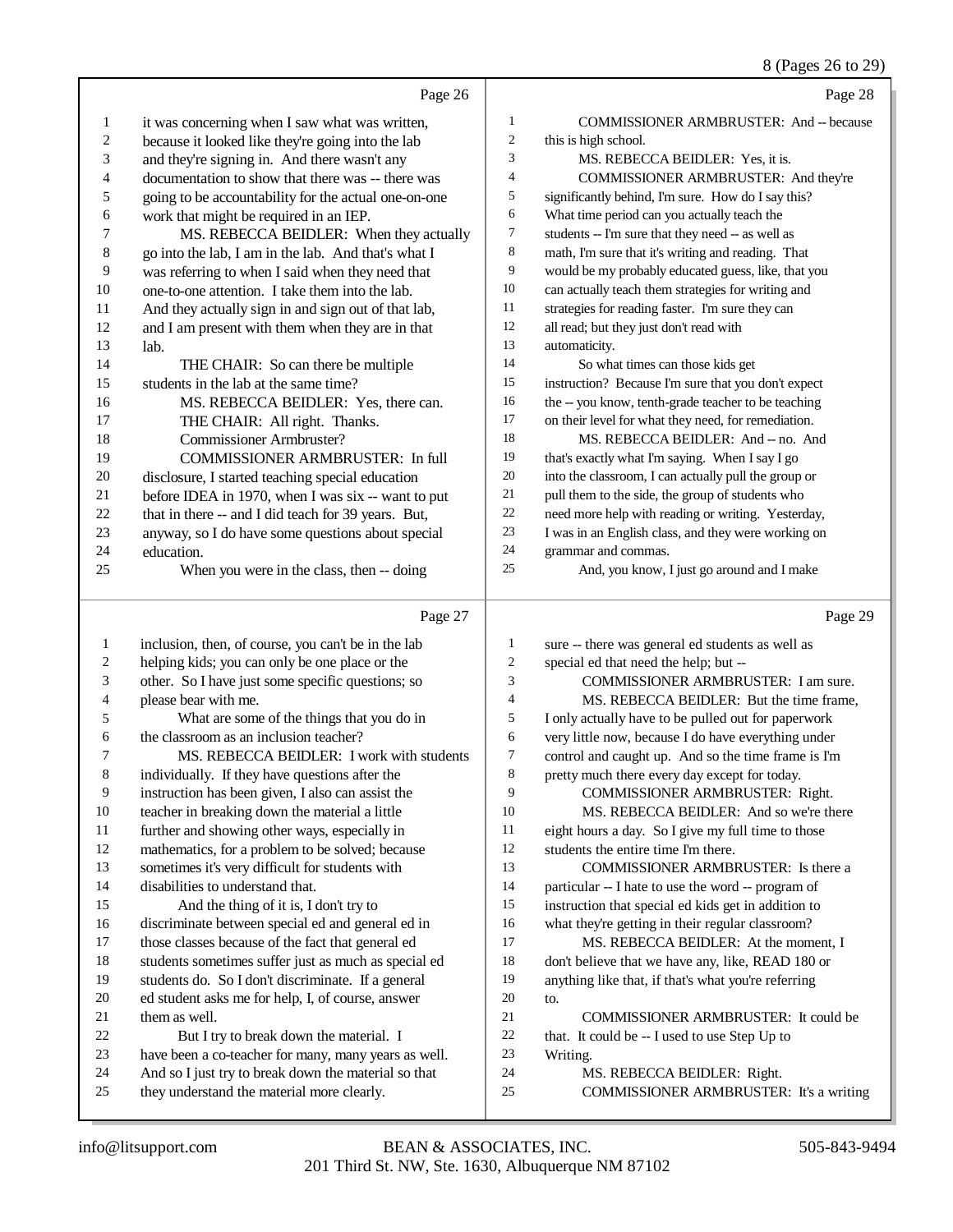Page 26

1 it was concerning when I saw what was written,
2 because it looked like they're going into the lab
3 and they're signing in. And there wasn't any
4 documentation to show that there was -- there was
5 going to be accountability for the actual one-on-one
6 work that might be required in an IEP.
7 MS. REBECCA BEIDLER: When they actually
8 go into the lab, I am in the lab. And that's what I
9 was referring to when I said when they need that
10 one-to-one attention. I take them into the lab.
11 And they actually sign in and sign out of that lab,
12 and I am present with them when they are in that
13 lab.
14 THE CHAIR: So can there be multiple
15 students in the lab at the same time?
16 MS. REBECCA BEIDLER: Yes, there can.
17 THE CHAIR: All right. Thanks.
18 Commissioner Armbruster?
19 COMMISSIONER ARMBRUSTER: In full
20 disclosure, I started teaching special education
21 before IDEA in 1970, when I was six -- want to put
22 that in there -- and I did teach for 39 years. But,
23 anyway, so I do have some questions about special
24 education.
25 When you were in the class, then -- doing

Page 27

1 inclusion, then, of course, you can't be in the lab
2 helping kids; you can only be one place or the
3 other. So I have just some specific questions; so
4 please bear with me.
5 What are some of the things that you do in
6 the classroom as an inclusion teacher?
7 MS. REBECCA BEIDLER: I work with students
8 individually. If they have questions after the
9 instruction has been given, I also can assist the
10 teacher in breaking down the material a little
11 further and showing other ways, especially in
12 mathematics, for a problem to be solved; because
13 sometimes it's very difficult for students with
14 disabilities to understand that.
15 And the thing of it is, I don't try to
16 discriminate between special ed and general ed in
17 those classes because of the fact that general ed
18 students sometimes suffer just as much as special ed
19 students do. So I don't discriminate. If a general
20 ed student asks me for help, I, of course, answer
21 them as well.
22 But I try to break down the material. I
23 have been a co-teacher for many, many years as well.
24 And so I just try to break down the material so that
25 they understand the material more clearly.

Page 28

1 COMMISSIONER ARMBRUSTER: And -- because
2 this is high school.
3 MS. REBECCA BEIDLER: Yes, it is.
4 COMMISSIONER ARMBRUSTER: And they're
5 significantly behind, I'm sure. How do I say this?
6 What time period can you actually teach the
7 students -- I'm sure that they need -- as well as
8 math, I'm sure that it's writing and reading. That
9 would be my probably educated guess, like, that you
10 can actually teach them strategies for writing and
11 strategies for reading faster. I'm sure they can
12 all read; but they just don't read with
13 automaticity.
14 So what times can those kids get
15 instruction? Because I'm sure that you don't expect
16 the -- you know, tenth-grade teacher to be teaching
17 on their level for what they need, for remediation.
18 MS. REBECCA BEIDLER: And -- no. And
19 that's exactly what I'm saying. When I say I go
20 into the classroom, I can actually pull the group or
21 pull them to the side, the group of students who
22 need more help with reading or writing. Yesterday,
23 I was in an English class, and they were working on
24 grammar and commas.
25 And, you know, I just go around and I make

Page 29

1 sure -- there was general ed students as well as
2 special ed that need the help; but --
3 COMMISSIONER ARMBRUSTER: I am sure.
4 MS. REBECCA BEIDLER: But the time frame,
5 I only actually have to be pulled out for paperwork
6 very little now, because I do have everything under
7 control and caught up. And so the time frame is I'm
8 pretty much there every day except for today.
9 COMMISSIONER ARMBRUSTER: Right.
10 MS. REBECCA BEIDLER: And so we're there
11 eight hours a day. So I give my full time to those
12 students the entire time I'm there.
13 COMMISSIONER ARMBRUSTER: Is there a
14 particular -- I hate to use the word -- program of
15 instruction that special ed kids get in addition to
16 what they're getting in their regular classroom?
17 MS. REBECCA BEIDLER: At the moment, I
18 don't believe that we have any, like, READ 180 or
19 anything like that, if that's what you're referring
20 to.
21 COMMISSIONER ARMBRUSTER: It could be
22 that. It could be -- I used to use Step Up to
23 Writing.
24 MS. REBECCA BEIDLER: Right.
25 COMMISSIONER ARMBRUSTER: It's a writing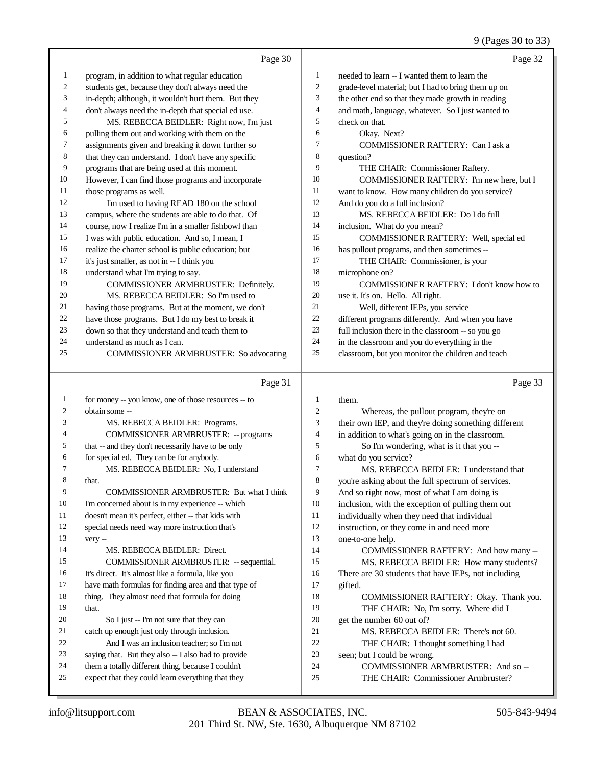program, in addition to what regular education students get, because they don't always need the in-depth; although, it wouldn't hurt them. But they don't always need the in-depth that special ed use.

MS. REBECCA BEIDLER: Right now, I'm just pulling them out and working with them on the assignments given and breaking it down further so that they can understand. I don't have any specific programs that are being used at this moment. However, I can find those programs and incorporate those programs as well.

I'm used to having READ 180 on the school campus, where the students are able to do that. Of course, now I realize I'm in a smaller fishbowl than I was with public education. And so, I mean, I realize the charter school is public education; but it's just smaller, as not in -- I think you understand what I'm trying to say.

COMMISSIONER ARMBRUSTER: Definitely.

MS. REBECCA BEIDLER: So I'm used to having those programs. But at the moment, we don't have those programs. But I do my best to break it down so that they understand and teach them to understand as much as I can.

COMMISSIONER ARMBRUSTER: So advocating for money -- you know, one of those resources -- to obtain some --

MS. REBECCA BEIDLER: Programs.

COMMISSIONER ARMBRUSTER: -- programs that -- and they don't necessarily have to be only for special ed. They can be for anybody.

MS. REBECCA BEIDLER: No, I understand that.

COMMISSIONER ARMBRUSTER: But what I think I'm concerned about is in my experience -- which doesn't mean it's perfect, either -- that kids with special needs need way more instruction that's very --

MS. REBECCA BEIDLER: Direct.

COMMISSIONER ARMBRUSTER: -- sequential. It's direct. It's almost like a formula, like you have math formulas for finding area and that type of thing. They almost need that formula for doing that.

So I just -- I'm not sure that they can catch up enough just only through inclusion.

And I was an inclusion teacher; so I'm not saying that. But they also -- I also had to provide them a totally different thing, because I couldn't expect that they could learn everything that they needed to learn -- I wanted them to learn the grade-level material; but I had to bring them up on the other end so that they made growth in reading and math, language, whatever. So I just wanted to check on that.

Okay. Next?

COMMISSIONER RAFTERY: Can I ask a question?

THE CHAIR: Commissioner Raftery.

COMMISSIONER RAFTERY: I'm new here, but I want to know. How many children do you service? And do you do a full inclusion?

MS. REBECCA BEIDLER: Do I do full inclusion. What do you mean?

COMMISSIONER RAFTERY: Well, special ed has pullout programs, and then sometimes --

THE CHAIR: Commissioner, is your microphone on?

COMMISSIONER RAFTERY: I don't know how to use it. It's on. Hello. All right.

Well, different IEPs, you service different programs differently. And when you have full inclusion there in the classroom -- so you go in the classroom and you do everything in the classroom, but you monitor the children and teach them.

Whereas, the pullout program, they're on their own IEP, and they're doing something different in addition to what's going on in the classroom.

So I'm wondering, what is it that you -- what do you service?

MS. REBECCA BEIDLER: I understand that you're asking about the full spectrum of services. And so right now, most of what I am doing is inclusion, with the exception of pulling them out individually when they need that individual instruction, or they come in and need more one-to-one help.

COMMISSIONER RAFTERY: And how many --

MS. REBECCA BEIDLER: How many students? There are 30 students that have IEPs, not including gifted.

COMMISSIONER RAFTERY: Okay. Thank you.

THE CHAIR: No, I'm sorry. Where did I get the number 60 out of?

MS. REBECCA BEIDLER: There's not 60.

THE CHAIR: I thought something I had seen; but I could be wrong.

COMMISSIONER ARMBRUSTER: And so --

THE CHAIR: Commissioner Armbruster?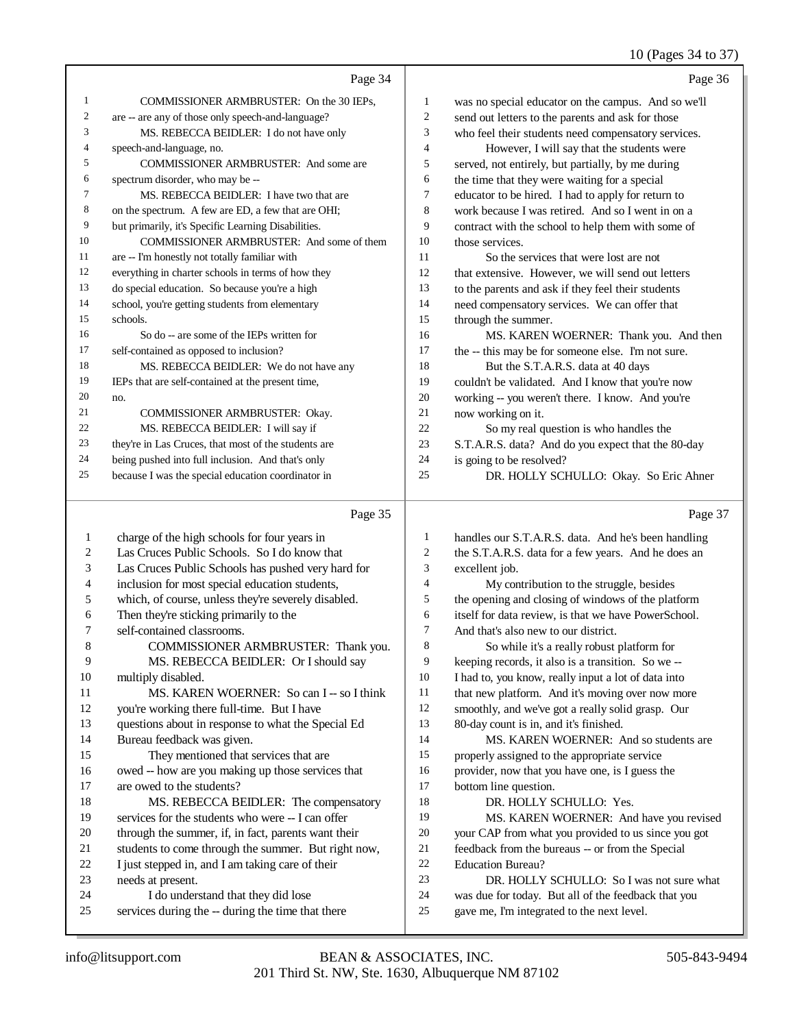Page 34

1 COMMISSIONER ARMBRUSTER: On the 30 IEPs,
2 are -- are any of those only speech-and-language?
3 MS. REBECCA BEIDLER: I do not have only
4 speech-and-language, no.
5 COMMISSIONER ARMBRUSTER: And some are
6 spectrum disorder, who may be --
7 MS. REBECCA BEIDLER: I have two that are
8 on the spectrum. A few are ED, a few that are OHI;
9 but primarily, it's Specific Learning Disabilities.
10 COMMISSIONER ARMBRUSTER: And some of them
11 are -- I'm honestly not totally familiar with
12 everything in charter schools in terms of how they
13 do special education. So because you're a high
14 school, you're getting students from elementary
15 schools.
16 So do -- are some of the IEPs written for
17 self-contained as opposed to inclusion?
18 MS. REBECCA BEIDLER: We do not have any
19 IEPs that are self-contained at the present time,
20 no.
21 COMMISSIONER ARMBRUSTER: Okay.
22 MS. REBECCA BEIDLER: I will say if
23 they're in Las Cruces, that most of the students are
24 being pushed into full inclusion. And that's only
25 because I was the special education coordinator in

Page 35

1 charge of the high schools for four years in
2 Las Cruces Public Schools. So I do know that
3 Las Cruces Public Schools has pushed very hard for
4 inclusion for most special education students,
5 which, of course, unless they're severely disabled.
6 Then they're sticking primarily to the
7 self-contained classrooms.
8 COMMISSIONER ARMBRUSTER: Thank you.
9 MS. REBECCA BEIDLER: Or I should say
10 multiply disabled.
11 MS. KAREN WOERNER: So can I -- so I think
12 you're working there full-time. But I have
13 questions about in response to what the Special Ed
14 Bureau feedback was given.
15 They mentioned that services that are
16 owed -- how are you making up those services that
17 are owed to the students?
18 MS. REBECCA BEIDLER: The compensatory
19 services for the students who were -- I can offer
20 through the summer, if, in fact, parents want their
21 students to come through the summer. But right now,
22 I just stepped in, and I am taking care of their
23 needs at present.
24 I do understand that they did lose
25 services during the -- during the time that there

Page 36

1 was no special educator on the campus. And so we'll
2 send out letters to the parents and ask for those
3 who feel their students need compensatory services.
4 However, I will say that the students were
5 served, not entirely, but partially, by me during
6 the time that they were waiting for a special
7 educator to be hired. I had to apply for return to
8 work because I was retired. And so I went in on a
9 contract with the school to help them with some of
10 those services.
11 So the services that were lost are not
12 that extensive. However, we will send out letters
13 to the parents and ask if they feel their students
14 need compensatory services. We can offer that
15 through the summer.
16 MS. KAREN WOERNER: Thank you. And then
17 the -- this may be for someone else. I'm not sure.
18 But the S.T.A.R.S. data at 40 days
19 couldn't be validated. And I know that you're now
20 working -- you weren't there. I know. And you're
21 now working on it.
22 So my real question is who handles the
23 S.T.A.R.S. data? And do you expect that the 80-day
24 is going to be resolved?
25 DR. HOLLY SCHULLO: Okay. So Eric Ahner

Page 37

1 handles our S.T.A.R.S. data. And he's been handling
2 the S.T.A.R.S. data for a few years. And he does an
3 excellent job.
4 My contribution to the struggle, besides
5 the opening and closing of windows of the platform
6 itself for data review, is that we have PowerSchool.
7 And that's also new to our district.
8 So while it's a really robust platform for
9 keeping records, it also is a transition. So we --
10 I had to, you know, really input a lot of data into
11 that new platform. And it's moving over now more
12 smoothly, and we've got a really solid grasp. Our
13 80-day count is in, and it's finished.
14 MS. KAREN WOERNER: And so students are
15 properly assigned to the appropriate service
16 provider, now that you have one, is I guess the
17 bottom line question.
18 DR. HOLLY SCHULLO: Yes.
19 MS. KAREN WOERNER: And have you revised
20 your CAP from what you provided to us since you got
21 feedback from the bureaus -- or from the Special
22 Education Bureau?
23 DR. HOLLY SCHULLO: So I was not sure what
24 was due for today. But all of the feedback that you
25 gave me, I'm integrated to the next level.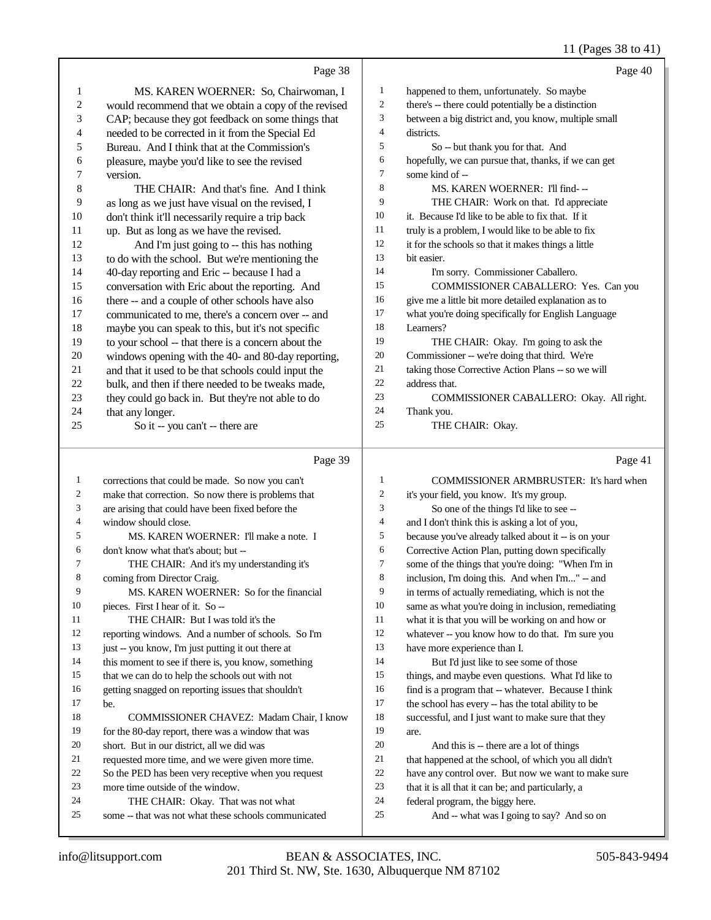Page 38

1 MS. KAREN WOERNER: So, Chairwoman, I
2 would recommend that we obtain a copy of the revised
3 CAP; because they got feedback on some things that
4 needed to be corrected in it from the Special Ed
5 Bureau. And I think that at the Commission's
6 pleasure, maybe you'd like to see the revised
7 version.
8 THE CHAIR: And that's fine. And I think
9 as long as we just have visual on the revised, I
10 don't think it'll necessarily require a trip back
11 up. But as long as we have the revised.
12 And I'm just going to -- this has nothing
13 to do with the school. But we're mentioning the
14 40-day reporting and Eric -- because I had a
15 conversation with Eric about the reporting. And
16 there -- and a couple of other schools have also
17 communicated to me, there's a concern over -- and
18 maybe you can speak to this, but it's not specific
19 to your school -- that there is a concern about the
20 windows opening with the 40- and 80-day reporting,
21 and that it used to be that schools could input the
22 bulk, and then if there needed to be tweaks made,
23 they could go back in. But they're not able to do
24 that any longer.
25 So it -- you can't -- there are

Page 39

1 corrections that could be made. So now you can't
2 make that correction. So now there is problems that
3 are arising that could have been fixed before the
4 window should close.
5 MS. KAREN WOERNER: I'll make a note. I
6 don't know what that's about; but --
7 THE CHAIR: And it's my understanding it's
8 coming from Director Craig.
9 MS. KAREN WOERNER: So for the financial
10 pieces. First I hear of it. So --
11 THE CHAIR: But I was told it's the
12 reporting windows. And a number of schools. So I'm
13 just -- you know, I'm just putting it out there at
14 this moment to see if there is, you know, something
15 that we can do to help the schools out with not
16 getting snagged on reporting issues that shouldn't
17 be.
18 COMMISSIONER CHAVEZ: Madam Chair, I know
19 for the 80-day report, there was a window that was
20 short. But in our district, all we did was
21 requested more time, and we were given more time.
22 So the PED has been very receptive when you request
23 more time outside of the window.
24 THE CHAIR: Okay. That was not what
25 some -- that was not what these schools communicated

Page 40

1 happened to them, unfortunately. So maybe
2 there's -- there could potentially be a distinction
3 between a big district and, you know, multiple small
4 districts.
5 So -- but thank you for that. And
6 hopefully, we can pursue that, thanks, if we can get
7 some kind of --
8 MS. KAREN WOERNER: I'll find- --
9 THE CHAIR: Work on that. I'd appreciate
10 it. Because I'd like to be able to fix that. If it
11 truly is a problem, I would like to be able to fix
12 it for the schools so that it makes things a little
13 bit easier.
14 I'm sorry. Commissioner Caballero.
15 COMMISSIONER CABALLERO: Yes. Can you
16 give me a little bit more detailed explanation as to
17 what you're doing specifically for English Language
18 Learners?
19 THE CHAIR: Okay. I'm going to ask the
20 Commissioner -- we're doing that third. We're
21 taking those Corrective Action Plans -- so we will
22 address that.
23 COMMISSIONER CABALLERO: Okay. All right.
24 Thank you.
25 THE CHAIR: Okay.

Page 41

1 COMMISSIONER ARMBRUSTER: It's hard when
2 it's your field, you know. It's my group.
3 So one of the things I'd like to see --
4 and I don't think this is asking a lot of you,
5 because you've already talked about it -- is on your
6 Corrective Action Plan, putting down specifically
7 some of the things that you're doing: "When I'm in
8 inclusion, I'm doing this. And when I'm..." -- and
9 in terms of actually remediating, which is not the
10 same as what you're doing in inclusion, remediating
11 what it is that you will be working on and how or
12 whatever -- you know how to do that. I'm sure you
13 have more experience than I.
14 But I'd just like to see some of those
15 things, and maybe even questions. What I'd like to
16 find is a program that -- whatever. Because I think
17 the school has every -- has the total ability to be
18 successful, and I just want to make sure that they
19 are.
20 And this is -- there are a lot of things
21 that happened at the school, of which you all didn't
22 have any control over. But now we want to make sure
23 that it is all that it can be; and particularly, a
24 federal program, the biggy here.
25 And -- what was I going to say? And so on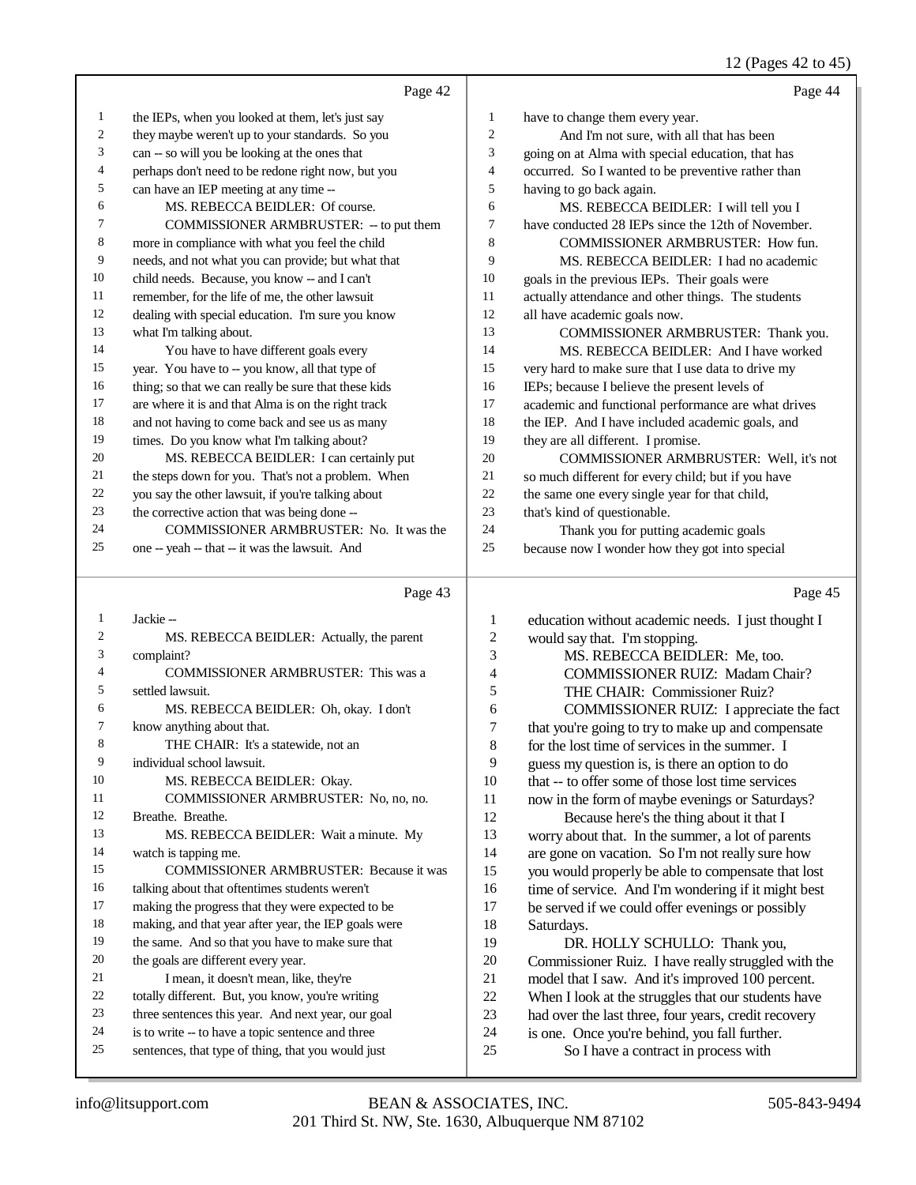Page 42

1 the IEPs, when you looked at them, let's just say
2 they maybe weren't up to your standards. So you
3 can -- so will you be looking at the ones that
4 perhaps don't need to be redone right now, but you
5 can have an IEP meeting at any time --
6 MS. REBECCA BEIDLER: Of course.
7 COMMISSIONER ARMBRUSTER: -- to put them
8 more in compliance with what you feel the child
9 needs, and not what you can provide; but what that
10 child needs. Because, you know -- and I can't
11 remember, for the life of me, the other lawsuit
12 dealing with special education. I'm sure you know
13 what I'm talking about.
14 You have to have different goals every
15 year. You have to -- you know, all that type of
16 thing; so that we can really be sure that these kids
17 are where it is and that Alma is on the right track
18 and not having to come back and see us as many
19 times. Do you know what I'm talking about?
20 MS. REBECCA BEIDLER: I can certainly put
21 the steps down for you. That's not a problem. When
22 you say the other lawsuit, if you're talking about
23 the corrective action that was being done --
24 COMMISSIONER ARMBRUSTER: No. It was the
25 one -- yeah -- that -- it was the lawsuit. And

Page 43

1 Jackie --
2 MS. REBECCA BEIDLER: Actually, the parent
3 complaint?
4 COMMISSIONER ARMBRUSTER: This was a
5 settled lawsuit.
6 MS. REBECCA BEIDLER: Oh, okay. I don't
7 know anything about that.
8 THE CHAIR: It's a statewide, not an
9 individual school lawsuit.
10 MS. REBECCA BEIDLER: Okay.
11 COMMISSIONER ARMBRUSTER: No, no, no.
12 Breathe. Breathe.
13 MS. REBECCA BEIDLER: Wait a minute. My
14 watch is tapping me.
15 COMMISSIONER ARMBRUSTER: Because it was
16 talking about that oftentimes students weren't
17 making the progress that they were expected to be
18 making, and that year after year, the IEP goals were
19 the same. And so that you have to make sure that
20 the goals are different every year.
21 I mean, it doesn't mean, like, they're
22 totally different. But, you know, you're writing
23 three sentences this year. And next year, our goal
24 is to write -- to have a topic sentence and three
25 sentences, that type of thing, that you would just

Page 44

1 have to change them every year.
2 And I'm not sure, with all that has been
3 going on at Alma with special education, that has
4 occurred. So I wanted to be preventive rather than
5 having to go back again.
6 MS. REBECCA BEIDLER: I will tell you I
7 have conducted 28 IEPs since the 12th of November.
8 COMMISSIONER ARMBRUSTER: How fun.
9 MS. REBECCA BEIDLER: I had no academic
10 goals in the previous IEPs. Their goals were
11 actually attendance and other things. The students
12 all have academic goals now.
13 COMMISSIONER ARMBRUSTER: Thank you.
14 MS. REBECCA BEIDLER: And I have worked
15 very hard to make sure that I use data to drive my
16 IEPs; because I believe the present levels of
17 academic and functional performance are what drives
18 the IEP. And I have included academic goals, and
19 they are all different. I promise.
20 COMMISSIONER ARMBRUSTER: Well, it's not
21 so much different for every child; but if you have
22 the same one every single year for that child,
23 that's kind of questionable.
24 Thank you for putting academic goals
25 because now I wonder how they got into special

Page 45

1 education without academic needs. I just thought I
2 would say that. I'm stopping.
3 MS. REBECCA BEIDLER: Me, too.
4 COMMISSIONER RUIZ: Madam Chair?
5 THE CHAIR: Commissioner Ruiz?
6 COMMISSIONER RUIZ: I appreciate the fact
7 that you're going to try to make up and compensate
8 for the lost time of services in the summer. I
9 guess my question is, is there an option to do
10 that -- to offer some of those lost time services
11 now in the form of maybe evenings or Saturdays?
12 Because here's the thing about it that I
13 worry about that. In the summer, a lot of parents
14 are gone on vacation. So I'm not really sure how
15 you would properly be able to compensate that lost
16 time of service. And I'm wondering if it might best
17 be served if we could offer evenings or possibly
18 Saturdays.
19 DR. HOLLY SCHULLO: Thank you,
20 Commissioner Ruiz. I have really struggled with the
21 model that I saw. And it's improved 100 percent.
22 When I look at the struggles that our students have
23 had over the last three, four years, credit recovery
24 is one. Once you're behind, you fall further.
25 So I have a contract in process with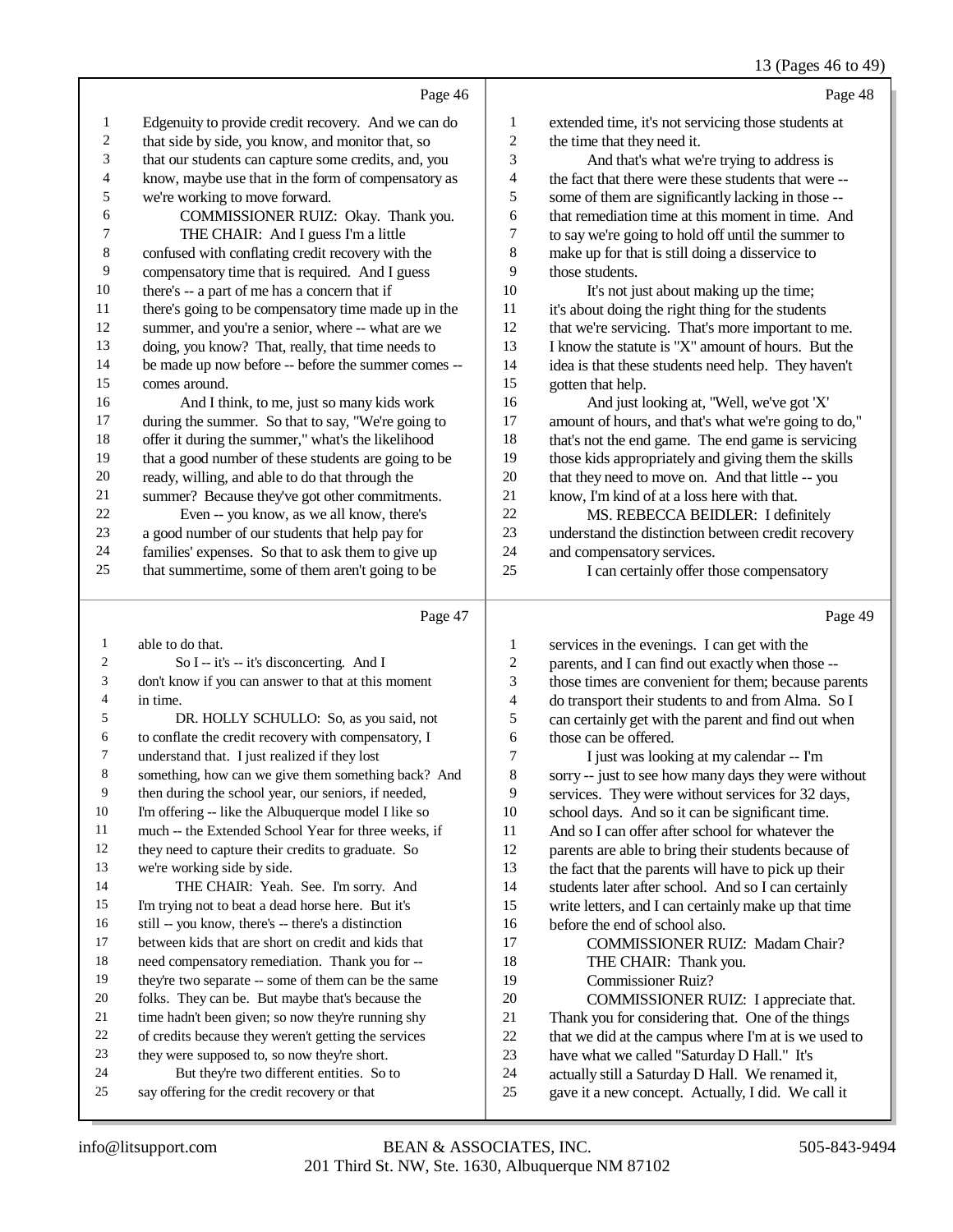Page 46

1 Edgenuity to provide credit recovery. And we can do
2 that side by side, you know, and monitor that, so
3 that our students can capture some credits, and, you
4 know, maybe use that in the form of compensatory as
5 we're working to move forward.
6 COMMISSIONER RUIZ: Okay. Thank you.
7 THE CHAIR: And I guess I'm a little
8 confused with conflating credit recovery with the
9 compensatory time that is required. And I guess
10 there's -- a part of me has a concern that if
11 there's going to be compensatory time made up in the
12 summer, and you're a senior, where -- what are we
13 doing, you know? That, really, that time needs to
14 be made up now before -- before the summer comes --
15 comes around.
16 And I think, to me, just so many kids work
17 during the summer. So that to say, "We're going to
18 offer it during the summer," what's the likelihood
19 that a good number of these students are going to be
20 ready, willing, and able to do that through the
21 summer? Because they've got other commitments.
22 Even -- you know, as we all know, there's
23 a good number of our students that help pay for
24 families' expenses. So that to ask them to give up
25 that summertime, some of them aren't going to be

Page 47

1 able to do that.
2 So I -- it's -- it's disconcerting. And I
3 don't know if you can answer to that at this moment
4 in time.
5 DR. HOLLY SCHULLO: So, as you said, not
6 to conflate the credit recovery with compensatory, I
7 understand that. I just realized if they lost
8 something, how can we give them something back? And
9 then during the school year, our seniors, if needed,
10 I'm offering -- like the Albuquerque model I like so
11 much -- the Extended School Year for three weeks, if
12 they need to capture their credits to graduate. So
13 we're working side by side.
14 THE CHAIR: Yeah. See. I'm sorry. And
15 I'm trying not to beat a dead horse here. But it's
16 still -- you know, there's -- there's a distinction
17 between kids that are short on credit and kids that
18 need compensatory remediation. Thank you for --
19 they're two separate -- some of them can be the same
20 folks. They can be. But maybe that's because the
21 time hadn't been given; so now they're running shy
22 of credits because they weren't getting the services
23 they were supposed to, so now they're short.
24 But they're two different entities. So to
25 say offering for the credit recovery or that

Page 48

1 extended time, it's not servicing those students at
2 the time that they need it.
3 And that's what we're trying to address is
4 the fact that there were these students that were --
5 some of them are significantly lacking in those --
6 that remediation time at this moment in time. And
7 to say we're going to hold off until the summer to
8 make up for that is still doing a disservice to
9 those students.
10 It's not just about making up the time;
11 it's about doing the right thing for the students
12 that we're servicing. That's more important to me.
13 I know the statute is "X" amount of hours. But the
14 idea is that these students need help. They haven't
15 gotten that help.
16 And just looking at, "Well, we've got 'X'
17 amount of hours, and that's what we're going to do,"
18 that's not the end game. The end game is servicing
19 those kids appropriately and giving them the skills
20 that they need to move on. And that little -- you
21 know, I'm kind of at a loss here with that.
22 MS. REBECCA BEIDLER: I definitely
23 understand the distinction between credit recovery
24 and compensatory services.
25 I can certainly offer those compensatory

Page 49

1 services in the evenings. I can get with the
2 parents, and I can find out exactly when those --
3 those times are convenient for them; because parents
4 do transport their students to and from Alma. So I
5 can certainly get with the parent and find out when
6 those can be offered.
7 I just was looking at my calendar -- I'm
8 sorry -- just to see how many days they were without
9 services. They were without services for 32 days,
10 school days. And so it can be significant time.
11 And so I can offer after school for whatever the
12 parents are able to bring their students because of
13 the fact that the parents will have to pick up their
14 students later after school. And so I can certainly
15 write letters, and I can certainly make up that time
16 before the end of school also.
17 COMMISSIONER RUIZ: Madam Chair?
18 THE CHAIR: Thank you.
19 Commissioner Ruiz?
20 COMMISSIONER RUIZ: I appreciate that.
21 Thank you for considering that. One of the things
22 that we did at the campus where I'm at is we used to
23 have what we called "Saturday D Hall." It's
24 actually still a Saturday D Hall. We renamed it,
25 gave it a new concept. Actually, I did. We call it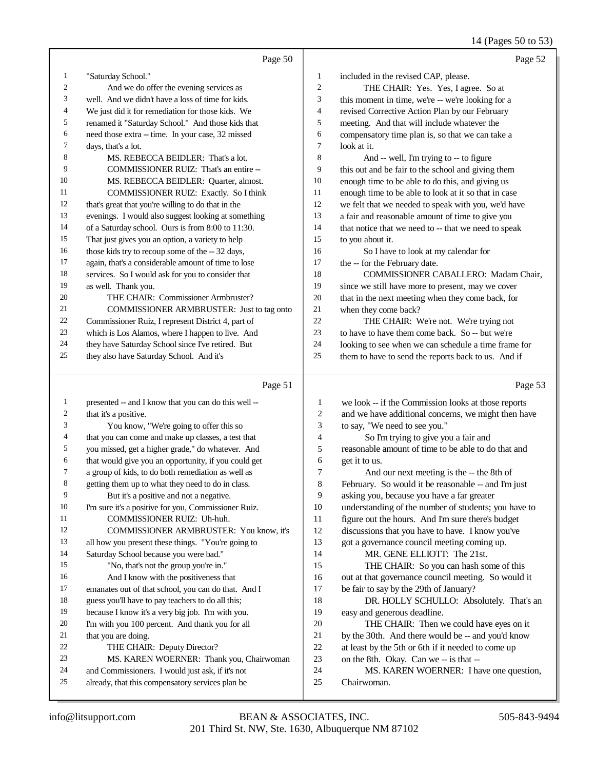Page 50

1 "Saturday School."
2 And we do offer the evening services as
3 well. And we didn't have a loss of time for kids.
4 We just did it for remediation for those kids. We
5 renamed it "Saturday School." And those kids that
6 need those extra -- time. In your case, 32 missed
7 days, that's a lot.
8 MS. REBECCA BEIDLER: That's a lot.
9 COMMISSIONER RUIZ: That's an entire --
10 MS. REBECCA BEIDLER: Quarter, almost.
11 COMMISSIONER RUIZ: Exactly. So I think
12 that's great that you're willing to do that in the
13 evenings. I would also suggest looking at something
14 of a Saturday school. Ours is from 8:00 to 11:30.
15 That just gives you an option, a variety to help
16 those kids try to recoup some of the -- 32 days,
17 again, that's a considerable amount of time to lose
18 services. So I would ask for you to consider that
19 as well. Thank you.
20 THE CHAIR: Commissioner Armbruster?
21 COMMISSIONER ARMBRUSTER: Just to tag onto
22 Commissioner Ruiz, I represent District 4, part of
23 which is Los Alamos, where I happen to live. And
24 they have Saturday School since I've retired. But
25 they also have Saturday School. And it's

Page 51

1 presented -- and I know that you can do this well --
2 that it's a positive.
3 You know, "We're going to offer this so
4 that you can come and make up classes, a test that
5 you missed, get a higher grade," do whatever. And
6 that would give you an opportunity, if you could get
7 a group of kids, to do both remediation as well as
8 getting them up to what they need to do in class.
9 But it's a positive and not a negative.
10 I'm sure it's a positive for you, Commissioner Ruiz.
11 COMMISSIONER RUIZ: Uh-huh.
12 COMMISSIONER ARMBRUSTER: You know, it's
13 all how you present these things. "You're going to
14 Saturday School because you were bad."
15 "No, that's not the group you're in."
16 And I know with the positiveness that
17 emanates out of that school, you can do that. And I
18 guess you'll have to pay teachers to do all this;
19 because I know it's a very big job. I'm with you.
20 I'm with you 100 percent. And thank you for all
21 that you are doing.
22 THE CHAIR: Deputy Director?
23 MS. KAREN WOERNER: Thank you, Chairwoman
24 and Commissioners. I would just ask, if it's not
25 already, that this compensatory services plan be

Page 52

1 included in the revised CAP, please.
2 THE CHAIR: Yes. Yes, I agree. So at
3 this moment in time, we're -- we're looking for a
4 revised Corrective Action Plan by our February
5 meeting. And that will include whatever the
6 compensatory time plan is, so that we can take a
7 look at it.
8 And -- well, I'm trying to -- to figure
9 this out and be fair to the school and giving them
10 enough time to be able to do this, and giving us
11 enough time to be able to look at it so that in case
12 we felt that we needed to speak with you, we'd have
13 a fair and reasonable amount of time to give you
14 that notice that we need to -- that we need to speak
15 to you about it.
16 So I have to look at my calendar for
17 the -- for the February date.
18 COMMISSIONER CABALLERO: Madam Chair,
19 since we still have more to present, may we cover
20 that in the next meeting when they come back, for
21 when they come back?
22 THE CHAIR: We're not. We're trying not
23 to have to have them come back. So -- but we're
24 looking to see when we can schedule a time frame for
25 them to have to send the reports back to us. And if

Page 53

1 we look -- if the Commission looks at those reports
2 and we have additional concerns, we might then have
3 to say, "We need to see you."
4 So I'm trying to give you a fair and
5 reasonable amount of time to be able to do that and
6 get it to us.
7 And our next meeting is the -- the 8th of
8 February. So would it be reasonable -- and I'm just
9 asking you, because you have a far greater
10 understanding of the number of students; you have to
11 figure out the hours. And I'm sure there's budget
12 discussions that you have to have. I know you've
13 got a governance council meeting coming up.
14 MR. GENE ELLIOTT: The 21st.
15 THE CHAIR: So you can hash some of this
16 out at that governance council meeting. So would it
17 be fair to say by the 29th of January?
18 DR. HOLLY SCHULLO: Absolutely. That's an
19 easy and generous deadline.
20 THE CHAIR: Then we could have eyes on it
21 by the 30th. And there would be -- and you'd know
22 at least by the 5th or 6th if it needed to come up
23 on the 8th. Okay. Can we -- is that --
24 MS. KAREN WOERNER: I have one question,
25 Chairwoman.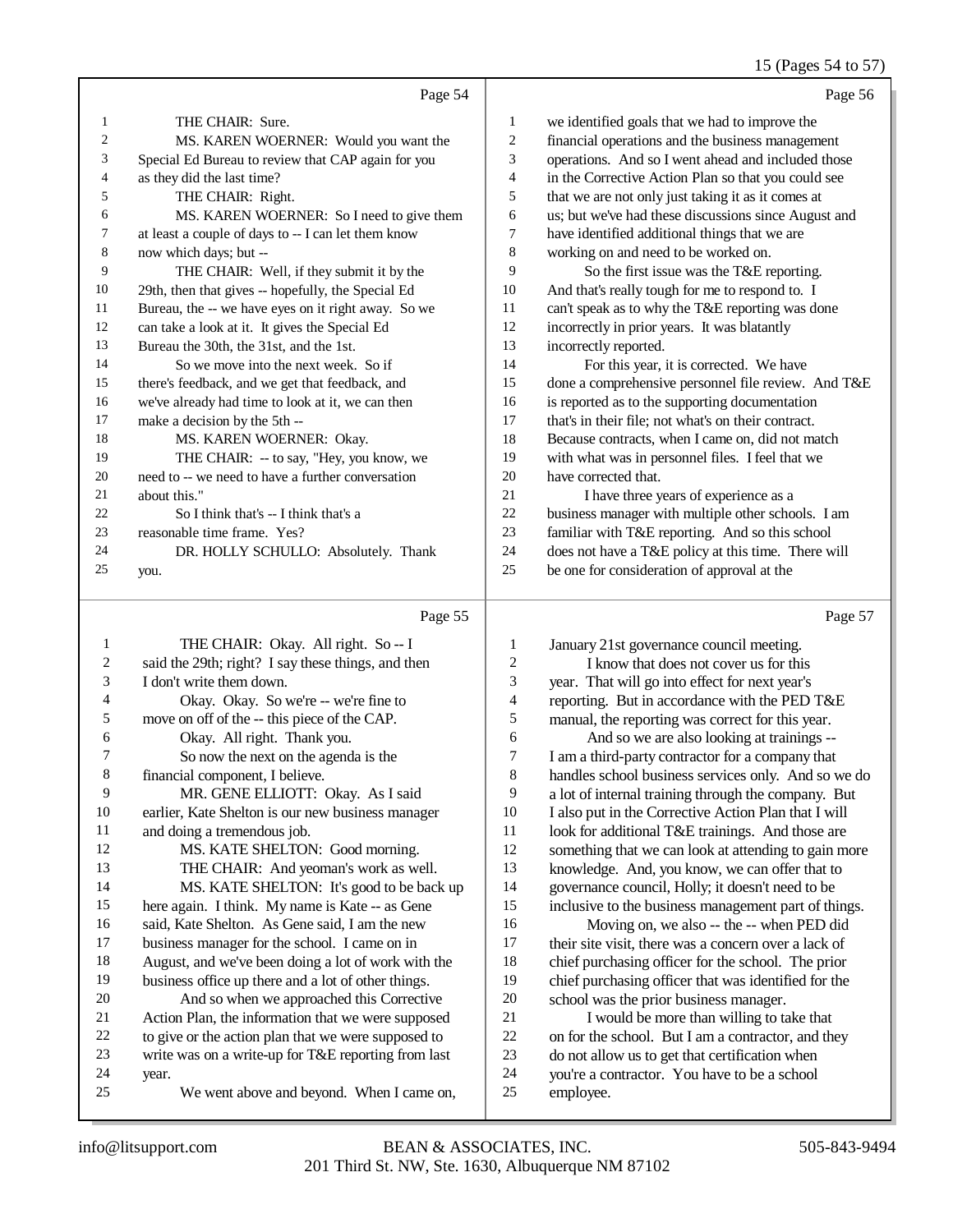Page 54

1 THE CHAIR: Sure.
2 MS. KAREN WOERNER: Would you want the
3 Special Ed Bureau to review that CAP again for you
4 as they did the last time?
5 THE CHAIR: Right.
6 MS. KAREN WOERNER: So I need to give them
7 at least a couple of days to -- I can let them know
8 now which days; but --
9 THE CHAIR: Well, if they submit it by the
10 29th, then that gives -- hopefully, the Special Ed
11 Bureau, the -- we have eyes on it right away. So we
12 can take a look at it. It gives the Special Ed
13 Bureau the 30th, the 31st, and the 1st.
14 So we move into the next week. So if
15 there's feedback, and we get that feedback, and
16 we've already had time to look at it, we can then
17 make a decision by the 5th --
18 MS. KAREN WOERNER: Okay.
19 THE CHAIR: -- to say, "Hey, you know, we
20 need to -- we need to have a further conversation
21 about this."
22 So I think that's -- I think that's a
23 reasonable time frame. Yes?
24 DR. HOLLY SCHULLO: Absolutely. Thank
25 you.

Page 55

1 THE CHAIR: Okay. All right. So -- I
2 said the 29th; right? I say these things, and then
3 I don't write them down.
4 Okay. Okay. So we're -- we're fine to
5 move on off of the -- this piece of the CAP.
6 Okay. All right. Thank you.
7 So now the next on the agenda is the
8 financial component, I believe.
9 MR. GENE ELLIOTT: Okay. As I said
10 earlier, Kate Shelton is our new business manager
11 and doing a tremendous job.
12 MS. KATE SHELTON: Good morning.
13 THE CHAIR: And yeoman's work as well.
14 MS. KATE SHELTON: It's good to be back up
15 here again. I think. My name is Kate -- as Gene
16 said, Kate Shelton. As Gene said, I am the new
17 business manager for the school. I came on in
18 August, and we've been doing a lot of work with the
19 business office up there and a lot of other things.
20 And so when we approached this Corrective
21 Action Plan, the information that we were supposed
22 to give or the action plan that we were supposed to
23 write was on a write-up for T&E reporting from last
24 year.
25 We went above and beyond. When I came on,

Page 56

1 we identified goals that we had to improve the
2 financial operations and the business management
3 operations. And so I went ahead and included those
4 in the Corrective Action Plan so that you could see
5 that we are not only just taking it as it comes at
6 us; but we've had these discussions since August and
7 have identified additional things that we are
8 working on and need to be worked on.
9 So the first issue was the T&E reporting.
10 And that's really tough for me to respond to. I
11 can't speak as to why the T&E reporting was done
12 incorrectly in prior years. It was blatantly
13 incorrectly reported.
14 For this year, it is corrected. We have
15 done a comprehensive personnel file review. And T&E
16 is reported as to the supporting documentation
17 that's in their file; not what's on their contract.
18 Because contracts, when I came on, did not match
19 with what was in personnel files. I feel that we
20 have corrected that.
21 I have three years of experience as a
22 business manager with multiple other schools. I am
23 familiar with T&E reporting. And so this school
24 does not have a T&E policy at this time. There will
25 be one for consideration of approval at the

Page 57

1 January 21st governance council meeting.
2 I know that does not cover us for this
3 year. That will go into effect for next year's
4 reporting. But in accordance with the PED T&E
5 manual, the reporting was correct for this year.
6 And so we are also looking at trainings --
7 I am a third-party contractor for a company that
8 handles school business services only. And so we do
9 a lot of internal training through the company. But
10 I also put in the Corrective Action Plan that I will
11 look for additional T&E trainings. And those are
12 something that we can look at attending to gain more
13 knowledge. And, you know, we can offer that to
14 governance council, Holly; it doesn't need to be
15 inclusive to the business management part of things.
16 Moving on, we also -- the -- when PED did
17 their site visit, there was a concern over a lack of
18 chief purchasing officer for the school. The prior
19 chief purchasing officer that was identified for the
20 school was the prior business manager.
21 I would be more than willing to take that
22 on for the school. But I am a contractor, and they
23 do not allow us to get that certification when
24 you're a contractor. You have to be a school
25 employee.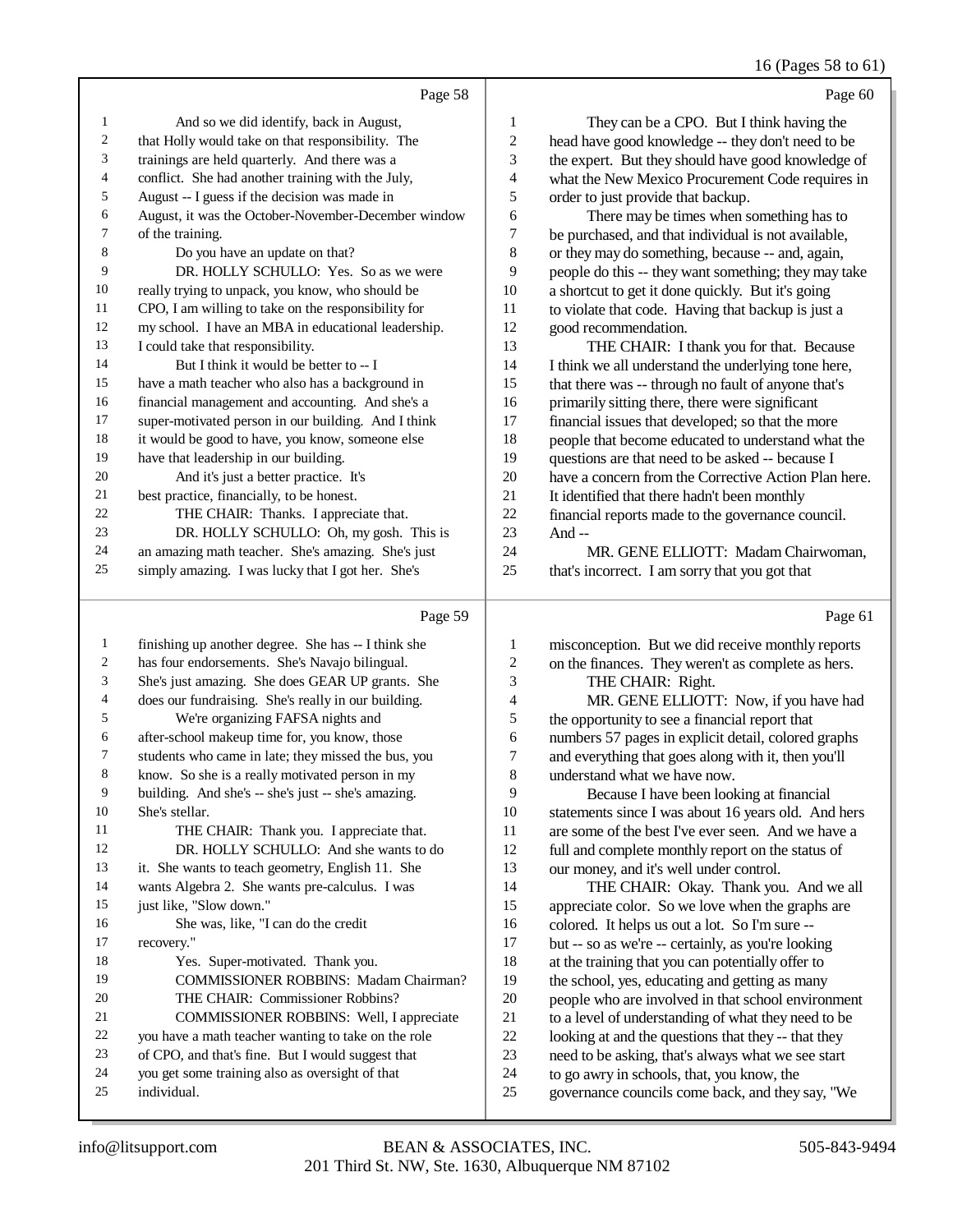Page 58

And so we did identify, back in August, that Holly would take on that responsibility. The trainings are held quarterly. And there was a conflict. She had another training with the July, August -- I guess if the decision was made in August, it was the October-November-December window of the training.

Do you have an update on that?

DR. HOLLY SCHULLO: Yes. So as we were really trying to unpack, you know, who should be CPO, I am willing to take on the responsibility for my school. I have an MBA in educational leadership. I could take that responsibility.

But I think it would be better to -- I have a math teacher who also has a background in financial management and accounting. And she's a super-motivated person in our building. And I think it would be good to have, you know, someone else have that leadership in our building.

And it's just a better practice. It's best practice, financially, to be honest.

THE CHAIR: Thanks. I appreciate that.

DR. HOLLY SCHULLO: Oh, my gosh. This is an amazing math teacher. She's amazing. She's just simply amazing. I was lucky that I got her. She's

Page 59

finishing up another degree. She has -- I think she has four endorsements. She's Navajo bilingual. She's just amazing. She does GEAR UP grants. She does our fundraising. She's really in our building.

We're organizing FAFSA nights and after-school makeup time for, you know, those students who came in late; they missed the bus, you know. So she is a really motivated person in my building. And she's -- she's just -- she's amazing. She's stellar.

THE CHAIR: Thank you. I appreciate that.

DR. HOLLY SCHULLO: And she wants to do it. She wants to teach geometry, English 11. She wants Algebra 2. She wants pre-calculus. I was just like, "Slow down."

She was, like, "I can do the credit recovery."

Yes. Super-motivated. Thank you.

COMMISSIONER ROBBINS: Madam Chairman?

THE CHAIR: Commissioner Robbins?

COMMISSIONER ROBBINS: Well, I appreciate you have a math teacher wanting to take on the role of CPO, and that's fine. But I would suggest that you get some training also as oversight of that individual.

Page 60

They can be a CPO. But I think having the head have good knowledge -- they don't need to be the expert. But they should have good knowledge of what the New Mexico Procurement Code requires in order to just provide that backup.

There may be times when something has to be purchased, and that individual is not available, or they may do something, because -- and, again, people do this -- they want something; they may take a shortcut to get it done quickly. But it's going to violate that code. Having that backup is just a good recommendation.

THE CHAIR: I thank you for that. Because I think we all understand the underlying tone here, that there was -- through no fault of anyone that's primarily sitting there, there were significant financial issues that developed; so that the more people that become educated to understand what the questions are that need to be asked -- because I have a concern from the Corrective Action Plan here. It identified that there hadn't been monthly financial reports made to the governance council. And --

MR. GENE ELLIOTT: Madam Chairwoman, that's incorrect. I am sorry that you got that

Page 61

misconception. But we did receive monthly reports on the finances. They weren't as complete as hers.

THE CHAIR: Right.

MR. GENE ELLIOTT: Now, if you have had the opportunity to see a financial report that numbers 57 pages in explicit detail, colored graphs and everything that goes along with it, then you'll understand what we have now.

Because I have been looking at financial statements since I was about 16 years old. And hers are some of the best I've ever seen. And we have a full and complete monthly report on the status of our money, and it's well under control.

THE CHAIR: Okay. Thank you. And we all appreciate color. So we love when the graphs are colored. It helps us out a lot. So I'm sure -- but -- so as we're -- certainly, as you're looking at the training that you can potentially offer to the school, yes, educating and getting as many people who are involved in that school environment to a level of understanding of what they need to be looking at and the questions that they -- that they need to be asking, that's always what we see start to go awry in schools, that, you know, the governance councils come back, and they say, "We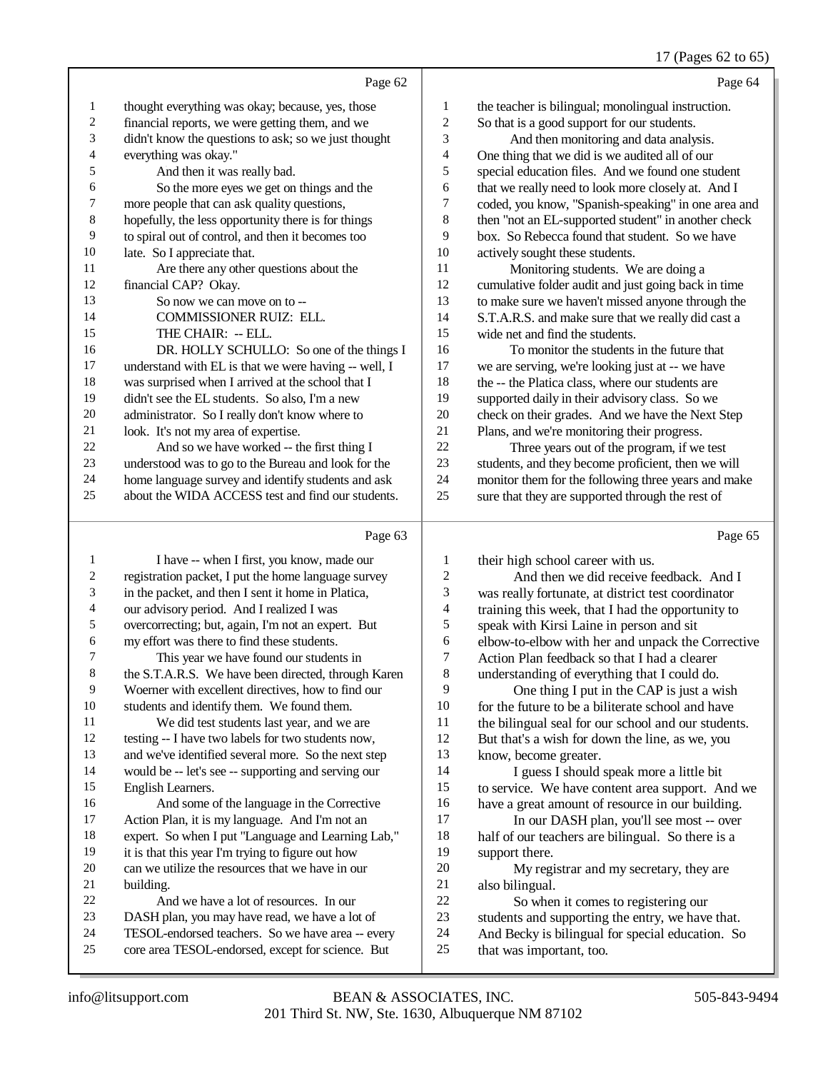Page 62

thought everything was okay; because, yes, those financial reports, we were getting them, and we didn't know the questions to ask; so we just thought everything was okay."

And then it was really bad.

So the more eyes we get on things and the more people that can ask quality questions, hopefully, the less opportunity there is for things to spiral out of control, and then it becomes too late. So I appreciate that.

Are there any other questions about the financial CAP? Okay.

So now we can move on to --

COMMISSIONER RUIZ: ELL.

THE CHAIR: -- ELL.

DR. HOLLY SCHULLO: So one of the things I understand with EL is that we were having -- well, I was surprised when I arrived at the school that I didn't see the EL students. So also, I'm a new administrator. So I really don't know where to look. It's not my area of expertise.

And so we have worked -- the first thing I understood was to go to the Bureau and look for the home language survey and identify students and ask about the WIDA ACCESS test and find our students.

Page 63

I have -- when I first, you know, made our registration packet, I put the home language survey in the packet, and then I sent it home in Platica, our advisory period. And I realized I was overcorrecting; but, again, I'm not an expert. But my effort was there to find these students.

This year we have found our students in the S.T.A.R.S. We have been directed, through Karen Woerner with excellent directives, how to find our students and identify them. We found them.

We did test students last year, and we are testing -- I have two labels for two students now, and we've identified several more. So the next step would be -- let's see -- supporting and serving our English Learners.

And some of the language in the Corrective Action Plan, it is my language. And I'm not an expert. So when I put "Language and Learning Lab," it is that this year I'm trying to figure out how can we utilize the resources that we have in our building.

And we have a lot of resources. In our DASH plan, you may have read, we have a lot of TESOL-endorsed teachers. So we have area -- every core area TESOL-endorsed, except for science. But

Page 64

the teacher is bilingual; monolingual instruction. So that is a good support for our students.

And then monitoring and data analysis. One thing that we did is we audited all of our special education files. And we found one student that we really need to look more closely at. And I coded, you know, "Spanish-speaking" in one area and then "not an EL-supported student" in another check box. So Rebecca found that student. So we have actively sought these students.

Monitoring students. We are doing a cumulative folder audit and just going back in time to make sure we haven't missed anyone through the S.T.A.R.S. and make sure that we really did cast a wide net and find the students.

To monitor the students in the future that we are serving, we're looking just at -- we have the -- the Platica class, where our students are supported daily in their advisory class. So we check on their grades. And we have the Next Step Plans, and we're monitoring their progress.

Three years out of the program, if we test students, and they become proficient, then we will monitor them for the following three years and make sure that they are supported through the rest of

Page 65

their high school career with us.

And then we did receive feedback. And I was really fortunate, at district test coordinator training this week, that I had the opportunity to speak with Kirsi Laine in person and sit elbow-to-elbow with her and unpack the Corrective Action Plan feedback so that I had a clearer understanding of everything that I could do.

One thing I put in the CAP is just a wish for the future to be a biliterate school and have the bilingual seal for our school and our students. But that's a wish for down the line, as we, you know, become greater.

I guess I should speak more a little bit to service. We have content area support. And we have a great amount of resource in our building.

In our DASH plan, you'll see most -- over half of our teachers are bilingual. So there is a support there.

My registrar and my secretary, they are also bilingual.

So when it comes to registering our students and supporting the entry, we have that. And Becky is bilingual for special education. So that was important, too.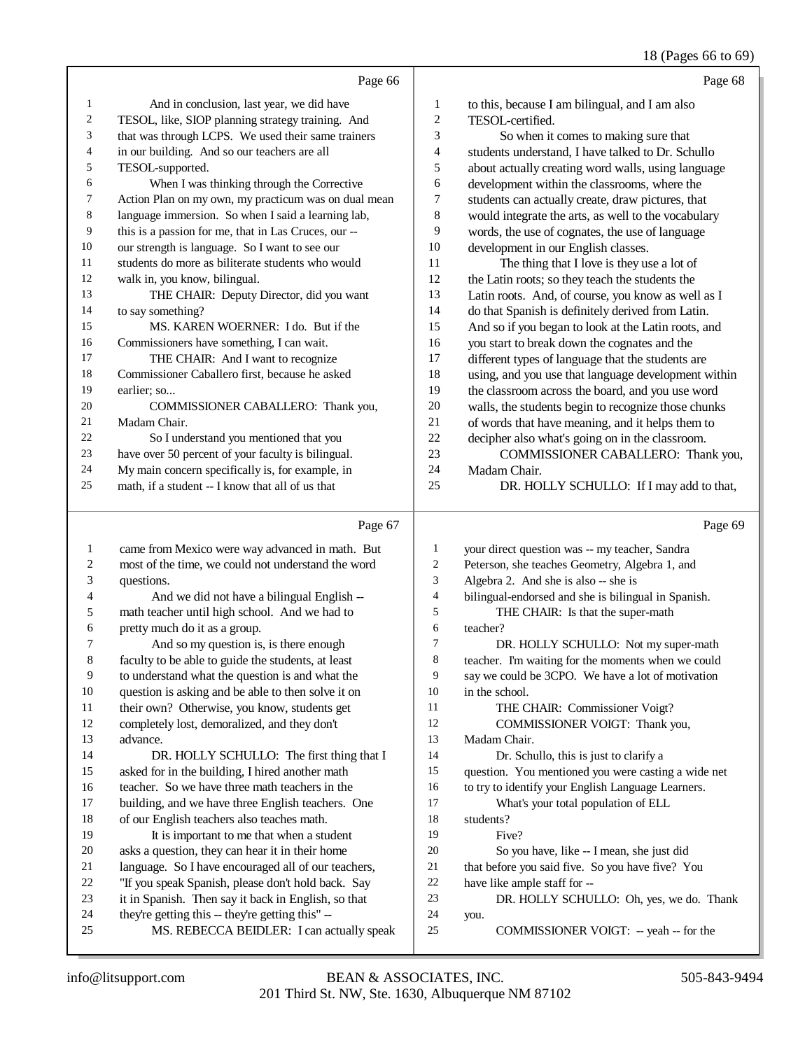Page 66

And in conclusion, last year, we did have TESOL, like, SIOP planning strategy training. And that was through LCPS. We used their same trainers in our building. And so our teachers are all TESOL-supported.

When I was thinking through the Corrective Action Plan on my own, my practicum was on dual mean language immersion. So when I said a learning lab, this is a passion for me, that in Las Cruces, our -- our strength is language. So I want to see our students do more as biliterate students who would walk in, you know, bilingual.

THE CHAIR: Deputy Director, did you want to say something?

MS. KAREN WOERNER: I do. But if the Commissioners have something, I can wait.

THE CHAIR: And I want to recognize Commissioner Caballero first, because he asked earlier; so...

COMMISSIONER CABALLERO: Thank you, Madam Chair.

So I understand you mentioned that you have over 50 percent of your faculty is bilingual. My main concern specifically is, for example, in math, if a student -- I know that all of us that

Page 67

came from Mexico were way advanced in math. But most of the time, we could not understand the word questions.

And we did not have a bilingual English -- math teacher until high school. And we had to pretty much do it as a group.

And so my question is, is there enough faculty to be able to guide the students, at least to understand what the question is and what the question is asking and be able to then solve it on their own? Otherwise, you know, students get completely lost, demoralized, and they don't advance.

DR. HOLLY SCHULLO: The first thing that I asked for in the building, I hired another math teacher. So we have three math teachers in the building, and we have three English teachers. One of our English teachers also teaches math.

It is important to me that when a student asks a question, they can hear it in their home language. So I have encouraged all of our teachers, "If you speak Spanish, please don't hold back. Say it in Spanish. Then say it back in English, so that they're getting this -- they're getting this" --

MS. REBECCA BEIDLER: I can actually speak

Page 68

to this, because I am bilingual, and I am also TESOL-certified.

So when it comes to making sure that students understand, I have talked to Dr. Schullo about actually creating word walls, using language development within the classrooms, where the students can actually create, draw pictures, that would integrate the arts, as well to the vocabulary words, the use of cognates, the use of language development in our English classes.

The thing that I love is they use a lot of the Latin roots; so they teach the students the Latin roots. And, of course, you know as well as I do that Spanish is definitely derived from Latin. And so if you began to look at the Latin roots, and you start to break down the cognates and the different types of language that the students are using, and you use that language development within the classroom across the board, and you use word walls, the students begin to recognize those chunks of words that have meaning, and it helps them to decipher also what's going on in the classroom.

COMMISSIONER CABALLERO: Thank you, Madam Chair.

DR. HOLLY SCHULLO: If I may add to that,

Page 69

your direct question was -- my teacher, Sandra Peterson, she teaches Geometry, Algebra 1, and Algebra 2. And she is also -- she is bilingual-endorsed and she is bilingual in Spanish.

THE CHAIR: Is that the super-math teacher?

DR. HOLLY SCHULLO: Not my super-math teacher. I'm waiting for the moments when we could say we could be 3CPO. We have a lot of motivation in the school.

THE CHAIR: Commissioner Voigt?

COMMISSIONER VOIGT: Thank you, Madam Chair.

Dr. Schullo, this is just to clarify a question. You mentioned you were casting a wide net to try to identify your English Language Learners.

What's your total population of ELL students?

Five?

So you have, like -- I mean, she just did that before you said five. So you have five? You have like ample staff for --

DR. HOLLY SCHULLO: Oh, yes, we do. Thank you.

COMMISSIONER VOIGT: -- yeah -- for the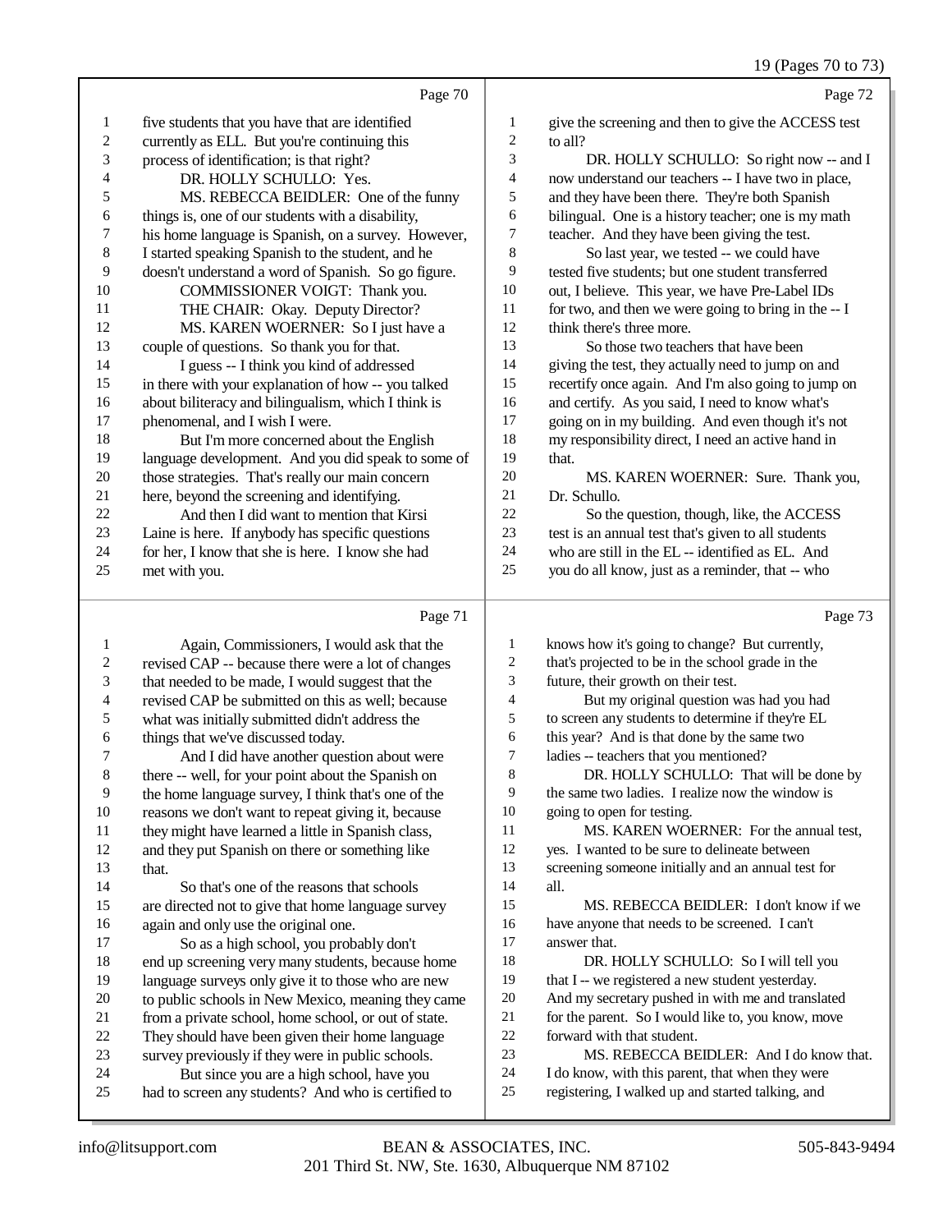Page 70

1 five students that you have that are identified
2 currently as ELL. But you're continuing this
3 process of identification; is that right?
4 DR. HOLLY SCHULLO: Yes.
5 MS. REBECCA BEIDLER: One of the funny
6 things is, one of our students with a disability,
7 his home language is Spanish, on a survey. However,
8 I started speaking Spanish to the student, and he
9 doesn't understand a word of Spanish. So go figure.
10 COMMISSIONER VOIGT: Thank you.
11 THE CHAIR: Okay. Deputy Director?
12 MS. KAREN WOERNER: So I just have a
13 couple of questions. So thank you for that.
14 I guess -- I think you kind of addressed
15 in there with your explanation of how -- you talked
16 about biliteracy and bilingualism, which I think is
17 phenomenal, and I wish I were.
18 But I'm more concerned about the English
19 language development. And you did speak to some of
20 those strategies. That's really our main concern
21 here, beyond the screening and identifying.
22 And then I did want to mention that Kirsi
23 Laine is here. If anybody has specific questions
24 for her, I know that she is here. I know she had
25 met with you.

Page 71

1 Again, Commissioners, I would ask that the
2 revised CAP -- because there were a lot of changes
3 that needed to be made, I would suggest that the
4 revised CAP be submitted on this as well; because
5 what was initially submitted didn't address the
6 things that we've discussed today.
7 And I did have another question about were
8 there -- well, for your point about the Spanish on
9 the home language survey, I think that's one of the
10 reasons we don't want to repeat giving it, because
11 they might have learned a little in Spanish class,
12 and they put Spanish on there or something like
13 that.
14 So that's one of the reasons that schools
15 are directed not to give that home language survey
16 again and only use the original one.
17 So as a high school, you probably don't
18 end up screening very many students, because home
19 language surveys only give it to those who are new
20 to public schools in New Mexico, meaning they came
21 from a private school, home school, or out of state.
22 They should have been given their home language
23 survey previously if they were in public schools.
24 But since you are a high school, have you
25 had to screen any students? And who is certified to

Page 72

1 give the screening and then to give the ACCESS test
2 to all?
3 DR. HOLLY SCHULLO: So right now -- and I
4 now understand our teachers -- I have two in place,
5 and they have been there. They're both Spanish
6 bilingual. One is a history teacher; one is my math
7 teacher. And they have been giving the test.
8 So last year, we tested -- we could have
9 tested five students; but one student transferred
10 out, I believe. This year, we have Pre-Label IDs
11 for two, and then we were going to bring in the -- I
12 think there's three more.
13 So those two teachers that have been
14 giving the test, they actually need to jump on and
15 recertify once again. And I'm also going to jump on
16 and certify. As you said, I need to know what's
17 going on in my building. And even though it's not
18 my responsibility direct, I need an active hand in
19 that.
20 MS. KAREN WOERNER: Sure. Thank you,
21 Dr. Schullo.
22 So the question, though, like, the ACCESS
23 test is an annual test that's given to all students
24 who are still in the EL -- identified as EL. And
25 you do all know, just as a reminder, that -- who

Page 73

1 knows how it's going to change? But currently,
2 that's projected to be in the school grade in the
3 future, their growth on their test.
4 But my original question was had you had
5 to screen any students to determine if they're EL
6 this year? And is that done by the same two
7 ladies -- teachers that you mentioned?
8 DR. HOLLY SCHULLO: That will be done by
9 the same two ladies. I realize now the window is
10 going to open for testing.
11 MS. KAREN WOERNER: For the annual test,
12 yes. I wanted to be sure to delineate between
13 screening someone initially and an annual test for
14 all.
15 MS. REBECCA BEIDLER: I don't know if we
16 have anyone that needs to be screened. I can't
17 answer that.
18 DR. HOLLY SCHULLO: So I will tell you
19 that I -- we registered a new student yesterday.
20 And my secretary pushed in with me and translated
21 for the parent. So I would like to, you know, move
22 forward with that student.
23 MS. REBECCA BEIDLER: And I do know that.
24 I do know, with this parent, that when they were
25 registering, I walked up and started talking, and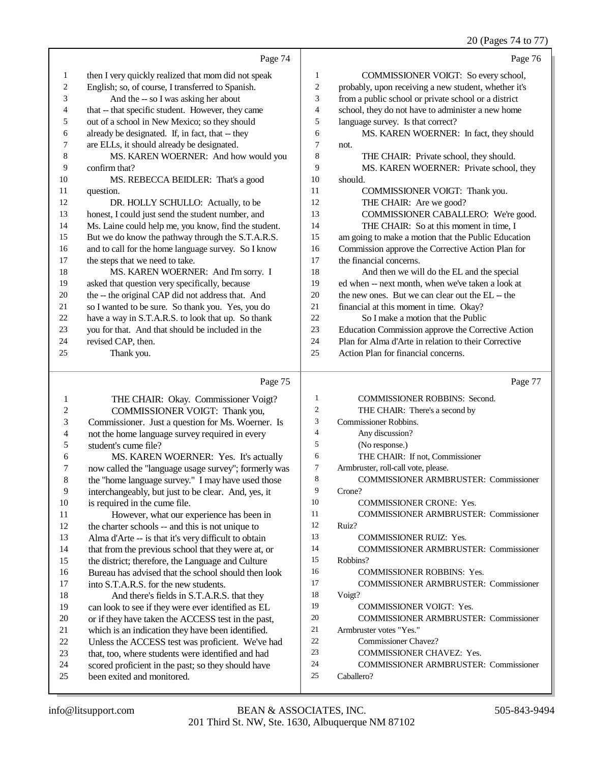Page 74

1 then I very quickly realized that mom did not speak
2 English; so, of course, I transferred to Spanish.
3 And the -- so I was asking her about
4 that -- that specific student. However, they came
5 out of a school in New Mexico; so they should
6 already be designated. If, in fact, that -- they
7 are ELLs, it should already be designated.
8 MS. KAREN WOERNER: And how would you
9 confirm that?
10 MS. REBECCA BEIDLER: That's a good
11 question.
12 DR. HOLLY SCHULLO: Actually, to be
13 honest, I could just send the student number, and
14 Ms. Laine could help me, you know, find the student.
15 But we do know the pathway through the S.T.A.R.S.
16 and to call for the home language survey. So I know
17 the steps that we need to take.
18 MS. KAREN WOERNER: And I'm sorry. I
19 asked that question very specifically, because
20 the -- the original CAP did not address that. And
21 so I wanted to be sure. So thank you. Yes, you do
22 have a way in S.T.A.R.S. to look that up. So thank
23 you for that. And that should be included in the
24 revised CAP, then.
25 Thank you.

Page 75

1 THE CHAIR: Okay. Commissioner Voigt?
2 COMMISSIONER VOIGT: Thank you,
3 Commissioner. Just a question for Ms. Woerner. Is
4 not the home language survey required in every
5 student's cume file?
6 MS. KAREN WOERNER: Yes. It's actually
7 now called the "language usage survey"; formerly was
8 the "home language survey." I may have used those
9 interchangeably, but just to be clear. And, yes, it
10 is required in the cume file.
11 However, what our experience has been in
12 the charter schools -- and this is not unique to
13 Alma d'Arte -- is that it's very difficult to obtain
14 that from the previous school that they were at, or
15 the district; therefore, the Language and Culture
16 Bureau has advised that the school should then look
17 into S.T.A.R.S. for the new students.
18 And there's fields in S.T.A.R.S. that they
19 can look to see if they were ever identified as EL
20 or if they have taken the ACCESS test in the past,
21 which is an indication they have been identified.
22 Unless the ACCESS test was proficient. We've had
23 that, too, where students were identified and had
24 scored proficient in the past; so they should have
25 been exited and monitored.

Page 76

1 COMMISSIONER VOIGT: So every school,
2 probably, upon receiving a new student, whether it's
3 from a public school or private school or a district
4 school, they do not have to administer a new home
5 language survey. Is that correct?
6 MS. KAREN WOERNER: In fact, they should
7 not.
8 THE CHAIR: Private school, they should.
9 MS. KAREN WOERNER: Private school, they
10 should.
11 COMMISSIONER VOIGT: Thank you.
12 THE CHAIR: Are we good?
13 COMMISSIONER CABALLERO: We're good.
14 THE CHAIR: So at this moment in time, I
15 am going to make a motion that the Public Education
16 Commission approve the Corrective Action Plan for
17 the financial concerns.
18 And then we will do the EL and the special
19 ed when -- next month, when we've taken a look at
20 the new ones. But we can clear out the EL -- the
21 financial at this moment in time. Okay?
22 So I make a motion that the Public
23 Education Commission approve the Corrective Action
24 Plan for Alma d'Arte in relation to their Corrective
25 Action Plan for financial concerns.

Page 77

1 COMMISSIONER ROBBINS: Second.
2 THE CHAIR: There's a second by
3 Commissioner Robbins.
4 Any discussion?
5 (No response.)
6 THE CHAIR: If not, Commissioner
7 Armbruster, roll-call vote, please.
8 COMMISSIONER ARMBRUSTER: Commissioner
9 Crone?
10 COMMISSIONER CRONE: Yes.
11 COMMISSIONER ARMBRUSTER: Commissioner
12 Ruiz?
13 COMMISSIONER RUIZ: Yes.
14 COMMISSIONER ARMBRUSTER: Commissioner
15 Robbins?
16 COMMISSIONER ROBBINS: Yes.
17 COMMISSIONER ARMBRUSTER: Commissioner
18 Voigt?
19 COMMISSIONER VOIGT: Yes.
20 COMMISSIONER ARMBRUSTER: Commissioner
21 Armbruster votes "Yes."
22 Commissioner Chavez?
23 COMMISSIONER CHAVEZ: Yes.
24 COMMISSIONER ARMBRUSTER: Commissioner
25 Caballero?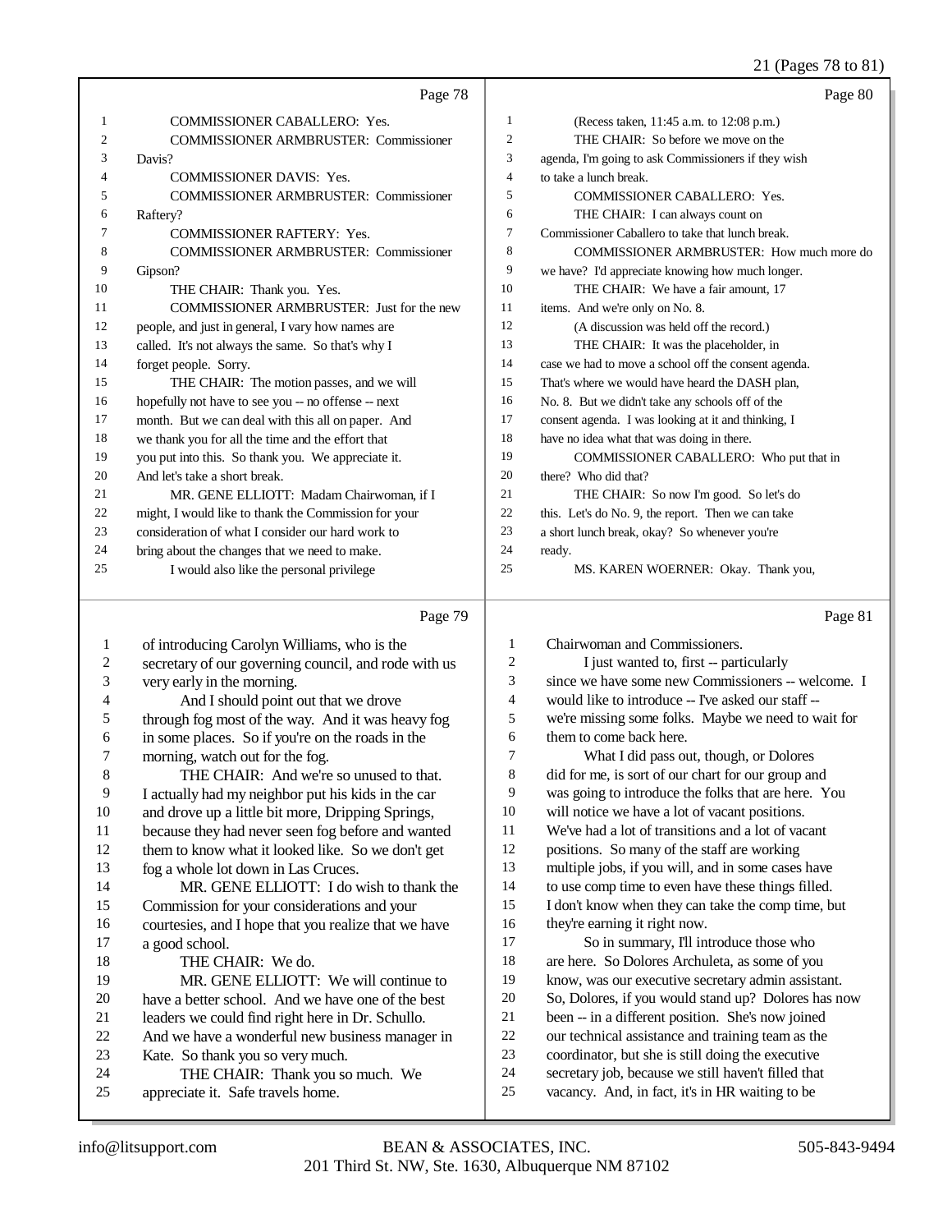Page 78

1 COMMISSIONER CABALLERO: Yes.
2 COMMISSIONER ARMBRUSTER: Commissioner
3 Davis?
4 COMMISSIONER DAVIS: Yes.
5 COMMISSIONER ARMBRUSTER: Commissioner
6 Raftery?
7 COMMISSIONER RAFTERY: Yes.
8 COMMISSIONER ARMBRUSTER: Commissioner
9 Gipson?
10 THE CHAIR: Thank you. Yes.
11 COMMISSIONER ARMBRUSTER: Just for the new
12 people, and just in general, I vary how names are
13 called. It's not always the same. So that's why I
14 forget people. Sorry.
15 THE CHAIR: The motion passes, and we will
16 hopefully not have to see you -- no offense -- next
17 month. But we can deal with this all on paper. And
18 we thank you for all the time and the effort that
19 you put into this. So thank you. We appreciate it.
20 And let's take a short break.
21 MR. GENE ELLIOTT: Madam Chairwoman, if I
22 might, I would like to thank the Commission for your
23 consideration of what I consider our hard work to
24 bring about the changes that we need to make.
25 I would also like the personal privilege

Page 79

1 of introducing Carolyn Williams, who is the
2 secretary of our governing council, and rode with us
3 very early in the morning.
4 And I should point out that we drove
5 through fog most of the way. And it was heavy fog
6 in some places. So if you're on the roads in the
7 morning, watch out for the fog.
8 THE CHAIR: And we're so unused to that.
9 I actually had my neighbor put his kids in the car
10 and drove up a little bit more, Dripping Springs,
11 because they had never seen fog before and wanted
12 them to know what it looked like. So we don't get
13 fog a whole lot down in Las Cruces.
14 MR. GENE ELLIOTT: I do wish to thank the
15 Commission for your considerations and your
16 courtesies, and I hope that you realize that we have
17 a good school.
18 THE CHAIR: We do.
19 MR. GENE ELLIOTT: We will continue to
20 have a better school. And we have one of the best
21 leaders we could find right here in Dr. Schullo.
22 And we have a wonderful new business manager in
23 Kate. So thank you so very much.
24 THE CHAIR: Thank you so much. We
25 appreciate it. Safe travels home.

Page 80

1 (Recess taken, 11:45 a.m. to 12:08 p.m.)
2 THE CHAIR: So before we move on the
3 agenda, I'm going to ask Commissioners if they wish
4 to take a lunch break.
5 COMMISSIONER CABALLERO: Yes.
6 THE CHAIR: I can always count on
7 Commissioner Caballero to take that lunch break.
8 COMMISSIONER ARMBRUSTER: How much more do
9 we have? I'd appreciate knowing how much longer.
10 THE CHAIR: We have a fair amount, 17
11 items. And we're only on No. 8.
12 (A discussion was held off the record.)
13 THE CHAIR: It was the placeholder, in
14 case we had to move a school off the consent agenda.
15 That's where we would have heard the DASH plan,
16 No. 8. But we didn't take any schools off of the
17 consent agenda. I was looking at it and thinking, I
18 have no idea what that was doing in there.
19 COMMISSIONER CABALLERO: Who put that in
20 there? Who did that?
21 THE CHAIR: So now I'm good. So let's do
22 this. Let's do No. 9, the report. Then we can take
23 a short lunch break, okay? So whenever you're
24 ready.
25 MS. KAREN WOERNER: Okay. Thank you,

Page 81

1 Chairwoman and Commissioners.
2 I just wanted to, first -- particularly
3 since we have some new Commissioners -- welcome. I
4 would like to introduce -- I've asked our staff --
5 we're missing some folks. Maybe we need to wait for
6 them to come back here.
7 What I did pass out, though, or Dolores
8 did for me, is sort of our chart for our group and
9 was going to introduce the folks that are here. You
10 will notice we have a lot of vacant positions.
11 We've had a lot of transitions and a lot of vacant
12 positions. So many of the staff are working
13 multiple jobs, if you will, and in some cases have
14 to use comp time to even have these things filled.
15 I don't know when they can take the comp time, but
16 they're earning it right now.
17 So in summary, I'll introduce those who
18 are here. So Dolores Archuleta, as some of you
19 know, was our executive secretary admin assistant.
20 So, Dolores, if you would stand up? Dolores has now
21 been -- in a different position. She's now joined
22 our technical assistance and training team as the
23 coordinator, but she is still doing the executive
24 secretary job, because we still haven't filled that
25 vacancy. And, in fact, it's in HR waiting to be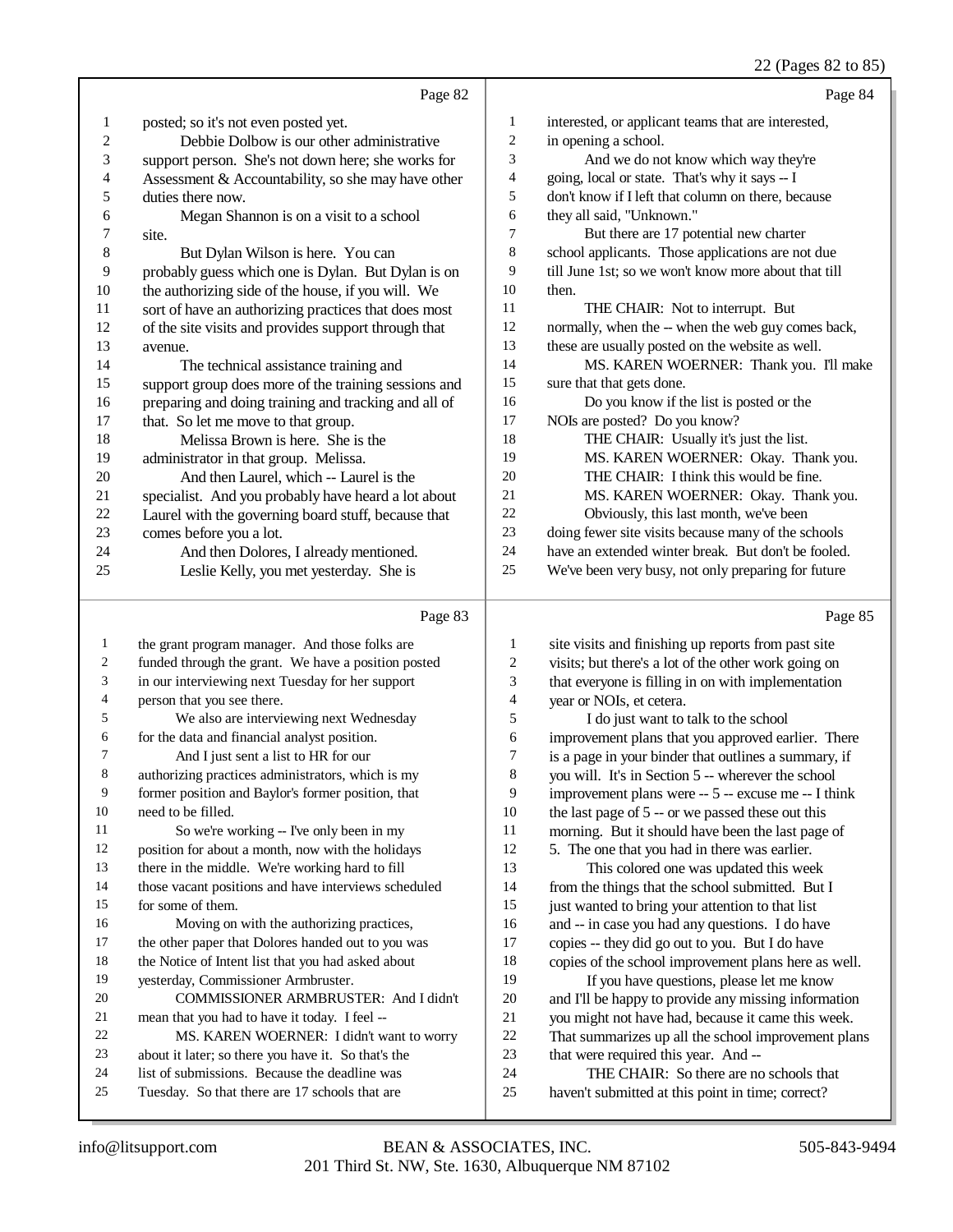Page 82

1 posted; so it's not even posted yet.
2 Debbie Dolbow is our other administrative
3 support person. She's not down here; she works for
4 Assessment & Accountability, so she may have other
5 duties there now.
6 Megan Shannon is on a visit to a school
7 site.
8 But Dylan Wilson is here. You can
9 probably guess which one is Dylan. But Dylan is on
10 the authorizing side of the house, if you will. We
11 sort of have an authorizing practices that does most
12 of the site visits and provides support through that
13 avenue.
14 The technical assistance training and
15 support group does more of the training sessions and
16 preparing and doing training and tracking and all of
17 that. So let me move to that group.
18 Melissa Brown is here. She is the
19 administrator in that group. Melissa.
20 And then Laurel, which -- Laurel is the
21 specialist. And you probably have heard a lot about
22 Laurel with the governing board stuff, because that
23 comes before you a lot.
24 And then Dolores, I already mentioned.
25 Leslie Kelly, you met yesterday. She is

Page 83

1 the grant program manager. And those folks are
2 funded through the grant. We have a position posted
3 in our interviewing next Tuesday for her support
4 person that you see there.
5 We also are interviewing next Wednesday
6 for the data and financial analyst position.
7 And I just sent a list to HR for our
8 authorizing practices administrators, which is my
9 former position and Baylor's former position, that
10 need to be filled.
11 So we're working -- I've only been in my
12 position for about a month, now with the holidays
13 there in the middle. We're working hard to fill
14 those vacant positions and have interviews scheduled
15 for some of them.
16 Moving on with the authorizing practices,
17 the other paper that Dolores handed out to you was
18 the Notice of Intent list that you had asked about
19 yesterday, Commissioner Armbruster.
20 COMMISSIONER ARMBRUSTER: And I didn't
21 mean that you had to have it today. I feel --
22 MS. KAREN WOERNER: I didn't want to worry
23 about it later; so there you have it. So that's the
24 list of submissions. Because the deadline was
25 Tuesday. So that there are 17 schools that are

Page 84

1 interested, or applicant teams that are interested,
2 in opening a school.
3 And we do not know which way they're
4 going, local or state. That's why it says -- I
5 don't know if I left that column on there, because
6 they all said, "Unknown."
7 But there are 17 potential new charter
8 school applicants. Those applications are not due
9 till June 1st; so we won't know more about that till
10 then.
11 THE CHAIR: Not to interrupt. But
12 normally, when the -- when the web guy comes back,
13 these are usually posted on the website as well.
14 MS. KAREN WOERNER: Thank you. I'll make
15 sure that that gets done.
16 Do you know if the list is posted or the
17 NOIs are posted? Do you know?
18 THE CHAIR: Usually it's just the list.
19 MS. KAREN WOERNER: Okay. Thank you.
20 THE CHAIR: I think this would be fine.
21 MS. KAREN WOERNER: Okay. Thank you.
22 Obviously, this last month, we've been
23 doing fewer site visits because many of the schools
24 have an extended winter break. But don't be fooled.
25 We've been very busy, not only preparing for future

Page 85

1 site visits and finishing up reports from past site
2 visits; but there's a lot of the other work going on
3 that everyone is filling in on with implementation
4 year or NOIs, et cetera.
5 I do just want to talk to the school
6 improvement plans that you approved earlier. There
7 is a page in your binder that outlines a summary, if
8 you will. It's in Section 5 -- wherever the school
9 improvement plans were -- 5 -- excuse me -- I think
10 the last page of 5 -- or we passed these out this
11 morning. But it should have been the last page of
12 5. The one that you had in there was earlier.
13 This colored one was updated this week
14 from the things that the school submitted. But I
15 just wanted to bring your attention to that list
16 and -- in case you had any questions. I do have
17 copies -- they did go out to you. But I do have
18 copies of the school improvement plans here as well.
19 If you have questions, please let me know
20 and I'll be happy to provide any missing information
21 you might not have had, because it came this week.
22 That summarizes up all the school improvement plans
23 that were required this year. And --
24 THE CHAIR: So there are no schools that
25 haven't submitted at this point in time; correct?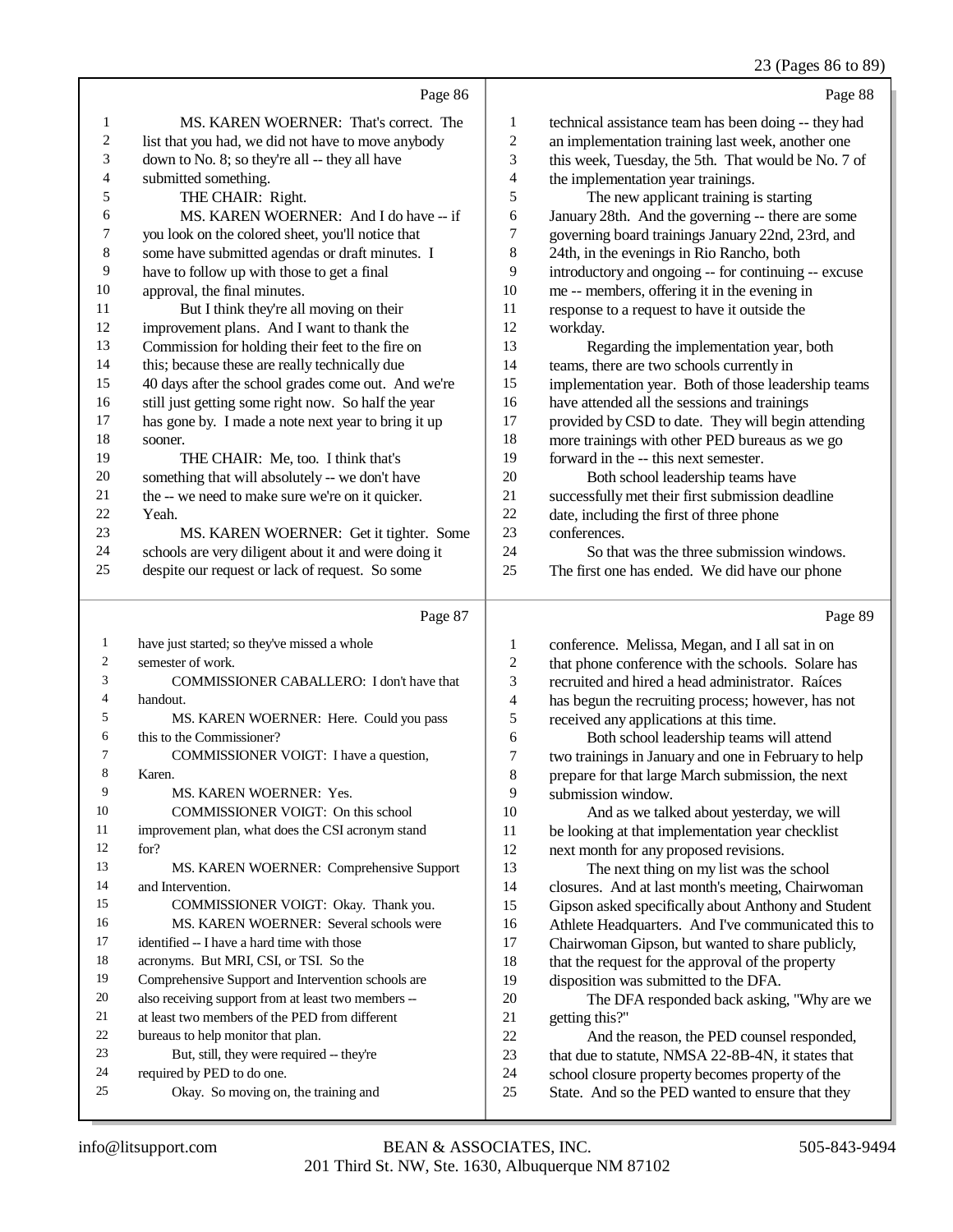Page 86

1 MS. KAREN WOERNER: That's correct. The
2 list that you had, we did not have to move anybody
3 down to No. 8; so they're all -- they all have
4 submitted something.
5 THE CHAIR: Right.
6 MS. KAREN WOERNER: And I do have -- if
7 you look on the colored sheet, you'll notice that
8 some have submitted agendas or draft minutes. I
9 have to follow up with those to get a final
10 approval, the final minutes.
11 But I think they're all moving on their
12 improvement plans. And I want to thank the
13 Commission for holding their feet to the fire on
14 this; because these are really technically due
15 40 days after the school grades come out. And we're
16 still just getting some right now. So half the year
17 has gone by. I made a note next year to bring it up
18 sooner.
19 THE CHAIR: Me, too. I think that's
20 something that will absolutely -- we don't have
21 the -- we need to make sure we're on it quicker.
22 Yeah.
23 MS. KAREN WOERNER: Get it tighter. Some
24 schools are very diligent about it and were doing it
25 despite our request or lack of request. So some

Page 87

1 have just started; so they've missed a whole
2 semester of work.
3 COMMISSIONER CABALLERO: I don't have that
4 handout.
5 MS. KAREN WOERNER: Here. Could you pass
6 this to the Commissioner?
7 COMMISSIONER VOIGT: I have a question,
8 Karen.
9 MS. KAREN WOERNER: Yes.
10 COMMISSIONER VOIGT: On this school
11 improvement plan, what does the CSI acronym stand
12 for?
13 MS. KAREN WOERNER: Comprehensive Support
14 and Intervention.
15 COMMISSIONER VOIGT: Okay. Thank you.
16 MS. KAREN WOERNER: Several schools were
17 identified -- I have a hard time with those
18 acronyms. But MRI, CSI, or TSI. So the
19 Comprehensive Support and Intervention schools are
20 also receiving support from at least two members --
21 at least two members of the PED from different
22 bureaus to help monitor that plan.
23 But, still, they were required -- they're
24 required by PED to do one.
25 Okay. So moving on, the training and

Page 88

1 technical assistance team has been doing -- they had
2 an implementation training last week, another one
3 this week, Tuesday, the 5th. That would be No. 7 of
4 the implementation year trainings.
5 The new applicant training is starting
6 January 28th. And the governing -- there are some
7 governing board trainings January 22nd, 23rd, and
8 24th, in the evenings in Rio Rancho, both
9 introductory and ongoing -- for continuing -- excuse
10 me -- members, offering it in the evening in
11 response to a request to have it outside the
12 workday.
13 Regarding the implementation year, both
14 teams, there are two schools currently in
15 implementation year. Both of those leadership teams
16 have attended all the sessions and trainings
17 provided by CSD to date. They will begin attending
18 more trainings with other PED bureaus as we go
19 forward in the -- this next semester.
20 Both school leadership teams have
21 successfully met their first submission deadline
22 date, including the first of three phone
23 conferences.
24 So that was the three submission windows.
25 The first one has ended. We did have our phone

Page 89

1 conference. Melissa, Megan, and I all sat in on
2 that phone conference with the schools. Solare has
3 recruited and hired a head administrator. Raíces
4 has begun the recruiting process; however, has not
5 received any applications at this time.
6 Both school leadership teams will attend
7 two trainings in January and one in February to help
8 prepare for that large March submission, the next
9 submission window.
10 And as we talked about yesterday, we will
11 be looking at that implementation year checklist
12 next month for any proposed revisions.
13 The next thing on my list was the school
14 closures. And at last month's meeting, Chairwoman
15 Gipson asked specifically about Anthony and Student
16 Athlete Headquarters. And I've communicated this to
17 Chairwoman Gipson, but wanted to share publicly,
18 that the request for the approval of the property
19 disposition was submitted to the DFA.
20 The DFA responded back asking, "Why are we
21 getting this?"
22 And the reason, the PED counsel responded,
23 that due to statute, NMSA 22-8B-4N, it states that
24 school closure property becomes property of the
25 State. And so the PED wanted to ensure that they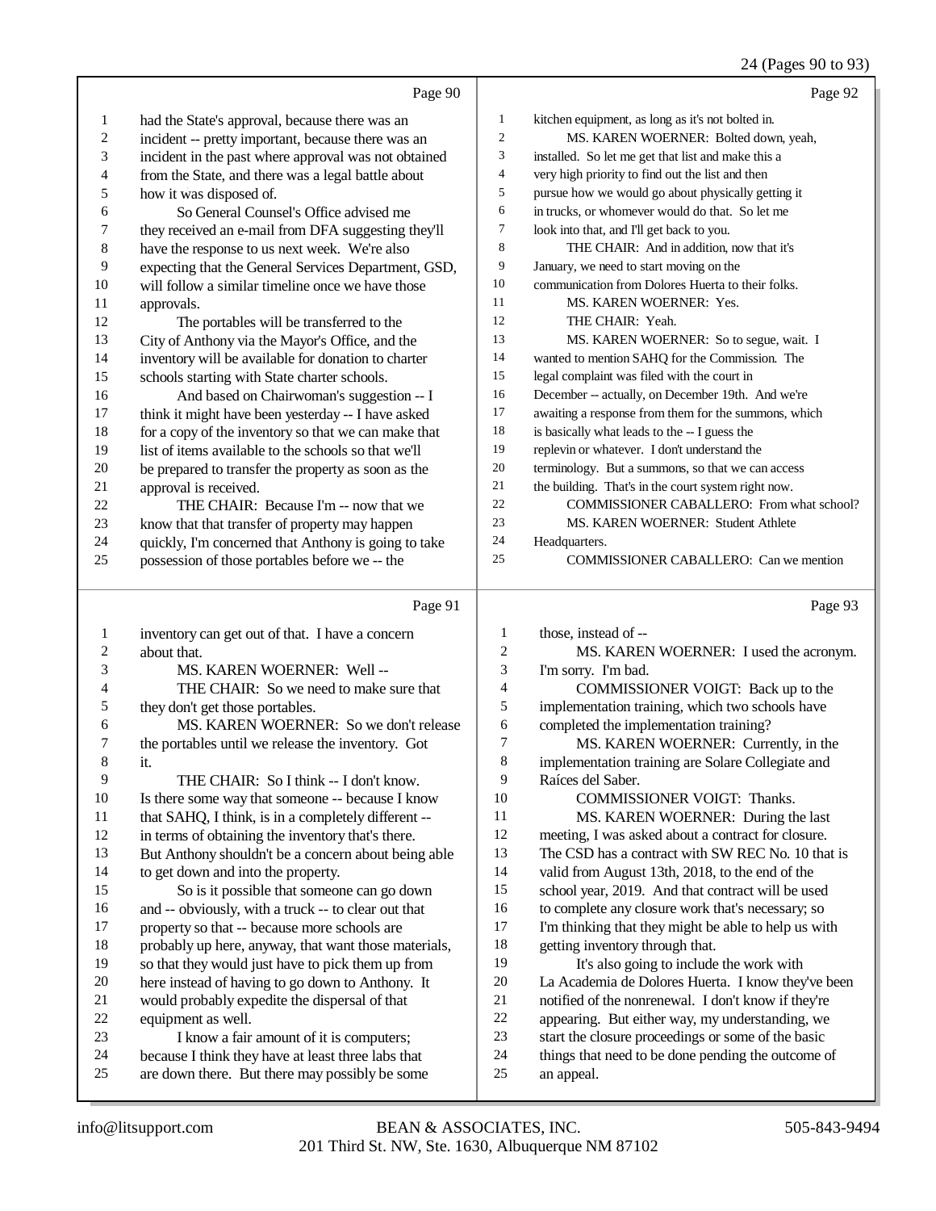Page 90

1 had the State's approval, because there was an
2 incident -- pretty important, because there was an
3 incident in the past where approval was not obtained
4 from the State, and there was a legal battle about
5 how it was disposed of.
6 So General Counsel's Office advised me
7 they received an e-mail from DFA suggesting they'll
8 have the response to us next week. We're also
9 expecting that the General Services Department, GSD,
10 will follow a similar timeline once we have those
11 approvals.
12 The portables will be transferred to the
13 City of Anthony via the Mayor's Office, and the
14 inventory will be available for donation to charter
15 schools starting with State charter schools.
16 And based on Chairwoman's suggestion -- I
17 think it might have been yesterday -- I have asked
18 for a copy of the inventory so that we can make that
19 list of items available to the schools so that we'll
20 be prepared to transfer the property as soon as the
21 approval is received.
22 THE CHAIR: Because I'm -- now that we
23 know that that transfer of property may happen
24 quickly, I'm concerned that Anthony is going to take
25 possession of those portables before we -- the

Page 91

1 inventory can get out of that. I have a concern
2 about that.
3 MS. KAREN WOERNER: Well --
4 THE CHAIR: So we need to make sure that
5 they don't get those portables.
6 MS. KAREN WOERNER: So we don't release
7 the portables until we release the inventory. Got
8 it.
9 THE CHAIR: So I think -- I don't know.
10 Is there some way that someone -- because I know
11 that SAHQ, I think, is in a completely different --
12 in terms of obtaining the inventory that's there.
13 But Anthony shouldn't be a concern about being able
14 to get down and into the property.
15 So is it possible that someone can go down
16 and -- obviously, with a truck -- to clear out that
17 property so that -- because more schools are
18 probably up here, anyway, that want those materials,
19 so that they would just have to pick them up from
20 here instead of having to go down to Anthony. It
21 would probably expedite the dispersal of that
22 equipment as well.
23 I know a fair amount of it is computers;
24 because I think they have at least three labs that
25 are down there. But there may possibly be some

Page 92

1 kitchen equipment, as long as it's not bolted in.
2 MS. KAREN WOERNER: Bolted down, yeah,
3 installed. So let me get that list and make this a
4 very high priority to find out the list and then
5 pursue how we would go about physically getting it
6 in trucks, or whomever would do that. So let me
7 look into that, and I'll get back to you.
8 THE CHAIR: And in addition, now that it's
9 January, we need to start moving on the
10 communication from Dolores Huerta to their folks.
11 MS. KAREN WOERNER: Yes.
12 THE CHAIR: Yeah.
13 MS. KAREN WOERNER: So to segue, wait. I
14 wanted to mention SAHQ for the Commission. The
15 legal complaint was filed with the court in
16 December -- actually, on December 19th. And we're
17 awaiting a response from them for the summons, which
18 is basically what leads to the -- I guess the
19 replevin or whatever. I don't understand the
20 terminology. But a summons, so that we can access
21 the building. That's in the court system right now.
22 COMMISSIONER CABALLERO: From what school?
23 MS. KAREN WOERNER: Student Athlete
24 Headquarters.
25 COMMISSIONER CABALLERO: Can we mention

Page 93

1 those, instead of --
2 MS. KAREN WOERNER: I used the acronym.
3 I'm sorry. I'm bad.
4 COMMISSIONER VOIGT: Back up to the
5 implementation training, which two schools have
6 completed the implementation training?
7 MS. KAREN WOERNER: Currently, in the
8 implementation training are Solare Collegiate and
9 Raíces del Saber.
10 COMMISSIONER VOIGT: Thanks.
11 MS. KAREN WOERNER: During the last
12 meeting, I was asked about a contract for closure.
13 The CSD has a contract with SW REC No. 10 that is
14 valid from August 13th, 2018, to the end of the
15 school year, 2019. And that contract will be used
16 to complete any closure work that's necessary; so
17 I'm thinking that they might be able to help us with
18 getting inventory through that.
19 It's also going to include the work with
20 La Academia de Dolores Huerta. I know they've been
21 notified of the nonrenewal. I don't know if they're
22 appearing. But either way, my understanding, we
23 start the closure proceedings or some of the basic
24 things that need to be done pending the outcome of
25 an appeal.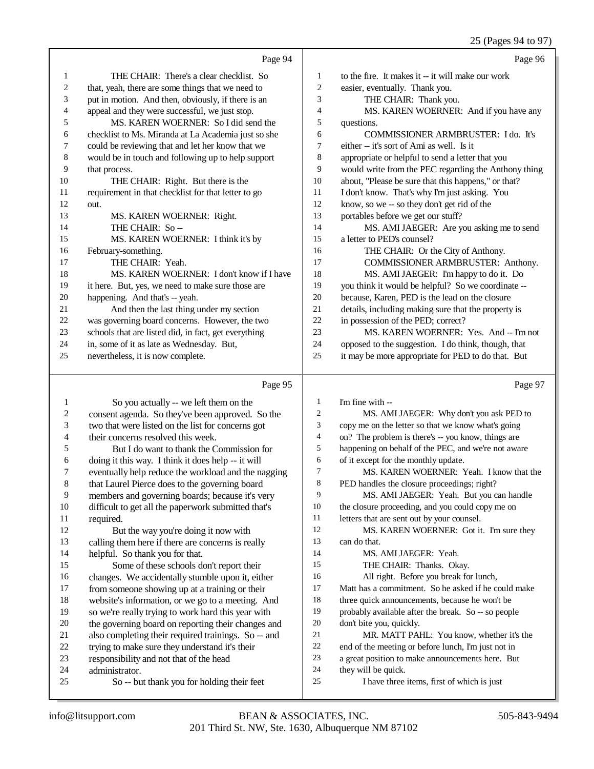Page 94

1 THE CHAIR: There's a clear checklist. So
2 that, yeah, there are some things that we need to
3 put in motion. And then, obviously, if there is an
4 appeal and they were successful, we just stop.
5 MS. KAREN WOERNER: So I did send the
6 checklist to Ms. Miranda at La Academia just so she
7 could be reviewing that and let her know that we
8 would be in touch and following up to help support
9 that process.
10 THE CHAIR: Right. But there is the
11 requirement in that checklist for that letter to go
12 out.
13 MS. KAREN WOERNER: Right.
14 THE CHAIR: So --
15 MS. KAREN WOERNER: I think it's by
16 February-something.
17 THE CHAIR: Yeah.
18 MS. KAREN WOERNER: I don't know if I have
19 it here. But, yes, we need to make sure those are
20 happening. And that's -- yeah.
21 And then the last thing under my section
22 was governing board concerns. However, the two
23 schools that are listed did, in fact, get everything
24 in, some of it as late as Wednesday. But,
25 nevertheless, it is now complete.

Page 95

1 So you actually -- we left them on the
2 consent agenda. So they've been approved. So the
3 two that were listed on the list for concerns got
4 their concerns resolved this week.
5 But I do want to thank the Commission for
6 doing it this way. I think it does help -- it will
7 eventually help reduce the workload and the nagging
8 that Laurel Pierce does to the governing board
9 members and governing boards; because it's very
10 difficult to get all the paperwork submitted that's
11 required.
12 But the way you're doing it now with
13 calling them here if there are concerns is really
14 helpful. So thank you for that.
15 Some of these schools don't report their
16 changes. We accidentally stumble upon it, either
17 from someone showing up at a training or their
18 website's information, or we go to a meeting. And
19 so we're really trying to work hard this year with
20 the governing board on reporting their changes and
21 also completing their required trainings. So -- and
22 trying to make sure they understand it's their
23 responsibility and not that of the head
24 administrator.
25 So -- but thank you for holding their feet

Page 96

1 to the fire. It makes it -- it will make our work
2 easier, eventually. Thank you.
3 THE CHAIR: Thank you.
4 MS. KAREN WOERNER: And if you have any
5 questions.
6 COMMISSIONER ARMBRUSTER: I do. It's
7 either -- it's sort of Ami as well. Is it
8 appropriate or helpful to send a letter that you
9 would write from the PEC regarding the Anthony thing
10 about, "Please be sure that this happens," or that?
11 I don't know. That's why I'm just asking. You
12 know, so we -- so they don't get rid of the
13 portables before we get our stuff?
14 MS. AMI JAEGER: Are you asking me to send
15 a letter to PED's counsel?
16 THE CHAIR: Or the City of Anthony.
17 COMMISSIONER ARMBRUSTER: Anthony.
18 MS. AMI JAEGER: I'm happy to do it. Do
19 you think it would be helpful? So we coordinate --
20 because, Karen, PED is the lead on the closure
21 details, including making sure that the property is
22 in possession of the PED; correct?
23 MS. KAREN WOERNER: Yes. And -- I'm not
24 opposed to the suggestion. I do think, though, that
25 it may be more appropriate for PED to do that. But

Page 97

1 I'm fine with --
2 MS. AMI JAEGER: Why don't you ask PED to
3 copy me on the letter so that we know what's going
4 on? The problem is there's -- you know, things are
5 happening on behalf of the PEC, and we're not aware
6 of it except for the monthly update.
7 MS. KAREN WOERNER: Yeah. I know that the
8 PED handles the closure proceedings; right?
9 MS. AMI JAEGER: Yeah. But you can handle
10 the closure proceeding, and you could copy me on
11 letters that are sent out by your counsel.
12 MS. KAREN WOERNER: Got it. I'm sure they
13 can do that.
14 MS. AMI JAEGER: Yeah.
15 THE CHAIR: Thanks. Okay.
16 All right. Before you break for lunch,
17 Matt has a commitment. So he asked if he could make
18 three quick announcements, because he won't be
19 probably available after the break. So -- so people
20 don't bite you, quickly.
21 MR. MATT PAHL: You know, whether it's the
22 end of the meeting or before lunch, I'm just not in
23 a great position to make announcements here. But
24 they will be quick.
25 I have three items, first of which is just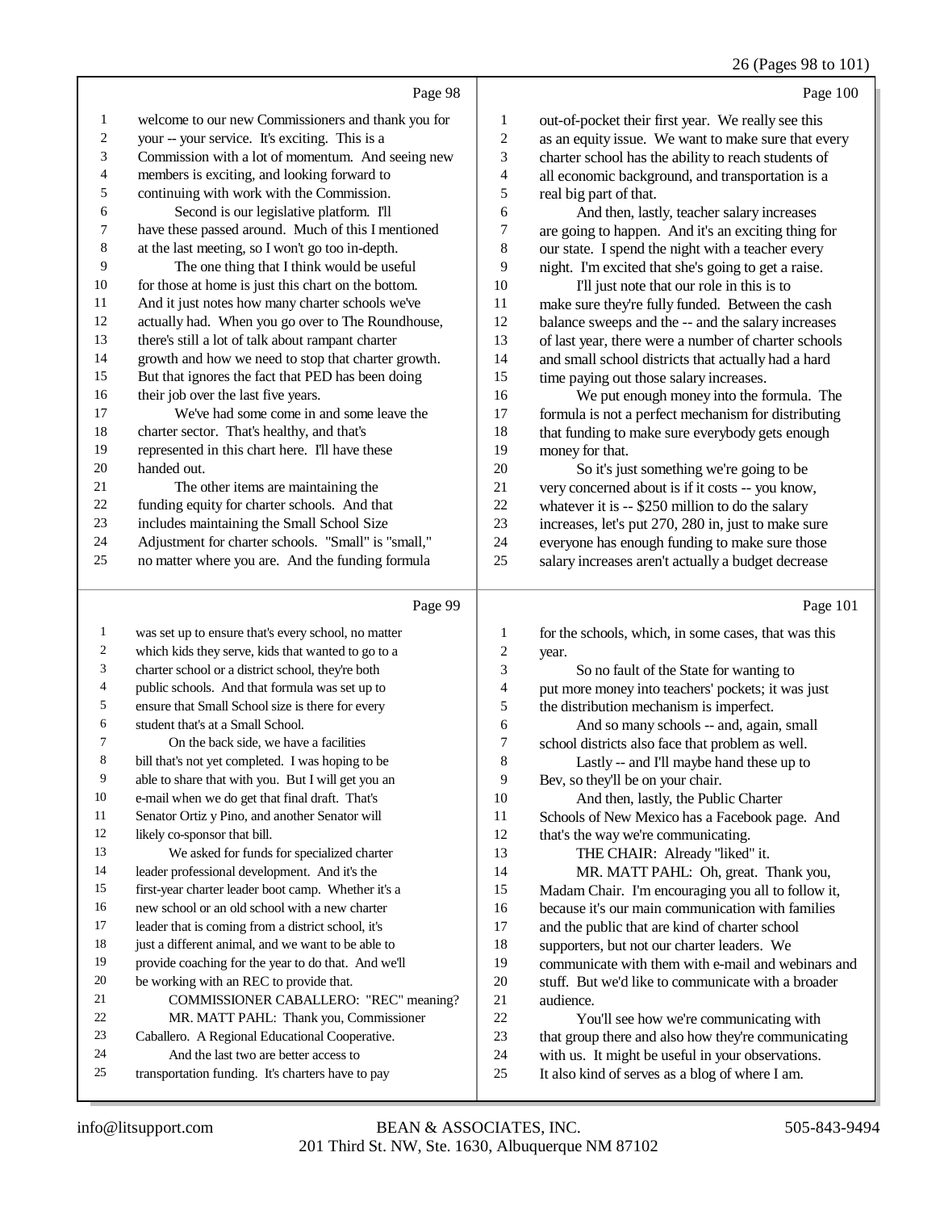Page 98

welcome to our new Commissioners and thank you for your -- your service. It's exciting. This is a Commission with a lot of momentum. And seeing new members is exciting, and looking forward to continuing with work with the Commission.

Second is our legislative platform. I'll have these passed around. Much of this I mentioned at the last meeting, so I won't go too in-depth.

The one thing that I think would be useful for those at home is just this chart on the bottom. And it just notes how many charter schools we've actually had. When you go over to The Roundhouse, there's still a lot of talk about rampant charter growth and how we need to stop that charter growth. But that ignores the fact that PED has been doing their job over the last five years.

We've had some come in and some leave the charter sector. That's healthy, and that's represented in this chart here. I'll have these handed out.

The other items are maintaining the funding equity for charter schools. And that includes maintaining the Small School Size Adjustment for charter schools. "Small" is "small," no matter where you are. And the funding formula

Page 99

was set up to ensure that's every school, no matter which kids they serve, kids that wanted to go to a charter school or a district school, they're both public schools. And that formula was set up to ensure that Small School size is there for every student that's at a Small School.

On the back side, we have a facilities bill that's not yet completed. I was hoping to be able to share that with you. But I will get you an e-mail when we do get that final draft. That's Senator Ortiz y Pino, and another Senator will likely co-sponsor that bill.

We asked for funds for specialized charter leader professional development. And it's the first-year charter leader boot camp. Whether it's a new school or an old school with a new charter leader that is coming from a district school, it's just a different animal, and we want to be able to provide coaching for the year to do that. And we'll be working with an REC to provide that.

COMMISSIONER CABALLERO: "REC" meaning?

MR. MATT PAHL: Thank you, Commissioner Caballero. A Regional Educational Cooperative.

And the last two are better access to transportation funding. It's charters have to pay

Page 100

out-of-pocket their first year. We really see this as an equity issue. We want to make sure that every charter school has the ability to reach students of all economic background, and transportation is a real big part of that.

And then, lastly, teacher salary increases are going to happen. And it's an exciting thing for our state. I spend the night with a teacher every night. I'm excited that she's going to get a raise.

I'll just note that our role in this is to make sure they're fully funded. Between the cash balance sweeps and the -- and the salary increases of last year, there were a number of charter schools and small school districts that actually had a hard time paying out those salary increases.

We put enough money into the formula. The formula is not a perfect mechanism for distributing that funding to make sure everybody gets enough money for that.

So it's just something we're going to be very concerned about is if it costs -- you know, whatever it is -- $250 million to do the salary increases, let's put 270, 280 in, just to make sure everyone has enough funding to make sure those salary increases aren't actually a budget decrease

Page 101

for the schools, which, in some cases, that was this year.

So no fault of the State for wanting to put more money into teachers' pockets; it was just the distribution mechanism is imperfect.

And so many schools -- and, again, small school districts also face that problem as well.

Lastly -- and I'll maybe hand these up to Bev, so they'll be on your chair.

And then, lastly, the Public Charter Schools of New Mexico has a Facebook page. And that's the way we're communicating.

THE CHAIR: Already "liked" it.

MR. MATT PAHL: Oh, great. Thank you, Madam Chair. I'm encouraging you all to follow it, because it's our main communication with families and the public that are kind of charter school supporters, but not our charter leaders. We communicate with them with e-mail and webinars and stuff. But we'd like to communicate with a broader audience.

You'll see how we're communicating with that group there and also how they're communicating with us. It might be useful in your observations. It also kind of serves as a blog of where I am.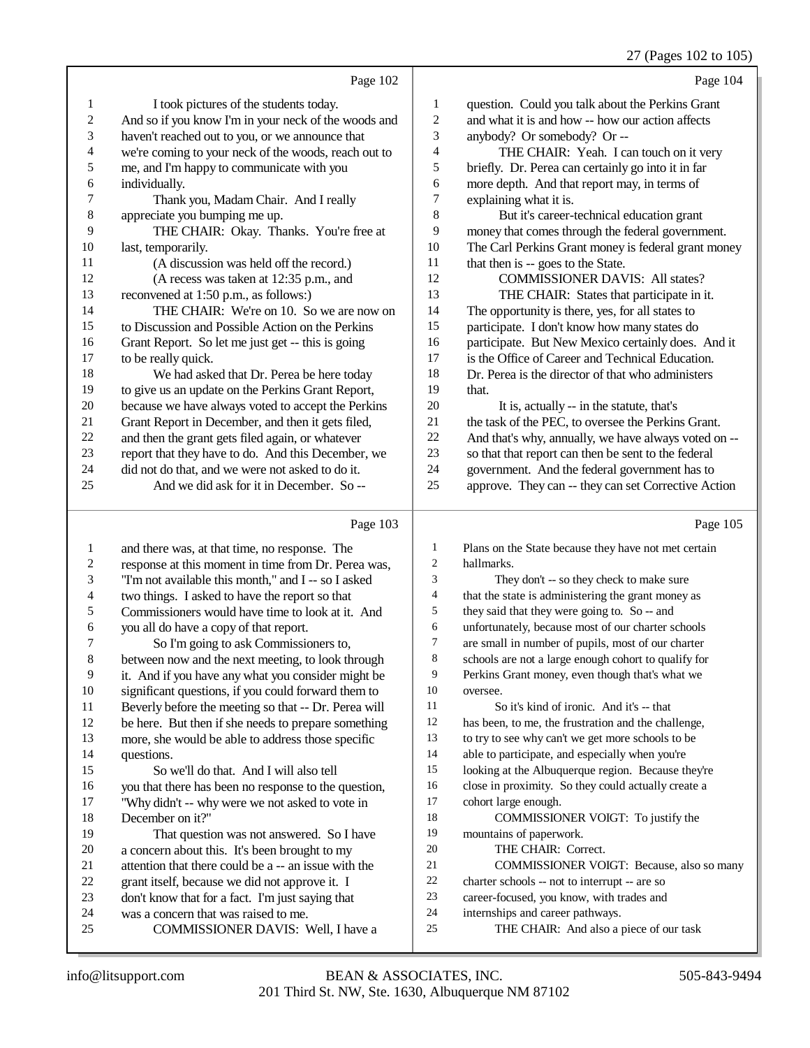Page 102

1 I took pictures of the students today.
2 And so if you know I'm in your neck of the woods and
3 haven't reached out to you, or we announce that
4 we're coming to your neck of the woods, reach out to
5 me, and I'm happy to communicate with you
6 individually.
7 Thank you, Madam Chair. And I really
8 appreciate you bumping me up.
9 THE CHAIR: Okay. Thanks. You're free at
10 last, temporarily.
11 (A discussion was held off the record.)
12 (A recess was taken at 12:35 p.m., and
13 reconvened at 1:50 p.m., as follows:)
14 THE CHAIR: We're on 10. So we are now on
15 to Discussion and Possible Action on the Perkins
16 Grant Report. So let me just get -- this is going
17 to be really quick.
18 We had asked that Dr. Perea be here today
19 to give us an update on the Perkins Grant Report,
20 because we have always voted to accept the Perkins
21 Grant Report in December, and then it gets filed,
22 and then the grant gets filed again, or whatever
23 report that they have to do. And this December, we
24 did not do that, and we were not asked to do it.
25 And we did ask for it in December. So --

Page 103

1 and there was, at that time, no response. The
2 response at this moment in time from Dr. Perea was,
3 "I'm not available this month," and I -- so I asked
4 two things. I asked to have the report so that
5 Commissioners would have time to look at it. And
6 you all do have a copy of that report.
7 So I'm going to ask Commissioners to,
8 between now and the next meeting, to look through
9 it. And if you have any what you consider might be
10 significant questions, if you could forward them to
11 Beverly before the meeting so that -- Dr. Perea will
12 be here. But then if she needs to prepare something
13 more, she would be able to address those specific
14 questions.
15 So we'll do that. And I will also tell
16 you that there has been no response to the question,
17 "Why didn't -- why were we not asked to vote in
18 December on it?"
19 That question was not answered. So I have
20 a concern about this. It's been brought to my
21 attention that there could be a -- an issue with the
22 grant itself, because we did not approve it. I
23 don't know that for a fact. I'm just saying that
24 was a concern that was raised to me.
25 COMMISSIONER DAVIS: Well, I have a

Page 104

1 question. Could you talk about the Perkins Grant
2 and what it is and how -- how our action affects
3 anybody? Or somebody? Or --
4 THE CHAIR: Yeah. I can touch on it very
5 briefly. Dr. Perea can certainly go into it in far
6 more depth. And that report may, in terms of
7 explaining what it is.
8 But it's career-technical education grant
9 money that comes through the federal government.
10 The Carl Perkins Grant money is federal grant money
11 that then is -- goes to the State.
12 COMMISSIONER DAVIS: All states?
13 THE CHAIR: States that participate in it.
14 The opportunity is there, yes, for all states to
15 participate. I don't know how many states do
16 participate. But New Mexico certainly does. And it
17 is the Office of Career and Technical Education.
18 Dr. Perea is the director of that who administers
19 that.
20 It is, actually -- in the statute, that's
21 the task of the PEC, to oversee the Perkins Grant.
22 And that's why, annually, we have always voted on --
23 so that that report can then be sent to the federal
24 government. And the federal government has to
25 approve. They can -- they can set Corrective Action

Page 105

1 Plans on the State because they have not met certain
2 hallmarks.
3 They don't -- so they check to make sure
4 that the state is administering the grant money as
5 they said that they were going to. So -- and
6 unfortunately, because most of our charter schools
7 are small in number of pupils, most of our charter
8 schools are not a large enough cohort to qualify for
9 Perkins Grant money, even though that's what we
10 oversee.
11 So it's kind of ironic. And it's -- that
12 has been, to me, the frustration and the challenge,
13 to try to see why can't we get more schools to be
14 able to participate, and especially when you're
15 looking at the Albuquerque region. Because they're
16 close in proximity. So they could actually create a
17 cohort large enough.
18 COMMISSIONER VOIGT: To justify the
19 mountains of paperwork.
20 THE CHAIR: Correct.
21 COMMISSIONER VOIGT: Because, also so many
22 charter schools -- not to interrupt -- are so
23 career-focused, you know, with trades and
24 internships and career pathways.
25 THE CHAIR: And also a piece of our task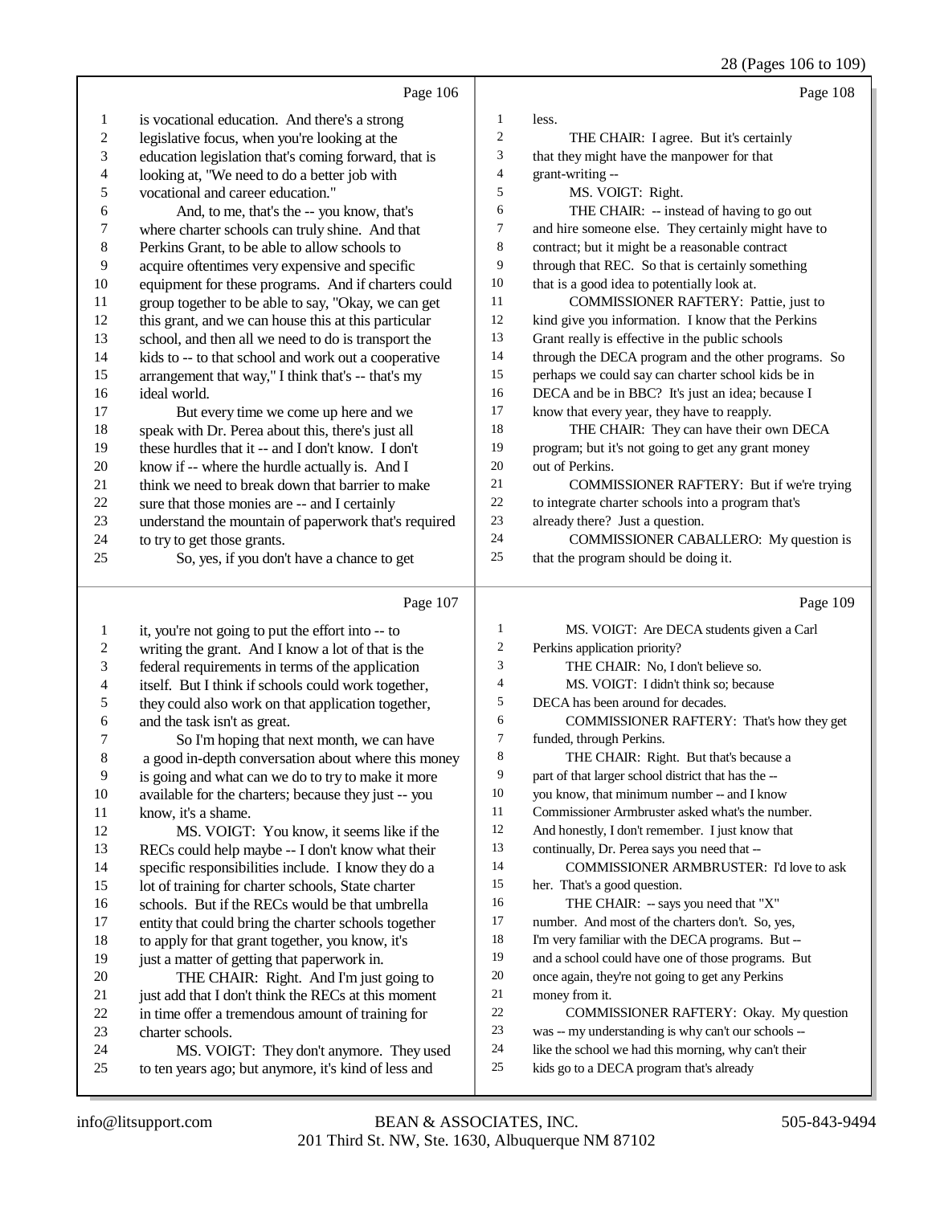Page 106

is vocational education. And there's a strong legislative focus, when you're looking at the education legislation that's coming forward, that is looking at, "We need to do a better job with vocational and career education."

And, to me, that's the -- you know, that's where charter schools can truly shine. And that Perkins Grant, to be able to allow schools to acquire oftentimes very expensive and specific equipment for these programs. And if charters could group together to be able to say, "Okay, we can get this grant, and we can house this at this particular school, and then all we need to do is transport the kids to -- to that school and work out a cooperative arrangement that way," I think that's -- that's my ideal world.

But every time we come up here and we speak with Dr. Perea about this, there's just all these hurdles that it -- and I don't know. I don't know if -- where the hurdle actually is. And I think we need to break down that barrier to make sure that those monies are -- and I certainly understand the mountain of paperwork that's required to try to get those grants.

So, yes, if you don't have a chance to get

Page 107

it, you're not going to put the effort into -- to writing the grant. And I know a lot of that is the federal requirements in terms of the application itself. But I think if schools could work together, they could also work on that application together, and the task isn't as great.

So I'm hoping that next month, we can have a good in-depth conversation about where this money is going and what can we do to try to make it more available for the charters; because they just -- you know, it's a shame.

MS. VOIGT: You know, it seems like if the RECs could help maybe -- I don't know what their specific responsibilities include. I know they do a lot of training for charter schools, State charter schools. But if the RECs would be that umbrella entity that could bring the charter schools together to apply for that grant together, you know, it's just a matter of getting that paperwork in.

THE CHAIR: Right. And I'm just going to just add that I don't think the RECs at this moment in time offer a tremendous amount of training for charter schools.

MS. VOIGT: They don't anymore. They used to ten years ago; but anymore, it's kind of less and

Page 108

less.

THE CHAIR: I agree. But it's certainly that they might have the manpower for that grant-writing --

MS. VOIGT: Right.

THE CHAIR: -- instead of having to go out and hire someone else. They certainly might have to contract; but it might be a reasonable contract through that REC. So that is certainly something that is a good idea to potentially look at.

COMMISSIONER RAFTERY: Pattie, just to kind give you information. I know that the Perkins Grant really is effective in the public schools through the DECA program and the other programs. So perhaps we could say can charter school kids be in DECA and be in BBC? It's just an idea; because I know that every year, they have to reapply.

THE CHAIR: They can have their own DECA program; but it's not going to get any grant money out of Perkins.

COMMISSIONER RAFTERY: But if we're trying to integrate charter schools into a program that's already there? Just a question.

COMMISSIONER CABALLERO: My question is that the program should be doing it.

Page 109

MS. VOIGT: Are DECA students given a Carl Perkins application priority?

THE CHAIR: No, I don't believe so.

MS. VOIGT: I didn't think so; because DECA has been around for decades.

COMMISSIONER RAFTERY: That's how they get funded, through Perkins.

THE CHAIR: Right. But that's because a part of that larger school district that has the -- you know, that minimum number -- and I know Commissioner Armbruster asked what's the number. And honestly, I don't remember. I just know that continually, Dr. Perea says you need that --

COMMISSIONER ARMBRUSTER: I'd love to ask her. That's a good question.

THE CHAIR: -- says you need that "X" number. And most of the charters don't. So, yes, I'm very familiar with the DECA programs. But -- and a school could have one of those programs. But once again, they're not going to get any Perkins money from it.

COMMISSIONER RAFTERY: Okay. My question was -- my understanding is why can't our schools -- like the school we had this morning, why can't their kids go to a DECA program that's already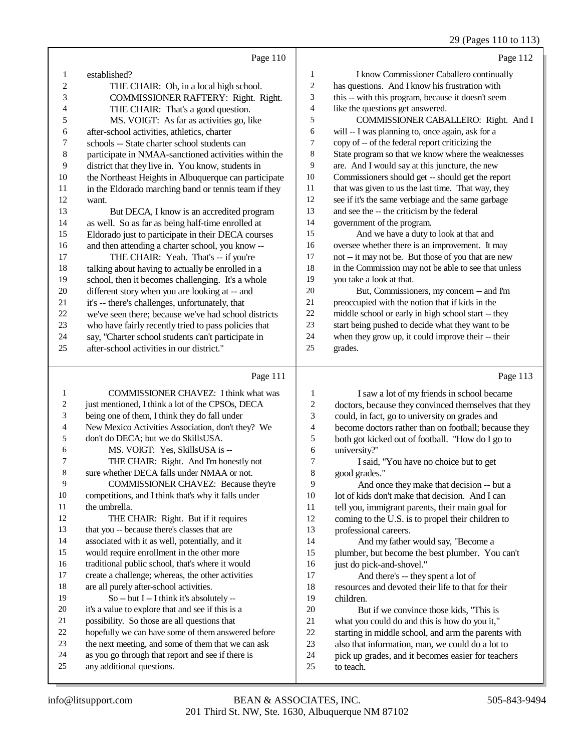Page 110

established?

THE CHAIR: Oh, in a local high school.

COMMISSIONER RAFTERY: Right. Right.

THE CHAIR: That's a good question.

MS. VOIGT: As far as activities go, like after-school activities, athletics, charter schools -- State charter school students can participate in NMAA-sanctioned activities within the district that they live in. You know, students in the Northeast Heights in Albuquerque can participate in the Eldorado marching band or tennis team if they want.

But DECA, I know is an accredited program as well. So as far as being half-time enrolled at Eldorado just to participate in their DECA courses and then attending a charter school, you know --

THE CHAIR: Yeah. That's -- if you're talking about having to actually be enrolled in a school, then it becomes challenging. It's a whole different story when you are looking at -- and it's -- there's challenges, unfortunately, that we've seen there; because we've had school districts who have fairly recently tried to pass policies that say, "Charter school students can't participate in after-school activities in our district."

Page 111

COMMISSIONER CHAVEZ: I think what was just mentioned, I think a lot of the CPSOs, DECA being one of them, I think they do fall under New Mexico Activities Association, don't they? We don't do DECA; but we do SkillsUSA.

MS. VOIGT: Yes, SkillsUSA is --

THE CHAIR: Right. And I'm honestly not sure whether DECA falls under NMAA or not.

COMMISSIONER CHAVEZ: Because they're competitions, and I think that's why it falls under the umbrella.

THE CHAIR: Right. But if it requires that you -- because there's classes that are associated with it as well, potentially, and it would require enrollment in the other more traditional public school, that's where it would create a challenge; whereas, the other activities are all purely after-school activities.

So -- but I -- I think it's absolutely -- it's a value to explore that and see if this is a possibility. So those are all questions that hopefully we can have some of them answered before the next meeting, and some of them that we can ask as you go through that report and see if there is any additional questions.

Page 112

I know Commissioner Caballero continually has questions. And I know his frustration with this -- with this program, because it doesn't seem like the questions get answered.

COMMISSIONER CABALLERO: Right. And I will -- I was planning to, once again, ask for a copy of -- of the federal report criticizing the State program so that we know where the weaknesses are. And I would say at this juncture, the new Commissioners should get -- should get the report that was given to us the last time. That way, they see if it's the same verbiage and the same garbage and see the -- the criticism by the federal government of the program.

And we have a duty to look at that and oversee whether there is an improvement. It may not -- it may not be. But those of you that are new in the Commission may not be able to see that unless you take a look at that.

But, Commissioners, my concern -- and I'm preoccupied with the notion that if kids in the middle school or early in high school start -- they start being pushed to decide what they want to be when they grow up, it could improve their -- their grades.

Page 113

I saw a lot of my friends in school became doctors, because they convinced themselves that they could, in fact, go to university on grades and become doctors rather than on football; because they both got kicked out of football. "How do I go to university?"

I said, "You have no choice but to get good grades."

And once they make that decision -- but a lot of kids don't make that decision. And I can tell you, immigrant parents, their main goal for coming to the U.S. is to propel their children to professional careers.

And my father would say, "Become a plumber, but become the best plumber. You can't just do pick-and-shovel."

And there's -- they spent a lot of resources and devoted their life to that for their children.

But if we convince those kids, "This is what you could do and this is how do you it," starting in middle school, and arm the parents with also that information, man, we could do a lot to pick up grades, and it becomes easier for teachers to teach.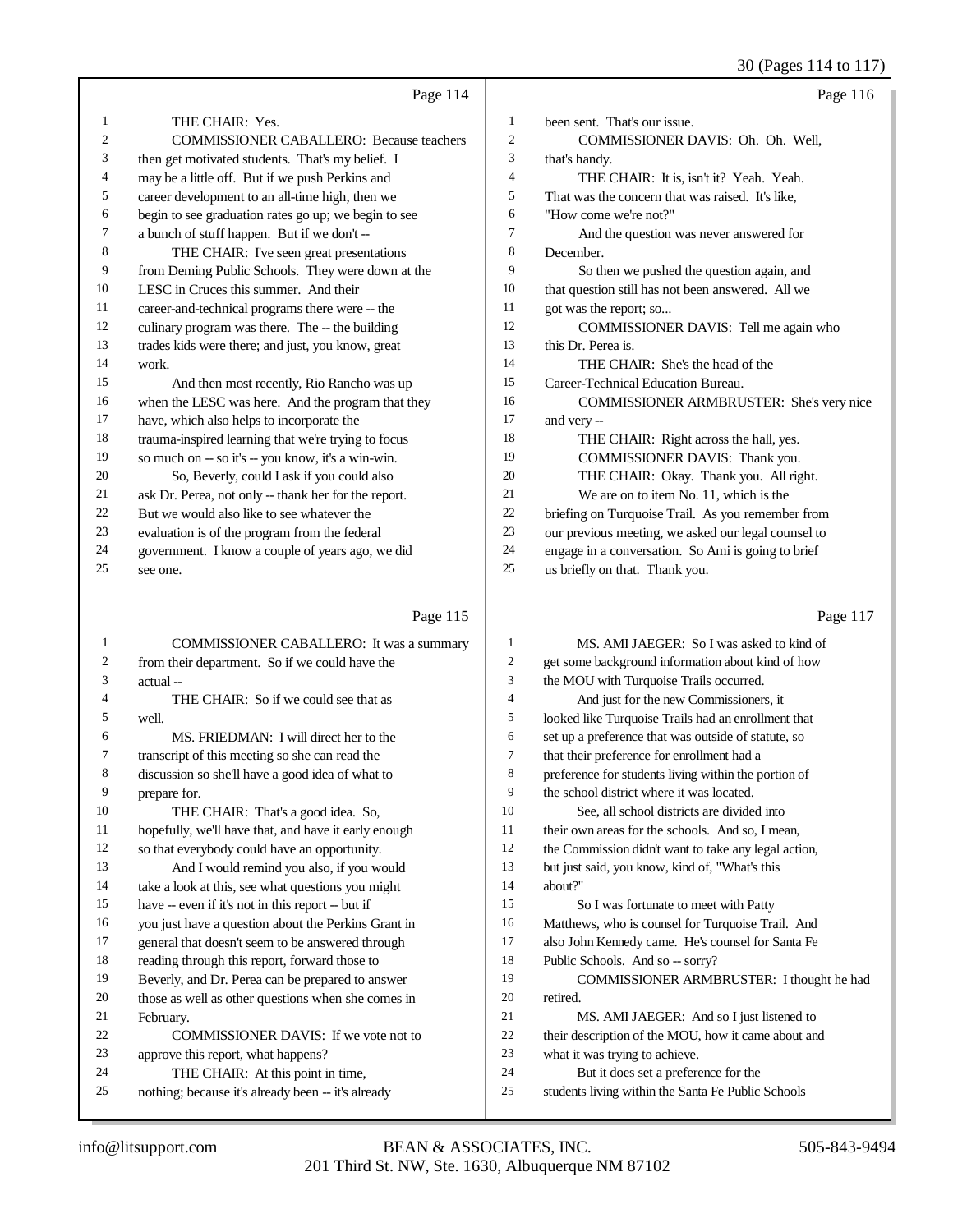Page 114

1 THE CHAIR: Yes.
2 COMMISSIONER CABALLERO: Because teachers
3 then get motivated students. That's my belief. I
4 may be a little off. But if we push Perkins and
5 career development to an all-time high, then we
6 begin to see graduation rates go up; we begin to see
7 a bunch of stuff happen. But if we don't --
8 THE CHAIR: I've seen great presentations
9 from Deming Public Schools. They were down at the
10 LESC in Cruces this summer. And their
11 career-and-technical programs there were -- the
12 culinary program was there. The -- the building
13 trades kids were there; and just, you know, great
14 work.
15 And then most recently, Rio Rancho was up
16 when the LESC was here. And the program that they
17 have, which also helps to incorporate the
18 trauma-inspired learning that we're trying to focus
19 so much on -- so it's -- you know, it's a win-win.
20 So, Beverly, could I ask if you could also
21 ask Dr. Perea, not only -- thank her for the report.
22 But we would also like to see whatever the
23 evaluation is of the program from the federal
24 government. I know a couple of years ago, we did
25 see one.

Page 115

1 COMMISSIONER CABALLERO: It was a summary
2 from their department. So if we could have the
3 actual --
4 THE CHAIR: So if we could see that as
5 well.
6 MS. FRIEDMAN: I will direct her to the
7 transcript of this meeting so she can read the
8 discussion so she'll have a good idea of what to
9 prepare for.
10 THE CHAIR: That's a good idea. So,
11 hopefully, we'll have that, and have it early enough
12 so that everybody could have an opportunity.
13 And I would remind you also, if you would
14 take a look at this, see what questions you might
15 have -- even if it's not in this report -- but if
16 you just have a question about the Perkins Grant in
17 general that doesn't seem to be answered through
18 reading through this report, forward those to
19 Beverly, and Dr. Perea can be prepared to answer
20 those as well as other questions when she comes in
21 February.
22 COMMISSIONER DAVIS: If we vote not to
23 approve this report, what happens?
24 THE CHAIR: At this point in time,
25 nothing; because it's already been -- it's already

Page 116

1 been sent. That's our issue.
2 COMMISSIONER DAVIS: Oh. Oh. Well,
3 that's handy.
4 THE CHAIR: It is, isn't it? Yeah. Yeah.
5 That was the concern that was raised. It's like,
6 "How come we're not?"
7 And the question was never answered for
8 December.
9 So then we pushed the question again, and
10 that question still has not been answered. All we
11 got was the report; so...
12 COMMISSIONER DAVIS: Tell me again who
13 this Dr. Perea is.
14 THE CHAIR: She's the head of the
15 Career-Technical Education Bureau.
16 COMMISSIONER ARMBRUSTER: She's very nice
17 and very --
18 THE CHAIR: Right across the hall, yes.
19 COMMISSIONER DAVIS: Thank you.
20 THE CHAIR: Okay. Thank you. All right.
21 We are on to item No. 11, which is the
22 briefing on Turquoise Trail. As you remember from
23 our previous meeting, we asked our legal counsel to
24 engage in a conversation. So Ami is going to brief
25 us briefly on that. Thank you.

Page 117

1 MS. AMI JAEGER: So I was asked to kind of
2 get some background information about kind of how
3 the MOU with Turquoise Trails occurred.
4 And just for the new Commissioners, it
5 looked like Turquoise Trails had an enrollment that
6 set up a preference that was outside of statute, so
7 that their preference for enrollment had a
8 preference for students living within the portion of
9 the school district where it was located.
10 See, all school districts are divided into
11 their own areas for the schools. And so, I mean,
12 the Commission didn't want to take any legal action,
13 but just said, you know, kind of, "What's this
14 about?"
15 So I was fortunate to meet with Patty
16 Matthews, who is counsel for Turquoise Trail. And
17 also John Kennedy came. He's counsel for Santa Fe
18 Public Schools. And so -- sorry?
19 COMMISSIONER ARMBRUSTER: I thought he had
20 retired.
21 MS. AMI JAEGER: And so I just listened to
22 their description of the MOU, how it came about and
23 what it was trying to achieve.
24 But it does set a preference for the
25 students living within the Santa Fe Public Schools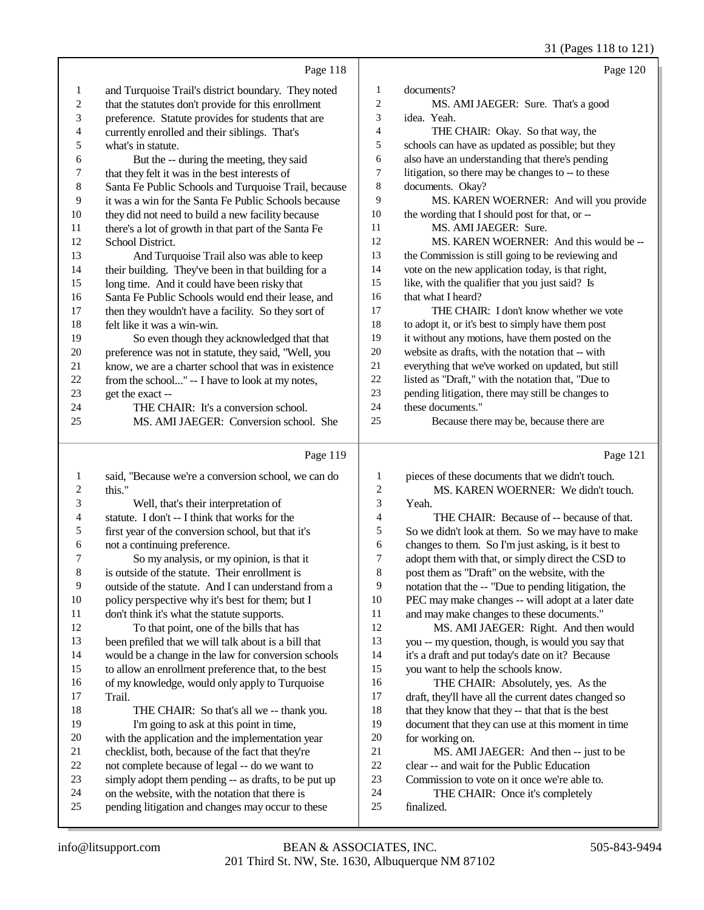Page 118

1 and Turquoise Trail's district boundary. They noted
2 that the statutes don't provide for this enrollment
3 preference. Statute provides for students that are
4 currently enrolled and their siblings. That's
5 what's in statute.
6 But the -- during the meeting, they said
7 that they felt it was in the best interests of
8 Santa Fe Public Schools and Turquoise Trail, because
9 it was a win for the Santa Fe Public Schools because
10 they did not need to build a new facility because
11 there's a lot of growth in that part of the Santa Fe
12 School District.
13 And Turquoise Trail also was able to keep
14 their building. They've been in that building for a
15 long time. And it could have been risky that
16 Santa Fe Public Schools would end their lease, and
17 then they wouldn't have a facility. So they sort of
18 felt like it was a win-win.
19 So even though they acknowledged that that
20 preference was not in statute, they said, "Well, you
21 know, we are a charter school that was in existence
22 from the school..." -- I have to look at my notes,
23 get the exact --
24 THE CHAIR: It's a conversion school.
25 MS. AMI JAEGER: Conversion school. She

Page 119

1 said, "Because we're a conversion school, we can do
2 this."
3 Well, that's their interpretation of
4 statute. I don't -- I think that works for the
5 first year of the conversion school, but that it's
6 not a continuing preference.
7 So my analysis, or my opinion, is that it
8 is outside of the statute. Their enrollment is
9 outside of the statute. And I can understand from a
10 policy perspective why it's best for them; but I
11 don't think it's what the statute supports.
12 To that point, one of the bills that has
13 been prefiled that we will talk about is a bill that
14 would be a change in the law for conversion schools
15 to allow an enrollment preference that, to the best
16 of my knowledge, would only apply to Turquoise
17 Trail.
18 THE CHAIR: So that's all we -- thank you.
19 I'm going to ask at this point in time,
20 with the application and the implementation year
21 checklist, both, because of the fact that they're
22 not complete because of legal -- do we want to
23 simply adopt them pending -- as drafts, to be put up
24 on the website, with the notation that there is
25 pending litigation and changes may occur to these

Page 120

1 documents?
2 MS. AMI JAEGER: Sure. That's a good
3 idea. Yeah.
4 THE CHAIR: Okay. So that way, the
5 schools can have as updated as possible; but they
6 also have an understanding that there's pending
7 litigation, so there may be changes to -- to these
8 documents. Okay?
9 MS. KAREN WOERNER: And will you provide
10 the wording that I should post for that, or --
11 MS. AMI JAEGER: Sure.
12 MS. KAREN WOERNER: And this would be --
13 the Commission is still going to be reviewing and
14 vote on the new application today, is that right,
15 like, with the qualifier that you just said? Is
16 that what I heard?
17 THE CHAIR: I don't know whether we vote
18 to adopt it, or it's best to simply have them post
19 it without any motions, have them posted on the
20 website as drafts, with the notation that -- with
21 everything that we've worked on updated, but still
22 listed as "Draft," with the notation that, "Due to
23 pending litigation, there may still be changes to
24 these documents."
25 Because there may be, because there are

Page 121

1 pieces of these documents that we didn't touch.
2 MS. KAREN WOERNER: We didn't touch.
3 Yeah.
4 THE CHAIR: Because of -- because of that.
5 So we didn't look at them. So we may have to make
6 changes to them. So I'm just asking, is it best to
7 adopt them with that, or simply direct the CSD to
8 post them as "Draft" on the website, with the
9 notation that the -- "Due to pending litigation, the
10 PEC may make changes -- will adopt at a later date
11 and may make changes to these documents."
12 MS. AMI JAEGER: Right. And then would
13 you -- my question, though, is would you say that
14 it's a draft and put today's date on it? Because
15 you want to help the schools know.
16 THE CHAIR: Absolutely, yes. As the
17 draft, they'll have all the current dates changed so
18 that they know that they -- that that is the best
19 document that they can use at this moment in time
20 for working on.
21 MS. AMI JAEGER: And then -- just to be
22 clear -- and wait for the Public Education
23 Commission to vote on it once we're able to.
24 THE CHAIR: Once it's completely
25 finalized.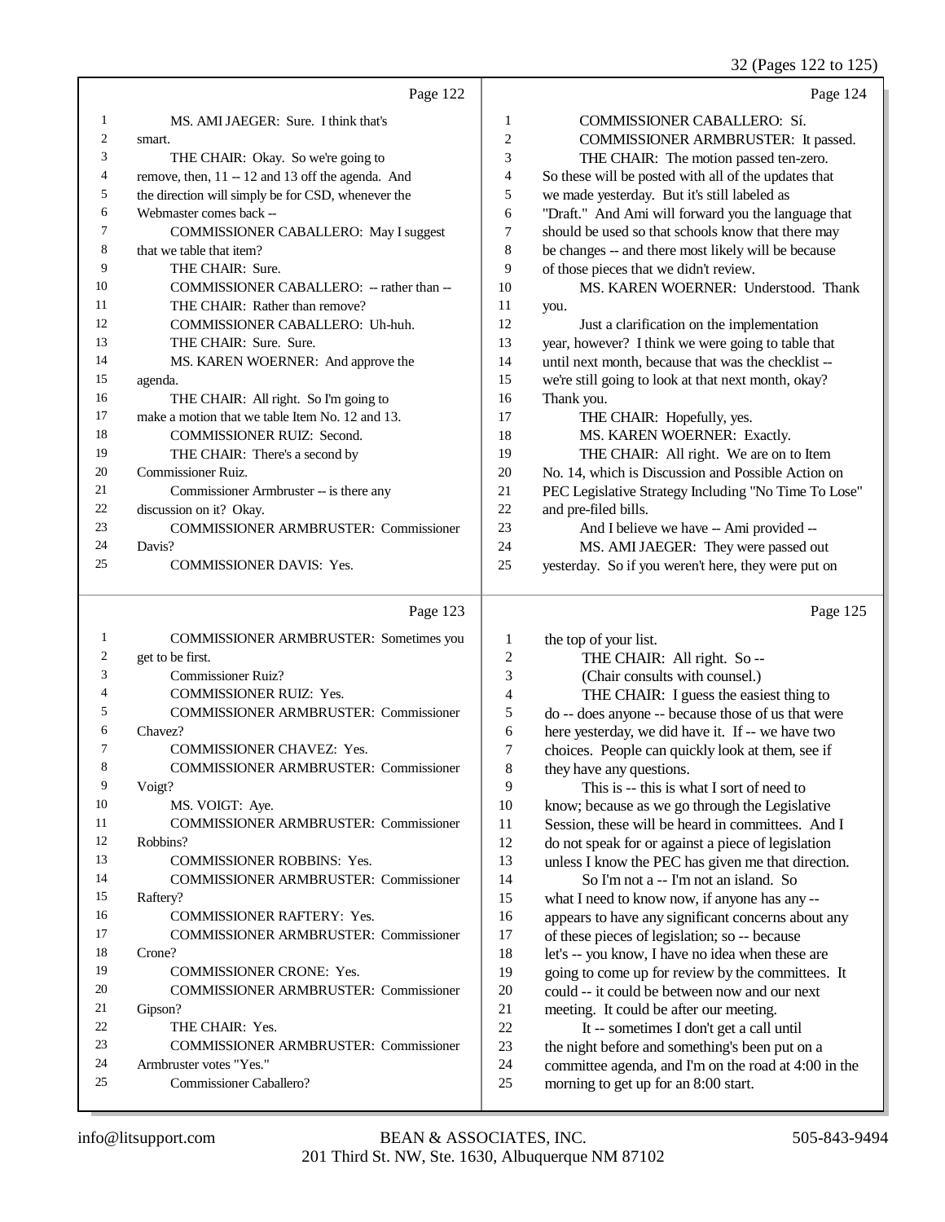Page 122

1 MS. AMI JAEGER: Sure. I think that's
2 smart.
3 THE CHAIR: Okay. So we're going to
4 remove, then, 11 -- 12 and 13 off the agenda. And
5 the direction will simply be for CSD, whenever the
6 Webmaster comes back --
7 COMMISSIONER CABALLERO: May I suggest
8 that we table that item?
9 THE CHAIR: Sure.
10 COMMISSIONER CABALLERO: -- rather than --
11 THE CHAIR: Rather than remove?
12 COMMISSIONER CABALLERO: Uh-huh.
13 THE CHAIR: Sure. Sure.
14 MS. KAREN WOERNER: And approve the
15 agenda.
16 THE CHAIR: All right. So I'm going to
17 make a motion that we table Item No. 12 and 13.
18 COMMISSIONER RUIZ: Second.
19 THE CHAIR: There's a second by
20 Commissioner Ruiz.
21 Commissioner Armbruster -- is there any
22 discussion on it? Okay.
23 COMMISSIONER ARMBRUSTER: Commissioner
24 Davis?
25 COMMISSIONER DAVIS: Yes.

Page 123

1 COMMISSIONER ARMBRUSTER: Sometimes you
2 get to be first.
3 Commissioner Ruiz?
4 COMMISSIONER RUIZ: Yes.
5 COMMISSIONER ARMBRUSTER: Commissioner
6 Chavez?
7 COMMISSIONER CHAVEZ: Yes.
8 COMMISSIONER ARMBRUSTER: Commissioner
9 Voigt?
10 MS. VOIGT: Aye.
11 COMMISSIONER ARMBRUSTER: Commissioner
12 Robbins?
13 COMMISSIONER ROBBINS: Yes.
14 COMMISSIONER ARMBRUSTER: Commissioner
15 Raftery?
16 COMMISSIONER RAFTERY: Yes.
17 COMMISSIONER ARMBRUSTER: Commissioner
18 Crone?
19 COMMISSIONER CRONE: Yes.
20 COMMISSIONER ARMBRUSTER: Commissioner
21 Gipson?
22 THE CHAIR: Yes.
23 COMMISSIONER ARMBRUSTER: Commissioner
24 Armbruster votes "Yes."
25 Commissioner Caballero?

Page 124

1 COMMISSIONER CABALLERO: Sí.
2 COMMISSIONER ARMBRUSTER: It passed.
3 THE CHAIR: The motion passed ten-zero.
4 So these will be posted with all of the updates that
5 we made yesterday. But it's still labeled as
6 "Draft." And Ami will forward you the language that
7 should be used so that schools know that there may
8 be changes -- and there most likely will be because
9 of those pieces that we didn't review.
10 MS. KAREN WOERNER: Understood. Thank
11 you.
12 Just a clarification on the implementation
13 year, however? I think we were going to table that
14 until next month, because that was the checklist --
15 we're still going to look at that next month, okay?
16 Thank you.
17 THE CHAIR: Hopefully, yes.
18 MS. KAREN WOERNER: Exactly.
19 THE CHAIR: All right. We are on to Item
20 No. 14, which is Discussion and Possible Action on
21 PEC Legislative Strategy Including "No Time To Lose"
22 and pre-filed bills.
23 And I believe we have -- Ami provided --
24 MS. AMI JAEGER: They were passed out
25 yesterday. So if you weren't here, they were put on

Page 125

1 the top of your list.
2 THE CHAIR: All right. So --
3 (Chair consults with counsel.)
4 THE CHAIR: I guess the easiest thing to
5 do -- does anyone -- because those of us that were
6 here yesterday, we did have it. If -- we have two
7 choices. People can quickly look at them, see if
8 they have any questions.
9 This is -- this is what I sort of need to
10 know; because as we go through the Legislative
11 Session, these will be heard in committees. And I
12 do not speak for or against a piece of legislation
13 unless I know the PEC has given me that direction.
14 So I'm not a -- I'm not an island. So
15 what I need to know now, if anyone has any --
16 appears to have any significant concerns about any
17 of these pieces of legislation; so -- because
18 let's -- you know, I have no idea when these are
19 going to come up for review by the committees. It
20 could -- it could be between now and our next
21 meeting. It could be after our meeting.
22 It -- sometimes I don't get a call until
23 the night before and something's been put on a
24 committee agenda, and I'm on the road at 4:00 in the
25 morning to get up for an 8:00 start.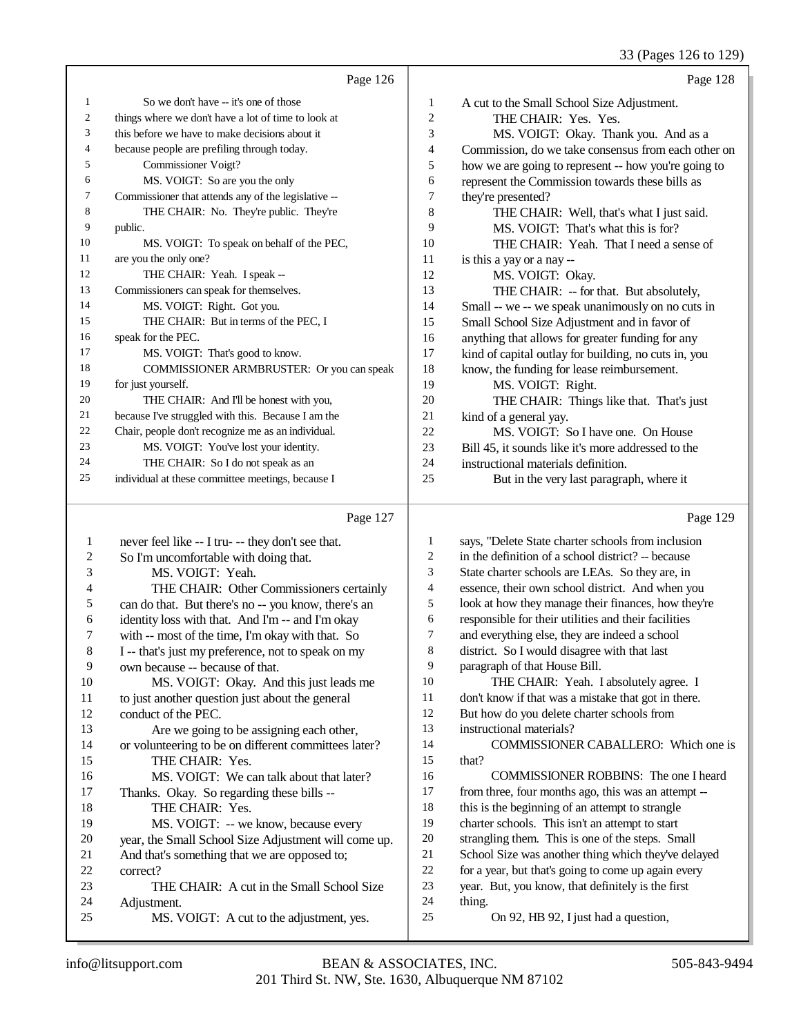Page 126

1 So we don't have -- it's one of those
2 things where we don't have a lot of time to look at
3 this before we have to make decisions about it
4 because people are prefiling through today.
5 Commissioner Voigt?
6 MS. VOIGT: So are you the only
7 Commissioner that attends any of the legislative --
8 THE CHAIR: No. They're public. They're
9 public.
10 MS. VOIGT: To speak on behalf of the PEC,
11 are you the only one?
12 THE CHAIR: Yeah. I speak --
13 Commissioners can speak for themselves.
14 MS. VOIGT: Right. Got you.
15 THE CHAIR: But in terms of the PEC, I
16 speak for the PEC.
17 MS. VOIGT: That's good to know.
18 COMMISSIONER ARMBRUSTER: Or you can speak
19 for just yourself.
20 THE CHAIR: And I'll be honest with you,
21 because I've struggled with this. Because I am the
22 Chair, people don't recognize me as an individual.
23 MS. VOIGT: You've lost your identity.
24 THE CHAIR: So I do not speak as an
25 individual at these committee meetings, because I

Page 127

1 never feel like -- I tru- -- they don't see that.
2 So I'm uncomfortable with doing that.
3 MS. VOIGT: Yeah.
4 THE CHAIR: Other Commissioners certainly
5 can do that. But there's no -- you know, there's an
6 identity loss with that. And I'm -- and I'm okay
7 with -- most of the time, I'm okay with that. So
8 I -- that's just my preference, not to speak on my
9 own because -- because of that.
10 MS. VOIGT: Okay. And this just leads me
11 to just another question just about the general
12 conduct of the PEC.
13 Are we going to be assigning each other,
14 or volunteering to be on different committees later?
15 THE CHAIR: Yes.
16 MS. VOIGT: We can talk about that later?
17 Thanks. Okay. So regarding these bills --
18 THE CHAIR: Yes.
19 MS. VOIGT: -- we know, because every
20 year, the Small School Size Adjustment will come up.
21 And that's something that we are opposed to;
22 correct?
23 THE CHAIR: A cut in the Small School Size
24 Adjustment.
25 MS. VOIGT: A cut to the adjustment, yes.

Page 128

1 A cut to the Small School Size Adjustment.
2 THE CHAIR: Yes. Yes.
3 MS. VOIGT: Okay. Thank you. And as a
4 Commission, do we take consensus from each other on
5 how we are going to represent -- how you're going to
6 represent the Commission towards these bills as
7 they're presented?
8 THE CHAIR: Well, that's what I just said.
9 MS. VOIGT: That's what this is for?
10 THE CHAIR: Yeah. That I need a sense of
11 is this a yay or a nay --
12 MS. VOIGT: Okay.
13 THE CHAIR: -- for that. But absolutely,
14 Small -- we -- we speak unanimously on no cuts in
15 Small School Size Adjustment and in favor of
16 anything that allows for greater funding for any
17 kind of capital outlay for building, no cuts in, you
18 know, the funding for lease reimbursement.
19 MS. VOIGT: Right.
20 THE CHAIR: Things like that. That's just
21 kind of a general yay.
22 MS. VOIGT: So I have one. On House
23 Bill 45, it sounds like it's more addressed to the
24 instructional materials definition.
25 But in the very last paragraph, where it

Page 129

1 says, "Delete State charter schools from inclusion
2 in the definition of a school district? -- because
3 State charter schools are LEAs. So they are, in
4 essence, their own school district. And when you
5 look at how they manage their finances, how they're
6 responsible for their utilities and their facilities
7 and everything else, they are indeed a school
8 district. So I would disagree with that last
9 paragraph of that House Bill.
10 THE CHAIR: Yeah. I absolutely agree. I
11 don't know if that was a mistake that got in there.
12 But how do you delete charter schools from
13 instructional materials?
14 COMMISSIONER CABALLERO: Which one is
15 that?
16 COMMISSIONER ROBBINS: The one I heard
17 from three, four months ago, this was an attempt --
18 this is the beginning of an attempt to strangle
19 charter schools. This isn't an attempt to start
20 strangling them. This is one of the steps. Small
21 School Size was another thing which they've delayed
22 for a year, but that's going to come up again every
23 year. But, you know, that definitely is the first
24 thing.
25 On 92, HB 92, I just had a question,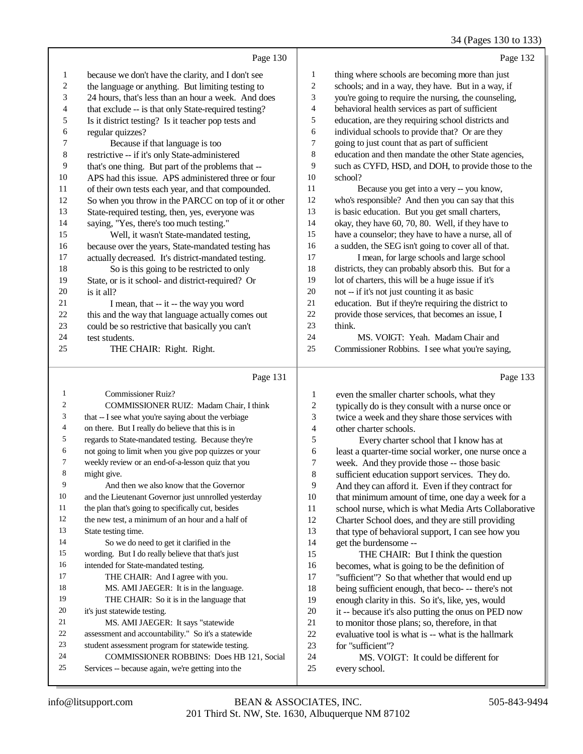Page 130

1 because we don't have the clarity, and I don't see
2 the language or anything. But limiting testing to
3 24 hours, that's less than an hour a week. And does
4 that exclude -- is that only State-required testing?
5 Is it district testing? Is it teacher pop tests and
6 regular quizzes?
7 Because if that language is too
8 restrictive -- if it's only State-administered
9 that's one thing. But part of the problems that --
10 APS had this issue. APS administered three or four
11 of their own tests each year, and that compounded.
12 So when you throw in the PARCC on top of it or other
13 State-required testing, then, yes, everyone was
14 saying, "Yes, there's too much testing."
15 Well, it wasn't State-mandated testing,
16 because over the years, State-mandated testing has
17 actually decreased. It's district-mandated testing.
18 So is this going to be restricted to only
19 State, or is it school- and district-required? Or
20 is it all?
21 I mean, that -- it -- the way you word
22 this and the way that language actually comes out
23 could be so restrictive that basically you can't
24 test students.
25 THE CHAIR: Right. Right.

Page 131

1 Commissioner Ruiz?
2 COMMISSIONER RUIZ: Madam Chair, I think
3 that -- I see what you're saying about the verbiage
4 on there. But I really do believe that this is in
5 regards to State-mandated testing. Because they're
6 not going to limit when you give pop quizzes or your
7 weekly review or an end-of-a-lesson quiz that you
8 might give.
9 And then we also know that the Governor
10 and the Lieutenant Governor just unnrolled yesterday
11 the plan that's going to specifically cut, besides
12 the new test, a minimum of an hour and a half of
13 State testing time.
14 So we do need to get it clarified in the
15 wording. But I do really believe that that's just
16 intended for State-mandated testing.
17 THE CHAIR: And I agree with you.
18 MS. AMI JAEGER: It is in the language.
19 THE CHAIR: So it is in the language that
20 it's just statewide testing.
21 MS. AMI JAEGER: It says "statewide
22 assessment and accountability." So it's a statewide
23 student assessment program for statewide testing.
24 COMMISSIONER ROBBINS: Does HB 121, Social
25 Services -- because again, we're getting into the

Page 132

1 thing where schools are becoming more than just
2 schools; and in a way, they have. But in a way, if
3 you're going to require the nursing, the counseling,
4 behavioral health services as part of sufficient
5 education, are they requiring school districts and
6 individual schools to provide that? Or are they
7 going to just count that as part of sufficient
8 education and then mandate the other State agencies,
9 such as CYFD, HSD, and DOH, to provide those to the
10 school?
11 Because you get into a very -- you know,
12 who's responsible? And then you can say that this
13 is basic education. But you get small charters,
14 okay, they have 60, 70, 80. Well, if they have to
15 have a counselor; they have to have a nurse, all of
16 a sudden, the SEG isn't going to cover all of that.
17 I mean, for large schools and large school
18 districts, they can probably absorb this. But for a
19 lot of charters, this will be a huge issue if it's
20 not -- if it's not just counting it as basic
21 education. But if they're requiring the district to
22 provide those services, that becomes an issue, I
23 think.
24 MS. VOIGT: Yeah. Madam Chair and
25 Commissioner Robbins. I see what you're saying,

Page 133

1 even the smaller charter schools, what they
2 typically do is they consult with a nurse once or
3 twice a week and they share those services with
4 other charter schools.
5 Every charter school that I know has at
6 least a quarter-time social worker, one nurse once a
7 week. And they provide those -- those basic
8 sufficient education support services. They do.
9 And they can afford it. Even if they contract for
10 that minimum amount of time, one day a week for a
11 school nurse, which is what Media Arts Collaborative
12 Charter School does, and they are still providing
13 that type of behavioral support, I can see how you
14 get the burdensome --
15 THE CHAIR: But I think the question
16 becomes, what is going to be the definition of
17 "sufficient"? So that whether that would end up
18 being sufficient enough, that beco- -- there's not
19 enough clarity in this. So it's, like, yes, would
20 it -- because it's also putting the onus on PED now
21 to monitor those plans; so, therefore, in that
22 evaluative tool is what is -- what is the hallmark
23 for "sufficient"?
24 MS. VOIGT: It could be different for
25 every school.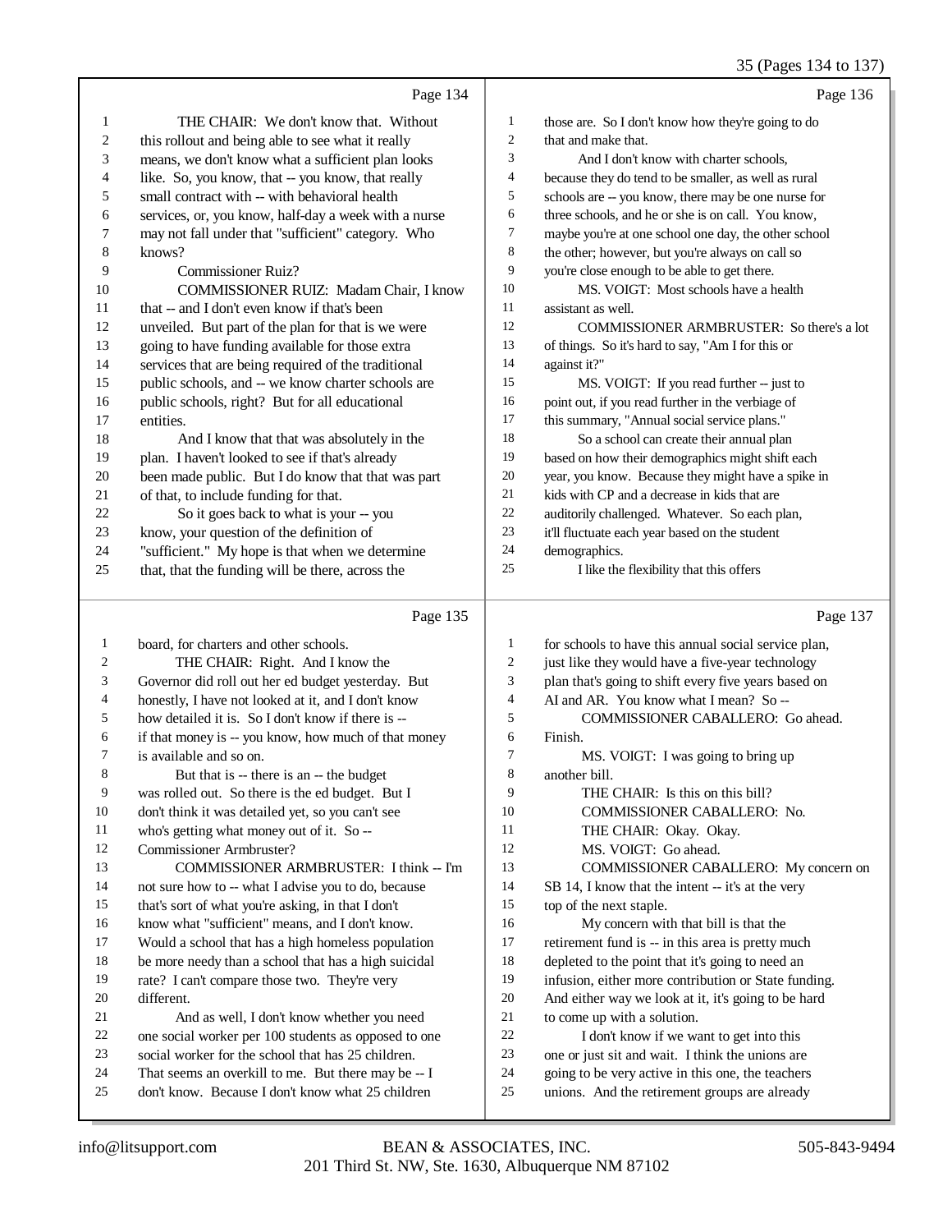Page 134

1 THE CHAIR: We don't know that. Without
2 this rollout and being able to see what it really
3 means, we don't know what a sufficient plan looks
4 like. So, you know, that -- you know, that really
5 small contract with -- with behavioral health
6 services, or, you know, half-day a week with a nurse
7 may not fall under that "sufficient" category. Who
8 knows?
9 Commissioner Ruiz?
10 COMMISSIONER RUIZ: Madam Chair, I know
11 that -- and I don't even know if that's been
12 unveiled. But part of the plan for that is we were
13 going to have funding available for those extra
14 services that are being required of the traditional
15 public schools, and -- we know charter schools are
16 public schools, right? But for all educational
17 entities.
18 And I know that that was absolutely in the
19 plan. I haven't looked to see if that's already
20 been made public. But I do know that that was part
21 of that, to include funding for that.
22 So it goes back to what is your -- you
23 know, your question of the definition of
24 "sufficient." My hope is that when we determine
25 that, that the funding will be there, across the

Page 135

1 board, for charters and other schools.
2 THE CHAIR: Right. And I know the
3 Governor did roll out her ed budget yesterday. But
4 honestly, I have not looked at it, and I don't know
5 how detailed it is. So I don't know if there is --
6 if that money is -- you know, how much of that money
7 is available and so on.
8 But that is -- there is an -- the budget
9 was rolled out. So there is the ed budget. But I
10 don't think it was detailed yet, so you can't see
11 who's getting what money out of it. So --
12 Commissioner Armbruster?
13 COMMISSIONER ARMBRUSTER: I think -- I'm
14 not sure how to -- what I advise you to do, because
15 that's sort of what you're asking, in that I don't
16 know what "sufficient" means, and I don't know.
17 Would a school that has a high homeless population
18 be more needy than a school that has a high suicidal
19 rate? I can't compare those two. They're very
20 different.
21 And as well, I don't know whether you need
22 one social worker per 100 students as opposed to one
23 social worker for the school that has 25 children.
24 That seems an overkill to me. But there may be -- I
25 don't know. Because I don't know what 25 children

Page 136

1 those are. So I don't know how they're going to do
2 that and make that.
3 And I don't know with charter schools,
4 because they do tend to be smaller, as well as rural
5 schools are -- you know, there may be one nurse for
6 three schools, and he or she is on call. You know,
7 maybe you're at one school one day, the other school
8 the other; however, but you're always on call so
9 you're close enough to be able to get there.
10 MS. VOIGT: Most schools have a health
11 assistant as well.
12 COMMISSIONER ARMBRUSTER: So there's a lot
13 of things. So it's hard to say, "Am I for this or
14 against it?"
15 MS. VOIGT: If you read further -- just to
16 point out, if you read further in the verbiage of
17 this summary, "Annual social service plans."
18 So a school can create their annual plan
19 based on how their demographics might shift each
20 year, you know. Because they might have a spike in
21 kids with CP and a decrease in kids that are
22 auditorily challenged. Whatever. So each plan,
23 it'll fluctuate each year based on the student
24 demographics.
25 I like the flexibility that this offers

Page 137

1 for schools to have this annual social service plan,
2 just like they would have a five-year technology
3 plan that's going to shift every five years based on
4 AI and AR. You know what I mean? So --
5 COMMISSIONER CABALLERO: Go ahead.
6 Finish.
7 MS. VOIGT: I was going to bring up
8 another bill.
9 THE CHAIR: Is this on this bill?
10 COMMISSIONER CABALLERO: No.
11 THE CHAIR: Okay. Okay.
12 MS. VOIGT: Go ahead.
13 COMMISSIONER CABALLERO: My concern on
14 SB 14, I know that the intent -- it's at the very
15 top of the next staple.
16 My concern with that bill is that the
17 retirement fund is -- in this area is pretty much
18 depleted to the point that it's going to need an
19 infusion, either more contribution or State funding.
20 And either way we look at it, it's going to be hard
21 to come up with a solution.
22 I don't know if we want to get into this
23 one or just sit and wait. I think the unions are
24 going to be very active in this one, the teachers
25 unions. And the retirement groups are already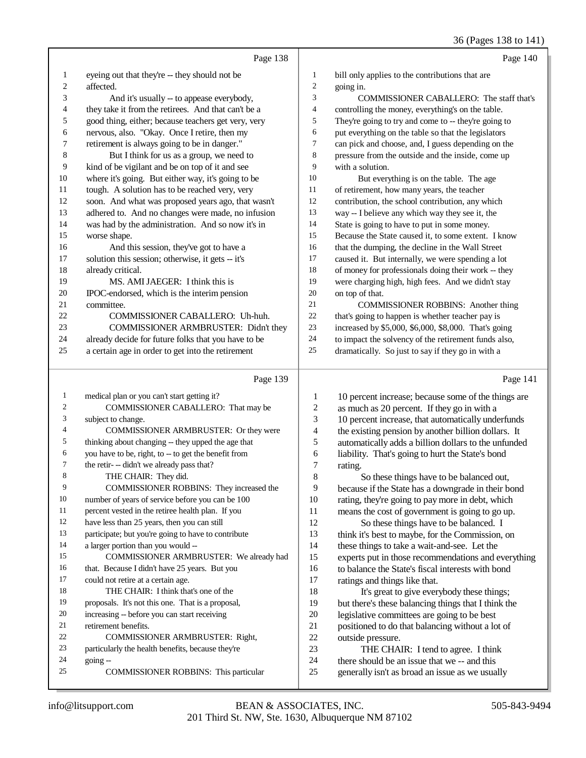Page 138

1 eyeing out that they're -- they should not be
2 affected.
3 And it's usually -- to appease everybody,
4 they take it from the retirees. And that can't be a
5 good thing, either; because teachers get very, very
6 nervous, also. "Okay. Once I retire, then my
7 retirement is always going to be in danger."
8 But I think for us as a group, we need to
9 kind of be vigilant and be on top of it and see
10 where it's going. But either way, it's going to be
11 tough. A solution has to be reached very, very
12 soon. And what was proposed years ago, that wasn't
13 adhered to. And no changes were made, no infusion
14 was had by the administration. And so now it's in
15 worse shape.
16 And this session, they've got to have a
17 solution this session; otherwise, it gets -- it's
18 already critical.
19 MS. AMI JAEGER: I think this is
20 IPOC-endorsed, which is the interim pension
21 committee.
22 COMMISSIONER CABALLERO: Uh-huh.
23 COMMISSIONER ARMBRUSTER: Didn't they
24 already decide for future folks that you have to be
25 a certain age in order to get into the retirement

Page 139

1 medical plan or you can't start getting it?
2 COMMISSIONER CABALLERO: That may be
3 subject to change.
4 COMMISSIONER ARMBRUSTER: Or they were
5 thinking about changing -- they upped the age that
6 you have to be, right, to -- to get the benefit from
7 the retir- -- didn't we already pass that?
8 THE CHAIR: They did.
9 COMMISSIONER ROBBINS: They increased the
10 number of years of service before you can be 100
11 percent vested in the retiree health plan. If you
12 have less than 25 years, then you can still
13 participate; but you're going to have to contribute
14 a larger portion than you would --
15 COMMISSIONER ARMBRUSTER: We already had
16 that. Because I didn't have 25 years. But you
17 could not retire at a certain age.
18 THE CHAIR: I think that's one of the
19 proposals. It's not this one. That is a proposal,
20 increasing -- before you can start receiving
21 retirement benefits.
22 COMMISSIONER ARMBRUSTER: Right,
23 particularly the health benefits, because they're
24 going --
25 COMMISSIONER ROBBINS: This particular

Page 140

1 bill only applies to the contributions that are
2 going in.
3 COMMISSIONER CABALLERO: The staff that's
4 controlling the money, everything's on the table.
5 They're going to try and come to -- they're going to
6 put everything on the table so that the legislators
7 can pick and choose, and, I guess depending on the
8 pressure from the outside and the inside, come up
9 with a solution.
10 But everything is on the table. The age
11 of retirement, how many years, the teacher
12 contribution, the school contribution, any which
13 way -- I believe any which way they see it, the
14 State is going to have to put in some money.
15 Because the State caused it, to some extent. I know
16 that the dumping, the decline in the Wall Street
17 caused it. But internally, we were spending a lot
18 of money for professionals doing their work -- they
19 were charging high, high fees. And we didn't stay
20 on top of that.
21 COMMISSIONER ROBBINS: Another thing
22 that's going to happen is whether teacher pay is
23 increased by $5,000, $6,000, $8,000. That's going
24 to impact the solvency of the retirement funds also,
25 dramatically. So just to say if they go in with a

Page 141

1 10 percent increase; because some of the things are
2 as much as 20 percent. If they go in with a
3 10 percent increase, that automatically underfunds
4 the existing pension by another billion dollars. It
5 automatically adds a billion dollars to the unfunded
6 liability. That's going to hurt the State's bond
7 rating.
8 So these things have to be balanced out,
9 because if the State has a downgrade in their bond
10 rating, they're going to pay more in debt, which
11 means the cost of government is going to go up.
12 So these things have to be balanced. I
13 think it's best to maybe, for the Commission, on
14 these things to take a wait-and-see. Let the
15 experts put in those recommendations and everything
16 to balance the State's fiscal interests with bond
17 ratings and things like that.
18 It's great to give everybody these things;
19 but there's these balancing things that I think the
20 legislative committees are going to be best
21 positioned to do that balancing without a lot of
22 outside pressure.
23 THE CHAIR: I tend to agree. I think
24 there should be an issue that we -- and this
25 generally isn't as broad an issue as we usually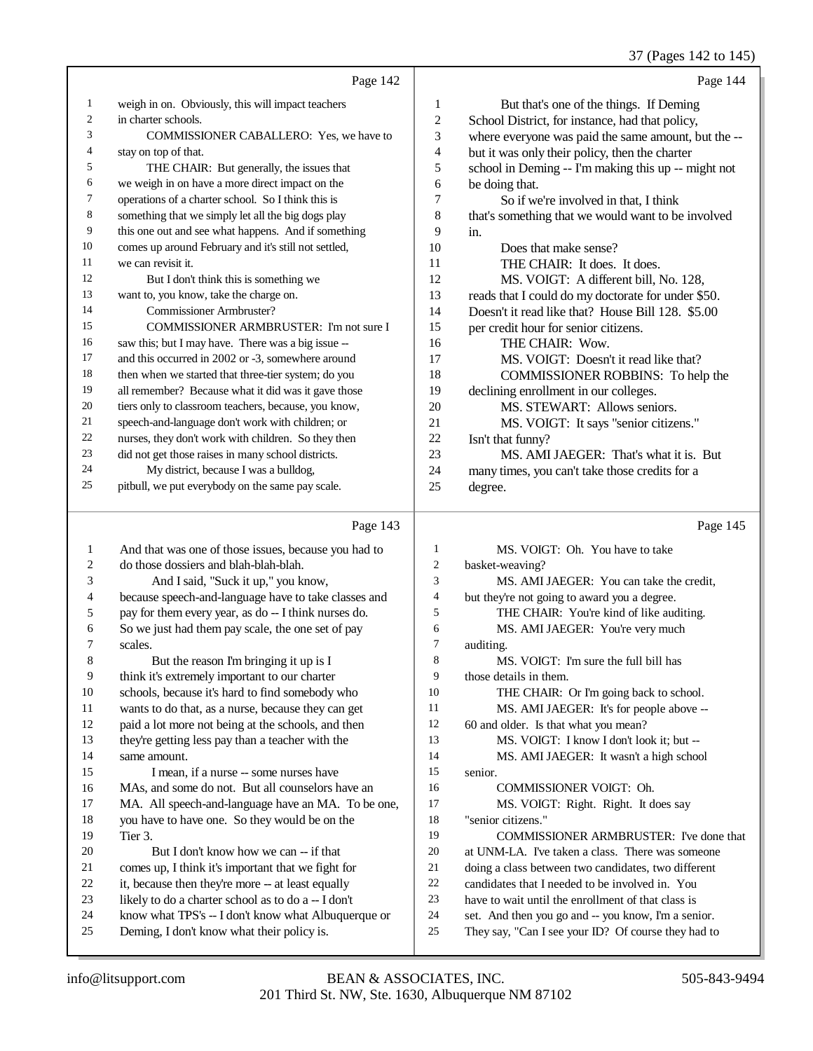Page 142

weigh in on. Obviously, this will impact teachers in charter schools.

COMMISSIONER CABALLERO: Yes, we have to stay on top of that.

THE CHAIR: But generally, the issues that we weigh in on have a more direct impact on the operations of a charter school. So I think this is something that we simply let all the big dogs play this one out and see what happens. And if something comes up around February and it's still not settled, we can revisit it.

But I don't think this is something we want to, you know, take the charge on.

Commissioner Armbruster?

COMMISSIONER ARMBRUSTER: I'm not sure I saw this; but I may have. There was a big issue -- and this occurred in 2002 or -3, somewhere around then when we started that three-tier system; do you all remember? Because what it did was it gave those tiers only to classroom teachers, because, you know, speech-and-language don't work with children; or nurses, they don't work with children. So they then did not get those raises in many school districts.

My district, because I was a bulldog, pitbull, we put everybody on the same pay scale.

Page 143

And that was one of those issues, because you had to do those dossiers and blah-blah-blah.

And I said, "Suck it up," you know, because speech-and-language have to take classes and pay for them every year, as do -- I think nurses do. So we just had them pay scale, the one set of pay scales.

But the reason I'm bringing it up is I think it's extremely important to our charter schools, because it's hard to find somebody who wants to do that, as a nurse, because they can get paid a lot more not being at the schools, and then they're getting less pay than a teacher with the same amount.

I mean, if a nurse -- some nurses have MAs, and some do not. But all counselors have an MA. All speech-and-language have an MA. To be one, you have to have one. So they would be on the Tier 3.

But I don't know how we can -- if that comes up, I think it's important that we fight for it, because then they're more -- at least equally likely to do a charter school as to do a -- I don't know what TPS's -- I don't know what Albuquerque or Deming, I don't know what their policy is.

Page 144

But that's one of the things. If Deming School District, for instance, had that policy, where everyone was paid the same amount, but the -- but it was only their policy, then the charter school in Deming -- I'm making this up -- might not be doing that.

So if we're involved in that, I think that's something that we would want to be involved in.

Does that make sense?

THE CHAIR: It does. It does.

MS. VOIGT: A different bill, No. 128, reads that I could do my doctorate for under $50. Doesn't it read like that? House Bill 128. $5.00 per credit hour for senior citizens.

THE CHAIR: Wow.

MS. VOIGT: Doesn't it read like that?

COMMISSIONER ROBBINS: To help the declining enrollment in our colleges.

MS. STEWART: Allows seniors.

MS. VOIGT: It says "senior citizens." Isn't that funny?

MS. AMI JAEGER: That's what it is. But many times, you can't take those credits for a degree.

Page 145

MS. VOIGT: Oh. You have to take basket-weaving?

MS. AMI JAEGER: You can take the credit, but they're not going to award you a degree.

THE CHAIR: You're kind of like auditing.

MS. AMI JAEGER: You're very much auditing.

MS. VOIGT: I'm sure the full bill has those details in them.

THE CHAIR: Or I'm going back to school.

MS. AMI JAEGER: It's for people above -- 60 and older. Is that what you mean?

MS. VOIGT: I know I don't look it; but --

MS. AMI JAEGER: It wasn't a high school senior.

COMMISSIONER VOIGT: Oh.

MS. VOIGT: Right. Right. It does say "senior citizens."

COMMISSIONER ARMBRUSTER: I've done that at UNM-LA. I've taken a class. There was someone doing a class between two candidates, two different candidates that I needed to be involved in. You have to wait until the enrollment of that class is set. And then you go and -- you know, I'm a senior. They say, "Can I see your ID? Of course they had to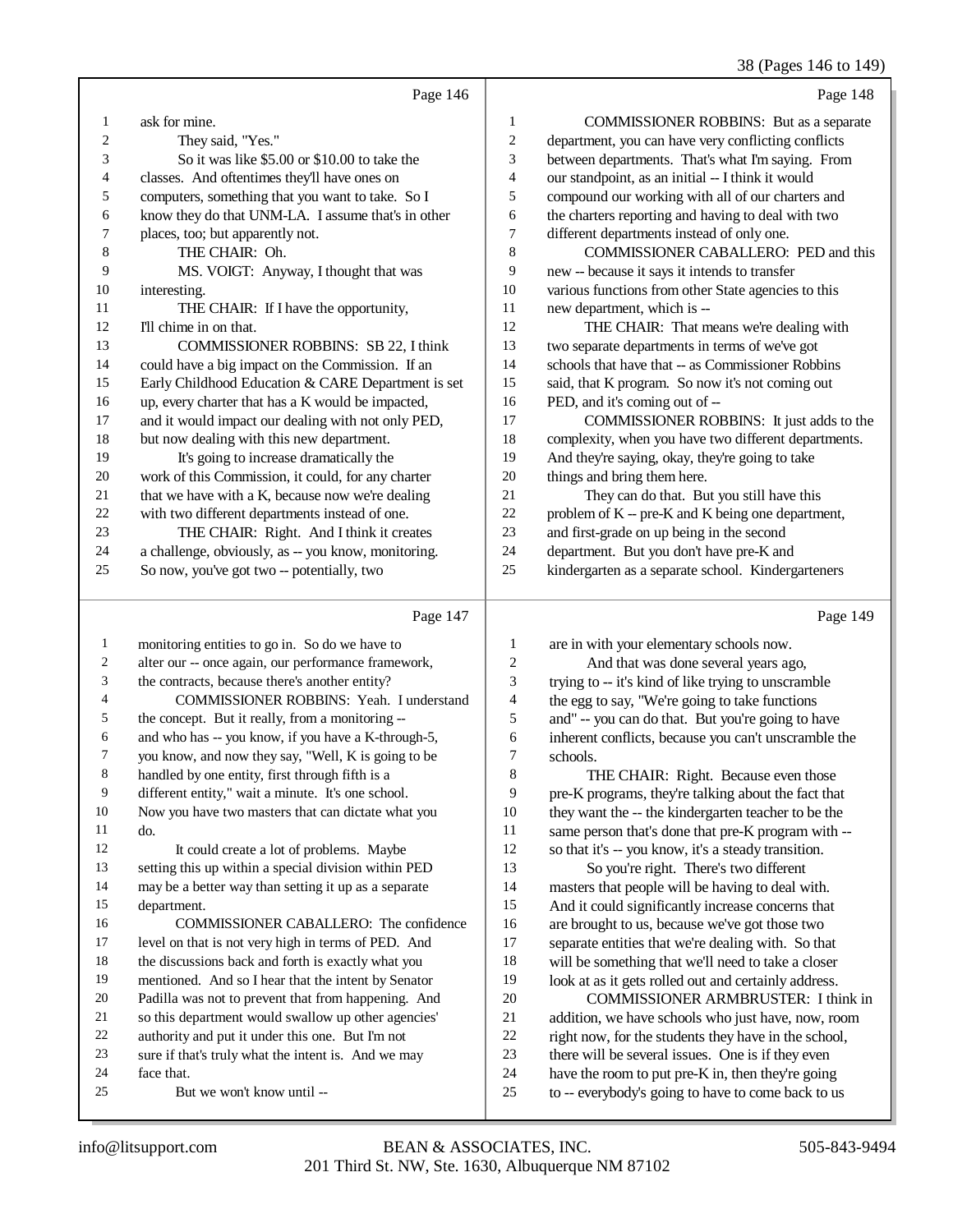Page 146

ask for mine.

They said, "Yes."

So it was like $5.00 or $10.00 to take the classes. And oftentimes they'll have ones on computers, something that you want to take. So I know they do that UNM-LA. I assume that's in other places, too; but apparently not.

THE CHAIR: Oh.

MS. VOIGT: Anyway, I thought that was interesting.

THE CHAIR: If I have the opportunity, I'll chime in on that.

COMMISSIONER ROBBINS: SB 22, I think could have a big impact on the Commission. If an Early Childhood Education & CARE Department is set up, every charter that has a K would be impacted, and it would impact our dealing with not only PED, but now dealing with this new department.

It's going to increase dramatically the work of this Commission, it could, for any charter that we have with a K, because now we're dealing with two different departments instead of one.

THE CHAIR: Right. And I think it creates a challenge, obviously, as -- you know, monitoring. So now, you've got two -- potentially, two

Page 147

monitoring entities to go in. So do we have to alter our -- once again, our performance framework, the contracts, because there's another entity?

COMMISSIONER ROBBINS: Yeah. I understand the concept. But it really, from a monitoring -- and who has -- you know, if you have a K-through-5, you know, and now they say, "Well, K is going to be handled by one entity, first through fifth is a different entity," wait a minute. It's one school. Now you have two masters that can dictate what you do.

It could create a lot of problems. Maybe setting this up within a special division within PED may be a better way than setting it up as a separate department.

COMMISSIONER CABALLERO: The confidence level on that is not very high in terms of PED. And the discussions back and forth is exactly what you mentioned. And so I hear that the intent by Senator Padilla was not to prevent that from happening. And so this department would swallow up other agencies' authority and put it under this one. But I'm not sure if that's truly what the intent is. And we may face that.

But we won't know until --

Page 148

COMMISSIONER ROBBINS: But as a separate department, you can have very conflicting conflicts between departments. That's what I'm saying. From our standpoint, as an initial -- I think it would compound our working with all of our charters and the charters reporting and having to deal with two different departments instead of only one.

COMMISSIONER CABALLERO: PED and this new -- because it says it intends to transfer various functions from other State agencies to this new department, which is --

THE CHAIR: That means we're dealing with two separate departments in terms of we've got schools that have that -- as Commissioner Robbins said, that K program. So now it's not coming out PED, and it's coming out of --

COMMISSIONER ROBBINS: It just adds to the complexity, when you have two different departments. And they're saying, okay, they're going to take things and bring them here.

They can do that. But you still have this problem of K -- pre-K and K being one department, and first-grade on up being in the second department. But you don't have pre-K and kindergarten as a separate school. Kindergarteners

Page 149

are in with your elementary schools now.

And that was done several years ago, trying to -- it's kind of like trying to unscramble the egg to say, "We're going to take functions and" -- you can do that. But you're going to have inherent conflicts, because you can't unscramble the schools.

THE CHAIR: Right. Because even those pre-K programs, they're talking about the fact that they want the -- the kindergarten teacher to be the same person that's done that pre-K program with -- so that it's -- you know, it's a steady transition.

So you're right. There's two different masters that people will be having to deal with. And it could significantly increase concerns that are brought to us, because we've got those two separate entities that we're dealing with. So that will be something that we'll need to take a closer look at as it gets rolled out and certainly address.

COMMISSIONER ARMBRUSTER: I think in addition, we have schools who just have, now, room right now, for the students they have in the school, there will be several issues. One is if they even have the room to put pre-K in, then they're going to -- everybody's going to have to come back to us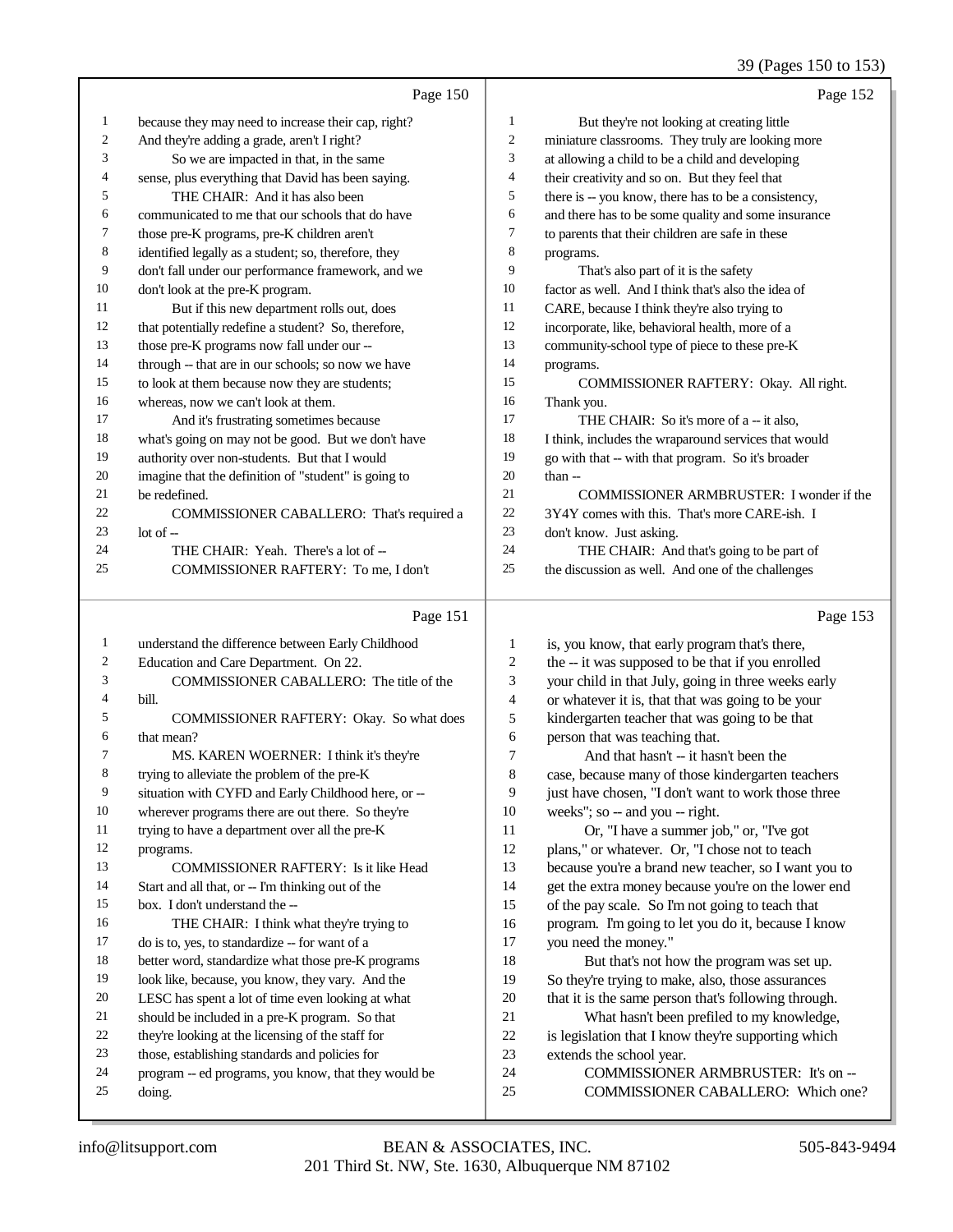Page 150

1 because they may need to increase their cap, right?
2 And they're adding a grade, aren't I right?
3 So we are impacted in that, in the same
4 sense, plus everything that David has been saying.
5 THE CHAIR: And it has also been
6 communicated to me that our schools that do have
7 those pre-K programs, pre-K children aren't
8 identified legally as a student; so, therefore, they
9 don't fall under our performance framework, and we
10 don't look at the pre-K program.
11 But if this new department rolls out, does
12 that potentially redefine a student? So, therefore,
13 those pre-K programs now fall under our --
14 through -- that are in our schools; so now we have
15 to look at them because now they are students;
16 whereas, now we can't look at them.
17 And it's frustrating sometimes because
18 what's going on may not be good. But we don't have
19 authority over non-students. But that I would
20 imagine that the definition of "student" is going to
21 be redefined.
22 COMMISSIONER CABALLERO: That's required a
23 lot of --
24 THE CHAIR: Yeah. There's a lot of --
25 COMMISSIONER RAFTERY: To me, I don't

Page 151

1 understand the difference between Early Childhood
2 Education and Care Department. On 22.
3 COMMISSIONER CABALLERO: The title of the
4 bill.
5 COMMISSIONER RAFTERY: Okay. So what does
6 that mean?
7 MS. KAREN WOERNER: I think it's they're
8 trying to alleviate the problem of the pre-K
9 situation with CYFD and Early Childhood here, or --
10 wherever programs there are out there. So they're
11 trying to have a department over all the pre-K
12 programs.
13 COMMISSIONER RAFTERY: Is it like Head
14 Start and all that, or -- I'm thinking out of the
15 box. I don't understand the --
16 THE CHAIR: I think what they're trying to
17 do is to, yes, to standardize -- for want of a
18 better word, standardize what those pre-K programs
19 look like, because, you know, they vary. And the
20 LESC has spent a lot of time even looking at what
21 should be included in a pre-K program. So that
22 they're looking at the licensing of the staff for
23 those, establishing standards and policies for
24 program -- ed programs, you know, that they would be
25 doing.

Page 152

1 But they're not looking at creating little
2 miniature classrooms. They truly are looking more
3 at allowing a child to be a child and developing
4 their creativity and so on. But they feel that
5 there is -- you know, there has to be a consistency,
6 and there has to be some quality and some insurance
7 to parents that their children are safe in these
8 programs.
9 That's also part of it is the safety
10 factor as well. And I think that's also the idea of
11 CARE, because I think they're also trying to
12 incorporate, like, behavioral health, more of a
13 community-school type of piece to these pre-K
14 programs.
15 COMMISSIONER RAFTERY: Okay. All right.
16 Thank you.
17 THE CHAIR: So it's more of a -- it also,
18 I think, includes the wraparound services that would
19 go with that -- with that program. So it's broader
20 than --
21 COMMISSIONER ARMBRUSTER: I wonder if the
22 3Y4Y comes with this. That's more CARE-ish. I
23 don't know. Just asking.
24 THE CHAIR: And that's going to be part of
25 the discussion as well. And one of the challenges

Page 153

1 is, you know, that early program that's there,
2 the -- it was supposed to be that if you enrolled
3 your child in that July, going in three weeks early
4 or whatever it is, that that was going to be your
5 kindergarten teacher that was going to be that
6 person that was teaching that.
7 And that hasn't -- it hasn't been the
8 case, because many of those kindergarten teachers
9 just have chosen, "I don't want to work those three
10 weeks"; so -- and you -- right.
11 Or, "I have a summer job," or, "I've got
12 plans," or whatever. Or, "I chose not to teach
13 because you're a brand new teacher, so I want you to
14 get the extra money because you're on the lower end
15 of the pay scale. So I'm not going to teach that
16 program. I'm going to let you do it, because I know
17 you need the money."
18 But that's not how the program was set up.
19 So they're trying to make, also, those assurances
20 that it is the same person that's following through.
21 What hasn't been prefiled to my knowledge,
22 is legislation that I know they're supporting which
23 extends the school year.
24 COMMISSIONER ARMBRUSTER: It's on --
25 COMMISSIONER CABALLERO: Which one?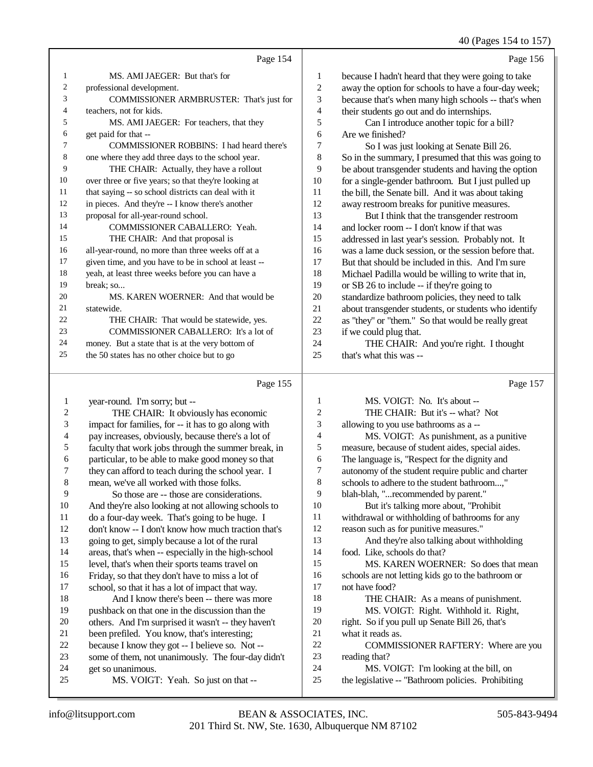Page 154

1 MS. AMI JAEGER: But that's for
2 professional development.
3 COMMISSIONER ARMBRUSTER: That's just for
4 teachers, not for kids.
5 MS. AMI JAEGER: For teachers, that they
6 get paid for that --
7 COMMISSIONER ROBBINS: I had heard there's
8 one where they add three days to the school year.
9 THE CHAIR: Actually, they have a rollout
10 over three or five years; so that they're looking at
11 that saying -- so school districts can deal with it
12 in pieces. And they're -- I know there's another
13 proposal for all-year-round school.
14 COMMISSIONER CABALLERO: Yeah.
15 THE CHAIR: And that proposal is
16 all-year-round, no more than three weeks off at a
17 given time, and you have to be in school at least --
18 yeah, at least three weeks before you can have a
19 break; so...
20 MS. KAREN WOERNER: And that would be
21 statewide.
22 THE CHAIR: That would be statewide, yes.
23 COMMISSIONER CABALLERO: It's a lot of
24 money. But a state that is at the very bottom of
25 the 50 states has no other choice but to go

Page 155

1 year-round. I'm sorry; but --
2 THE CHAIR: It obviously has economic
3 impact for families, for -- it has to go along with
4 pay increases, obviously, because there's a lot of
5 faculty that work jobs through the summer break, in
6 particular, to be able to make good money so that
7 they can afford to teach during the school year. I
8 mean, we've all worked with those folks.
9 So those are -- those are considerations.
10 And they're also looking at not allowing schools to
11 do a four-day week. That's going to be huge. I
12 don't know -- I don't know how much traction that's
13 going to get, simply because a lot of the rural
14 areas, that's when -- especially in the high-school
15 level, that's when their sports teams travel on
16 Friday, so that they don't have to miss a lot of
17 school, so that it has a lot of impact that way.
18 And I know there's been -- there was more
19 pushback on that one in the discussion than the
20 others. And I'm surprised it wasn't -- they haven't
21 been prefiled. You know, that's interesting;
22 because I know they got -- I believe so. Not --
23 some of them, not unanimously. The four-day didn't
24 get so unanimous.
25 MS. VOIGT: Yeah. So just on that --

Page 156

1 because I hadn't heard that they were going to take
2 away the option for schools to have a four-day week;
3 because that's when many high schools -- that's when
4 their students go out and do internships.
5 Can I introduce another topic for a bill?
6 Are we finished?
7 So I was just looking at Senate Bill 26.
8 So in the summary, I presumed that this was going to
9 be about transgender students and having the option
10 for a single-gender bathroom. But I just pulled up
11 the bill, the Senate bill. And it was about taking
12 away restroom breaks for punitive measures.
13 But I think that the transgender restroom
14 and locker room -- I don't know if that was
15 addressed in last year's session. Probably not. It
16 was a lame duck session, or the session before that.
17 But that should be included in this. And I'm sure
18 Michael Padilla would be willing to write that in,
19 or SB 26 to include -- if they're going to
20 standardize bathroom policies, they need to talk
21 about transgender students, or students who identify
22 as "they" or "them." So that would be really great
23 if we could plug that.
24 THE CHAIR: And you're right. I thought
25 that's what this was --

Page 157

1 MS. VOIGT: No. It's about --
2 THE CHAIR: But it's -- what? Not
3 allowing to you use bathrooms as a --
4 MS. VOIGT: As punishment, as a punitive
5 measure, because of student aides, special aides.
6 The language is, "Respect for the dignity and
7 autonomy of the student require public and charter
8 schools to adhere to the student bathroom...,"
9 blah-blah, "...recommended by parent."
10 But it's talking more about, "Prohibit
11 withdrawal or withholding of bathrooms for any
12 reason such as for punitive measures."
13 And they're also talking about withholding
14 food. Like, schools do that?
15 MS. KAREN WOERNER: So does that mean
16 schools are not letting kids go to the bathroom or
17 not have food?
18 THE CHAIR: As a means of punishment.
19 MS. VOIGT: Right. Withhold it. Right,
20 right. So if you pull up Senate Bill 26, that's
21 what it reads as.
22 COMMISSIONER RAFTERY: Where are you
23 reading that?
24 MS. VOIGT: I'm looking at the bill, on
25 the legislative -- "Bathroom policies. Prohibiting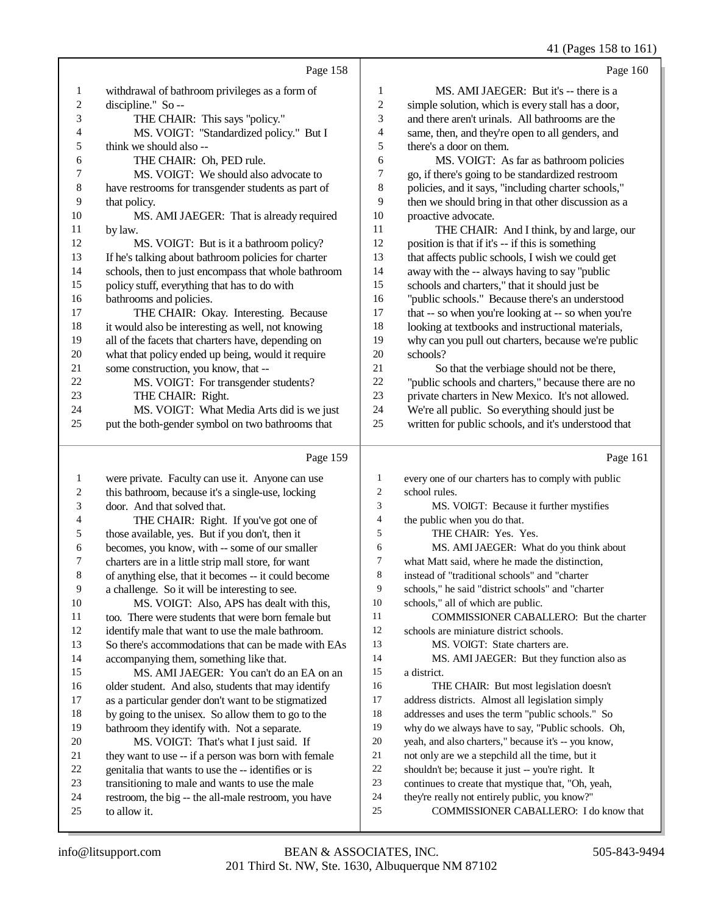Page 158

1 withdrawal of bathroom privileges as a form of
2 discipline." So --
3 THE CHAIR: This says "policy."
4 MS. VOIGT: "Standardized policy." But I
5 think we should also --
6 THE CHAIR: Oh, PED rule.
7 MS. VOIGT: We should also advocate to
8 have restrooms for transgender students as part of
9 that policy.
10 MS. AMI JAEGER: That is already required
11 by law.
12 MS. VOIGT: But is it a bathroom policy?
13 If he's talking about bathroom policies for charter
14 schools, then to just encompass that whole bathroom
15 policy stuff, everything that has to do with
16 bathrooms and policies.
17 THE CHAIR: Okay. Interesting. Because
18 it would also be interesting as well, not knowing
19 all of the facets that charters have, depending on
20 what that policy ended up being, would it require
21 some construction, you know, that --
22 MS. VOIGT: For transgender students?
23 THE CHAIR: Right.
24 MS. VOIGT: What Media Arts did is we just
25 put the both-gender symbol on two bathrooms that

Page 159

1 were private. Faculty can use it. Anyone can use
2 this bathroom, because it's a single-use, locking
3 door. And that solved that.
4 THE CHAIR: Right. If you've got one of
5 those available, yes. But if you don't, then it
6 becomes, you know, with -- some of our smaller
7 charters are in a little strip mall store, for want
8 of anything else, that it becomes -- it could become
9 a challenge. So it will be interesting to see.
10 MS. VOIGT: Also, APS has dealt with this,
11 too. There were students that were born female but
12 identify male that want to use the male bathroom.
13 So there's accommodations that can be made with EAs
14 accompanying them, something like that.
15 MS. AMI JAEGER: You can't do an EA on an
16 older student. And also, students that may identify
17 as a particular gender don't want to be stigmatized
18 by going to the unisex. So allow them to go to the
19 bathroom they identify with. Not a separate.
20 MS. VOIGT: That's what I just said. If
21 they want to use -- if a person was born with female
22 genitalia that wants to use the -- identifies or is
23 transitioning to male and wants to use the male
24 restroom, the big -- the all-male restroom, you have
25 to allow it.

Page 160

1 MS. AMI JAEGER: But it's -- there is a
2 simple solution, which is every stall has a door,
3 and there aren't urinals. All bathrooms are the
4 same, then, and they're open to all genders, and
5 there's a door on them.
6 MS. VOIGT: As far as bathroom policies
7 go, if there's going to be standardized restroom
8 policies, and it says, "including charter schools,"
9 then we should bring in that other discussion as a
10 proactive advocate.
11 THE CHAIR: And I think, by and large, our
12 position is that if it's -- if this is something
13 that affects public schools, I wish we could get
14 away with the -- always having to say "public
15 schools and charters," that it should just be
16 "public schools." Because there's an understood
17 that -- so when you're looking at -- so when you're
18 looking at textbooks and instructional materials,
19 why can you pull out charters, because we're public
20 schools?
21 So that the verbiage should not be there,
22 "public schools and charters," because there are no
23 private charters in New Mexico. It's not allowed.
24 We're all public. So everything should just be
25 written for public schools, and it's understood that

Page 161

1 every one of our charters has to comply with public
2 school rules.
3 MS. VOIGT: Because it further mystifies
4 the public when you do that.
5 THE CHAIR: Yes. Yes.
6 MS. AMI JAEGER: What do you think about
7 what Matt said, where he made the distinction,
8 instead of "traditional schools" and "charter
9 schools," he said "district schools" and "charter
10 schools," all of which are public.
11 COMMISSIONER CABALLERO: But the charter
12 schools are miniature district schools.
13 MS. VOIGT: State charters are.
14 MS. AMI JAEGER: But they function also as
15 a district.
16 THE CHAIR: But most legislation doesn't
17 address districts. Almost all legislation simply
18 addresses and uses the term "public schools." So
19 why do we always have to say, "Public schools. Oh,
20 yeah, and also charters," because it's -- you know,
21 not only are we a stepchild all the time, but it
22 shouldn't be; because it just -- you're right. It
23 continues to create that mystique that, "Oh, yeah,
24 they're really not entirely public, you know?"
25 COMMISSIONER CABALLERO: I do know that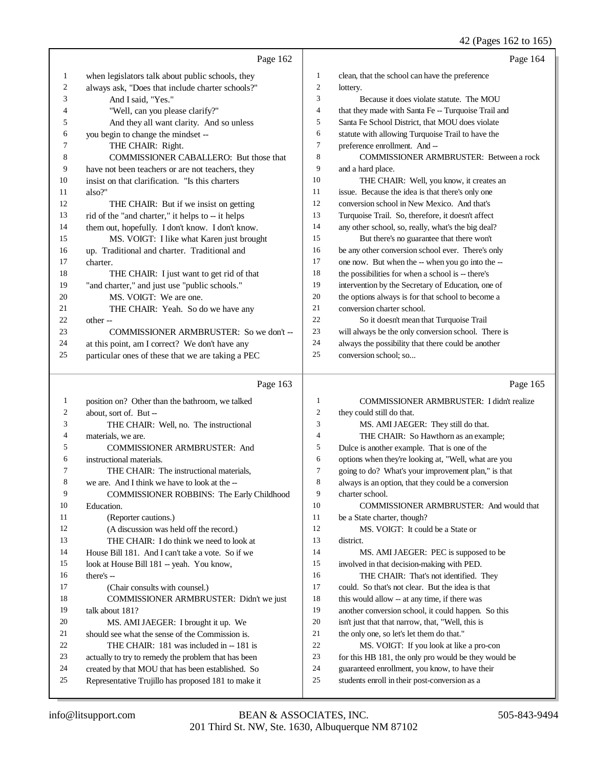Page 162

1 when legislators talk about public schools, they
2 always ask, "Does that include charter schools?"
3 And I said, "Yes."
4 "Well, can you please clarify?"
5 And they all want clarity. And so unless
6 you begin to change the mindset --
7 THE CHAIR: Right.
8 COMMISSIONER CABALLERO: But those that
9 have not been teachers or are not teachers, they
10 insist on that clarification. "Is this charters
11 also?"
12 THE CHAIR: But if we insist on getting
13 rid of the "and charter," it helps to -- it helps
14 them out, hopefully. I don't know. I don't know.
15 MS. VOIGT: I like what Karen just brought
16 up. Traditional and charter. Traditional and
17 charter.
18 THE CHAIR: I just want to get rid of that
19 "and charter," and just use "public schools."
20 MS. VOIGT: We are one.
21 THE CHAIR: Yeah. So do we have any
22 other --
23 COMMISSIONER ARMBRUSTER: So we don't --
24 at this point, am I correct? We don't have any
25 particular ones of these that we are taking a PEC

Page 163

1 position on? Other than the bathroom, we talked
2 about, sort of. But --
3 THE CHAIR: Well, no. The instructional
4 materials, we are.
5 COMMISSIONER ARMBRUSTER: And
6 instructional materials.
7 THE CHAIR: The instructional materials,
8 we are. And I think we have to look at the --
9 COMMISSIONER ROBBINS: The Early Childhood
10 Education.
11 (Reporter cautions.)
12 (A discussion was held off the record.)
13 THE CHAIR: I do think we need to look at
14 House Bill 181. And I can't take a vote. So if we
15 look at House Bill 181 -- yeah. You know,
16 there's --
17 (Chair consults with counsel.)
18 COMMISSIONER ARMBRUSTER: Didn't we just
19 talk about 181?
20 MS. AMI JAEGER: I brought it up. We
21 should see what the sense of the Commission is.
22 THE CHAIR: 181 was included in -- 181 is
23 actually to try to remedy the problem that has been
24 created by that MOU that has been established. So
25 Representative Trujillo has proposed 181 to make it

Page 164

1 clean, that the school can have the preference
2 lottery.
3 Because it does violate statute. The MOU
4 that they made with Santa Fe -- Turquoise Trail and
5 Santa Fe School District, that MOU does violate
6 statute with allowing Turquoise Trail to have the
7 preference enrollment. And --
8 COMMISSIONER ARMBRUSTER: Between a rock
9 and a hard place.
10 THE CHAIR: Well, you know, it creates an
11 issue. Because the idea is that there's only one
12 conversion school in New Mexico. And that's
13 Turquoise Trail. So, therefore, it doesn't affect
14 any other school, so, really, what's the big deal?
15 But there's no guarantee that there won't
16 be any other conversion school ever. There's only
17 one now. But when the -- when you go into the --
18 the possibilities for when a school is -- there's
19 intervention by the Secretary of Education, one of
20 the options always is for that school to become a
21 conversion charter school.
22 So it doesn't mean that Turquoise Trail
23 will always be the only conversion school. There is
24 always the possibility that there could be another
25 conversion school; so...

Page 165

1 COMMISSIONER ARMBRUSTER: I didn't realize
2 they could still do that.
3 MS. AMI JAEGER: They still do that.
4 THE CHAIR: So Hawthorn as an example;
5 Dulce is another example. That is one of the
6 options when they're looking at, "Well, what are you
7 going to do? What's your improvement plan," is that
8 always is an option, that they could be a conversion
9 charter school.
10 COMMISSIONER ARMBRUSTER: And would that
11 be a State charter, though?
12 MS. VOIGT: It could be a State or
13 district.
14 MS. AMI JAEGER: PEC is supposed to be
15 involved in that decision-making with PED.
16 THE CHAIR: That's not identified. They
17 could. So that's not clear. But the idea is that
18 this would allow -- at any time, if there was
19 another conversion school, it could happen. So this
20 isn't just that that narrow, that, "Well, this is
21 the only one, so let's let them do that."
22 MS. VOIGT: If you look at like a pro-con
23 for this HB 181, the only pro would be they would be
24 guaranteed enrollment, you know, to have their
25 students enroll in their post-conversion as a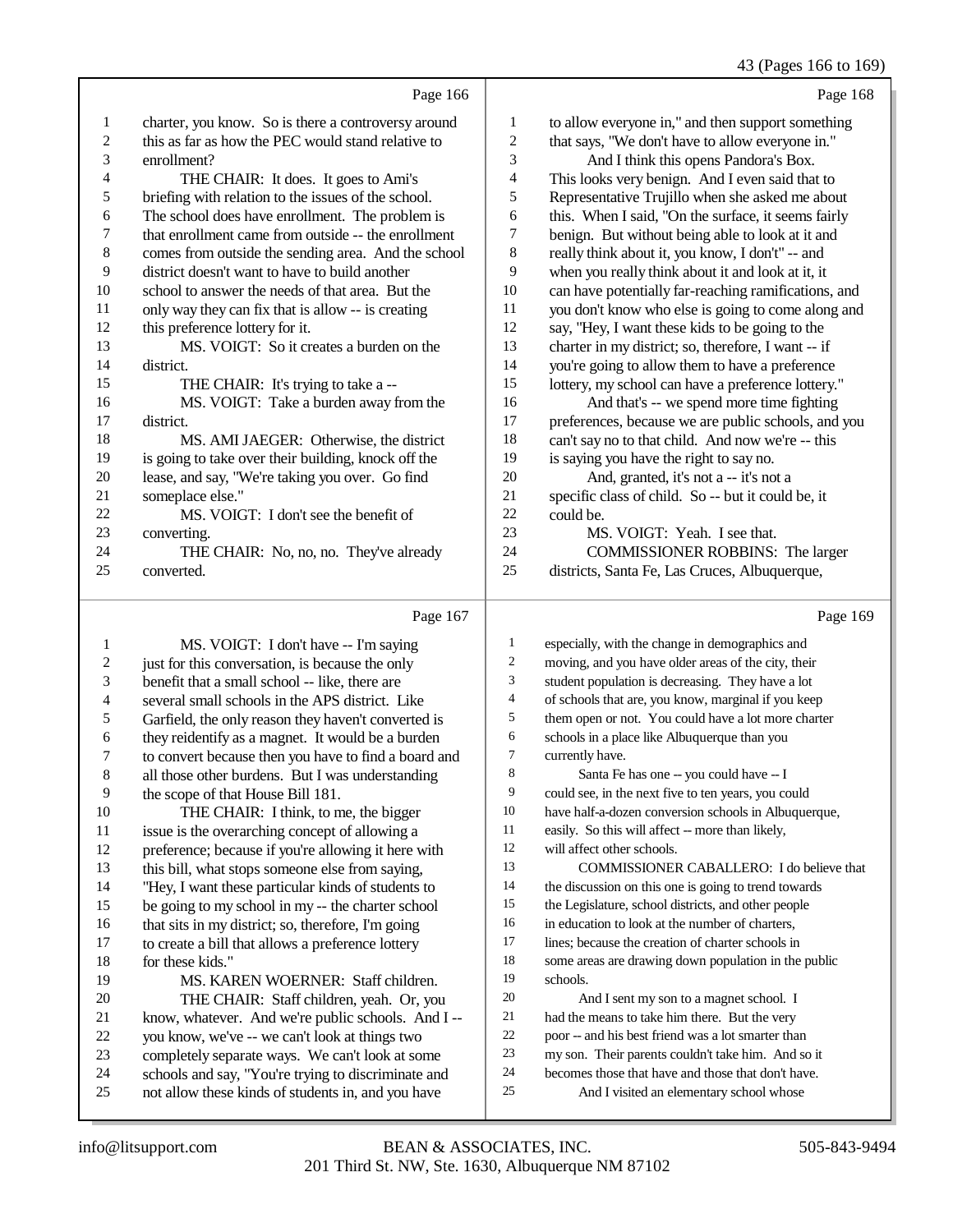Page 166

1 charter, you know. So is there a controversy around
2 this as far as how the PEC would stand relative to
3 enrollment?
4 THE CHAIR: It does. It goes to Ami's
5 briefing with relation to the issues of the school.
6 The school does have enrollment. The problem is
7 that enrollment came from outside -- the enrollment
8 comes from outside the sending area. And the school
9 district doesn't want to have to build another
10 school to answer the needs of that area. But the
11 only way they can fix that is allow -- is creating
12 this preference lottery for it.
13 MS. VOIGT: So it creates a burden on the
14 district.
15 THE CHAIR: It's trying to take a --
16 MS. VOIGT: Take a burden away from the
17 district.
18 MS. AMI JAEGER: Otherwise, the district
19 is going to take over their building, knock off the
20 lease, and say, "We're taking you over. Go find
21 someplace else."
22 MS. VOIGT: I don't see the benefit of
23 converting.
24 THE CHAIR: No, no, no. They've already
25 converted.

Page 167

1 MS. VOIGT: I don't have -- I'm saying
2 just for this conversation, is because the only
3 benefit that a small school -- like, there are
4 several small schools in the APS district. Like
5 Garfield, the only reason they haven't converted is
6 they reidentify as a magnet. It would be a burden
7 to convert because then you have to find a board and
8 all those other burdens. But I was understanding
9 the scope of that House Bill 181.
10 THE CHAIR: I think, to me, the bigger
11 issue is the overarching concept of allowing a
12 preference; because if you're allowing it here with
13 this bill, what stops someone else from saying,
14 "Hey, I want these particular kinds of students to
15 be going to my school in my -- the charter school
16 that sits in my district; so, therefore, I'm going
17 to create a bill that allows a preference lottery
18 for these kids."
19 MS. KAREN WOERNER: Staff children.
20 THE CHAIR: Staff children, yeah. Or, you
21 know, whatever. And we're public schools. And I --
22 you know, we've -- we can't look at things two
23 completely separate ways. We can't look at some
24 schools and say, "You're trying to discriminate and
25 not allow these kinds of students in, and you have

Page 168

1 to allow everyone in," and then support something
2 that says, "We don't have to allow everyone in."
3 And I think this opens Pandora's Box.
4 This looks very benign. And I even said that to
5 Representative Trujillo when she asked me about
6 this. When I said, "On the surface, it seems fairly
7 benign. But without being able to look at it and
8 really think about it, you know, I don't" -- and
9 when you really think about it and look at it, it
10 can have potentially far-reaching ramifications, and
11 you don't know who else is going to come along and
12 say, "Hey, I want these kids to be going to the
13 charter in my district; so, therefore, I want -- if
14 you're going to allow them to have a preference
15 lottery, my school can have a preference lottery."
16 And that's -- we spend more time fighting
17 preferences, because we are public schools, and you
18 can't say no to that child. And now we're -- this
19 is saying you have the right to say no.
20 And, granted, it's not a -- it's not a
21 specific class of child. So -- but it could be, it
22 could be.
23 MS. VOIGT: Yeah. I see that.
24 COMMISSIONER ROBBINS: The larger
25 districts, Santa Fe, Las Cruces, Albuquerque,

Page 169

1 especially, with the change in demographics and
2 moving, and you have older areas of the city, their
3 student population is decreasing. They have a lot
4 of schools that are, you know, marginal if you keep
5 them open or not. You could have a lot more charter
6 schools in a place like Albuquerque than you
7 currently have.
8 Santa Fe has one -- you could have -- I
9 could see, in the next five to ten years, you could
10 have half-a-dozen conversion schools in Albuquerque,
11 easily. So this will affect -- more than likely,
12 will affect other schools.
13 COMMISSIONER CABALLERO: I do believe that
14 the discussion on this one is going to trend towards
15 the Legislature, school districts, and other people
16 in education to look at the number of charters,
17 lines; because the creation of charter schools in
18 some areas are drawing down population in the public
19 schools.
20 And I sent my son to a magnet school. I
21 had the means to take him there. But the very
22 poor -- and his best friend was a lot smarter than
23 my son. Their parents couldn't take him. And so it
24 becomes those that have and those that don't have.
25 And I visited an elementary school whose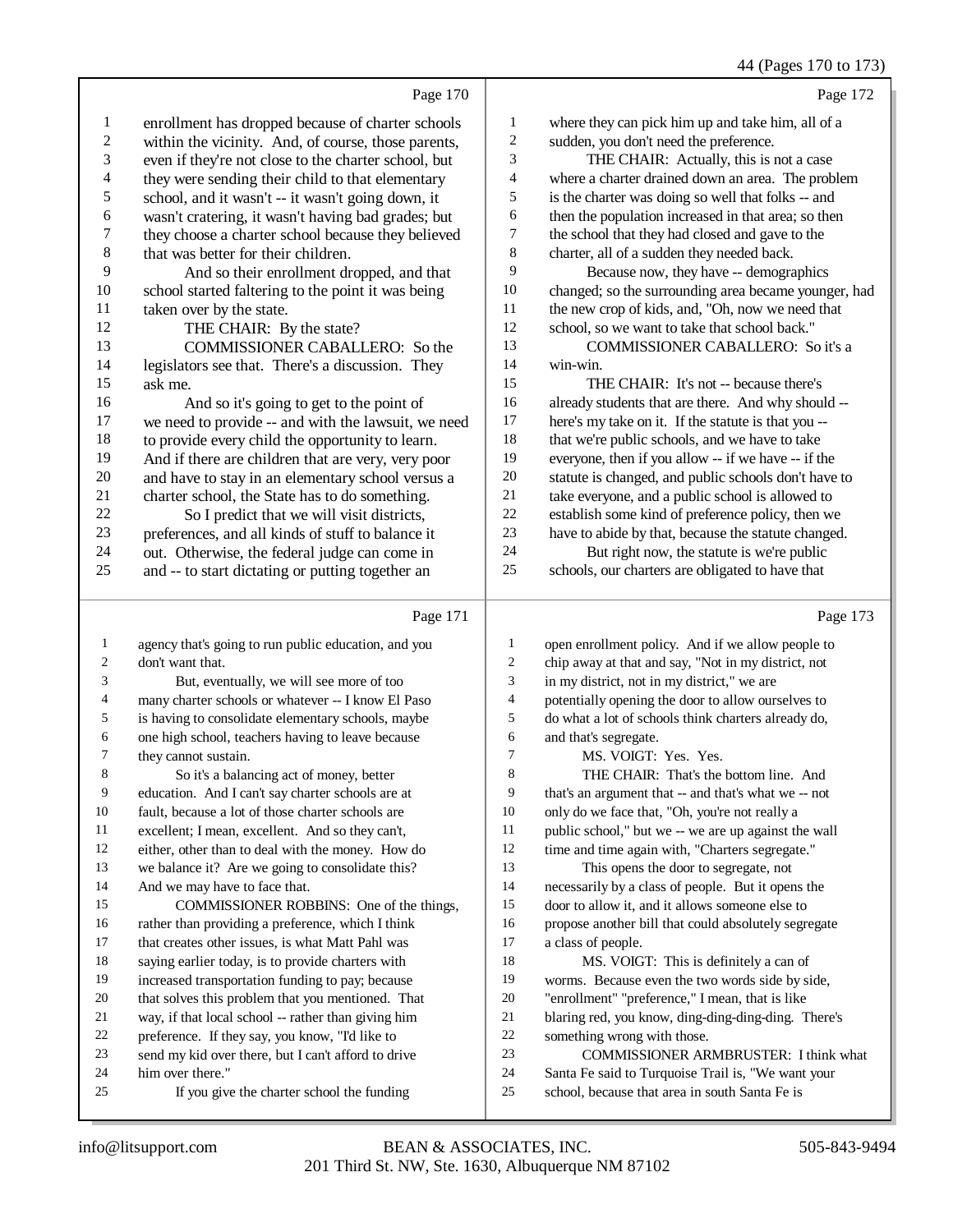Page 170

enrollment has dropped because of charter schools within the vicinity. And, of course, those parents, even if they're not close to the charter school, but they were sending their child to that elementary school, and it wasn't -- it wasn't going down, it wasn't cratering, it wasn't having bad grades; but they choose a charter school because they believed that was better for their children.

And so their enrollment dropped, and that school started faltering to the point it was being taken over by the state.

THE CHAIR: By the state?

COMMISSIONER CABALLERO: So the legislators see that. There's a discussion. They ask me.

And so it's going to get to the point of we need to provide -- and with the lawsuit, we need to provide every child the opportunity to learn. And if there are children that are very, very poor and have to stay in an elementary school versus a charter school, the State has to do something.

So I predict that we will visit districts, preferences, and all kinds of stuff to balance it out. Otherwise, the federal judge can come in and -- to start dictating or putting together an

Page 171

agency that's going to run public education, and you don't want that.

But, eventually, we will see more of too many charter schools or whatever -- I know El Paso is having to consolidate elementary schools, maybe one high school, teachers having to leave because they cannot sustain.

So it's a balancing act of money, better education. And I can't say charter schools are at fault, because a lot of those charter schools are excellent; I mean, excellent. And so they can't, either, other than to deal with the money. How do we balance it? Are we going to consolidate this? And we may have to face that.

COMMISSIONER ROBBINS: One of the things, rather than providing a preference, which I think that creates other issues, is what Matt Pahl was saying earlier today, is to provide charters with increased transportation funding to pay; because that solves this problem that you mentioned. That way, if that local school -- rather than giving him preference. If they say, you know, "I'd like to send my kid over there, but I can't afford to drive him over there."

If you give the charter school the funding

Page 172

where they can pick him up and take him, all of a sudden, you don't need the preference.

THE CHAIR: Actually, this is not a case where a charter drained down an area. The problem is the charter was doing so well that folks -- and then the population increased in that area; so then the school that they had closed and gave to the charter, all of a sudden they needed back.

Because now, they have -- demographics changed; so the surrounding area became younger, had the new crop of kids, and, "Oh, now we need that school, so we want to take that school back."

COMMISSIONER CABALLERO: So it's a win-win.

THE CHAIR: It's not -- because there's already students that are there. And why should -- here's my take on it. If the statute is that you -- that we're public schools, and we have to take everyone, then if you allow -- if we have -- if the statute is changed, and public schools don't have to take everyone, and a public school is allowed to establish some kind of preference policy, then we have to abide by that, because the statute changed.

But right now, the statute is we're public schools, our charters are obligated to have that

Page 173

open enrollment policy. And if we allow people to chip away at that and say, "Not in my district, not in my district, not in my district," we are potentially opening the door to allow ourselves to do what a lot of schools think charters already do, and that's segregate.

MS. VOIGT: Yes. Yes.

THE CHAIR: That's the bottom line. And that's an argument that -- and that's what we -- not only do we face that, "Oh, you're not really a public school," but we -- we are up against the wall time and time again with, "Charters segregate."

This opens the door to segregate, not necessarily by a class of people. But it opens the door to allow it, and it allows someone else to propose another bill that could absolutely segregate a class of people.

MS. VOIGT: This is definitely a can of worms. Because even the two words side by side, "enrollment" "preference," I mean, that is like blaring red, you know, ding-ding-ding-ding. There's something wrong with those.

COMMISSIONER ARMBRUSTER: I think what Santa Fe said to Turquoise Trail is, "We want your school, because that area in south Santa Fe is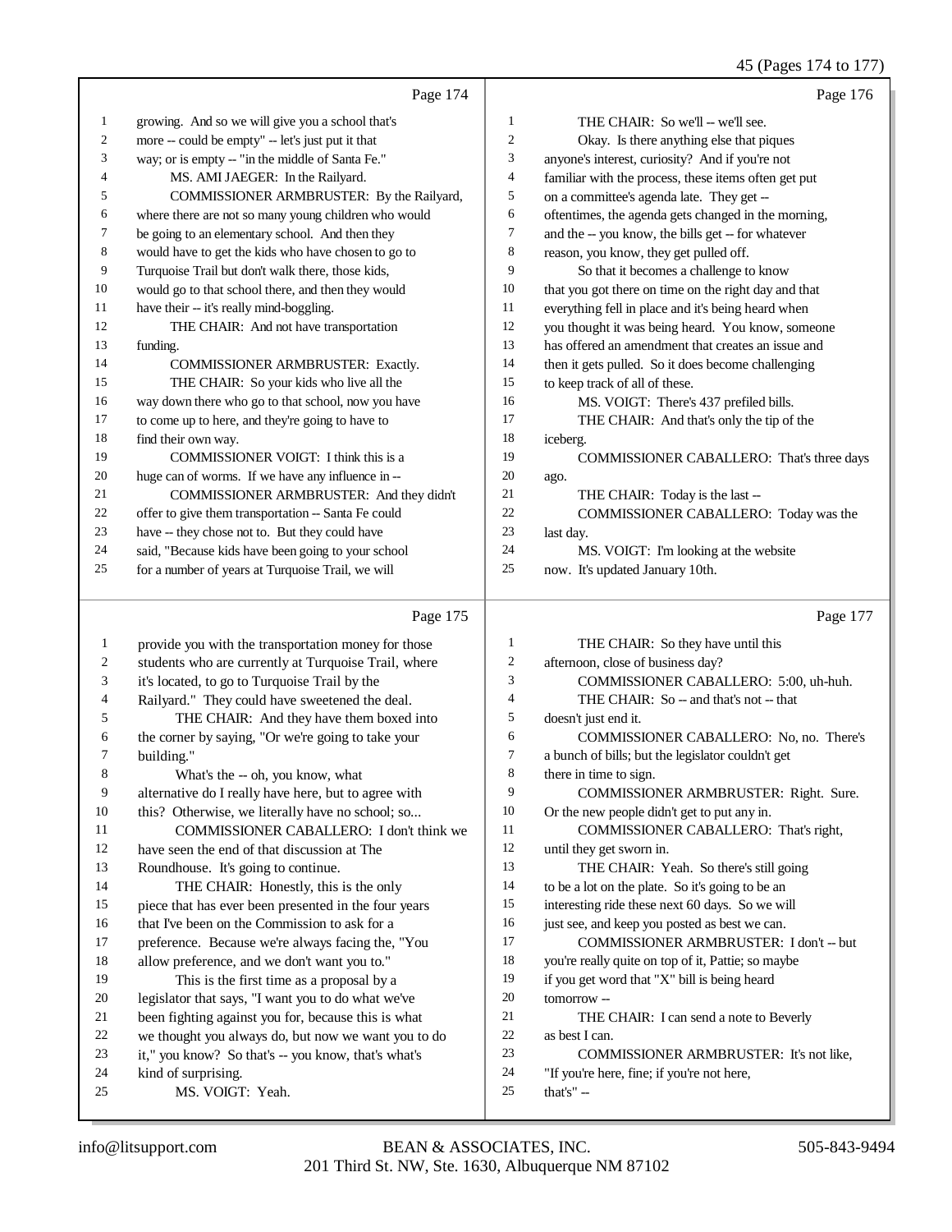Page 174

1 growing. And so we will give you a school that's
2 more -- could be empty" -- let's just put it that
3 way; or is empty -- "in the middle of Santa Fe."
4 MS. AMI JAEGER: In the Railyard.
5 COMMISSIONER ARMBRUSTER: By the Railyard,
6 where there are not so many young children who would
7 be going to an elementary school. And then they
8 would have to get the kids who have chosen to go to
9 Turquoise Trail but don't walk there, those kids,
10 would go to that school there, and then they would
11 have their -- it's really mind-boggling.
12 THE CHAIR: And not have transportation
13 funding.
14 COMMISSIONER ARMBRUSTER: Exactly.
15 THE CHAIR: So your kids who live all the
16 way down there who go to that school, now you have
17 to come up to here, and they're going to have to
18 find their own way.
19 COMMISSIONER VOIGT: I think this is a
20 huge can of worms. If we have any influence in --
21 COMMISSIONER ARMBRUSTER: And they didn't
22 offer to give them transportation -- Santa Fe could
23 have -- they chose not to. But they could have
24 said, "Because kids have been going to your school
25 for a number of years at Turquoise Trail, we will

Page 175

1 provide you with the transportation money for those
2 students who are currently at Turquoise Trail, where
3 it's located, to go to Turquoise Trail by the
4 Railyard." They could have sweetened the deal.
5 THE CHAIR: And they have them boxed into
6 the corner by saying, "Or we're going to take your
7 building."
8 What's the -- oh, you know, what
9 alternative do I really have here, but to agree with
10 this? Otherwise, we literally have no school; so...
11 COMMISSIONER CABALLERO: I don't think we
12 have seen the end of that discussion at The
13 Roundhouse. It's going to continue.
14 THE CHAIR: Honestly, this is the only
15 piece that has ever been presented in the four years
16 that I've been on the Commission to ask for a
17 preference. Because we're always facing the, "You
18 allow preference, and we don't want you to."
19 This is the first time as a proposal by a
20 legislator that says, "I want you to do what we've
21 been fighting against you for, because this is what
22 we thought you always do, but now we want you to do
23 it," you know? So that's -- you know, that's what's
24 kind of surprising.
25 MS. VOIGT: Yeah.

Page 176

1 THE CHAIR: So we'll -- we'll see.
2 Okay. Is there anything else that piques
3 anyone's interest, curiosity? And if you're not
4 familiar with the process, these items often get put
5 on a committee's agenda late. They get --
6 oftentimes, the agenda gets changed in the morning,
7 and the -- you know, the bills get -- for whatever
8 reason, you know, they get pulled off.
9 So that it becomes a challenge to know
10 that you got there on time on the right day and that
11 everything fell in place and it's being heard when
12 you thought it was being heard. You know, someone
13 has offered an amendment that creates an issue and
14 then it gets pulled. So it does become challenging
15 to keep track of all of these.
16 MS. VOIGT: There's 437 prefiled bills.
17 THE CHAIR: And that's only the tip of the
18 iceberg.
19 COMMISSIONER CABALLERO: That's three days
20 ago.
21 THE CHAIR: Today is the last --
22 COMMISSIONER CABALLERO: Today was the
23 last day.
24 MS. VOIGT: I'm looking at the website
25 now. It's updated January 10th.

Page 177

1 THE CHAIR: So they have until this
2 afternoon, close of business day?
3 COMMISSIONER CABALLERO: 5:00, uh-huh.
4 THE CHAIR: So -- and that's not -- that
5 doesn't just end it.
6 COMMISSIONER CABALLERO: No, no. There's
7 a bunch of bills; but the legislator couldn't get
8 there in time to sign.
9 COMMISSIONER ARMBRUSTER: Right. Sure.
10 Or the new people didn't get to put any in.
11 COMMISSIONER CABALLERO: That's right,
12 until they get sworn in.
13 THE CHAIR: Yeah. So there's still going
14 to be a lot on the plate. So it's going to be an
15 interesting ride these next 60 days. So we will
16 just see, and keep you posted as best we can.
17 COMMISSIONER ARMBRUSTER: I don't -- but
18 you're really quite on top of it, Pattie; so maybe
19 if you get word that "X" bill is being heard
20 tomorrow --
21 THE CHAIR: I can send a note to Beverly
22 as best I can.
23 COMMISSIONER ARMBRUSTER: It's not like,
24 "If you're here, fine; if you're not here,
25 that's" --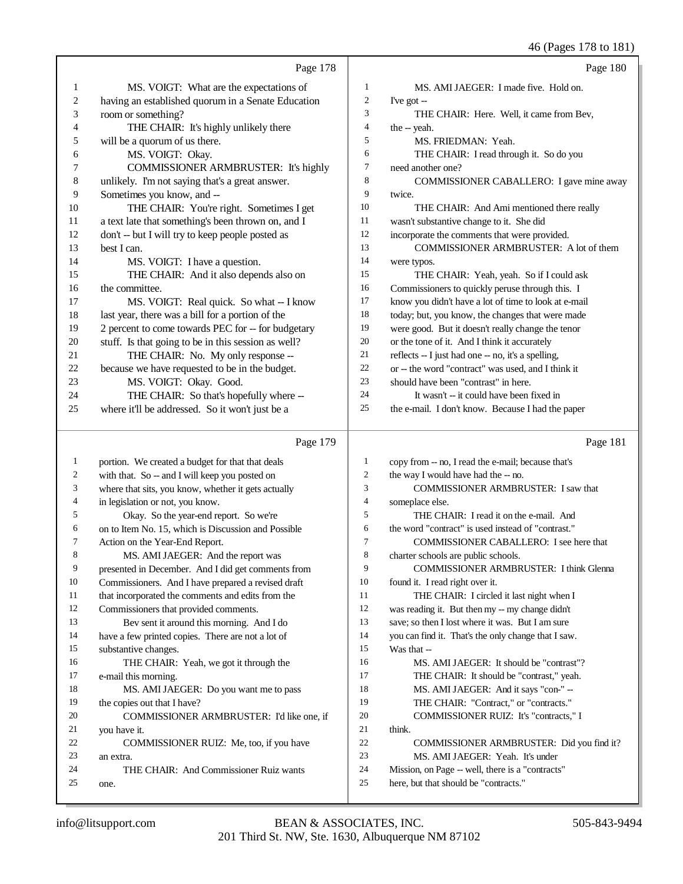Page 178

1 MS. VOIGT: What are the expectations of
2 having an established quorum in a Senate Education
3 room or something?
4 THE CHAIR: It's highly unlikely there
5 will be a quorum of us there.
6 MS. VOIGT: Okay.
7 COMMISSIONER ARMBRUSTER: It's highly
8 unlikely. I'm not saying that's a great answer.
9 Sometimes you know, and --
10 THE CHAIR: You're right. Sometimes I get
11 a text late that something's been thrown on, and I
12 don't -- but I will try to keep people posted as
13 best I can.
14 MS. VOIGT: I have a question.
15 THE CHAIR: And it also depends also on
16 the committee.
17 MS. VOIGT: Real quick. So what -- I know
18 last year, there was a bill for a portion of the
19 2 percent to come towards PEC for -- for budgetary
20 stuff. Is that going to be in this session as well?
21 THE CHAIR: No. My only response --
22 because we have requested to be in the budget.
23 MS. VOIGT: Okay. Good.
24 THE CHAIR: So that's hopefully where --
25 where it'll be addressed. So it won't just be a

Page 179

1 portion. We created a budget for that that deals
2 with that. So -- and I will keep you posted on
3 where that sits, you know, whether it gets actually
4 in legislation or not, you know.
5 Okay. So the year-end report. So we're
6 on to Item No. 15, which is Discussion and Possible
7 Action on the Year-End Report.
8 MS. AMI JAEGER: And the report was
9 presented in December. And I did get comments from
10 Commissioners. And I have prepared a revised draft
11 that incorporated the comments and edits from the
12 Commissioners that provided comments.
13 Bev sent it around this morning. And I do
14 have a few printed copies. There are not a lot of
15 substantive changes.
16 THE CHAIR: Yeah, we got it through the
17 e-mail this morning.
18 MS. AMI JAEGER: Do you want me to pass
19 the copies out that I have?
20 COMMISSIONER ARMBRUSTER: I'd like one, if
21 you have it.
22 COMMISSIONER RUIZ: Me, too, if you have
23 an extra.
24 THE CHAIR: And Commissioner Ruiz wants
25 one.

Page 180

1 MS. AMI JAEGER: I made five. Hold on.
2 I've got --
3 THE CHAIR: Here. Well, it came from Bev,
4 the -- yeah.
5 MS. FRIEDMAN: Yeah.
6 THE CHAIR: I read through it. So do you
7 need another one?
8 COMMISSIONER CABALLERO: I gave mine away
9 twice.
10 THE CHAIR: And Ami mentioned there really
11 wasn't substantive change to it. She did
12 incorporate the comments that were provided.
13 COMMISSIONER ARMBRUSTER: A lot of them
14 were typos.
15 THE CHAIR: Yeah, yeah. So if I could ask
16 Commissioners to quickly peruse through this. I
17 know you didn't have a lot of time to look at e-mail
18 today; but, you know, the changes that were made
19 were good. But it doesn't really change the tenor
20 or the tone of it. And I think it accurately
21 reflects -- I just had one -- no, it's a spelling,
22 or -- the word "contract" was used, and I think it
23 should have been "contrast" in here.
24 It wasn't -- it could have been fixed in
25 the e-mail. I don't know. Because I had the paper

Page 181

1 copy from -- no, I read the e-mail; because that's
2 the way I would have had the -- no.
3 COMMISSIONER ARMBRUSTER: I saw that
4 someplace else.
5 THE CHAIR: I read it on the e-mail. And
6 the word "contract" is used instead of "contrast."
7 COMMISSIONER CABALLERO: I see here that
8 charter schools are public schools.
9 COMMISSIONER ARMBRUSTER: I think Glenna
10 found it. I read right over it.
11 THE CHAIR: I circled it last night when I
12 was reading it. But then my -- my change didn't
13 save; so then I lost where it was. But I am sure
14 you can find it. That's the only change that I saw.
15 Was that --
16 MS. AMI JAEGER: It should be "contrast"?
17 THE CHAIR: It should be "contrast," yeah.
18 MS. AMI JAEGER: And it says "con-" --
19 THE CHAIR: "Contract," or "contracts."
20 COMMISSIONER RUIZ: It's "contracts," I
21 think.
22 COMMISSIONER ARMBRUSTER: Did you find it?
23 MS. AMI JAEGER: Yeah. It's under
24 Mission, on Page -- well, there is a "contracts"
25 here, but that should be "contracts."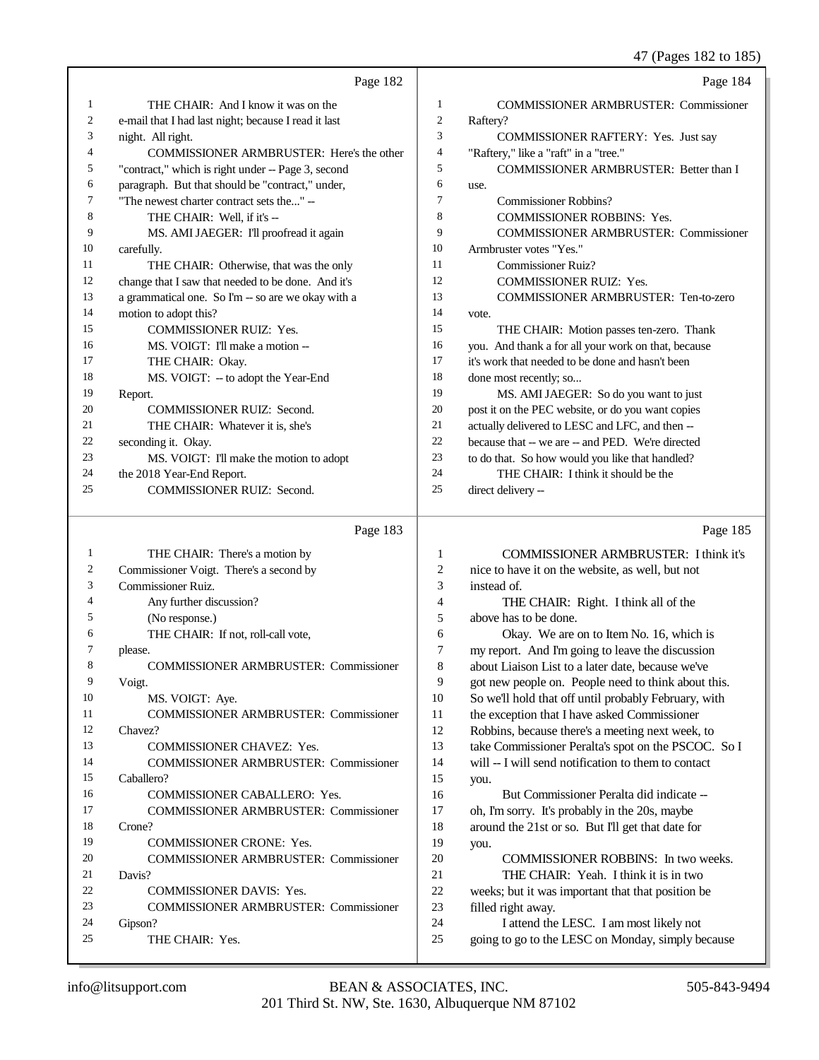Page 182

1 THE CHAIR: And I know it was on the
2 e-mail that I had last night; because I read it last
3 night. All right.
4 COMMISSIONER ARMBRUSTER: Here's the other
5 "contract," which is right under -- Page 3, second
6 paragraph. But that should be "contract," under,
7 "The newest charter contract sets the..." --
8 THE CHAIR: Well, if it's --
9 MS. AMI JAEGER: I'll proofread it again
10 carefully.
11 THE CHAIR: Otherwise, that was the only
12 change that I saw that needed to be done. And it's
13 a grammatical one. So I'm -- so are we okay with a
14 motion to adopt this?
15 COMMISSIONER RUIZ: Yes.
16 MS. VOIGT: I'll make a motion --
17 THE CHAIR: Okay.
18 MS. VOIGT: -- to adopt the Year-End
19 Report.
20 COMMISSIONER RUIZ: Second.
21 THE CHAIR: Whatever it is, she's
22 seconding it. Okay.
23 MS. VOIGT: I'll make the motion to adopt
24 the 2018 Year-End Report.
25 COMMISSIONER RUIZ: Second.

Page 183

1 THE CHAIR: There's a motion by
2 Commissioner Voigt. There's a second by
3 Commissioner Ruiz.
4 Any further discussion?
5 (No response.)
6 THE CHAIR: If not, roll-call vote,
7 please.
8 COMMISSIONER ARMBRUSTER: Commissioner
9 Voigt.
10 MS. VOIGT: Aye.
11 COMMISSIONER ARMBRUSTER: Commissioner
12 Chavez?
13 COMMISSIONER CHAVEZ: Yes.
14 COMMISSIONER ARMBRUSTER: Commissioner
15 Caballero?
16 COMMISSIONER CABALLERO: Yes.
17 COMMISSIONER ARMBRUSTER: Commissioner
18 Crone?
19 COMMISSIONER CRONE: Yes.
20 COMMISSIONER ARMBRUSTER: Commissioner
21 Davis?
22 COMMISSIONER DAVIS: Yes.
23 COMMISSIONER ARMBRUSTER: Commissioner
24 Gipson?
25 THE CHAIR: Yes.

Page 184

1 COMMISSIONER ARMBRUSTER: Commissioner
2 Raftery?
3 COMMISSIONER RAFTERY: Yes. Just say
4 "Raftery," like a "raft" in a "tree."
5 COMMISSIONER ARMBRUSTER: Better than I
6 use.
7 Commissioner Robbins?
8 COMMISSIONER ROBBINS: Yes.
9 COMMISSIONER ARMBRUSTER: Commissioner
10 Armbruster votes "Yes."
11 Commissioner Ruiz?
12 COMMISSIONER RUIZ: Yes.
13 COMMISSIONER ARMBRUSTER: Ten-to-zero
14 vote.
15 THE CHAIR: Motion passes ten-zero. Thank
16 you. And thank a for all your work on that, because
17 it's work that needed to be done and hasn't been
18 done most recently; so...
19 MS. AMI JAEGER: So do you want to just
20 post it on the PEC website, or do you want copies
21 actually delivered to LESC and LFC, and then --
22 because that -- we are -- and PED. We're directed
23 to do that. So how would you like that handled?
24 THE CHAIR: I think it should be the
25 direct delivery --

Page 185

1 COMMISSIONER ARMBRUSTER: I think it's
2 nice to have it on the website, as well, but not
3 instead of.
4 THE CHAIR: Right. I think all of the
5 above has to be done.
6 Okay. We are on to Item No. 16, which is
7 my report. And I'm going to leave the discussion
8 about Liaison List to a later date, because we've
9 got new people on. People need to think about this.
10 So we'll hold that off until probably February, with
11 the exception that I have asked Commissioner
12 Robbins, because there's a meeting next week, to
13 take Commissioner Peralta's spot on the PSCOC. So I
14 will -- I will send notification to them to contact
15 you.
16 But Commissioner Peralta did indicate --
17 oh, I'm sorry. It's probably in the 20s, maybe
18 around the 21st or so. But I'll get that date for
19 you.
20 COMMISSIONER ROBBINS: In two weeks.
21 THE CHAIR: Yeah. I think it is in two
22 weeks; but it was important that that position be
23 filled right away.
24 I attend the LESC. I am most likely not
25 going to go to the LESC on Monday, simply because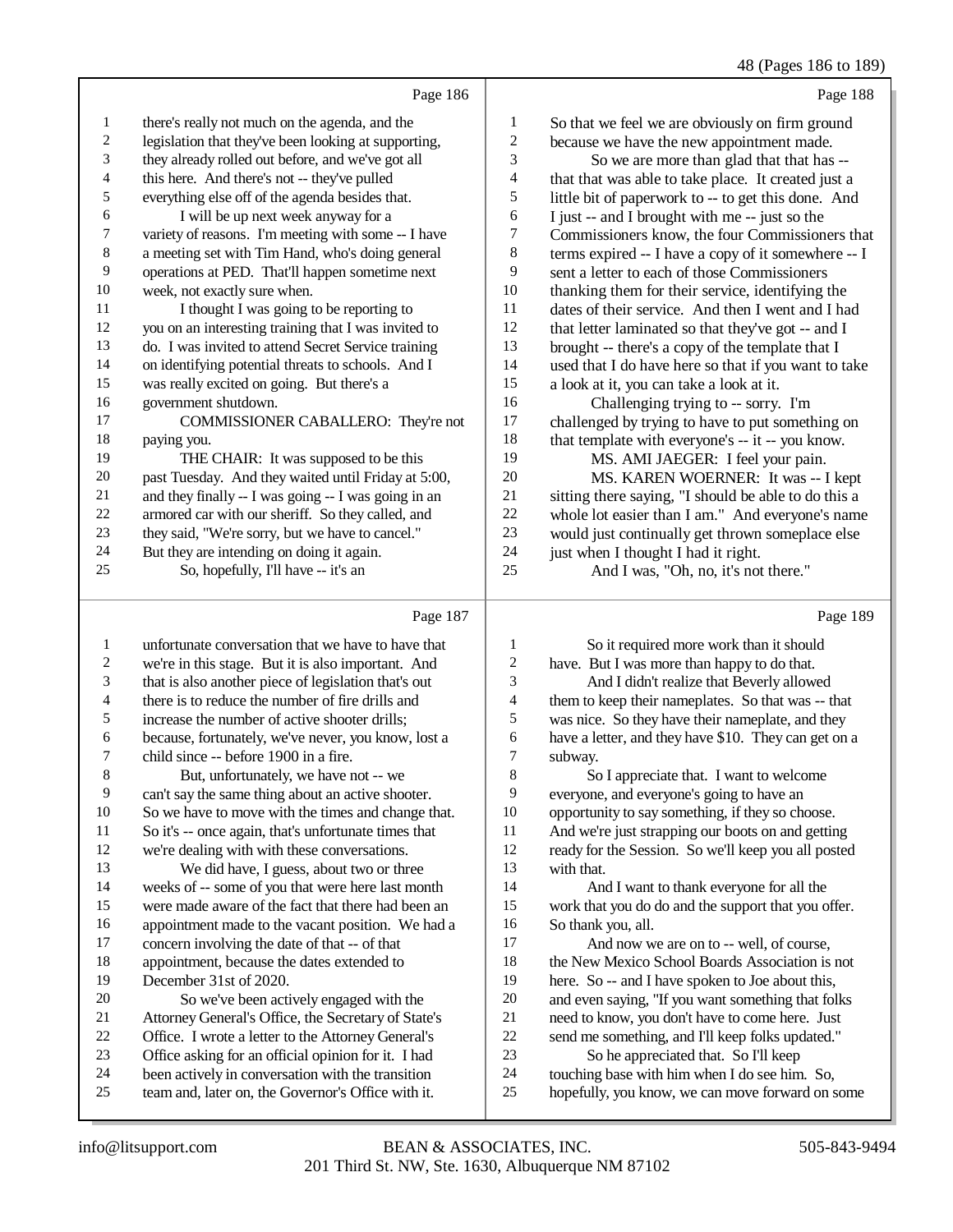Page 186

1 there's really not much on the agenda, and the
2 legislation that they've been looking at supporting,
3 they already rolled out before, and we've got all
4 this here. And there's not -- they've pulled
5 everything else off of the agenda besides that.
6 I will be up next week anyway for a
7 variety of reasons. I'm meeting with some -- I have
8 a meeting set with Tim Hand, who's doing general
9 operations at PED. That'll happen sometime next
10 week, not exactly sure when.
11 I thought I was going to be reporting to
12 you on an interesting training that I was invited to
13 do. I was invited to attend Secret Service training
14 on identifying potential threats to schools. And I
15 was really excited on going. But there's a
16 government shutdown.
17 COMMISSIONER CABALLERO: They're not
18 paying you.
19 THE CHAIR: It was supposed to be this
20 past Tuesday. And they waited until Friday at 5:00,
21 and they finally -- I was going -- I was going in an
22 armored car with our sheriff. So they called, and
23 they said, "We're sorry, but we have to cancel."
24 But they are intending on doing it again.
25 So, hopefully, I'll have -- it's an

Page 187

1 unfortunate conversation that we have to have that
2 we're in this stage. But it is also important. And
3 that is also another piece of legislation that's out
4 there is to reduce the number of fire drills and
5 increase the number of active shooter drills;
6 because, fortunately, we've never, you know, lost a
7 child since -- before 1900 in a fire.
8 But, unfortunately, we have not -- we
9 can't say the same thing about an active shooter.
10 So we have to move with the times and change that.
11 So it's -- once again, that's unfortunate times that
12 we're dealing with with these conversations.
13 We did have, I guess, about two or three
14 weeks of -- some of you that were here last month
15 were made aware of the fact that there had been an
16 appointment made to the vacant position. We had a
17 concern involving the date of that -- of that
18 appointment, because the dates extended to
19 December 31st of 2020.
20 So we've been actively engaged with the
21 Attorney General's Office, the Secretary of State's
22 Office. I wrote a letter to the Attorney General's
23 Office asking for an official opinion for it. I had
24 been actively in conversation with the transition
25 team and, later on, the Governor's Office with it.

Page 188

1 So that we feel we are obviously on firm ground
2 because we have the new appointment made.
3 So we are more than glad that that has --
4 that that was able to take place. It created just a
5 little bit of paperwork to -- to get this done. And
6 I just -- and I brought with me -- just so the
7 Commissioners know, the four Commissioners that
8 terms expired -- I have a copy of it somewhere -- I
9 sent a letter to each of those Commissioners
10 thanking them for their service, identifying the
11 dates of their service. And then I went and I had
12 that letter laminated so that they've got -- and I
13 brought -- there's a copy of the template that I
14 used that I do have here so that if you want to take
15 a look at it, you can take a look at it.
16 Challenging trying to -- sorry. I'm
17 challenged by trying to have to put something on
18 that template with everyone's -- it -- you know.
19 MS. AMI JAEGER: I feel your pain.
20 MS. KAREN WOERNER: It was -- I kept
21 sitting there saying, "I should be able to do this a
22 whole lot easier than I am." And everyone's name
23 would just continually get thrown someplace else
24 just when I thought I had it right.
25 And I was, "Oh, no, it's not there."

Page 189

1 So it required more work than it should
2 have. But I was more than happy to do that.
3 And I didn't realize that Beverly allowed
4 them to keep their nameplates. So that was -- that
5 was nice. So they have their nameplate, and they
6 have a letter, and they have $10. They can get on a
7 subway.
8 So I appreciate that. I want to welcome
9 everyone, and everyone's going to have an
10 opportunity to say something, if they so choose.
11 And we're just strapping our boots on and getting
12 ready for the Session. So we'll keep you all posted
13 with that.
14 And I want to thank everyone for all the
15 work that you do do and the support that you offer.
16 So thank you, all.
17 And now we are on to -- well, of course,
18 the New Mexico School Boards Association is not
19 here. So -- and I have spoken to Joe about this,
20 and even saying, "If you want something that folks
21 need to know, you don't have to come here. Just
22 send me something, and I'll keep folks updated."
23 So he appreciated that. So I'll keep
24 touching base with him when I do see him. So,
25 hopefully, you know, we can move forward on some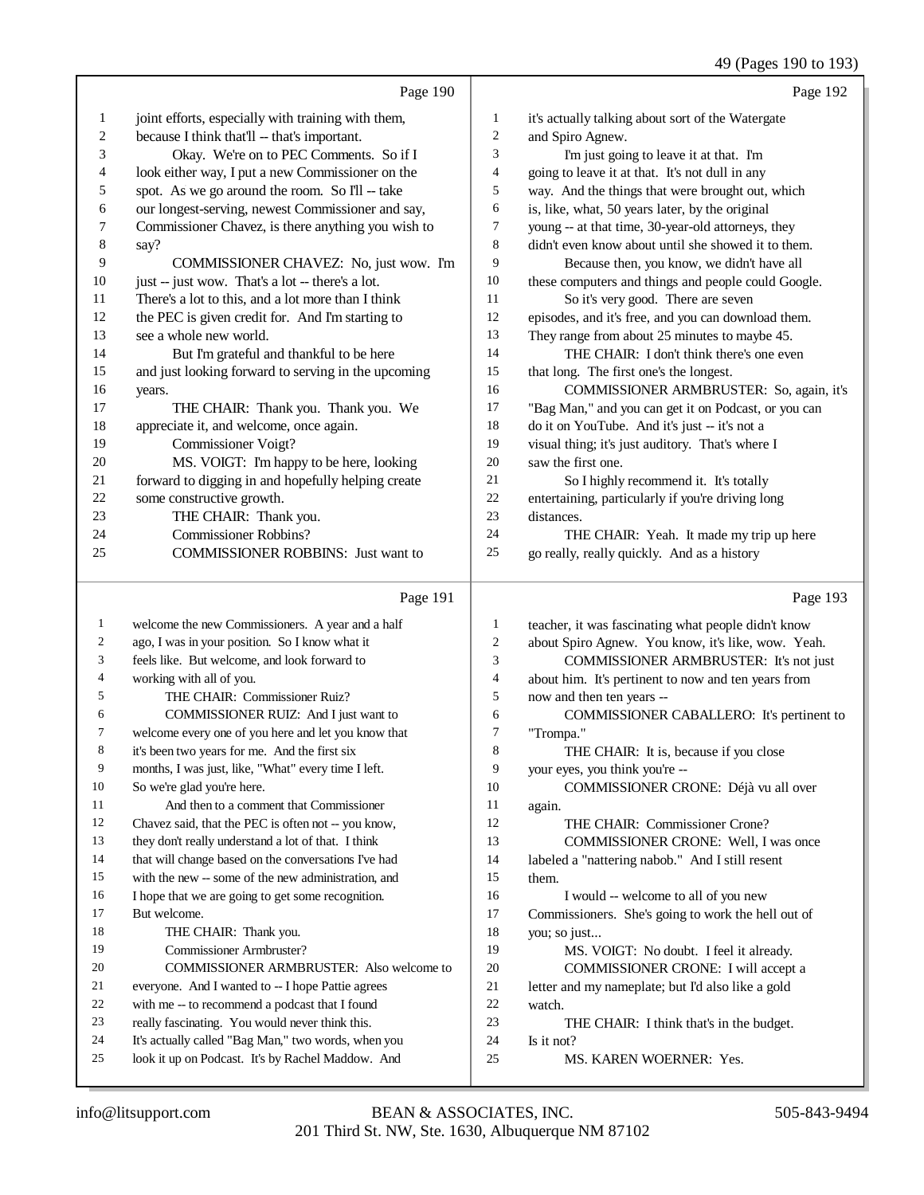Page 190

1 joint efforts, especially with training with them,
2 because I think that'll -- that's important.
3 Okay. We're on to PEC Comments. So if I
4 look either way, I put a new Commissioner on the
5 spot. As we go around the room. So I'll -- take
6 our longest-serving, newest Commissioner and say,
7 Commissioner Chavez, is there anything you wish to
8 say?
9 COMMISSIONER CHAVEZ: No, just wow. I'm
10 just -- just wow. That's a lot -- there's a lot.
11 There's a lot to this, and a lot more than I think
12 the PEC is given credit for. And I'm starting to
13 see a whole new world.
14 But I'm grateful and thankful to be here
15 and just looking forward to serving in the upcoming
16 years.
17 THE CHAIR: Thank you. Thank you. We
18 appreciate it, and welcome, once again.
19 Commissioner Voigt?
20 MS. VOIGT: I'm happy to be here, looking
21 forward to digging in and hopefully helping create
22 some constructive growth.
23 THE CHAIR: Thank you.
24 Commissioner Robbins?
25 COMMISSIONER ROBBINS: Just want to

Page 191

1 welcome the new Commissioners. A year and a half
2 ago, I was in your position. So I know what it
3 feels like. But welcome, and look forward to
4 working with all of you.
5 THE CHAIR: Commissioner Ruiz?
6 COMMISSIONER RUIZ: And I just want to
7 welcome every one of you here and let you know that
8 it's been two years for me. And the first six
9 months, I was just, like, "What" every time I left.
10 So we're glad you're here.
11 And then to a comment that Commissioner
12 Chavez said, that the PEC is often not -- you know,
13 they don't really understand a lot of that. I think
14 that will change based on the conversations I've had
15 with the new -- some of the new administration, and
16 I hope that we are going to get some recognition.
17 But welcome.
18 THE CHAIR: Thank you.
19 Commissioner Armbruster?
20 COMMISSIONER ARMBRUSTER: Also welcome to
21 everyone. And I wanted to -- I hope Pattie agrees
22 with me -- to recommend a podcast that I found
23 really fascinating. You would never think this.
24 It's actually called "Bag Man," two words, when you
25 look it up on Podcast. It's by Rachel Maddow. And

Page 192

1 it's actually talking about sort of the Watergate
2 and Spiro Agnew.
3 I'm just going to leave it at that. I'm
4 going to leave it at that. It's not dull in any
5 way. And the things that were brought out, which
6 is, like, what, 50 years later, by the original
7 young -- at that time, 30-year-old attorneys, they
8 didn't even know about until she showed it to them.
9 Because then, you know, we didn't have all
10 these computers and things and people could Google.
11 So it's very good. There are seven
12 episodes, and it's free, and you can download them.
13 They range from about 25 minutes to maybe 45.
14 THE CHAIR: I don't think there's one even
15 that long. The first one's the longest.
16 COMMISSIONER ARMBRUSTER: So, again, it's
17 "Bag Man," and you can get it on Podcast, or you can
18 do it on YouTube. And it's just -- it's not a
19 visual thing; it's just auditory. That's where I
20 saw the first one.
21 So I highly recommend it. It's totally
22 entertaining, particularly if you're driving long
23 distances.
24 THE CHAIR: Yeah. It made my trip up here
25 go really, really quickly. And as a history

Page 193

1 teacher, it was fascinating what people didn't know
2 about Spiro Agnew. You know, it's like, wow. Yeah.
3 COMMISSIONER ARMBRUSTER: It's not just
4 about him. It's pertinent to now and ten years from
5 now and then ten years --
6 COMMISSIONER CABALLERO: It's pertinent to
7 "Trompa."
8 THE CHAIR: It is, because if you close
9 your eyes, you think you're --
10 COMMISSIONER CRONE: Déjà vu all over
11 again.
12 THE CHAIR: Commissioner Crone?
13 COMMISSIONER CRONE: Well, I was once
14 labeled a "nattering nabob." And I still resent
15 them.
16 I would -- welcome to all of you new
17 Commissioners. She's going to work the hell out of
18 you; so just...
19 MS. VOIGT: No doubt. I feel it already.
20 COMMISSIONER CRONE: I will accept a
21 letter and my nameplate; but I'd also like a gold
22 watch.
23 THE CHAIR: I think that's in the budget.
24 Is it not?
25 MS. KAREN WOERNER: Yes.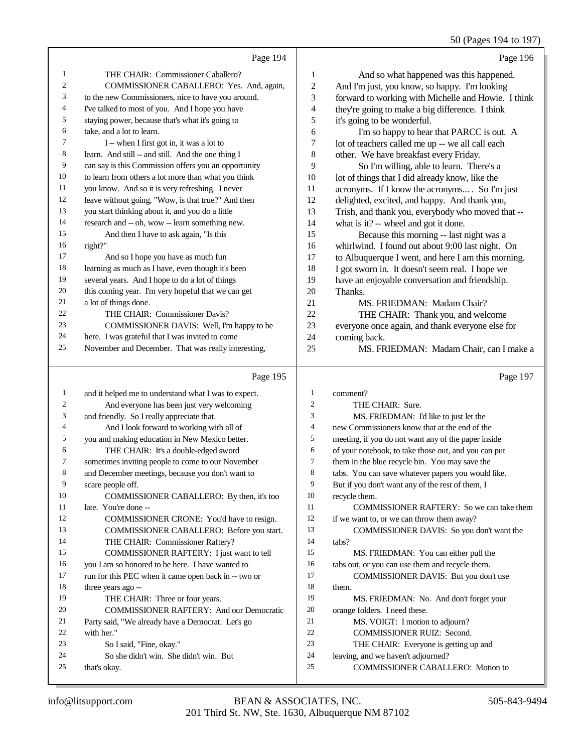Page 194

THE CHAIR: Commissioner Caballero?

COMMISSIONER CABALLERO: Yes. And, again, to the new Commissioners, nice to have you around. I've talked to most of you. And I hope you have staying power, because that's what it's going to take, and a lot to learn.

I -- when I first got in, it was a lot to learn. And still -- and still. And the one thing I can say is this Commission offers you an opportunity to learn from others a lot more than what you think you know. And so it is very refreshing. I never leave without going, "Wow, is that true?" And then you start thinking about it, and you do a little research and -- oh, wow -- learn something new.

And then I have to ask again, "Is this right?"

And so I hope you have as much fun learning as much as I have, even though it's been several years. And I hope to do a lot of things this coming year. I'm very hopeful that we can get a lot of things done.

THE CHAIR: Commissioner Davis?

COMMISSIONER DAVIS: Well, I'm happy to be here. I was grateful that I was invited to come November and December. That was really interesting,

Page 195

and it helped me to understand what I was to expect.

And everyone has been just very welcoming and friendly. So I really appreciate that.

And I look forward to working with all of you and making education in New Mexico better.

THE CHAIR: It's a double-edged sword sometimes inviting people to come to our November and December meetings, because you don't want to scare people off.

COMMISSIONER CABALLERO: By then, it's too late. You're done --

COMMISSIONER CRONE: You'd have to resign.

COMMISSIONER CABALLERO: Before you start.

THE CHAIR: Commissioner Raftery?

COMMISSIONER RAFTERY: I just want to tell you I am so honored to be here. I have wanted to run for this PEC when it came open back in -- two or three years ago --

THE CHAIR: Three or four years.

COMMISSIONER RAFTERY: And our Democratic Party said, "We already have a Democrat. Let's go with her."

So I said, "Fine, okay."

So she didn't win. She didn't win. But that's okay.

Page 196

And so what happened was this happened. And I'm just, you know, so happy. I'm looking forward to working with Michelle and Howie. I think they're going to make a big difference. I think it's going to be wonderful.

I'm so happy to hear that PARCC is out. A lot of teachers called me up -- we all call each other. We have breakfast every Friday.

So I'm willing, able to learn. There's a lot of things that I did already know, like the acronyms. If I know the acronyms... . So I'm just delighted, excited, and happy. And thank you, Trish, and thank you, everybody who moved that -- what is it? -- wheel and got it done.

Because this morning -- last night was a whirlwind. I found out about 9:00 last night. On to Albuquerque I went, and here I am this morning. I got sworn in. It doesn't seem real. I hope we have an enjoyable conversation and friendship. Thanks.

MS. FRIEDMAN: Madam Chair?

THE CHAIR: Thank you, and welcome everyone once again, and thank everyone else for coming back.

MS. FRIEDMAN: Madam Chair, can I make a

Page 197

comment?

THE CHAIR: Sure.

MS. FRIEDMAN: I'd like to just let the new Commissioners know that at the end of the meeting, if you do not want any of the paper inside of your notebook, to take those out, and you can put them in the blue recycle bin. You may save the tabs. You can save whatever papers you would like. But if you don't want any of the rest of them, I recycle them.

COMMISSIONER RAFTERY: So we can take them if we want to, or we can throw them away?

COMMISSIONER DAVIS: So you don't want the tabs?

MS. FRIEDMAN: You can either pull the tabs out, or you can use them and recycle them.

COMMISSIONER DAVIS: But you don't use them.

MS. FRIEDMAN: No. And don't forget your orange folders. I need these.

MS. VOIGT: I motion to adjourn?

COMMISSIONER RUIZ: Second.

THE CHAIR: Everyone is getting up and leaving, and we haven't adjourned?

COMMISSIONER CABALLERO: Motion to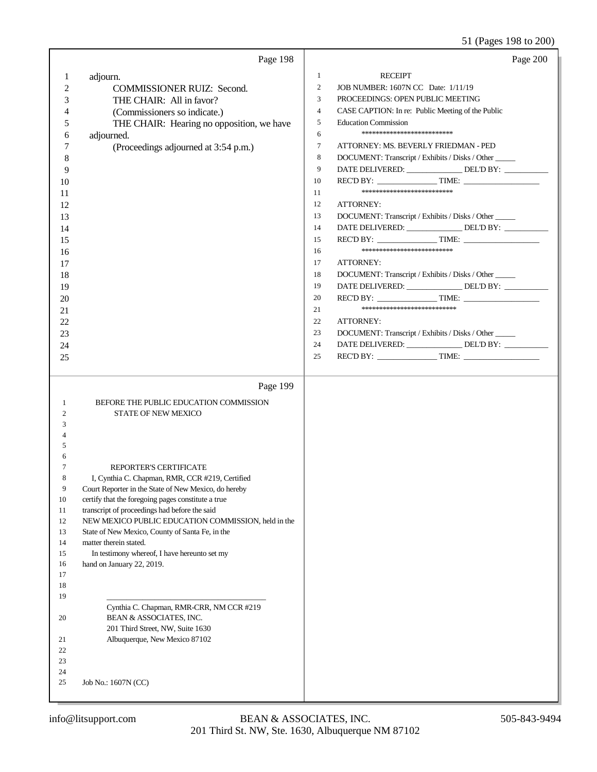Page 198

1 adjourn.
2 COMMISSIONER RUIZ: Second.
3 THE CHAIR: All in favor?
4 (Commissioners so indicate.)
5 THE CHAIR: Hearing no opposition, we have
6 adjourned.
7 (Proceedings adjourned at 3:54 p.m.)
8
9
10
11
12
13
14
15
16
17
18
19
20
21
22
23
24
25

Page 199

1 BEFORE THE PUBLIC EDUCATION COMMISSION
2 STATE OF NEW MEXICO
3
4
5
6
7 REPORTER'S CERTIFICATE
8 I, Cynthia C. Chapman, RMR, CCR #219, Certified
9 Court Reporter in the State of New Mexico, do hereby
10 certify that the foregoing pages constitute a true
11 transcript of proceedings had before the said
12 NEW MEXICO PUBLIC EDUCATION COMMISSION, held in the
13 State of New Mexico, County of Santa Fe, in the
14 matter therein stated.
15 In testimony whereof, I have hereunto set my
16 hand on January 22, 2019.
17
18
19 \_\_\_\_\_\_\_\_\_\_\_\_\_\_\_\_\_\_\_\_\_\_\_\_\_\_\_\_\_\_\_\_\_\_\_\_\_\_
Cynthia C. Chapman, RMR-CRR, NM CCR #219
20 BEAN & ASSOCIATES, INC.
201 Third Street, NW, Suite 1630
21 Albuquerque, New Mexico 87102
22
23
24
25 Job No.: 1607N (CC)

Page 200

1 RECEIPT
2 JOB NUMBER: 1607N CC Date: 1/11/19
3 PROCEEDINGS: OPEN PUBLIC MEETING
4 CASE CAPTION: In re: Public Meeting of the Public
5 Education Commission
6 ***************************
7 ATTORNEY: MS. BEVERLY FRIEDMAN - PED
8 DOCUMENT: Transcript / Exhibits / Disks / Other \_\_\_\_\_
9 DATE DELIVERED: \_\_\_\_\_\_\_\_\_\_\_\_\_\_ DEL'D BY: \_\_\_\_\_\_\_\_\_\_\_
10 REC'D BY: \_\_\_\_\_\_\_\_\_\_\_\_\_\_\_ TIME: \_\_\_\_\_\_\_\_\_\_\_\_\_\_\_\_\_\_\_
11 ***************************
12 ATTORNEY:
13 DOCUMENT: Transcript / Exhibits / Disks / Other \_\_\_\_\_
14 DATE DELIVERED: \_\_\_\_\_\_\_\_\_\_\_\_\_\_ DEL'D BY: \_\_\_\_\_\_\_\_\_\_\_
15 REC'D BY: \_\_\_\_\_\_\_\_\_\_\_\_\_\_\_ TIME: \_\_\_\_\_\_\_\_\_\_\_\_\_\_\_\_\_\_\_
16 ***************************
17 ATTORNEY:
18 DOCUMENT: Transcript / Exhibits / Disks / Other \_\_\_\_\_
19 DATE DELIVERED: \_\_\_\_\_\_\_\_\_\_\_\_\_\_ DEL'D BY: \_\_\_\_\_\_\_\_\_\_\_
20 REC'D BY: \_\_\_\_\_\_\_\_\_\_\_\_\_\_\_ TIME: \_\_\_\_\_\_\_\_\_\_\_\_\_\_\_\_\_\_\_
21 ****************************
22 ATTORNEY:
23 DOCUMENT: Transcript / Exhibits / Disks / Other \_\_\_\_\_
24 DATE DELIVERED: \_\_\_\_\_\_\_\_\_\_\_\_\_\_ DEL'D BY: \_\_\_\_\_\_\_\_\_\_\_
25 REC'D BY: \_\_\_\_\_\_\_\_\_\_\_\_\_\_\_ TIME: \_\_\_\_\_\_\_\_\_\_\_\_\_\_\_\_\_\_\_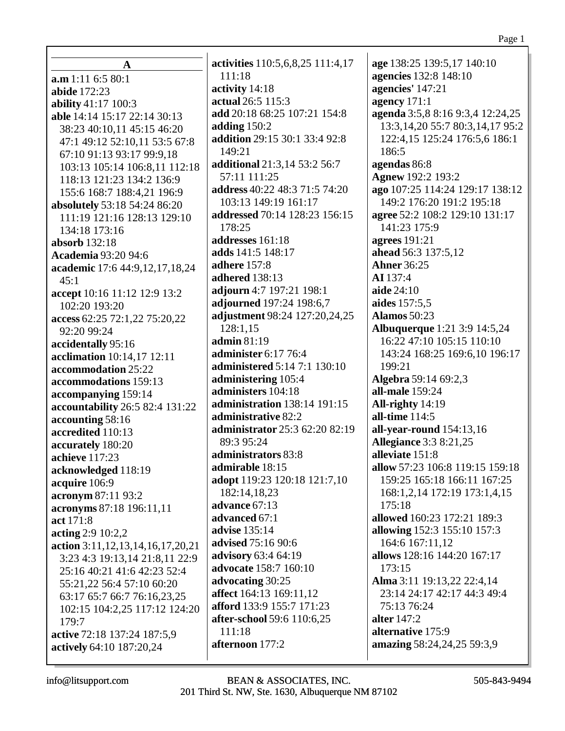## A

**a.m** 1:11 6:5 80:1
**abide** 172:23
**ability** 41:17 100:3
**able** 14:14 15:17 22:14 30:13 38:23 40:10,11 45:15 46:20 47:1 49:12 52:10,11 53:5 67:8 67:10 91:13 93:17 99:9,18 103:13 105:14 106:8,11 112:18 118:13 121:23 134:2 136:9 155:6 168:7 188:4,21 196:9
**absolutely** 53:18 54:24 86:20 111:19 121:16 128:13 129:10 134:18 173:16
**absorb** 132:18
**Academia** 93:20 94:6
**academic** 17:6 44:9,12,17,18,24 45:1
**accept** 10:16 11:12 12:9 13:2 102:20 193:20
**access** 62:25 72:1,22 75:20,22 92:20 99:24
**accidentally** 95:16
**acclimation** 10:14,17 12:11
**accommodation** 25:22
**accommodations** 159:13
**accompanying** 159:14
**accountability** 26:5 82:4 131:22
**accounting** 58:16
**accredited** 110:13
**accurately** 180:20
**achieve** 117:23
**acknowledged** 118:19
**acquire** 106:9
**acronym** 87:11 93:2
**acronyms** 87:18 196:11,11
**act** 171:8
**acting** 2:9 10:2,2
**action** 3:11,12,13,14,16,17,20,21 3:23 4:3 19:13,14 21:8,11 22:9 25:16 40:21 41:6 42:23 52:4 55:21,22 56:4 57:10 60:20 63:17 65:7 66:7 76:16,23,25 102:15 104:2,25 117:12 124:20 179:7
**active** 72:18 137:24 187:5,9
**actively** 64:10 187:20,24
**activities** 110:5,6,8,25 111:4,17 111:18
**activity** 14:18
**actual** 26:5 115:3
**add** 20:18 68:25 107:21 154:8
**adding** 150:2
**addition** 29:15 30:1 33:4 92:8 149:21
**additional** 21:3,14 53:2 56:7 57:11 111:25
**address** 40:22 48:3 71:5 74:20 103:13 149:19 161:17
**addressed** 70:14 128:23 156:15 178:25
**addresses** 161:18
**adds** 141:5 148:17
**adhere** 157:8
**adhered** 138:13
**adjourn** 4:7 197:21 198:1
**adjourned** 197:24 198:6,7
**adjustment** 98:24 127:20,24,25 128:1,15
**admin** 81:19
**administer** 6:17 76:4
**administered** 5:14 7:1 130:10
**administering** 105:4
**administers** 104:18
**administration** 138:14 191:15
**administrative** 82:2
**administrator** 25:3 62:20 82:19 89:3 95:24
**administrators** 83:8
**admirable** 18:15
**adopt** 119:23 120:18 121:7,10 182:14,18,23
**advance** 67:13
**advanced** 67:1
**advise** 135:14
**advised** 75:16 90:6
**advisory** 63:4 64:19
**advocate** 158:7 160:10
**advocating** 30:25
**affect** 164:13 169:11,12
**afford** 133:9 155:7 171:23
**after-school** 59:6 110:6,25 111:18
**afternoon** 177:2
**age** 138:25 139:5,17 140:10
**agencies** 132:8 148:10
**agencies'** 147:21
**agency** 171:1
**agenda** 3:5,8 8:16 9:3,4 12:24,25 13:3,14,20 55:7 80:3,14,17 95:2 122:4,15 125:24 176:5,6 186:1 186:5
**agendas** 86:8
**Agnew** 192:2 193:2
**ago** 107:25 114:24 129:17 138:12 149:2 176:20 191:2 195:18
**agree** 52:2 108:2 129:10 131:17 141:23 175:9
**agrees** 191:21
**ahead** 56:3 137:5,12
**Ahner** 36:25
**AI** 137:4
**aide** 24:10
**aides** 157:5,5
**Alamos** 50:23
**Albuquerque** 1:21 3:9 14:5,24 16:22 47:10 105:15 110:10 143:24 168:25 169:6,10 196:17 199:21
**Algebra** 59:14 69:2,3
**all-male** 159:24
**All-righty** 14:19
**all-time** 114:5
**all-year-round** 154:13,16
**Allegiance** 3:3 8:21,25
**alleviate** 151:8
**allow** 57:23 106:8 119:15 159:18 159:25 165:18 166:11 167:25 168:1,2,14 172:19 173:1,4,15 175:18
**allowed** 160:23 172:21 189:3
**allowing** 152:3 155:10 157:3 164:6 167:11,12
**allows** 128:16 144:20 167:17 173:15
**Alma** 3:11 19:13,22 22:4,14 23:14 24:17 42:17 44:3 49:4 75:13 76:24
**alter** 147:2
**alternative** 175:9
**amazing** 58:24,24,25 59:3,9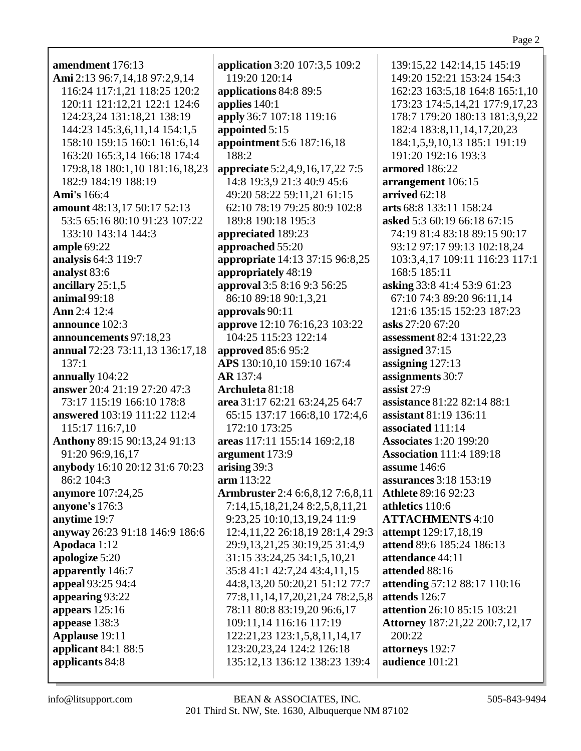**amendment** 176:13
**Ami** 2:13 96:7,14,18 97:2,9,14 116:24 117:1,21 118:25 120:2 120:11 121:12,21 122:1 124:6 124:23,24 131:18,21 138:19 144:23 145:3,6,11,14 154:1,5 158:10 159:15 160:1 161:6,14 163:20 165:3,14 166:18 174:4 179:8,18 180:1,10 181:16,18,23 182:9 184:19 188:19
**Ami's** 166:4
**amount** 48:13,17 50:17 52:13 53:5 65:16 80:10 91:23 107:22 133:10 143:14 144:3
**ample** 69:22
**analysis** 64:3 119:7
**analyst** 83:6
**ancillary** 25:1,5
**animal** 99:18
**Ann** 2:4 12:4
**announce** 102:3
**announcements** 97:18,23
**annual** 72:23 73:11,13 136:17,18 137:1
**annually** 104:22
**answer** 20:4 21:19 27:20 47:3 73:17 115:19 166:10 178:8
**answered** 103:19 111:22 112:4 115:17 116:7,10
**Anthony** 89:15 90:13,24 91:13 91:20 96:9,16,17
**anybody** 16:10 20:12 31:6 70:23 86:2 104:3
**anymore** 107:24,25
**anyone's** 176:3
**anytime** 19:7
**anyway** 26:23 91:18 146:9 186:6
**Apodaca** 1:12
**apologize** 5:20
**apparently** 146:7
**appeal** 93:25 94:4
**appearing** 93:22
**appears** 125:16
**appease** 138:3
**Applause** 19:11
**applicant** 84:1 88:5
**applicants** 84:8
**application** 3:20 107:3,5 109:2 119:20 120:14
**applications** 84:8 89:5
**applies** 140:1
**apply** 36:7 107:18 119:16
**appointed** 5:15
**appointment** 5:6 187:16,18 188:2
**appreciate** 5:2,4,9,16,17,22 7:5 14:8 19:3,9 21:3 40:9 45:6 49:20 58:22 59:11,21 61:15 62:10 78:19 79:25 80:9 102:8 189:8 190:18 195:3
**appreciated** 189:23
**approached** 55:20
**appropriate** 14:13 37:15 96:8,25
**appropriately** 48:19
**approval** 3:5 8:16 9:3 56:25 86:10 89:18 90:1,3,21
**approvals** 90:11
**approve** 12:10 76:16,23 103:22 104:25 115:23 122:14
**approved** 85:6 95:2
**APS** 130:10,10 159:10 167:4
**AR** 137:4
**Archuleta** 81:18
**area** 31:17 62:21 63:24,25 64:7 65:15 137:17 166:8,10 172:4,6 172:10 173:25
**areas** 117:11 155:14 169:2,18
**argument** 173:9
**arising** 39:3
**arm** 113:22
**Armbruster** 2:4 6:6,8,12 7:6,8,11 7:14,15,18,21,24 8:2,5,8,11,21 9:23,25 10:10,13,19,24 11:9 12:4,11,22 26:18,19 28:1,4 29:3 29:9,13,21,25 30:19,25 31:4,9 31:15 33:24,25 34:1,5,10,21 35:8 41:1 42:7,24 43:4,11,15 44:8,13,20 50:20,21 51:12 77:7 77:8,11,14,17,20,21,24 78:2,5,8 78:11 80:8 83:19,20 96:6,17 109:11,14 116:16 117:19 122:21,23 123:1,5,8,11,14,17 123:20,23,24 124:2 126:18 135:12,13 136:12 138:23 139:4 139:15,22 142:14,15 145:19 149:20 152:21 153:24 154:3 162:23 163:5,18 164:8 165:1,10 173:23 174:5,14,21 177:9,17,23 178:7 179:20 180:13 181:3,9,22 182:4 183:8,11,14,17,20,23 184:1,5,9,10,13 185:1 191:19 191:20 192:16 193:3
**armored** 186:22
**arrangement** 106:15
**arrived** 62:18
**arts** 68:8 133:11 158:24
**asked** 5:3 60:19 66:18 67:15 74:19 81:4 83:18 89:15 90:17 93:12 97:17 99:13 102:18,24 103:3,4,17 109:11 116:23 117:1 168:5 185:11
**asking** 33:8 41:4 53:9 61:23 67:10 74:3 89:20 96:11,14 121:6 135:15 152:23 187:23
**asks** 27:20 67:20
**assessment** 82:4 131:22,23
**assigned** 37:15
**assigning** 127:13
**assignments** 30:7
**assist** 27:9
**assistance** 81:22 82:14 88:1
**assistant** 81:19 136:11
**associated** 111:14
**Associates** 1:20 199:20
**Association** 111:4 189:18
**assume** 146:6
**assurances** 3:18 153:19
**Athlete** 89:16 92:23
**athletics** 110:6
**ATTACHMENTS** 4:10
**attempt** 129:17,18,19
**attend** 89:6 185:24 186:13
**attendance** 44:11
**attended** 88:16
**attending** 57:12 88:17 110:16
**attends** 126:7
**attention** 26:10 85:15 103:21
**Attorney** 187:21,22 200:7,12,17 200:22
**attorneys** 192:7
**audience** 101:21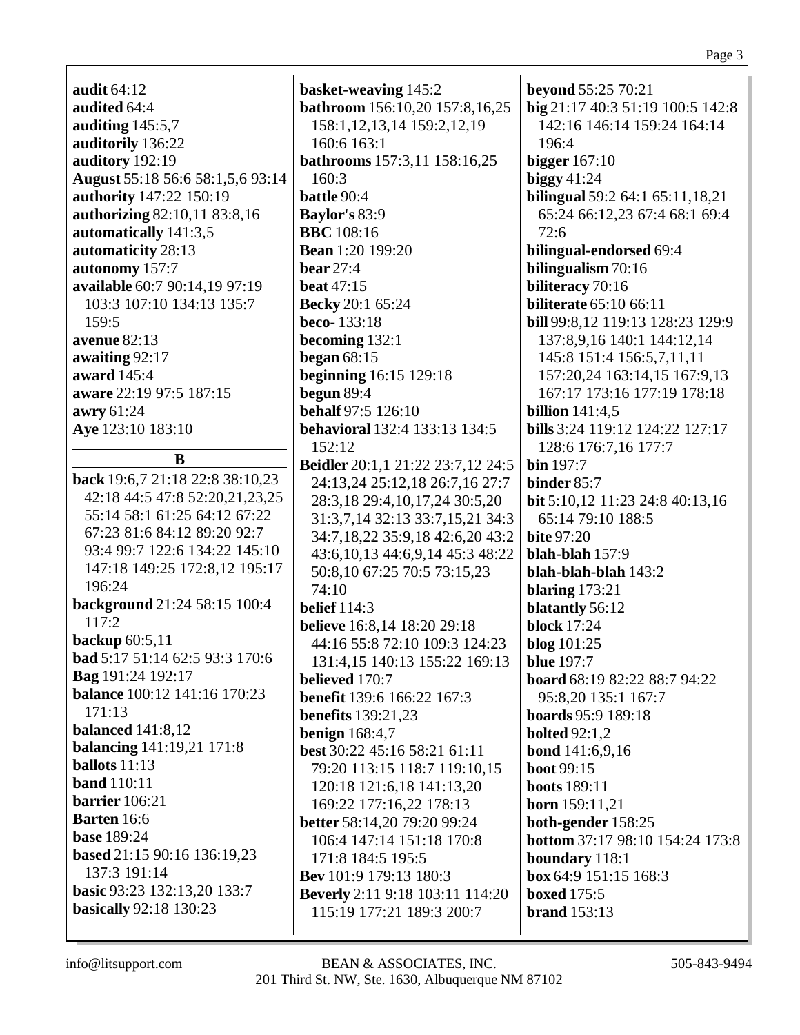**audit** 64:12
**audited** 64:4
**auditing** 145:5,7
**auditorily** 136:22
**auditory** 192:19
**August** 55:18 56:6 58:1,5,6 93:14
**authority** 147:22 150:19
**authorizing** 82:10,11 83:8,16
**automatically** 141:3,5
**automaticity** 28:13
**autonomy** 157:7
**available** 60:7 90:14,19 97:19 103:3 107:10 134:13 135:7 159:5
**avenue** 82:13
**awaiting** 92:17
**award** 145:4
**aware** 22:19 97:5 187:15
**awry** 61:24
**Aye** 123:10 183:10

## B

**back** 19:6,7 21:18 22:8 38:10,23 42:18 44:5 47:8 52:20,21,23,25 55:14 58:1 61:25 64:12 67:22 67:23 81:6 84:12 89:20 92:7 93:4 99:7 122:6 134:22 145:10 147:18 149:25 172:8,12 195:17 196:24
**background** 21:24 58:15 100:4 117:2
**backup** 60:5,11
**bad** 5:17 51:14 62:5 93:3 170:6
**Bag** 191:24 192:17
**balance** 100:12 141:16 170:23 171:13
**balanced** 141:8,12
**balancing** 141:19,21 171:8
**ballots** 11:13
**band** 110:11
**barrier** 106:21
**Barten** 16:6
**base** 189:24
**based** 21:15 90:16 136:19,23 137:3 191:14
**basic** 93:23 132:13,20 133:7
**basically** 92:18 130:23
**basket-weaving** 145:2
**bathroom** 156:10,20 157:8,16,25 158:1,12,13,14 159:2,12,19 160:6 163:1
**bathrooms** 157:3,11 158:16,25 160:3
**battle** 90:4
**Baylor's** 83:9
**BBC** 108:16
**Bean** 1:20 199:20
**bear** 27:4
**beat** 47:15
**Becky** 20:1 65:24
**beco-** 133:18
**becoming** 132:1
**began** 68:15
**beginning** 16:15 129:18
**begun** 89:4
**behalf** 97:5 126:10
**behavioral** 132:4 133:13 134:5 152:12
**Beidler** 20:1,1 21:22 23:7,12 24:5 24:13,24 25:12,18 26:7,16 27:7 28:3,18 29:4,10,17,24 30:5,20 31:3,7,14 32:13 33:7,15,21 34:3 34:7,18,22 35:9,18 42:6,20 43:2 43:6,10,13 44:6,9,14 45:3 48:22 50:8,10 67:25 70:5 73:15,23 74:10
**belief** 114:3
**believe** 16:8,14 18:20 29:18 44:16 55:8 72:10 109:3 124:23 131:4,15 140:13 155:22 169:13
**believed** 170:7
**benefit** 139:6 166:22 167:3
**benefits** 139:21,23
**benign** 168:4,7
**best** 30:22 45:16 58:21 61:11 79:20 113:15 118:7 119:10,15 120:18 121:6,18 141:13,20 169:22 177:16,22 178:13
**better** 58:14,20 79:20 99:24 106:4 147:14 151:18 170:8 171:8 184:5 195:5
**Bev** 101:9 179:13 180:3
**Beverly** 2:11 9:18 103:11 114:20 115:19 177:21 189:3 200:7
**beyond** 55:25 70:21
**big** 21:17 40:3 51:19 100:5 142:8 142:16 146:14 159:24 164:14 196:4
**bigger** 167:10
**biggy** 41:24
**bilingual** 59:2 64:1 65:11,18,21 65:24 66:12,23 67:4 68:1 69:4 72:6
**bilingual-endorsed** 69:4
**bilingualism** 70:16
**biliteracy** 70:16
**biliterate** 65:10 66:11
**bill** 99:8,12 119:13 128:23 129:9 137:8,9,16 140:1 144:12,14 145:8 151:4 156:5,7,11,11 157:20,24 163:14,15 167:9,13 167:17 173:16 177:19 178:18
**billion** 141:4,5
**bills** 3:24 119:12 124:22 127:17 128:6 176:7,16 177:7
**bin** 197:7
**binder** 85:7
**bit** 5:10,12 11:23 24:8 40:13,16 65:14 79:10 188:5
**bite** 97:20
**blah-blah** 157:9
**blah-blah-blah** 143:2
**blaring** 173:21
**blatantly** 56:12
**block** 17:24
**blog** 101:25
**blue** 197:7
**board** 68:19 82:22 88:7 94:22 95:8,20 135:1 167:7
**boards** 95:9 189:18
**bolted** 92:1,2
**bond** 141:6,9,16
**boot** 99:15
**boots** 189:11
**born** 159:11,21
**both-gender** 158:25
**bottom** 37:17 98:10 154:24 173:8
**boundary** 118:1
**box** 64:9 151:15 168:3
**boxed** 175:5
**brand** 153:13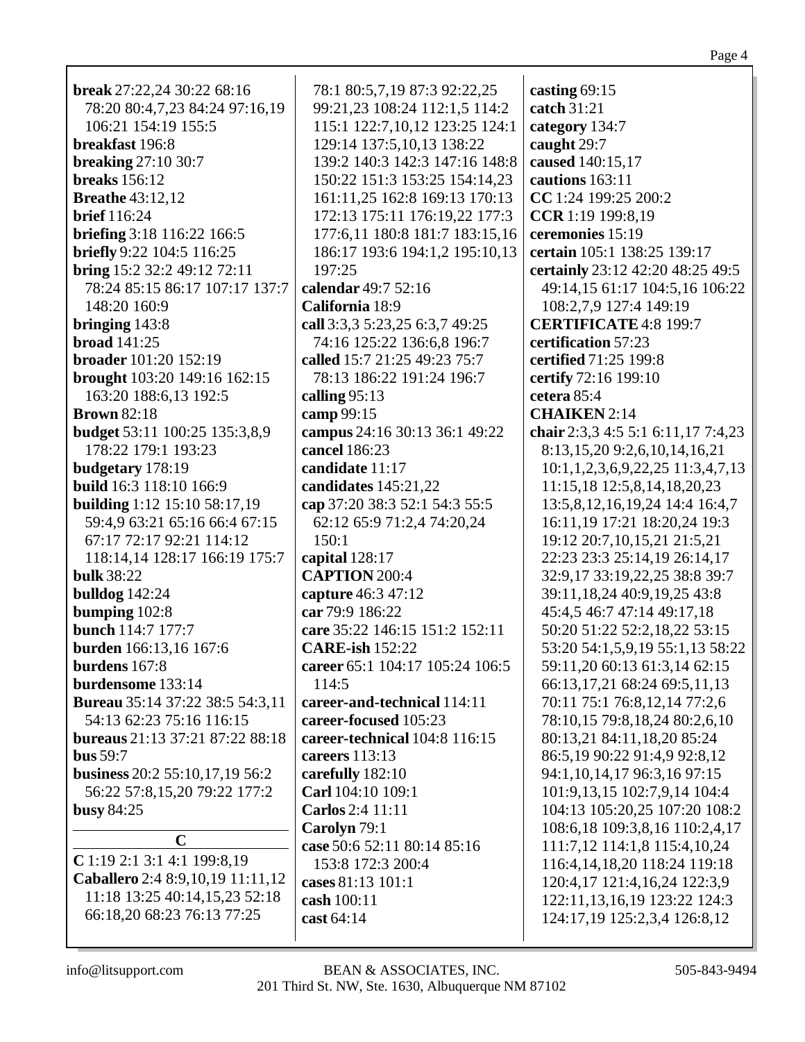**break** 27:22,24 30:22 68:16 78:20 80:4,7,23 84:24 97:16,19 106:21 154:19 155:5
**breakfast** 196:8
**breaking** 27:10 30:7
**breaks** 156:12
**Breathe** 43:12,12
**brief** 116:24
**briefing** 3:18 116:22 166:5
**briefly** 9:22 104:5 116:25
**bring** 15:2 32:2 49:12 72:11 78:24 85:15 86:17 107:17 137:7 148:20 160:9
**bringing** 143:8
**broad** 141:25
**broader** 101:20 152:19
**brought** 103:20 149:16 162:15 163:20 188:6,13 192:5
**Brown** 82:18
**budget** 53:11 100:25 135:3,8,9 178:22 179:1 193:23
**budgetary** 178:19
**build** 16:3 118:10 166:9
**building** 1:12 15:10 58:17,19 59:4,9 63:21 65:16 66:4 67:15 67:17 72:17 92:21 114:12 118:14,14 128:17 166:19 175:7
**bulk** 38:22
**bulldog** 142:24
**bumping** 102:8
**bunch** 114:7 177:7
**burden** 166:13,16 167:6
**burdens** 167:8
**burdensome** 133:14
**Bureau** 35:14 37:22 38:5 54:3,11 54:13 62:23 75:16 116:15
**bureaus** 21:13 37:21 87:22 88:18
**bus** 59:7
**business** 20:2 55:10,17,19 56:2 56:22 57:8,15,20 79:22 177:2
**busy** 84:25

**C**

**C** 1:19 2:1 3:1 4:1 199:8,19
**Caballero** 2:4 8:9,10,19 11:11,12 11:18 13:25 40:14,15,23 52:18 66:18,20 68:23 76:13 77:25 78:1 80:5,7,19 87:3 92:22,25 99:21,23 108:24 112:1,5 114:2 115:1 122:7,10,12 123:25 124:1 129:14 137:5,10,13 138:22 139:2 140:3 142:3 147:16 148:8 150:22 151:3 153:25 154:14,23 161:11,25 162:8 169:13 170:13 172:13 175:11 176:19,22 177:3 177:6,11 180:8 181:7 183:15,16 186:17 193:6 194:1,2 195:10,13 197:25
**calendar** 49:7 52:16
**California** 18:9
**call** 3:3,3 5:23,25 6:3,7 49:25 74:16 125:22 136:6,8 196:7
**called** 15:7 21:25 49:23 75:7 78:13 186:22 191:24 196:7
**calling** 95:13
**camp** 99:15
**campus** 24:16 30:13 36:1 49:22
**cancel** 186:23
**candidate** 11:17
**candidates** 145:21,22
**cap** 37:20 38:3 52:1 54:3 55:5 62:12 65:9 71:2,4 74:20,24 150:1
**capital** 128:17
**CAPTION** 200:4
**capture** 46:3 47:12
**car** 79:9 186:22
**care** 35:22 146:15 151:2 152:11
**CARE-ish** 152:22
**career** 65:1 104:17 105:24 106:5 114:5
**career-and-technical** 114:11
**career-focused** 105:23
**career-technical** 104:8 116:15
**careers** 113:13
**carefully** 182:10
**Carl** 104:10 109:1
**Carlos** 2:4 11:11
**Carolyn** 79:1
**case** 50:6 52:11 80:14 85:16 153:8 172:3 200:4
**cases** 81:13 101:1
**cash** 100:11
**cast** 64:14
**casting** 69:15
**catch** 31:21
**category** 134:7
**caught** 29:7
**caused** 140:15,17
**cautions** 163:11
**CC** 1:24 199:25 200:2
**CCR** 1:19 199:8,19
**ceremonies** 15:19
**certain** 105:1 138:25 139:17
**certainly** 23:12 42:20 48:25 49:5 49:14,15 61:17 104:5,16 106:22 108:2,7,9 127:4 149:19
**CERTIFICATE** 4:8 199:7
**certification** 57:23
**certified** 71:25 199:8
**certify** 72:16 199:10
**cetera** 85:4
**CHAIKEN** 2:14
**chair** 2:3,3 4:5 5:1 6:11,17 7:4,23 8:13,15,20 9:2,6,10,14,16,21 10:1,1,2,3,6,9,22,25 11:3,4,7,13 11:15,18 12:5,8,14,18,20,23 13:5,8,12,16,19,24 14:4 16:4,7 16:11,19 17:21 18:20,24 19:3 19:12 20:7,10,15,21 21:5,21 22:23 23:3 25:14,19 26:14,17 32:9,17 33:19,22,25 38:8 39:7 39:11,18,24 40:9,19,25 43:8 45:4,5 46:7 47:14 49:17,18 50:20 51:22 52:2,18,22 53:15 53:20 54:1,5,9,19 55:1,13 58:22 59:11,20 60:13 61:3,14 62:15 66:13,17,21 68:24 69:5,11,13 70:11 75:1 76:8,12,14 77:2,6 78:10,15 79:8,18,24 80:2,6,10 80:13,21 84:11,18,20 85:24 86:5,19 90:22 91:4,9 92:8,12 94:1,10,14,17 96:3,16 97:15 101:9,13,15 102:7,9,14 104:4 104:13 105:20,25 107:20 108:2 108:6,18 109:3,8,16 110:2,4,17 111:7,12 114:1,8 115:4,10,24 116:4,14,18,20 118:24 119:18 120:4,17 121:4,16,24 122:3,9 122:11,13,16,19 123:22 124:3 124:17,19 125:2,3,4 126:8,12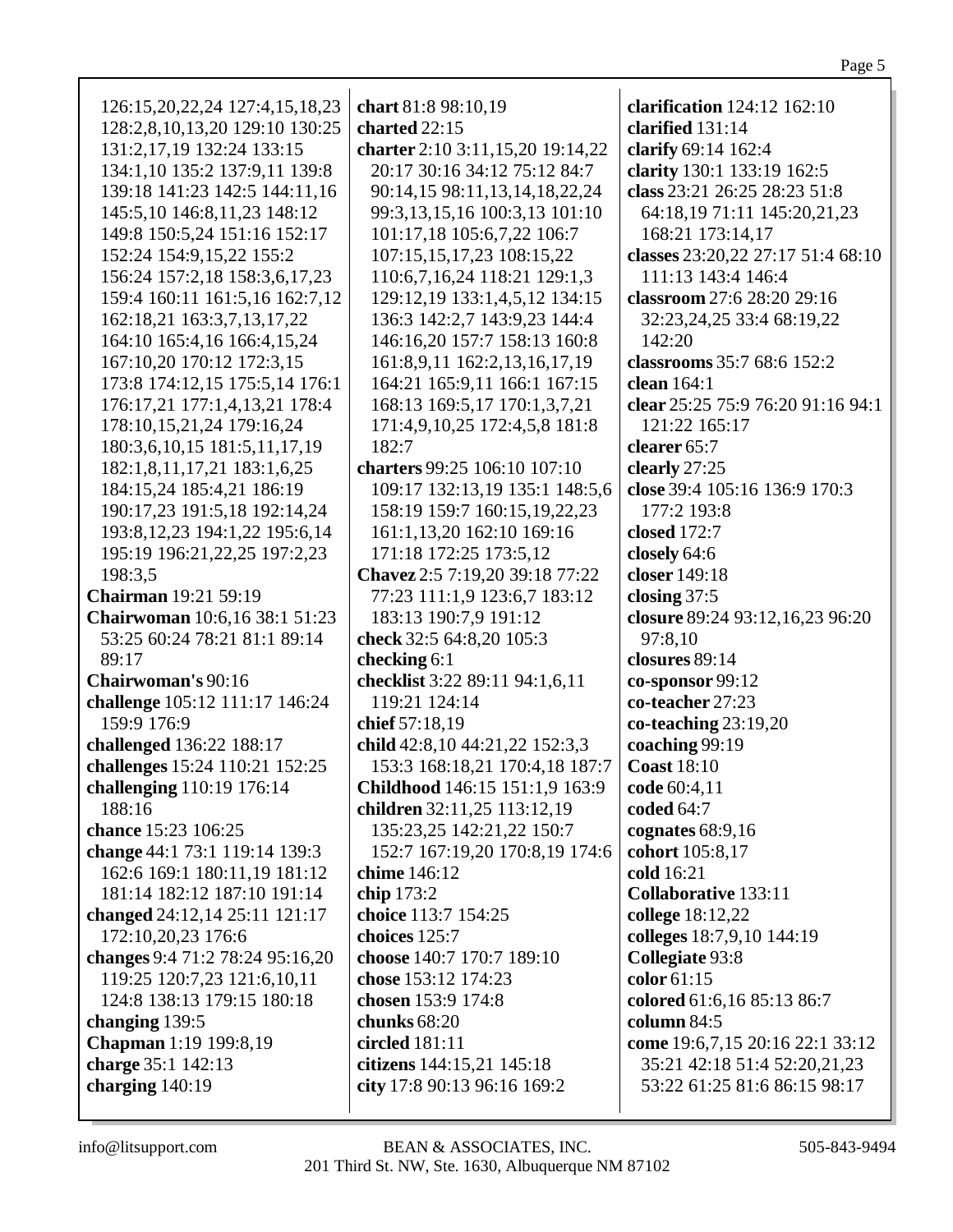126:15,20,22,24 127:4,15,18,23 128:2,8,10,13,20 129:10 130:25 131:2,17,19 132:24 133:15 134:1,10 135:2 137:9,11 139:8 139:18 141:23 142:5 144:11,16 145:5,10 146:8,11,23 148:12 149:8 150:5,24 151:16 152:17 152:24 154:9,15,22 155:2 156:24 157:2,18 158:3,6,17,23 159:4 160:11 161:5,16 162:7,12 162:18,21 163:3,7,13,17,22 164:10 165:4,16 166:4,15,24 167:10,20 170:12 172:3,15 173:8 174:12,15 175:5,14 176:1 176:17,21 177:1,4,13,21 178:4 178:10,15,21,24 179:16,24 180:3,6,10,15 181:5,11,17,19 182:1,8,11,17,21 183:1,6,25 184:15,24 185:4,21 186:19 190:17,23 191:5,18 192:14,24 193:8,12,23 194:1,22 195:6,14 195:19 196:21,22,25 197:2,23 198:3,5

**Chairman** 19:21 59:19

**Chairwoman** 10:6,16 38:1 51:23 53:25 60:24 78:21 81:1 89:14 89:17

**Chairwoman's** 90:16

**challenge** 105:12 111:17 146:24 159:9 176:9

**challenged** 136:22 188:17

**challenges** 15:24 110:21 152:25

**challenging** 110:19 176:14 188:16

**chance** 15:23 106:25

**change** 44:1 73:1 119:14 139:3 162:6 169:1 180:11,19 181:12 181:14 182:12 187:10 191:14

**changed** 24:12,14 25:11 121:17 172:10,20,23 176:6

**changes** 9:4 71:2 78:24 95:16,20 119:25 120:7,23 121:6,10,11 124:8 138:13 179:15 180:18

**changing** 139:5

**Chapman** 1:19 199:8,19

**charge** 35:1 142:13

**charging** 140:19

**chart** 81:8 98:10,19

**charted** 22:15

**charter** 2:10 3:11,15,20 19:14,22 20:17 30:16 34:12 75:12 84:7 90:14,15 98:11,13,14,18,22,24 99:3,13,15,16 100:3,13 101:10 101:17,18 105:6,7,22 106:7 107:15,15,17,23 108:15,22 110:6,7,16,24 118:21 129:1,3 129:12,19 133:1,4,5,12 134:15 136:3 142:2,7 143:9,23 144:4 146:16,20 157:7 158:13 160:8 161:8,9,11 162:2,13,16,17,19 164:21 165:9,11 166:1 167:15 168:13 169:5,17 170:1,3,7,21 171:4,9,10,25 172:4,5,8 181:8 182:7

**charters** 99:25 106:10 107:10 109:17 132:13,19 135:1 148:5,6 158:19 159:7 160:15,19,22,23 161:1,13,20 162:10 169:16 171:18 172:25 173:5,12

**Chavez** 2:5 7:19,20 39:18 77:22 77:23 111:1,9 123:6,7 183:12 183:13 190:7,9 191:12

**check** 32:5 64:8,20 105:3

**checking** 6:1

**checklist** 3:22 89:11 94:1,6,11 119:21 124:14

**chief** 57:18,19

**child** 42:8,10 44:21,22 152:3,3 153:3 168:18,21 170:4,18 187:7

**Childhood** 146:15 151:1,9 163:9

**children** 32:11,25 113:12,19 135:23,25 142:21,22 150:7 152:7 167:19,20 170:8,19 174:6

**chime** 146:12

**chip** 173:2

**choice** 113:7 154:25

**choices** 125:7

**choose** 140:7 170:7 189:10

**chose** 153:12 174:23

**chosen** 153:9 174:8

**chunks** 68:20

**circled** 181:11

**citizens** 144:15,21 145:18

**city** 17:8 90:13 96:16 169:2

**clarification** 124:12 162:10

**clarified** 131:14

**clarify** 69:14 162:4

**clarity** 130:1 133:19 162:5

**class** 23:21 26:25 28:23 51:8 64:18,19 71:11 145:20,21,23 168:21 173:14,17

**classes** 23:20,22 27:17 51:4 68:10 111:13 143:4 146:4

**classroom** 27:6 28:20 29:16 32:23,24,25 33:4 68:19,22 142:20

**classrooms** 35:7 68:6 152:2

**clean** 164:1

**clear** 25:25 75:9 76:20 91:16 94:1 121:22 165:17

**clearer** 65:7

**clearly** 27:25

**close** 39:4 105:16 136:9 170:3 177:2 193:8

**closed** 172:7

**closely** 64:6

**closer** 149:18

**closing** 37:5

**closure** 89:24 93:12,16,23 96:20 97:8,10

**closures** 89:14

**co-sponsor** 99:12

**co-teacher** 27:23

**co-teaching** 23:19,20

**coaching** 99:19

**Coast** 18:10

**code** 60:4,11

**coded** 64:7

**cognates** 68:9,16

**cohort** 105:8,17

**cold** 16:21

**Collaborative** 133:11

**college** 18:12,22

**colleges** 18:7,9,10 144:19

**Collegiate** 93:8

**color** 61:15

**colored** 61:6,16 85:13 86:7

**column** 84:5

**come** 19:6,7,15 20:16 22:1 33:12 35:21 42:18 51:4 52:20,21,23 53:22 61:25 81:6 86:15 98:17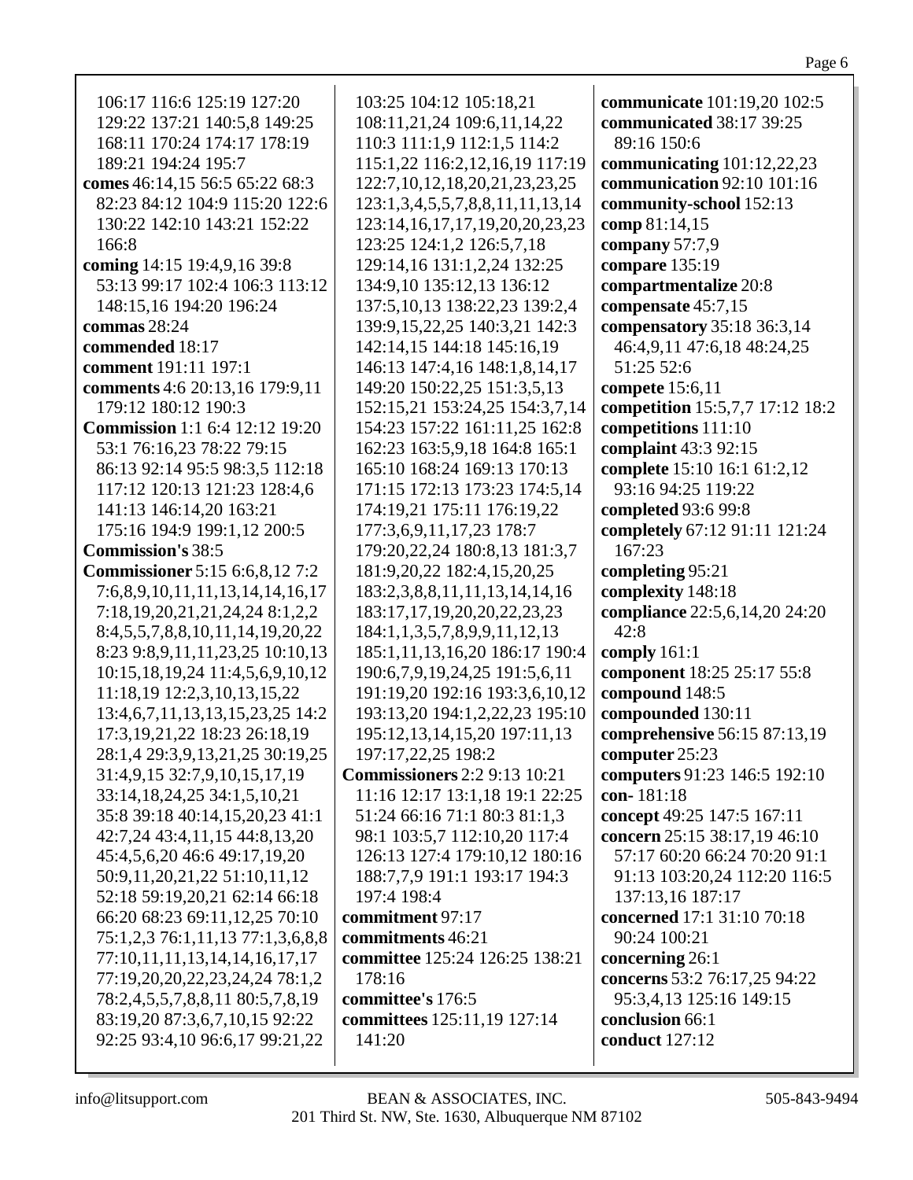106:17 116:6 125:19 127:20 129:22 137:21 140:5,8 149:25 168:11 170:24 174:17 178:19 189:21 194:24 195:7

**comes** 46:14,15 56:5 65:22 68:3 82:23 84:12 104:9 115:20 122:6 130:22 142:10 143:21 152:22 166:8

**coming** 14:15 19:4,9,16 39:8 53:13 99:17 102:4 106:3 113:12 148:15,16 194:20 196:24

**commas** 28:24

**commended** 18:17

**comment** 191:11 197:1

**comments** 4:6 20:13,16 179:9,11 179:12 180:12 190:3

**Commission** 1:1 6:4 12:12 19:20 53:1 76:16,23 78:22 79:15 86:13 92:14 95:5 98:3,5 112:18 117:12 120:13 121:23 128:4,6 141:13 146:14,20 163:21 175:16 194:9 199:1,12 200:5

**Commission's** 38:5

**Commissioner** 5:15 6:6,8,12 7:2 7:6,8,9,10,11,11,13,14,14,16,17 7:18,19,20,21,21,24,24 8:1,2,2 8:4,5,5,7,8,8,10,11,14,19,20,22 8:23 9:8,9,11,11,23,25 10:10,13 10:15,18,19,24 11:4,5,6,9,10,12 11:18,19 12:2,3,10,13,15,22 13:4,6,7,11,13,13,15,23,25 14:2 17:3,19,21,22 18:23 26:18,19 28:1,4 29:3,9,13,21,25 30:19,25 31:4,9,15 32:7,9,10,15,17,19 33:14,18,24,25 34:1,5,10,21 35:8 39:18 40:14,15,20,23 41:1 42:7,24 43:4,11,15 44:8,13,20 45:4,5,6,20 46:6 49:17,19,20 50:9,11,20,21,22 51:10,11,12 52:18 59:19,20,21 62:14 66:18 66:20 68:23 69:11,12,25 70:10 75:1,2,3 76:1,11,13 77:1,3,6,8,8 77:10,11,11,13,14,14,16,17,17 77:19,20,20,22,23,24,24 78:1,2 78:2,4,5,5,7,8,8,11 80:5,7,8,19 83:19,20 87:3,6,7,10,15 92:22 92:25 93:4,10 96:6,17 99:21,22 103:25 104:12 105:18,21 108:11,21,24 109:6,11,14,22 110:3 111:1,9 112:1,5 114:2 115:1,22 116:2,12,16,19 117:19 122:7,10,12,18,20,21,23,23,25 123:1,3,4,5,5,7,8,8,11,11,13,14 123:14,16,17,17,19,20,20,23,23 123:25 124:1,2 126:5,7,18 129:14,16 131:1,2,24 132:25 134:9,10 135:12,13 136:12 137:5,10,13 138:22,23 139:2,4 139:9,15,22,25 140:3,21 142:3 142:14,15 144:18 145:16,19 146:13 147:4,16 148:1,8,14,17 149:20 150:22,25 151:3,5,13 152:15,21 153:24,25 154:3,7,14 154:23 157:22 161:11,25 162:8 162:23 163:5,9,18 164:8 165:1 165:10 168:24 169:13 170:13 171:15 172:13 173:23 174:5,14 174:19,21 175:11 176:19,22 177:3,6,9,11,17,23 178:7 179:20,22,24 180:8,13 181:3,7 181:9,20,22 182:4,15,20,25 183:2,3,8,8,11,11,13,14,14,16 183:17,17,19,20,20,22,23,23 184:1,1,3,5,7,8,9,9,11,12,13 185:1,11,13,16,20 186:17 190:4 190:6,7,9,19,24,25 191:5,6,11 191:19,20 192:16 193:3,6,10,12 193:13,20 194:1,2,22,23 195:10 195:12,13,14,15,20 197:11,13 197:17,22,25 198:2

**Commissioners** 2:2 9:13 10:21 11:16 12:17 13:1,18 19:1 22:25 51:24 66:16 71:1 80:3 81:1,3 98:1 103:5,7 112:10,20 117:4 126:13 127:4 179:10,12 180:16 188:7,7,9 191:1 193:17 194:3 197:4 198:4

**commitment** 97:17

**commitments** 46:21

**committee** 125:24 126:25 138:21 178:16

**committee's** 176:5

**committees** 125:11,19 127:14 141:20

**communicate** 101:19,20 102:5

**communicated** 38:17 39:25 89:16 150:6

**communicating** 101:12,22,23

**communication** 92:10 101:16

**community-school** 152:13

**comp** 81:14,15

**company** 57:7,9

**compare** 135:19

**compartmentalize** 20:8

**compensate** 45:7,15

**compensatory** 35:18 36:3,14 46:4,9,11 47:6,18 48:24,25 51:25 52:6

**compete** 15:6,11

**competition** 15:5,7,7 17:12 18:2

**competitions** 111:10

**complaint** 43:3 92:15

**complete** 15:10 16:1 61:2,12 93:16 94:25 119:22

**completed** 93:6 99:8

**completely** 67:12 91:11 121:24 167:23

**completing** 95:21

**complexity** 148:18

**compliance** 22:5,6,14,20 24:20 42:8

**comply** 161:1

**component** 18:25 25:17 55:8

**compound** 148:5

**compounded** 130:11

**comprehensive** 56:15 87:13,19

**computer** 25:23

**computers** 91:23 146:5 192:10

**con-** 181:18

**concept** 49:25 147:5 167:11

**concern** 25:15 38:17,19 46:10 57:17 60:20 66:24 70:20 91:1 91:13 103:20,24 112:20 116:5 137:13,16 187:17

**concerned** 17:1 31:10 70:18 90:24 100:21

**concerning** 26:1

**concerns** 53:2 76:17,25 94:22 95:3,4,13 125:16 149:15

**conclusion** 66:1

**conduct** 127:12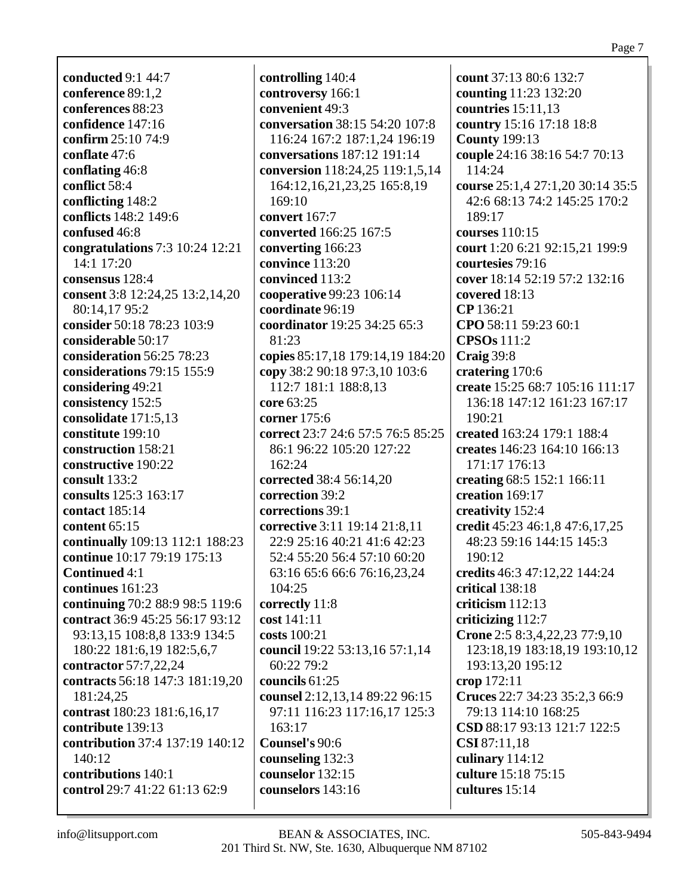**conducted** 9:1 44:7
**conference** 89:1,2
**conferences** 88:23
**confidence** 147:16
**confirm** 25:10 74:9
**conflate** 47:6
**conflating** 46:8
**conflict** 58:4
**conflicting** 148:2
**conflicts** 148:2 149:6
**confused** 46:8
**congratulations** 7:3 10:24 12:21 14:1 17:20
**consensus** 128:4
**consent** 3:8 12:24,25 13:2,14,20 80:14,17 95:2
**consider** 50:18 78:23 103:9
**considerable** 50:17
**consideration** 56:25 78:23
**considerations** 79:15 155:9
**considering** 49:21
**consistency** 152:5
**consolidate** 171:5,13
**constitute** 199:10
**construction** 158:21
**constructive** 190:22
**consult** 133:2
**consults** 125:3 163:17
**contact** 185:14
**content** 65:15
**continually** 109:13 112:1 188:23
**continue** 10:17 79:19 175:13
**Continued** 4:1
**continues** 161:23
**continuing** 70:2 88:9 98:5 119:6
**contract** 36:9 45:25 56:17 93:12 93:13,15 108:8,8 133:9 134:5 180:22 181:6,19 182:5,6,7
**contractor** 57:7,22,24
**contracts** 56:18 147:3 181:19,20 181:24,25
**contrast** 180:23 181:6,16,17
**contribute** 139:13
**contribution** 37:4 137:19 140:12 140:12
**contributions** 140:1
**control** 29:7 41:22 61:13 62:9
**controlling** 140:4
**controversy** 166:1
**convenient** 49:3
**conversation** 38:15 54:20 107:8 116:24 167:2 187:1,24 196:19
**conversations** 187:12 191:14
**conversion** 118:24,25 119:1,5,14 164:12,16,21,23,25 165:8,19 169:10
**convert** 167:7
**converted** 166:25 167:5
**converting** 166:23
**convince** 113:20
**convinced** 113:2
**cooperative** 99:23 106:14
**coordinate** 96:19
**coordinator** 19:25 34:25 65:3 81:23
**copies** 85:17,18 179:14,19 184:20
**copy** 38:2 90:18 97:3,10 103:6 112:7 181:1 188:8,13
**core** 63:25
**corner** 175:6
**correct** 23:7 24:6 57:5 76:5 85:25 86:1 96:22 105:20 127:22 162:24
**corrected** 38:4 56:14,20
**correction** 39:2
**corrections** 39:1
**corrective** 3:11 19:14 21:8,11 22:9 25:16 40:21 41:6 42:23 52:4 55:20 56:4 57:10 60:20 63:16 65:6 66:6 76:16,23,24 104:25
**correctly** 11:8
**cost** 141:11
**costs** 100:21
**council** 19:22 53:13,16 57:1,14 60:22 79:2
**councils** 61:25
**counsel** 2:12,13,14 89:22 96:15 97:11 116:23 117:16,17 125:3 163:17
**Counsel's** 90:6
**counseling** 132:3
**counselor** 132:15
**counselors** 143:16
**count** 37:13 80:6 132:7
**counting** 11:23 132:20
**countries** 15:11,13
**country** 15:16 17:18 18:8
**County** 199:13
**couple** 24:16 38:16 54:7 70:13 114:24
**course** 25:1,4 27:1,20 30:14 35:5 42:6 68:13 74:2 145:25 170:2 189:17
**courses** 110:15
**court** 1:20 6:21 92:15,21 199:9
**courtesies** 79:16
**cover** 18:14 52:19 57:2 132:16
**covered** 18:13
**CP** 136:21
**CPO** 58:11 59:23 60:1
**CPSOs** 111:2
**Craig** 39:8
**cratering** 170:6
**create** 15:25 68:7 105:16 111:17 136:18 147:12 161:23 167:17 190:21
**created** 163:24 179:1 188:4
**creates** 146:23 164:10 166:13 171:17 176:13
**creating** 68:5 152:1 166:11
**creation** 169:17
**creativity** 152:4
**credit** 45:23 46:1,8 47:6,17,25 48:23 59:16 144:15 145:3 190:12
**credits** 46:3 47:12,22 144:24
**critical** 138:18
**criticism** 112:13
**criticizing** 112:7
**Crone** 2:5 8:3,4,22,23 77:9,10 123:18,19 183:18,19 193:10,12 193:13,20 195:12
**crop** 172:11
**Cruces** 22:7 34:23 35:2,3 66:9 79:13 114:10 168:25
**CSD** 88:17 93:13 121:7 122:5
**CSI** 87:11,18
**culinary** 114:12
**culture** 15:18 75:15
**cultures** 15:14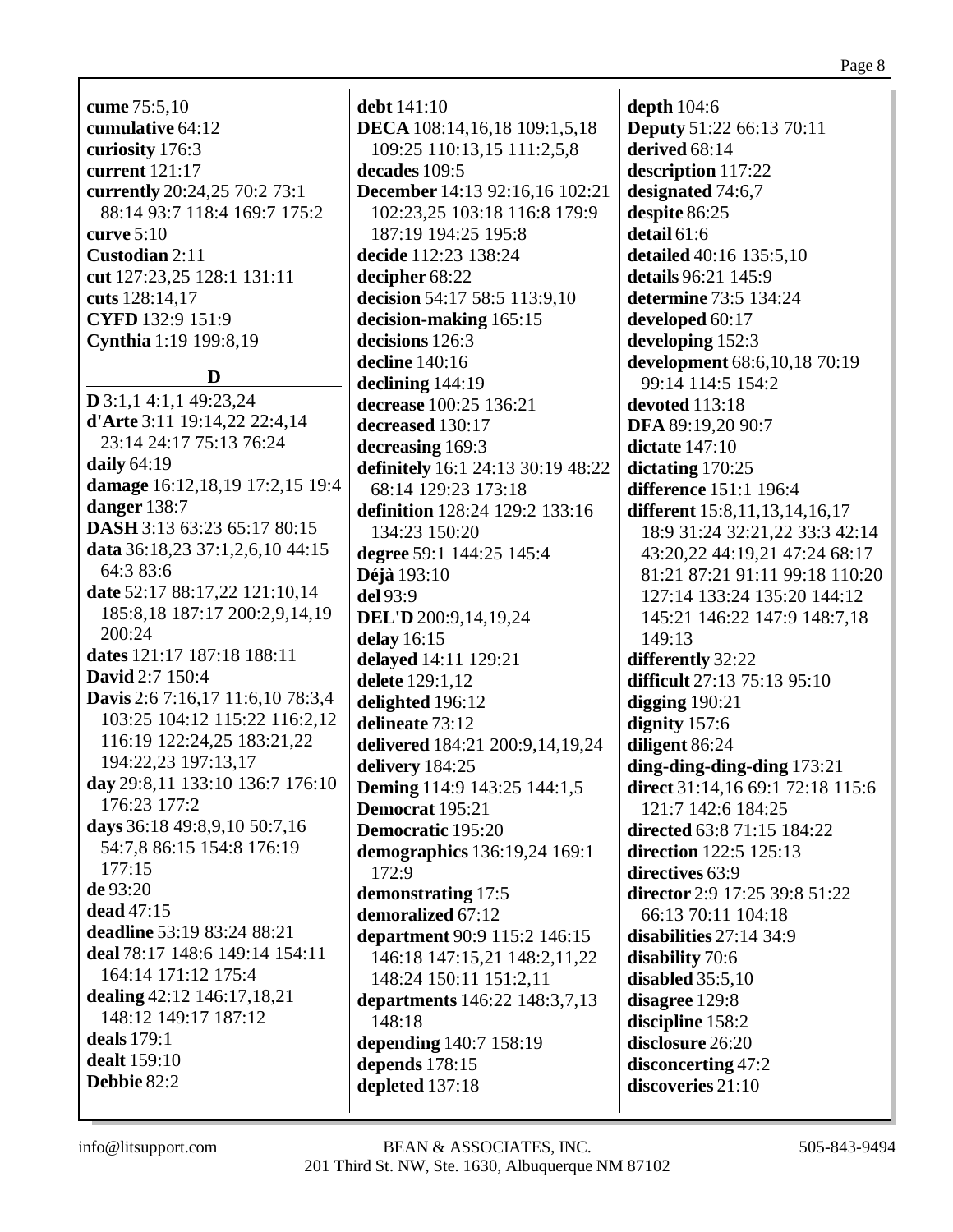**cume** 75:5,10
**cumulative** 64:12
**curiosity** 176:3
**current** 121:17
**currently** 20:24,25 70:2 73:1 88:14 93:7 118:4 169:7 175:2
**curve** 5:10
**Custodian** 2:11
**cut** 127:23,25 128:1 131:11
**cuts** 128:14,17
**CYFD** 132:9 151:9
**Cynthia** 1:19 199:8,19

## D

**D** 3:1,1 4:1,1 49:23,24
**d'Arte** 3:11 19:14,22 22:4,14 23:14 24:17 75:13 76:24
**daily** 64:19
**damage** 16:12,18,19 17:2,15 19:4
**danger** 138:7
**DASH** 3:13 63:23 65:17 80:15
**data** 36:18,23 37:1,2,6,10 44:15 64:3 83:6
**date** 52:17 88:17,22 121:10,14 185:8,18 187:17 200:2,9,14,19 200:24
**dates** 121:17 187:18 188:11
**David** 2:7 150:4
**Davis** 2:6 7:16,17 11:6,10 78:3,4 103:25 104:12 115:22 116:2,12 116:19 122:24,25 183:21,22 194:22,23 197:13,17
**day** 29:8,11 133:10 136:7 176:10 176:23 177:2
**days** 36:18 49:8,9,10 50:7,16 54:7,8 86:15 154:8 176:19 177:15
**de** 93:20
**dead** 47:15
**deadline** 53:19 83:24 88:21
**deal** 78:17 148:6 149:14 154:11 164:14 171:12 175:4
**dealing** 42:12 146:17,18,21 148:12 149:17 187:12
**deals** 179:1
**dealt** 159:10
**Debbie** 82:2
**debt** 141:10
**DECA** 108:14,16,18 109:1,5,18 109:25 110:13,15 111:2,5,8
**decades** 109:5
**December** 14:13 92:16,16 102:21 102:23,25 103:18 116:8 179:9 187:19 194:25 195:8
**decide** 112:23 138:24
**decipher** 68:22
**decision** 54:17 58:5 113:9,10
**decision-making** 165:15
**decisions** 126:3
**decline** 140:16
**declining** 144:19
**decrease** 100:25 136:21
**decreased** 130:17
**decreasing** 169:3
**definitely** 16:1 24:13 30:19 48:22 68:14 129:23 173:18
**definition** 128:24 129:2 133:16 134:23 150:20
**degree** 59:1 144:25 145:4
**Déjà** 193:10
**del** 93:9
**DEL'D** 200:9,14,19,24
**delay** 16:15
**delayed** 14:11 129:21
**delete** 129:1,12
**delighted** 196:12
**delineate** 73:12
**delivered** 184:21 200:9,14,19,24
**delivery** 184:25
**Deming** 114:9 143:25 144:1,5
**Democrat** 195:21
**Democratic** 195:20
**demographics** 136:19,24 169:1 172:9
**demonstrating** 17:5
**demoralized** 67:12
**department** 90:9 115:2 146:15 146:18 147:15,21 148:2,11,22 148:24 150:11 151:2,11
**departments** 146:22 148:3,7,13 148:18
**depending** 140:7 158:19
**depends** 178:15
**depleted** 137:18
**depth** 104:6
**Deputy** 51:22 66:13 70:11
**derived** 68:14
**description** 117:22
**designated** 74:6,7
**despite** 86:25
**detail** 61:6
**detailed** 40:16 135:5,10
**details** 96:21 145:9
**determine** 73:5 134:24
**developed** 60:17
**developing** 152:3
**development** 68:6,10,18 70:19 99:14 114:5 154:2
**devoted** 113:18
**DFA** 89:19,20 90:7
**dictate** 147:10
**dictating** 170:25
**difference** 151:1 196:4
**different** 15:8,11,13,14,16,17 18:9 31:24 32:21,22 33:3 42:14 43:20,22 44:19,21 47:24 68:17 81:21 87:21 91:11 99:18 110:20 127:14 133:24 135:20 144:12 145:21 146:22 147:9 148:7,18 149:13
**differently** 32:22
**difficult** 27:13 75:13 95:10
**digging** 190:21
**dignity** 157:6
**diligent** 86:24
**ding-ding-ding-ding** 173:21
**direct** 31:14,16 69:1 72:18 115:6 121:7 142:6 184:25
**directed** 63:8 71:15 184:22
**direction** 122:5 125:13
**directives** 63:9
**director** 2:9 17:25 39:8 51:22 66:13 70:11 104:18
**disabilities** 27:14 34:9
**disability** 70:6
**disabled** 35:5,10
**disagree** 129:8
**discipline** 158:2
**disclosure** 26:20
**disconcerting** 47:2
**discoveries** 21:10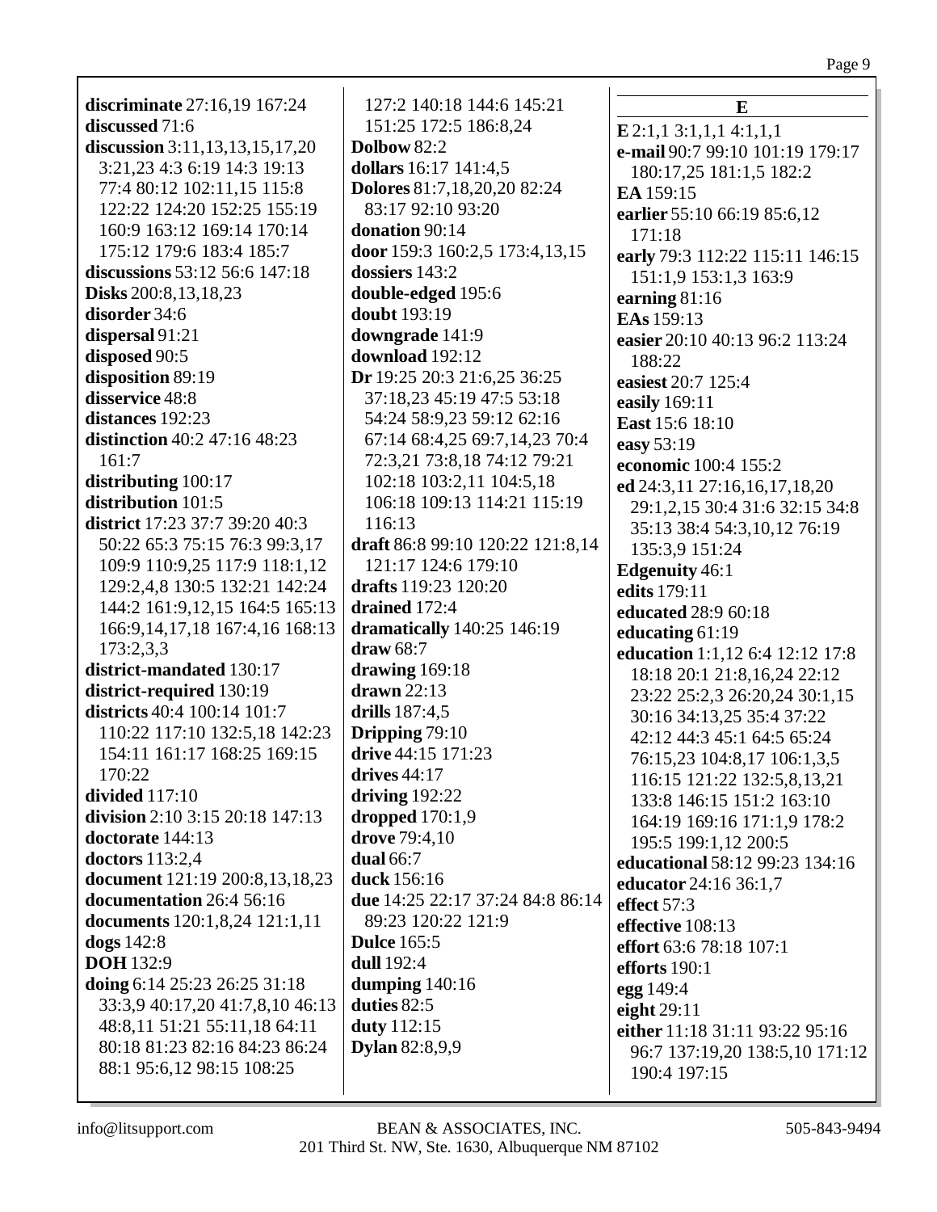**discriminate** 27:16,19 167:24
**discussed** 71:6
**discussion** 3:11,13,13,15,17,20 3:21,23 4:3 6:19 14:3 19:13 77:4 80:12 102:11,15 115:8 122:22 124:20 152:25 155:19 160:9 163:12 169:14 170:14 175:12 179:6 183:4 185:7
**discussions** 53:12 56:6 147:18
**Disks** 200:8,13,18,23
**disorder** 34:6
**dispersal** 91:21
**disposed** 90:5
**disposition** 89:19
**disservice** 48:8
**distances** 192:23
**distinction** 40:2 47:16 48:23 161:7
**distributing** 100:17
**distribution** 101:5
**district** 17:23 37:7 39:20 40:3 50:22 65:3 75:15 76:3 99:3,17 109:9 110:9,25 117:9 118:1,12 129:2,4,8 130:5 132:21 142:24 144:2 161:9,12,15 164:5 165:13 166:9,14,17,18 167:4,16 168:13 173:2,3,3
**district-mandated** 130:17
**district-required** 130:19
**districts** 40:4 100:14 101:7 110:22 117:10 132:5,18 142:23 154:11 161:17 168:25 169:15 170:22
**divided** 117:10
**division** 2:10 3:15 20:18 147:13
**doctorate** 144:13
**doctors** 113:2,4
**document** 121:19 200:8,13,18,23
**documentation** 26:4 56:16
**documents** 120:1,8,24 121:1,11
**dogs** 142:8
**DOH** 132:9
**doing** 6:14 25:23 26:25 31:18 33:3,9 40:17,20 41:7,8,10 46:13 48:8,11 51:21 55:11,18 64:11 80:18 81:23 82:16 84:23 86:24 88:1 95:6,12 98:15 108:25 127:2 140:18 144:6 145:21 151:25 172:5 186:8,24
**Dolbow** 82:2
**dollars** 16:17 141:4,5
**Dolores** 81:7,18,20,20 82:24 83:17 92:10 93:20
**donation** 90:14
**door** 159:3 160:2,5 173:4,13,15
**dossiers** 143:2
**double-edged** 195:6
**doubt** 193:19
**downgrade** 141:9
**download** 192:12
**Dr** 19:25 20:3 21:6,25 36:25 37:18,23 45:19 47:5 53:18 54:24 58:9,23 59:12 62:16 67:14 68:4,25 69:7,14,23 70:4 72:3,21 73:8,18 74:12 79:21 102:18 103:2,11 104:5,18 106:18 109:13 114:21 115:19 116:13
**draft** 86:8 99:10 120:22 121:8,14 121:17 124:6 179:10
**drafts** 119:23 120:20
**drained** 172:4
**dramatically** 140:25 146:19
**draw** 68:7
**drawing** 169:18
**drawn** 22:13
**drills** 187:4,5
**Dripping** 79:10
**drive** 44:15 171:23
**drives** 44:17
**driving** 192:22
**dropped** 170:1,9
**drove** 79:4,10
**dual** 66:7
**duck** 156:16
**due** 14:25 22:17 37:24 84:8 86:14 89:23 120:22 121:9
**Dulce** 165:5
**dull** 192:4
**dumping** 140:16
**duties** 82:5
**duty** 112:15
**Dylan** 82:8,9,9

## E

**E** 2:1,1 3:1,1,1 4:1,1,1
**e-mail** 90:7 99:10 101:19 179:17 180:17,25 181:1,5 182:2
**EA** 159:15
**earlier** 55:10 66:19 85:6,12 171:18
**early** 79:3 112:22 115:11 146:15 151:1,9 153:1,3 163:9
**earning** 81:16
**EAs** 159:13
**easier** 20:10 40:13 96:2 113:24 188:22
**easiest** 20:7 125:4
**easily** 169:11
**East** 15:6 18:10
**easy** 53:19
**economic** 100:4 155:2
**ed** 24:3,11 27:16,16,17,18,20 29:1,2,15 30:4 31:6 32:15 34:8 35:13 38:4 54:3,10,12 76:19 135:3,9 151:24
**Edgenuity** 46:1
**edits** 179:11
**educated** 28:9 60:18
**educating** 61:19
**education** 1:1,12 6:4 12:12 17:8 18:18 20:1 21:8,16,24 22:12 23:22 25:2,3 26:20,24 30:1,15 30:16 34:13,25 35:4 37:22 42:12 44:3 45:1 64:5 65:24 76:15,23 104:8,17 106:1,3,5 116:15 121:22 132:5,8,13,21 133:8 146:15 151:2 163:10 164:19 169:16 171:1,9 178:2 195:5 199:1,12 200:5
**educational** 58:12 99:23 134:16
**educator** 24:16 36:1,7
**effect** 57:3
**effective** 108:13
**effort** 63:6 78:18 107:1
**efforts** 190:1
**egg** 149:4
**eight** 29:11
**either** 11:18 31:11 93:22 95:16 96:7 137:19,20 138:5,10 171:12 190:4 197:15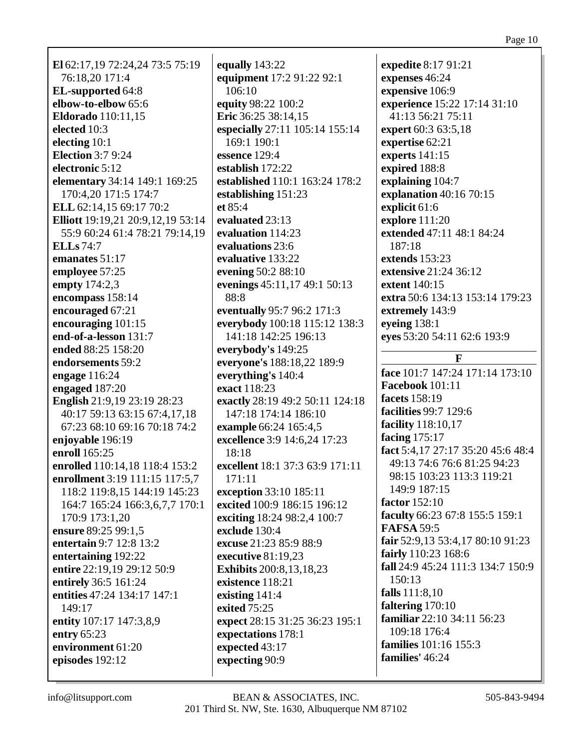**El** 62:17,19 72:24,24 73:5 75:19 76:18,20 171:4
**EL-supported** 64:8
**elbow-to-elbow** 65:6
**Eldorado** 110:11,15
**elected** 10:3
**electing** 10:1
**Election** 3:7 9:24
**electronic** 5:12
**elementary** 34:14 149:1 169:25 170:4,20 171:5 174:7
**ELL** 62:14,15 69:17 70:2
**Elliott** 19:19,21 20:9,12,19 53:14 55:9 60:24 61:4 78:21 79:14,19
**ELLs** 74:7
**emanates** 51:17
**employee** 57:25
**empty** 174:2,3
**encompass** 158:14
**encouraged** 67:21
**encouraging** 101:15
**end-of-a-lesson** 131:7
**ended** 88:25 158:20
**endorsements** 59:2
**engage** 116:24
**engaged** 187:20
**English** 21:9,19 23:19 28:23 40:17 59:13 63:15 67:4,17,18 67:23 68:10 69:16 70:18 74:2
**enjoyable** 196:19
**enroll** 165:25
**enrolled** 110:14,18 118:4 153:2
**enrollment** 3:19 111:15 117:5,7 118:2 119:8,15 144:19 145:23 164:7 165:24 166:3,6,7,7 170:1 170:9 173:1,20
**ensure** 89:25 99:1,5
**entertain** 9:7 12:8 13:2
**entertaining** 192:22
**entire** 22:19,19 29:12 50:9
**entirely** 36:5 161:24
**entities** 47:24 134:17 147:1 149:17
**entity** 107:17 147:3,8,9
**entry** 65:23
**environment** 61:20
**episodes** 192:12
**equally** 143:22
**equipment** 17:2 91:22 92:1 106:10
**equity** 98:22 100:2
**Eric** 36:25 38:14,15
**especially** 27:11 105:14 155:14 169:1 190:1
**essence** 129:4
**establish** 172:22
**established** 110:1 163:24 178:2
**establishing** 151:23
**et** 85:4
**evaluated** 23:13
**evaluation** 114:23
**evaluations** 23:6
**evaluative** 133:22
**evening** 50:2 88:10
**evenings** 45:11,17 49:1 50:13 88:8
**eventually** 95:7 96:2 171:3
**everybody** 100:18 115:12 138:3 141:18 142:25 196:13
**everybody's** 149:25
**everyone's** 188:18,22 189:9
**everything's** 140:4
**exact** 118:23
**exactly** 28:19 49:2 50:11 124:18 147:18 174:14 186:10
**example** 66:24 165:4,5
**excellence** 3:9 14:6,24 17:23 18:18
**excellent** 18:1 37:3 63:9 171:11 171:11
**exception** 33:10 185:11
**excited** 100:9 186:15 196:12
**exciting** 18:24 98:2,4 100:7
**exclude** 130:4
**excuse** 21:23 85:9 88:9
**executive** 81:19,23
**Exhibits** 200:8,13,18,23
**existence** 118:21
**existing** 141:4
**exited** 75:25
**expect** 28:15 31:25 36:23 195:1
**expectations** 178:1
**expected** 43:17
**expecting** 90:9
**expedite** 8:17 91:21
**expenses** 46:24
**expensive** 106:9
**experience** 15:22 17:14 31:10 41:13 56:21 75:11
**expert** 60:3 63:5,18
**expertise** 62:21
**experts** 141:15
**expired** 188:8
**explaining** 104:7
**explanation** 40:16 70:15
**explicit** 61:6
**explore** 111:20
**extended** 47:11 48:1 84:24 187:18
**extends** 153:23
**extensive** 21:24 36:12
**extent** 140:15
**extra** 50:6 134:13 153:14 179:23
**extremely** 143:9
**eyeing** 138:1
**eyes** 53:20 54:11 62:6 193:9

## F

**face** 101:7 147:24 171:14 173:10
**Facebook** 101:11
**facets** 158:19
**facilities** 99:7 129:6
**facility** 118:10,17
**facing** 175:17
**fact** 5:4,17 27:17 35:20 45:6 48:4 49:13 74:6 76:6 81:25 94:23 98:15 103:23 113:3 119:21 149:9 187:15
**factor** 152:10
**faculty** 66:23 67:8 155:5 159:1
**FAFSA** 59:5
**fair** 52:9,13 53:4,17 80:10 91:23
**fairly** 110:23 168:6
**fall** 24:9 45:24 111:3 134:7 150:9 150:13
**falls** 111:8,10
**faltering** 170:10
**familiar** 22:10 34:11 56:23 109:18 176:4
**families** 101:16 155:3
**families'** 46:24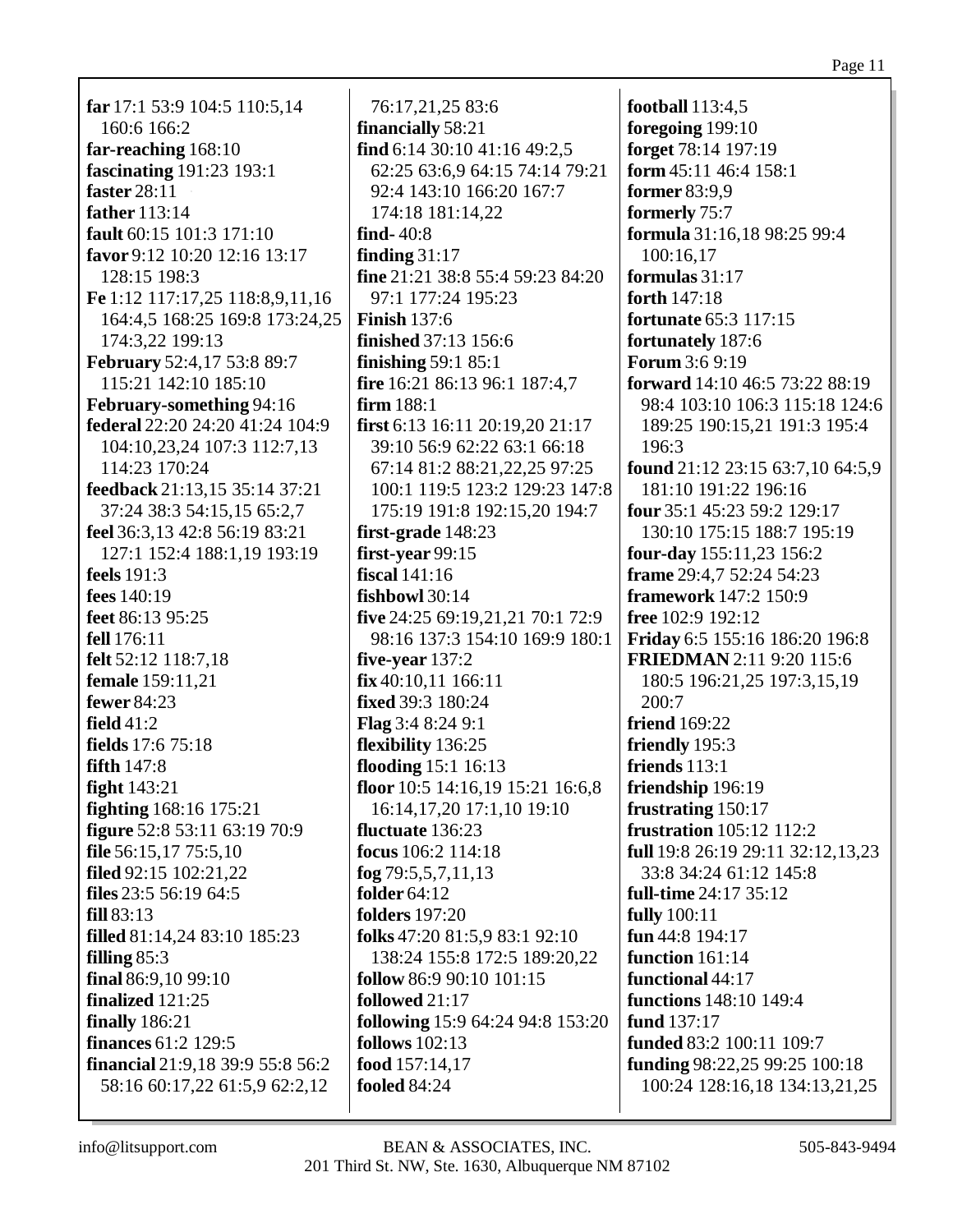**far** 17:1 53:9 104:5 110:5,14 160:6 166:2
**far-reaching** 168:10
**fascinating** 191:23 193:1
**faster** 28:11
**father** 113:14
**fault** 60:15 101:3 171:10
**favor** 9:12 10:20 12:16 13:17 128:15 198:3
**Fe** 1:12 117:17,25 118:8,9,11,16 164:4,5 168:25 169:8 173:24,25 174:3,22 199:13
**February** 52:4,17 53:8 89:7 115:21 142:10 185:10
**February-something** 94:16
**federal** 22:20 24:20 41:24 104:9 104:10,23,24 107:3 112:7,13 114:23 170:24
**feedback** 21:13,15 35:14 37:21 37:24 38:3 54:15,15 65:2,7
**feel** 36:3,13 42:8 56:19 83:21 127:1 152:4 188:1,19 193:19
**feels** 191:3
**fees** 140:19
**feet** 86:13 95:25
**fell** 176:11
**felt** 52:12 118:7,18
**female** 159:11,21
**fewer** 84:23
**field** 41:2
**fields** 17:6 75:18
**fifth** 147:8
**fight** 143:21
**fighting** 168:16 175:21
**figure** 52:8 53:11 63:19 70:9
**file** 56:15,17 75:5,10
**filed** 92:15 102:21,22
**files** 23:5 56:19 64:5
**fill** 83:13
**filled** 81:14,24 83:10 185:23
**filling** 85:3
**final** 86:9,10 99:10
**finalized** 121:25
**finally** 186:21
**finances** 61:2 129:5
**financial** 21:9,18 39:9 55:8 56:2 58:16 60:17,22 61:5,9 62:2,12 76:17,21,25 83:6
**financially** 58:21
**find** 6:14 30:10 41:16 49:2,5 62:25 63:6,9 64:15 74:14 79:21 92:4 143:10 166:20 167:7 174:18 181:14,22
**find-** 40:8
**finding** 31:17
**fine** 21:21 38:8 55:4 59:23 84:20 97:1 177:24 195:23
**Finish** 137:6
**finished** 37:13 156:6
**finishing** 59:1 85:1
**fire** 16:21 86:13 96:1 187:4,7
**firm** 188:1
**first** 6:13 16:11 20:19,20 21:17 39:10 56:9 62:22 63:1 66:18 67:14 81:2 88:21,22,25 97:25 100:1 119:5 123:2 129:23 147:8 175:19 191:8 192:15,20 194:7
**first-grade** 148:23
**first-year** 99:15
**fiscal** 141:16
**fishbowl** 30:14
**five** 24:25 69:19,21,21 70:1 72:9 98:16 137:3 154:10 169:9 180:1
**five-year** 137:2
**fix** 40:10,11 166:11
**fixed** 39:3 180:24
**Flag** 3:4 8:24 9:1
**flexibility** 136:25
**flooding** 15:1 16:13
**floor** 10:5 14:16,19 15:21 16:6,8 16:14,17,20 17:1,10 19:10
**fluctuate** 136:23
**focus** 106:2 114:18
**fog** 79:5,5,7,11,13
**folder** 64:12
**folders** 197:20
**folks** 47:20 81:5,9 83:1 92:10 138:24 155:8 172:5 189:20,22
**follow** 86:9 90:10 101:15
**followed** 21:17
**following** 15:9 64:24 94:8 153:20
**follows** 102:13
**food** 157:14,17
**fooled** 84:24
**football** 113:4,5
**foregoing** 199:10
**forget** 78:14 197:19
**form** 45:11 46:4 158:1
**former** 83:9,9
**formerly** 75:7
**formula** 31:16,18 98:25 99:4 100:16,17
**formulas** 31:17
**forth** 147:18
**fortunate** 65:3 117:15
**fortunately** 187:6
**Forum** 3:6 9:19
**forward** 14:10 46:5 73:22 88:19 98:4 103:10 106:3 115:18 124:6 189:25 190:15,21 191:3 195:4 196:3
**found** 21:12 23:15 63:7,10 64:5,9 181:10 191:22 196:16
**four** 35:1 45:23 59:2 129:17 130:10 175:15 188:7 195:19
**four-day** 155:11,23 156:2
**frame** 29:4,7 52:24 54:23
**framework** 147:2 150:9
**free** 102:9 192:12
**Friday** 6:5 155:16 186:20 196:8
**FRIEDMAN** 2:11 9:20 115:6 180:5 196:21,25 197:3,15,19 200:7
**friend** 169:22
**friendly** 195:3
**friends** 113:1
**friendship** 196:19
**frustrating** 150:17
**frustration** 105:12 112:2
**full** 19:8 26:19 29:11 32:12,13,23 33:8 34:24 61:12 145:8
**full-time** 24:17 35:12
**fully** 100:11
**fun** 44:8 194:17
**function** 161:14
**functional** 44:17
**functions** 148:10 149:4
**fund** 137:17
**funded** 83:2 100:11 109:7
**funding** 98:22,25 99:25 100:18 100:24 128:16,18 134:13,21,25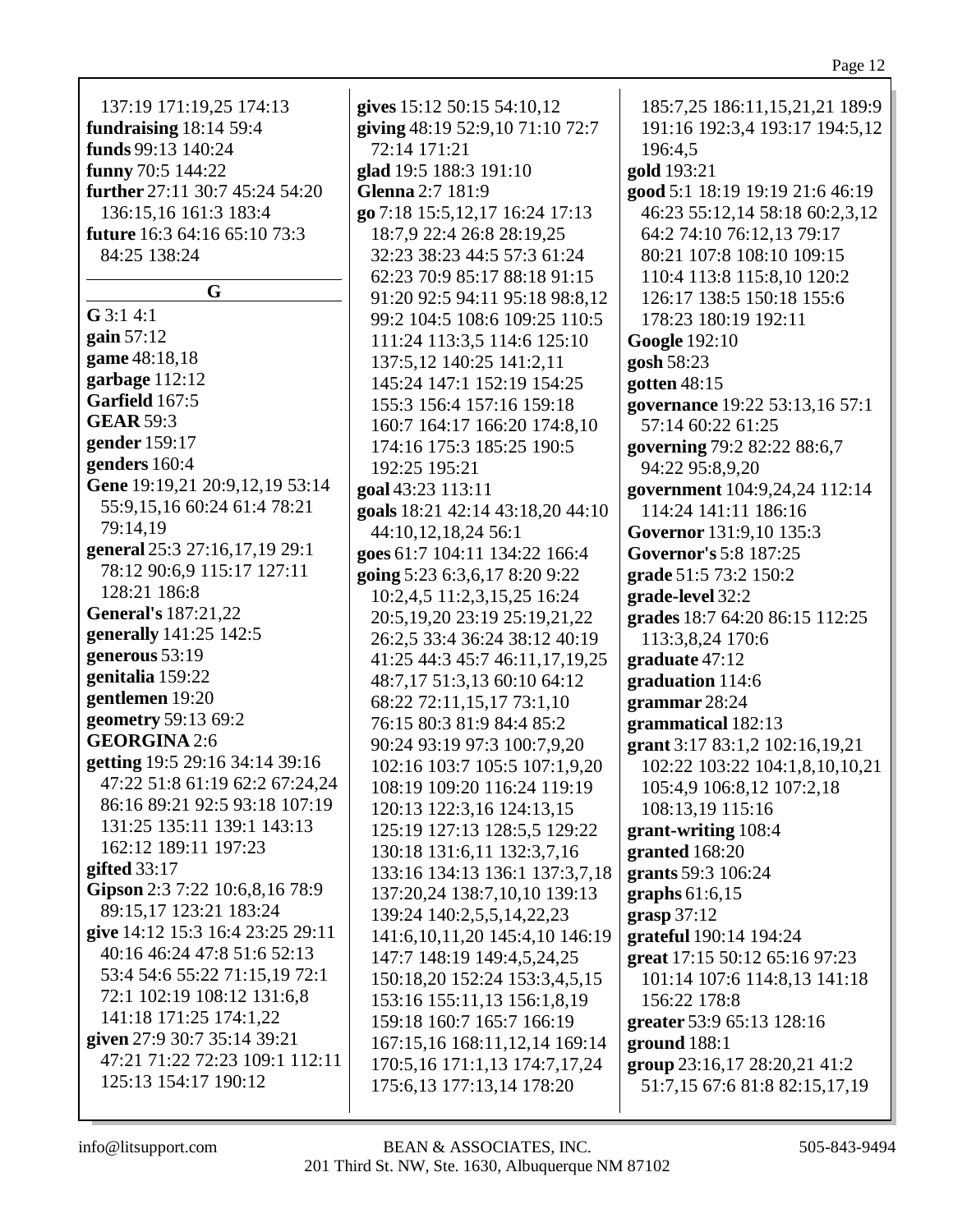137:19 171:19,25 174:13
**fundraising** 18:14 59:4
**funds** 99:13 140:24
**funny** 70:5 144:22
**further** 27:11 30:7 45:24 54:20 136:15,16 161:3 183:4
**future** 16:3 64:16 65:10 73:3 84:25 138:24

## G

**G** 3:1 4:1
**gain** 57:12
**game** 48:18,18
**garbage** 112:12
**Garfield** 167:5
**GEAR** 59:3
**gender** 159:17
**genders** 160:4
**Gene** 19:19,21 20:9,12,19 53:14 55:9,15,16 60:24 61:4 78:21 79:14,19
**general** 25:3 27:16,17,19 29:1 78:12 90:6,9 115:17 127:11 128:21 186:8
**General's** 187:21,22
**generally** 141:25 142:5
**generous** 53:19
**genitalia** 159:22
**gentlemen** 19:20
**geometry** 59:13 69:2
**GEORGINA** 2:6
**getting** 19:5 29:16 34:14 39:16 47:22 51:8 61:19 62:2 67:24,24 86:16 89:21 92:5 93:18 107:19 131:25 135:11 139:1 143:13 162:12 189:11 197:23
**gifted** 33:17
**Gipson** 2:3 7:22 10:6,8,16 78:9 89:15,17 123:21 183:24
**give** 14:12 15:3 16:4 23:25 29:11 40:16 46:24 47:8 51:6 52:13 53:4 54:6 55:22 71:15,19 72:1 72:1 102:19 108:12 131:6,8 141:18 171:25 174:1,22
**given** 27:9 30:7 35:14 39:21 47:21 71:22 72:23 109:1 112:11 125:13 154:17 190:12
**gives** 15:12 50:15 54:10,12
**giving** 48:19 52:9,10 71:10 72:7 72:14 171:21
**glad** 19:5 188:3 191:10
**Glenna** 2:7 181:9
**go** 7:18 15:5,12,17 16:24 17:13 18:7,9 22:4 26:8 28:19,25 32:23 38:23 44:5 57:3 61:24 62:23 70:9 85:17 88:18 91:15 91:20 92:5 94:11 95:18 98:8,12 99:2 104:5 108:6 109:25 110:5 111:24 113:3,5 114:6 125:10 137:5,12 140:25 141:2,11 145:24 147:1 152:19 154:25 155:3 156:4 157:16 159:18 160:7 164:17 166:20 174:8,10 174:16 175:3 185:25 190:5 192:25 195:21
**goal** 43:23 113:11
**goals** 18:21 42:14 43:18,20 44:10 44:10,12,18,24 56:1
**goes** 61:7 104:11 134:22 166:4
**going** 5:23 6:3,6,17 8:20 9:22 10:2,4,5 11:2,3,15,25 16:24 20:5,19,20 23:19 25:19,21,22 26:2,5 33:4 36:24 38:12 40:19 41:25 44:3 45:7 46:11,17,19,25 48:7,17 51:3,13 60:10 64:12 68:22 72:11,15,17 73:1,10 76:15 80:3 81:9 84:4 85:2 90:24 93:19 97:3 100:7,9,20 102:16 103:7 105:5 107:1,9,20 108:19 109:20 116:24 119:19 120:13 122:3,16 124:13,15 125:19 127:13 128:5,5 129:22 130:18 131:6,11 132:3,7,16 133:16 134:13 136:1 137:3,7,18 137:20,24 138:7,10,10 139:13 139:24 140:2,5,5,14,22,23 141:6,10,11,20 145:4,10 146:19 147:7 148:19 149:4,5,24,25 150:18,20 152:24 153:3,4,5,15 153:16 155:11,13 156:1,8,19 159:18 160:7 165:7 166:19 167:15,16 168:11,12,14 169:14 170:5,16 171:1,13 174:7,17,24 175:6,13 177:13,14 178:20 185:7,25 186:11,15,21,21 189:9 191:16 192:3,4 193:17 194:5,12 196:4,5
**gold** 193:21
**good** 5:1 18:19 19:19 21:6 46:19 46:23 55:12,14 58:18 60:2,3,12 64:2 74:10 76:12,13 79:17 80:21 107:8 108:10 109:15 110:4 113:8 115:8,10 120:2 126:17 138:5 150:18 155:6 178:23 180:19 192:11
**Google** 192:10
**gosh** 58:23
**gotten** 48:15
**governance** 19:22 53:13,16 57:1 57:14 60:22 61:25
**governing** 79:2 82:22 88:6,7 94:22 95:8,9,20
**government** 104:9,24,24 112:14 114:24 141:11 186:16
**Governor** 131:9,10 135:3
**Governor's** 5:8 187:25
**grade** 51:5 73:2 150:2
**grade-level** 32:2
**grades** 18:7 64:20 86:15 112:25 113:3,8,24 170:6
**graduate** 47:12
**graduation** 114:6
**grammar** 28:24
**grammatical** 182:13
**grant** 3:17 83:1,2 102:16,19,21 102:22 103:22 104:1,8,10,10,21 105:4,9 106:8,12 107:2,18 108:13,19 115:16
**grant-writing** 108:4
**granted** 168:20
**grants** 59:3 106:24
**graphs** 61:6,15
**grasp** 37:12
**grateful** 190:14 194:24
**great** 17:15 50:12 65:16 97:23 101:14 107:6 114:8,13 141:18 156:22 178:8
**greater** 53:9 65:13 128:16
**ground** 188:1
**group** 23:16,17 28:20,21 41:2 51:7,15 67:6 81:8 82:15,17,19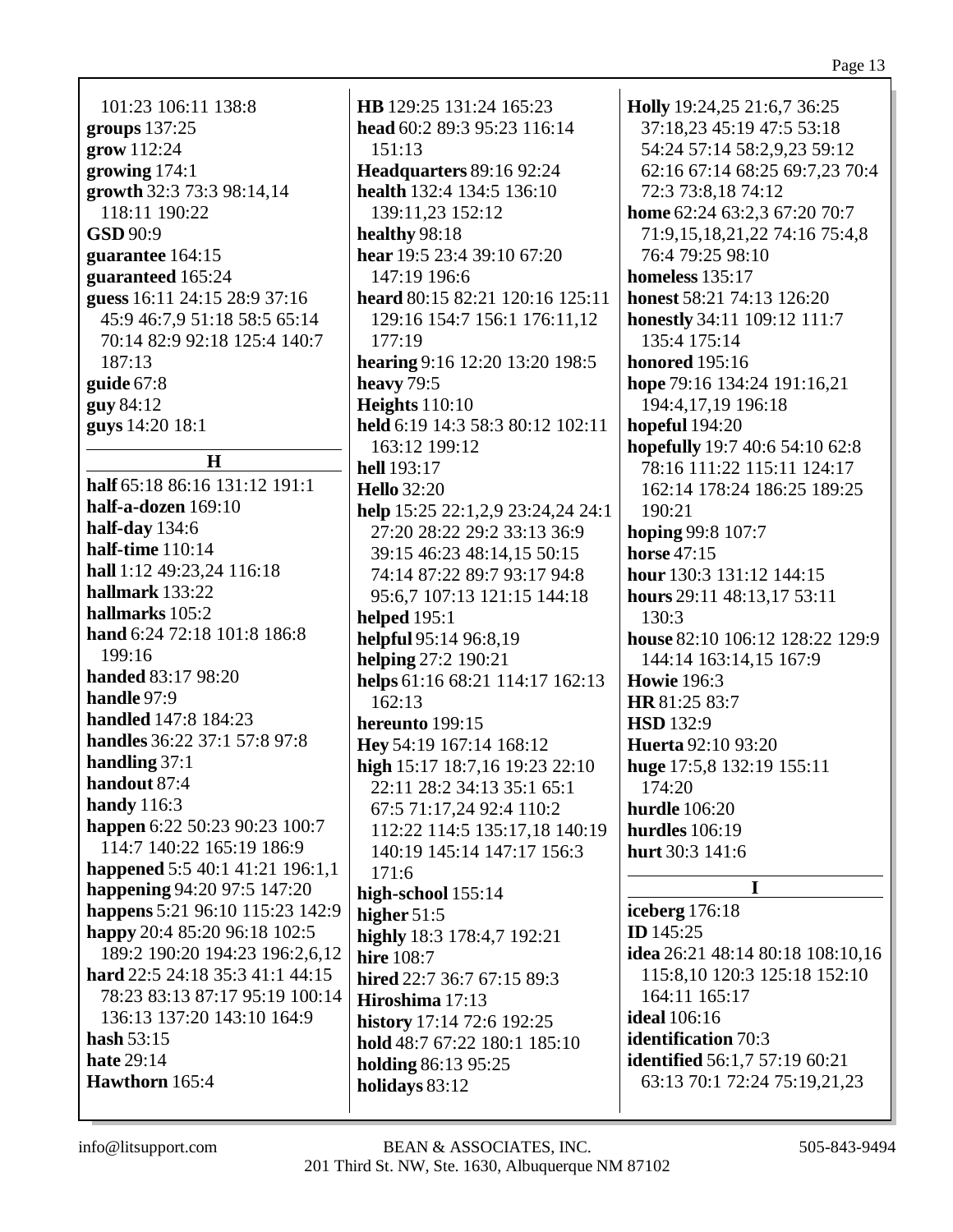101:23 106:11 138:8
**groups** 137:25
**grow** 112:24
**growing** 174:1
**growth** 32:3 73:3 98:14,14 118:11 190:22
**GSD** 90:9
**guarantee** 164:15
**guaranteed** 165:24
**guess** 16:11 24:15 28:9 37:16 45:9 46:7,9 51:18 58:5 65:14 70:14 82:9 92:18 125:4 140:7 187:13
**guide** 67:8
**guy** 84:12
**guys** 14:20 18:1

## H

**half** 65:18 86:16 131:12 191:1
**half-a-dozen** 169:10
**half-day** 134:6
**half-time** 110:14
**hall** 1:12 49:23,24 116:18
**hallmark** 133:22
**hallmarks** 105:2
**hand** 6:24 72:18 101:8 186:8 199:16
**handed** 83:17 98:20
**handle** 97:9
**handled** 147:8 184:23
**handles** 36:22 37:1 57:8 97:8
**handling** 37:1
**handout** 87:4
**handy** 116:3
**happen** 6:22 50:23 90:23 100:7 114:7 140:22 165:19 186:9
**happened** 5:5 40:1 41:21 196:1,1
**happening** 94:20 97:5 147:20
**happens** 5:21 96:10 115:23 142:9
**happy** 20:4 85:20 96:18 102:5 189:2 190:20 194:23 196:2,6,12
**hard** 22:5 24:18 35:3 41:1 44:15 78:23 83:13 87:17 95:19 100:14 136:13 137:20 143:10 164:9
**hash** 53:15
**hate** 29:14
**Hawthorn** 165:4
**HB** 129:25 131:24 165:23
**head** 60:2 89:3 95:23 116:14 151:13
**Headquarters** 89:16 92:24
**health** 132:4 134:5 136:10 139:11,23 152:12
**healthy** 98:18
**hear** 19:5 23:4 39:10 67:20 147:19 196:6
**heard** 80:15 82:21 120:16 125:11 129:16 154:7 156:1 176:11,12 177:19
**hearing** 9:16 12:20 13:20 198:5
**heavy** 79:5
**Heights** 110:10
**held** 6:19 14:3 58:3 80:12 102:11 163:12 199:12
**hell** 193:17
**Hello** 32:20
**help** 15:25 22:1,2,9 23:24,24 24:1 27:20 28:22 29:2 33:13 36:9 39:15 46:23 48:14,15 50:15 74:14 87:22 89:7 93:17 94:8 95:6,7 107:13 121:15 144:18
**helped** 195:1
**helpful** 95:14 96:8,19
**helping** 27:2 190:21
**helps** 61:16 68:21 114:17 162:13 162:13
**hereunto** 199:15
**Hey** 54:19 167:14 168:12
**high** 15:17 18:7,16 19:23 22:10 22:11 28:2 34:13 35:1 65:1 67:5 71:17,24 92:4 110:2 112:22 114:5 135:17,18 140:19 140:19 145:14 147:17 156:3 171:6
**high-school** 155:14
**higher** 51:5
**highly** 18:3 178:4,7 192:21
**hire** 108:7
**hired** 22:7 36:7 67:15 89:3
**Hiroshima** 17:13
**history** 17:14 72:6 192:25
**hold** 48:7 67:22 180:1 185:10
**holding** 86:13 95:25
**holidays** 83:12
**Holly** 19:24,25 21:6,7 36:25 37:18,23 45:19 47:5 53:18 54:24 57:14 58:2,9,23 59:12 62:16 67:14 68:25 69:7,23 70:4 72:3 73:8,18 74:12
**home** 62:24 63:2,3 67:20 70:7 71:9,15,18,21,22 74:16 75:4,8 76:4 79:25 98:10
**homeless** 135:17
**honest** 58:21 74:13 126:20
**honestly** 34:11 109:12 111:7 135:4 175:14
**honored** 195:16
**hope** 79:16 134:24 191:16,21 194:4,17,19 196:18
**hopeful** 194:20
**hopefully** 19:7 40:6 54:10 62:8 78:16 111:22 115:11 124:17 162:14 178:24 186:25 189:25 190:21
**hoping** 99:8 107:7
**horse** 47:15
**hour** 130:3 131:12 144:15
**hours** 29:11 48:13,17 53:11 130:3
**house** 82:10 106:12 128:22 129:9 144:14 163:14,15 167:9
**Howie** 196:3
**HR** 81:25 83:7
**HSD** 132:9
**Huerta** 92:10 93:20
**huge** 17:5,8 132:19 155:11 174:20
**hurdle** 106:20
**hurdles** 106:19
**hurt** 30:3 141:6

## I

**iceberg** 176:18
**ID** 145:25
**idea** 26:21 48:14 80:18 108:10,16 115:8,10 120:3 125:18 152:10 164:11 165:17
**ideal** 106:16
**identification** 70:3
**identified** 56:1,7 57:19 60:21 63:13 70:1 72:24 75:19,21,23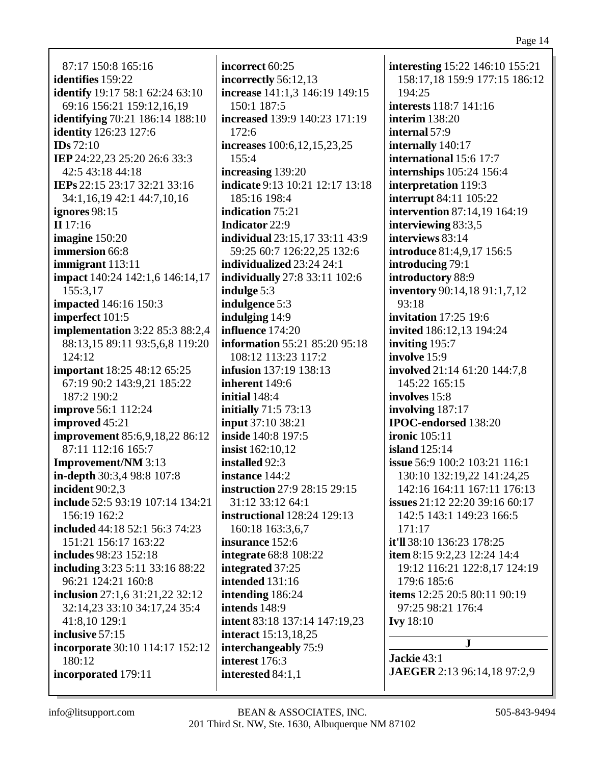87:17 150:8 165:16
**identifies** 159:22
**identify** 19:17 58:1 62:24 63:10 69:16 156:21 159:12,16,19
**identifying** 70:21 186:14 188:10
**identity** 126:23 127:6
**IDs** 72:10
**IEP** 24:22,23 25:20 26:6 33:3 42:5 43:18 44:18
**IEPs** 22:15 23:17 32:21 33:16 34:1,16,19 42:1 44:7,10,16
**ignores** 98:15
**II** 17:16
**imagine** 150:20
**immersion** 66:8
**immigrant** 113:11
**impact** 140:24 142:1,6 146:14,17 155:3,17
**impacted** 146:16 150:3
**imperfect** 101:5
**implementation** 3:22 85:3 88:2,4 88:13,15 89:11 93:5,6,8 119:20 124:12
**important** 18:25 48:12 65:25 67:19 90:2 143:9,21 185:22 187:2 190:2
**improve** 56:1 112:24
**improved** 45:21
**improvement** 85:6,9,18,22 86:12 87:11 112:16 165:7
**Improvement/NM** 3:13
**in-depth** 30:3,4 98:8 107:8
**incident** 90:2,3
**include** 52:5 93:19 107:14 134:21 156:19 162:2
**included** 44:18 52:1 56:3 74:23 151:21 156:17 163:22
**includes** 98:23 152:18
**including** 3:23 5:11 33:16 88:22 96:21 124:21 160:8
**inclusion** 27:1,6 31:21,22 32:12 32:14,23 33:10 34:17,24 35:4 41:8,10 129:1
**inclusive** 57:15
**incorporate** 30:10 114:17 152:12 180:12
**incorporated** 179:11
**incorrect** 60:25
**incorrectly** 56:12,13
**increase** 141:1,3 146:19 149:15 150:1 187:5
**increased** 139:9 140:23 171:19 172:6
**increases** 100:6,12,15,23,25 155:4
**increasing** 139:20
**indicate** 9:13 10:21 12:17 13:18 185:16 198:4
**indication** 75:21
**Indicator** 22:9
**individual** 23:15,17 33:11 43:9 59:25 60:7 126:22,25 132:6
**individualized** 23:24 24:1
**individually** 27:8 33:11 102:6
**indulge** 5:3
**indulgence** 5:3
**indulging** 14:9
**influence** 174:20
**information** 55:21 85:20 95:18 108:12 113:23 117:2
**infusion** 137:19 138:13
**inherent** 149:6
**initial** 148:4
**initially** 71:5 73:13
**input** 37:10 38:21
**inside** 140:8 197:5
**insist** 162:10,12
**installed** 92:3
**instance** 144:2
**instruction** 27:9 28:15 29:15 31:12 33:12 64:1
**instructional** 128:24 129:13 160:18 163:3,6,7
**insurance** 152:6
**integrate** 68:8 108:22
**integrated** 37:25
**intended** 131:16
**intending** 186:24
**intends** 148:9
**intent** 83:18 137:14 147:19,23
**interact** 15:13,18,25
**interchangeably** 75:9
**interest** 176:3
**interested** 84:1,1
**interesting** 15:22 146:10 155:21 158:17,18 159:9 177:15 186:12 194:25
**interests** 118:7 141:16
**interim** 138:20
**internal** 57:9
**internally** 140:17
**international** 15:6 17:7
**internships** 105:24 156:4
**interpretation** 119:3
**interrupt** 84:11 105:22
**intervention** 87:14,19 164:19
**interviewing** 83:3,5
**interviews** 83:14
**introduce** 81:4,9,17 156:5
**introducing** 79:1
**introductory** 88:9
**inventory** 90:14,18 91:1,7,12 93:18
**invitation** 17:25 19:6
**invited** 186:12,13 194:24
**inviting** 195:7
**involve** 15:9
**involved** 21:14 61:20 144:7,8 145:22 165:15
**involves** 15:8
**involving** 187:17
**IPOC-endorsed** 138:20
**ironic** 105:11
**island** 125:14
**issue** 56:9 100:2 103:21 116:1 130:10 132:19,22 141:24,25 142:16 164:11 167:11 176:13
**issues** 21:12 22:20 39:16 60:17 142:5 143:1 149:23 166:5 171:17
**it'll** 38:10 136:23 178:25
**item** 8:15 9:2,23 12:24 14:4 19:12 116:21 122:8,17 124:19 179:6 185:6
**items** 12:25 20:5 80:11 90:19 97:25 98:21 176:4
**Ivy** 18:10

## J

**Jackie** 43:1
**JAEGER** 2:13 96:14,18 97:2,9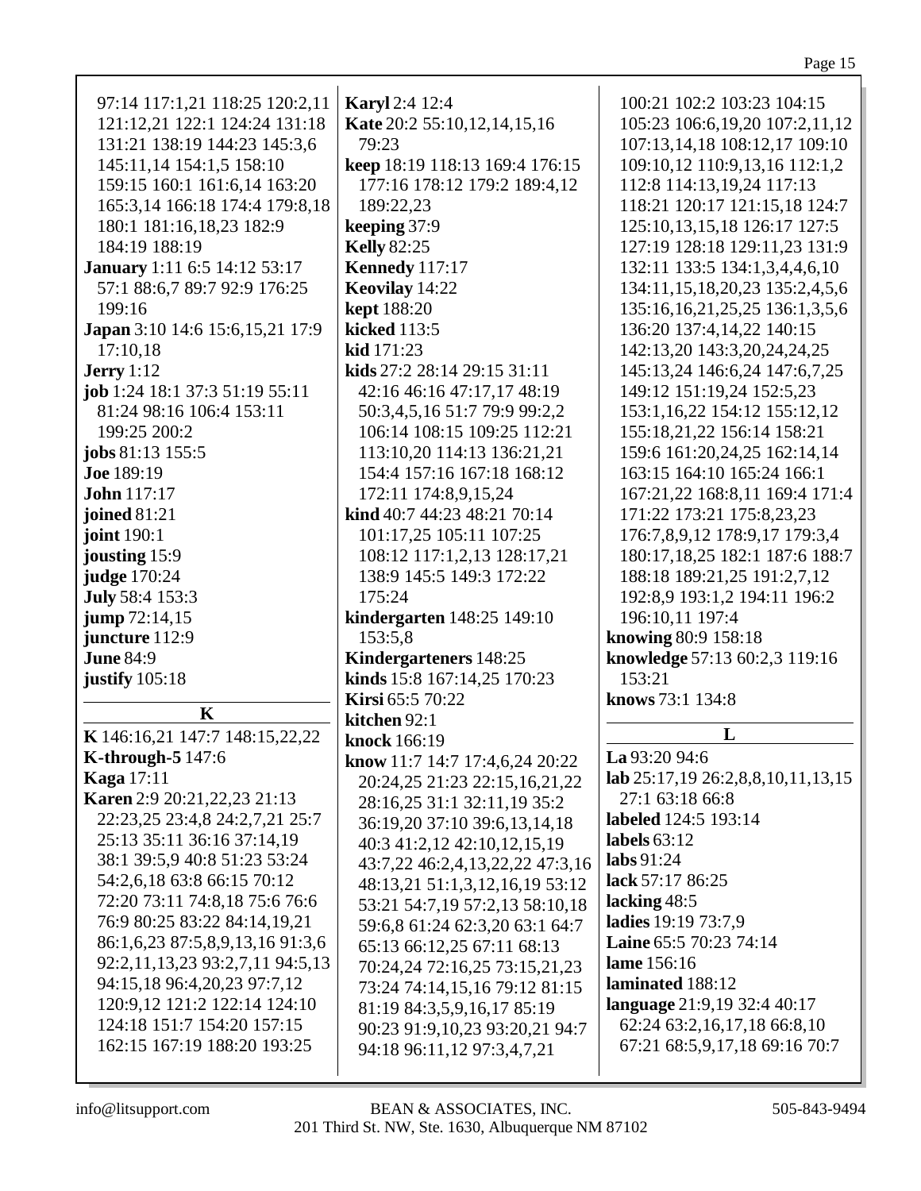97:14 117:1,21 118:25 120:2,11 121:12,21 122:1 124:24 131:18 131:21 138:19 144:23 145:3,6 145:11,14 154:1,5 158:10 159:15 160:1 161:6,14 163:20 165:3,14 166:18 174:4 179:8,18 180:1 181:16,18,23 182:9 184:19 188:19

**January** 1:11 6:5 14:12 53:17 57:1 88:6,7 89:7 92:9 176:25 199:16

**Japan** 3:10 14:6 15:6,15,21 17:9 17:10,18

**Jerry** 1:12

**job** 1:24 18:1 37:3 51:19 55:11 81:24 98:16 106:4 153:11 199:25 200:2

**jobs** 81:13 155:5

**Joe** 189:19

**John** 117:17

**joined** 81:21

**joint** 190:1

**jousting** 15:9

**judge** 170:24

**July** 58:4 153:3

**jump** 72:14,15

**juncture** 112:9

**June** 84:9

**justify** 105:18

## K

**K** 146:16,21 147:7 148:15,22,22

**K-through-5** 147:6

**Kaga** 17:11

**Karen** 2:9 20:21,22,23 21:13 22:23,25 23:4,8 24:2,7,21 25:7 25:13 35:11 36:16 37:14,19 38:1 39:5,9 40:8 51:23 53:24 54:2,6,18 63:8 66:15 70:12 72:20 73:11 74:8,18 75:6 76:6 76:9 80:25 83:22 84:14,19,21 86:1,6,23 87:5,8,9,13,16 91:3,6 92:2,11,13,23 93:2,7,11 94:5,13 94:15,18 96:4,20,23 97:7,12 120:9,12 121:2 122:14 124:10 124:18 151:7 154:20 157:15 162:15 167:19 188:20 193:25

**Karyl** 2:4 12:4

**Kate** 20:2 55:10,12,14,15,16 79:23

**keep** 18:19 118:13 169:4 176:15 177:16 178:12 179:2 189:4,12 189:22,23

**keeping** 37:9

**Kelly** 82:25

**Kennedy** 117:17

**Keovilay** 14:22

**kept** 188:20

**kicked** 113:5

**kid** 171:23

**kids** 27:2 28:14 29:15 31:11 42:16 46:16 47:17,17 48:19 50:3,4,5,16 51:7 79:9 99:2,2 106:14 108:15 109:25 112:21 113:10,20 114:13 136:21,21 154:4 157:16 167:18 168:12 172:11 174:8,9,15,24

**kind** 40:7 44:23 48:21 70:14 101:17,25 105:11 107:25 108:12 117:1,2,13 128:17,21 138:9 145:5 149:3 172:22 175:24

**kindergarten** 148:25 149:10 153:5,8

**Kindergarteners** 148:25

**kinds** 15:8 167:14,25 170:23

**Kirsi** 65:5 70:22

**kitchen** 92:1

**knock** 166:19

**know** 11:7 14:7 17:4,6,24 20:22 20:24,25 21:23 22:15,16,21,22 28:16,25 31:1 32:11,19 35:2 36:19,20 37:10 39:6,13,14,18 40:3 41:2,12 42:10,12,15,19 43:7,22 46:2,4,13,22,22 47:3,16 48:13,21 51:1,3,12,16,19 53:12 53:21 54:7,19 57:2,13 58:10,18 59:6,8 61:24 62:3,20 63:1 64:7 65:13 66:12,25 67:11 68:13 70:24,24 72:16,25 73:15,21,23 73:24 74:14,15,16 79:12 81:15 81:19 84:3,5,9,16,17 85:19 90:23 91:9,10,23 93:20,21 94:7 94:18 96:11,12 97:3,4,7,21 100:21 102:2 103:23 104:15 105:23 106:6,19,20 107:2,11,12 107:13,14,18 108:12,17 109:10 109:10,12 110:9,13,16 112:1,2 112:8 114:13,19,24 117:13 118:21 120:17 121:15,18 124:7 125:10,13,15,18 126:17 127:5 127:19 128:18 129:11,23 131:9 132:11 133:5 134:1,3,4,4,6,10 134:11,15,18,20,23 135:2,4,5,6 135:16,16,21,25,25 136:1,3,5,6 136:20 137:4,14,22 140:15 142:13,20 143:3,20,24,24,25 145:13,24 146:6,24 147:6,7,25 149:12 151:19,24 152:5,23 153:1,16,22 154:12 155:12,12 155:18,21,22 156:14 158:21 159:6 161:20,24,25 162:14,14 163:15 164:10 165:24 166:1 167:21,22 168:8,11 169:4 171:4 171:22 173:21 175:8,23,23 176:7,8,9,12 178:9,17 179:3,4 180:17,18,25 182:1 187:6 188:7 188:18 189:21,25 191:2,7,12 192:8,9 193:1,2 194:11 196:2 196:10,11 197:4

**knowing** 80:9 158:18

**knowledge** 57:13 60:2,3 119:16 153:21

**knows** 73:1 134:8

## L

**La** 93:20 94:6

**lab** 25:17,19 26:2,8,8,10,11,13,15 27:1 63:18 66:8

**labeled** 124:5 193:14

**labels** 63:12

**labs** 91:24

**lack** 57:17 86:25

**lacking** 48:5

**ladies** 19:19 73:7,9

**Laine** 65:5 70:23 74:14

**lame** 156:16

**laminated** 188:12

**language** 21:9,19 32:4 40:17 62:24 63:2,16,17,18 66:8,10 67:21 68:5,9,17,18 69:16 70:7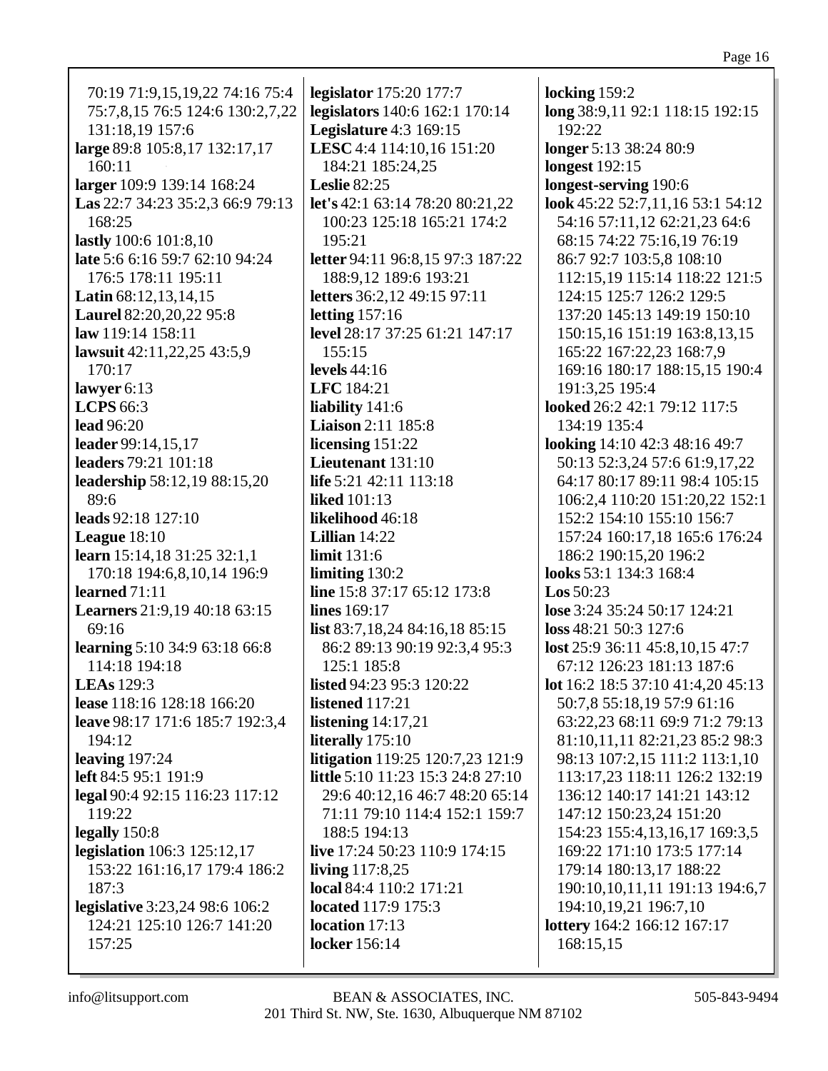70:19 71:9,15,19,22 74:16 75:4 75:7,8,15 76:5 124:6 130:2,7,22 131:18,19 157:6
**large** 89:8 105:8,17 132:17,17 160:11
**larger** 109:9 139:14 168:24
**Las** 22:7 34:23 35:2,3 66:9 79:13 168:25
**lastly** 100:6 101:8,10
**late** 5:6 6:16 59:7 62:10 94:24 176:5 178:11 195:11
**Latin** 68:12,13,14,15
**Laurel** 82:20,20,22 95:8
**law** 119:14 158:11
**lawsuit** 42:11,22,25 43:5,9 170:17
**lawyer** 6:13
**LCPS** 66:3
**lead** 96:20
**leader** 99:14,15,17
**leaders** 79:21 101:18
**leadership** 58:12,19 88:15,20 89:6
**leads** 92:18 127:10
**League** 18:10
**learn** 15:14,18 31:25 32:1,1 170:18 194:6,8,10,14 196:9
**learned** 71:11
**Learners** 21:9,19 40:18 63:15 69:16
**learning** 5:10 34:9 63:18 66:8 114:18 194:18
**LEAs** 129:3
**lease** 118:16 128:18 166:20
**leave** 98:17 171:6 185:7 192:3,4 194:12
**leaving** 197:24
**left** 84:5 95:1 191:9
**legal** 90:4 92:15 116:23 117:12 119:22
**legally** 150:8
**legislation** 106:3 125:12,17 153:22 161:16,17 179:4 186:2 187:3
**legislative** 3:23,24 98:6 106:2 124:21 125:10 126:7 141:20 157:25
**legislator** 175:20 177:7
**legislators** 140:6 162:1 170:14
**Legislature** 4:3 169:15
**LESC** 4:4 114:10,16 151:20 184:21 185:24,25
**Leslie** 82:25
**let's** 42:1 63:14 78:20 80:21,22 100:23 125:18 165:21 174:2 195:21
**letter** 94:11 96:8,15 97:3 187:22 188:9,12 189:6 193:21
**letters** 36:2,12 49:15 97:11
**letting** 157:16
**level** 28:17 37:25 61:21 147:17 155:15
**levels** 44:16
**LFC** 184:21
**liability** 141:6
**Liaison** 2:11 185:8
**licensing** 151:22
**Lieutenant** 131:10
**life** 5:21 42:11 113:18
**liked** 101:13
**likelihood** 46:18
**Lillian** 14:22
**limit** 131:6
**limiting** 130:2
**line** 15:8 37:17 65:12 173:8
**lines** 169:17
**list** 83:7,18,24 84:16,18 85:15 86:2 89:13 90:19 92:3,4 95:3 125:1 185:8
**listed** 94:23 95:3 120:22
**listened** 117:21
**listening** 14:17,21
**literally** 175:10
**litigation** 119:25 120:7,23 121:9
**little** 5:10 11:23 15:3 24:8 27:10 29:6 40:12,16 46:7 48:20 65:14 71:11 79:10 114:4 152:1 159:7 188:5 194:13
**live** 17:24 50:23 110:9 174:15
**living** 117:8,25
**local** 84:4 110:2 171:21
**located** 117:9 175:3
**location** 17:13
**locker** 156:14
**locking** 159:2
**long** 38:9,11 92:1 118:15 192:15 192:22
**longer** 5:13 38:24 80:9
**longest** 192:15
**longest-serving** 190:6
**look** 45:22 52:7,11,16 53:1 54:12 54:16 57:11,12 62:21,23 64:6 68:15 74:22 75:16,19 76:19 86:7 92:7 103:5,8 108:10 112:15,19 115:14 118:22 121:5 124:15 125:7 126:2 129:5 137:20 145:13 149:19 150:10 150:15,16 151:19 163:8,13,15 165:22 167:22,23 168:7,9 169:16 180:17 188:15,15 190:4 191:3,25 195:4
**looked** 26:2 42:1 79:12 117:5 134:19 135:4
**looking** 14:10 42:3 48:16 49:7 50:13 52:3,24 57:6 61:9,17,22 64:17 80:17 89:11 98:4 105:15 106:2,4 110:20 151:20,22 152:1 152:2 154:10 155:10 156:7 157:24 160:17,18 165:6 176:24 186:2 190:15,20 196:2
**looks** 53:1 134:3 168:4
**Los** 50:23
**lose** 3:24 35:24 50:17 124:21
**loss** 48:21 50:3 127:6
**lost** 25:9 36:11 45:8,10,15 47:7 67:12 126:23 181:13 187:6
**lot** 16:2 18:5 37:10 41:4,20 45:13 50:7,8 55:18,19 57:9 61:16 63:22,23 68:11 69:9 71:2 79:13 81:10,11,11 82:21,23 85:2 98:3 98:13 107:2,15 111:2 113:1,10 113:17,23 118:11 126:2 132:19 136:12 140:17 141:21 143:12 147:12 150:23,24 151:20 154:23 155:4,13,16,17 169:3,5 169:22 171:10 173:5 177:14 179:14 180:13,17 188:22 190:10,10,11,11 191:13 194:6,7 194:10,19,21 196:7,10
**lottery** 164:2 166:12 167:17 168:15,15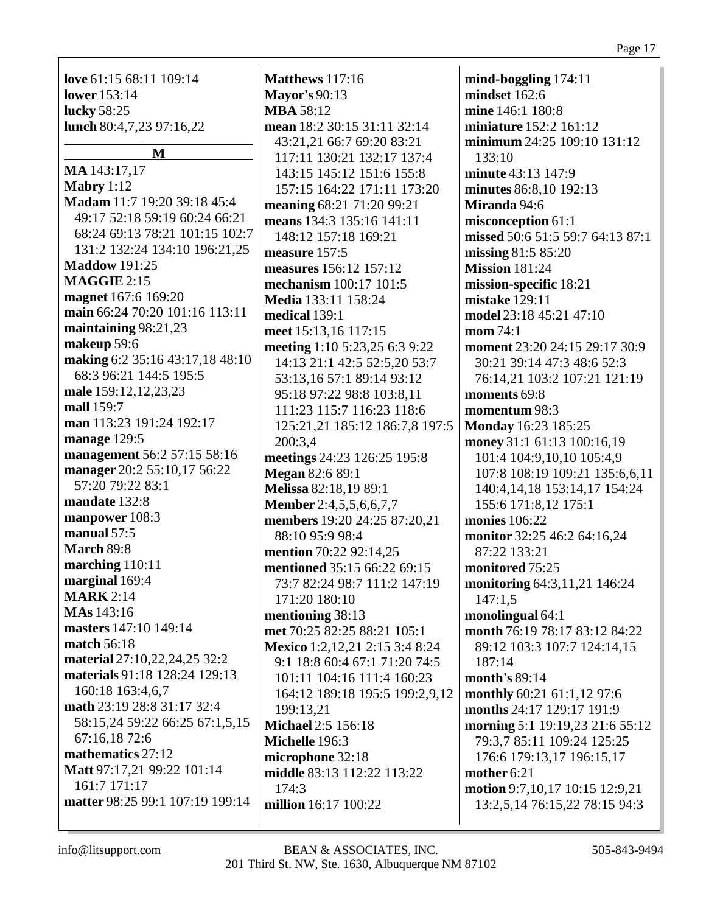**love** 61:15 68:11 109:14
**lower** 153:14
**lucky** 58:25
**lunch** 80:4,7,23 97:16,22

## M

**MA** 143:17,17
**Mabry** 1:12
**Madam** 11:7 19:20 39:18 45:4 49:17 52:18 59:19 60:24 66:21 68:24 69:13 78:21 101:15 102:7 131:2 132:24 134:10 196:21,25
**Maddow** 191:25
**MAGGIE** 2:15
**magnet** 167:6 169:20
**main** 66:24 70:20 101:16 113:11
**maintaining** 98:21,23
**makeup** 59:6
**making** 6:2 35:16 43:17,18 48:10 68:3 96:21 144:5 195:5
**male** 159:12,12,23,23
**mall** 159:7
**man** 113:23 191:24 192:17
**manage** 129:5
**management** 56:2 57:15 58:16
**manager** 20:2 55:10,17 56:22 57:20 79:22 83:1
**mandate** 132:8
**manpower** 108:3
**manual** 57:5
**March** 89:8
**marching** 110:11
**marginal** 169:4
**MARK** 2:14
**MAs** 143:16
**masters** 147:10 149:14
**match** 56:18
**material** 27:10,22,24,25 32:2
**materials** 91:18 128:24 129:13 160:18 163:4,6,7
**math** 23:19 28:8 31:17 32:4 58:15,24 59:22 66:25 67:1,5,15 67:16,18 72:6
**mathematics** 27:12
**Matt** 97:17,21 99:22 101:14 161:7 171:17
**matter** 98:25 99:1 107:19 199:14
**Matthews** 117:16
**Mayor's** 90:13
**MBA** 58:12
**mean** 18:2 30:15 31:11 32:14 43:21,21 66:7 69:20 83:21 117:11 130:21 132:17 137:4 143:15 145:12 151:6 155:8 157:15 164:22 171:11 173:20
**meaning** 68:21 71:20 99:21
**means** 134:3 135:16 141:11 148:12 157:18 169:21
**measure** 157:5
**measures** 156:12 157:12
**mechanism** 100:17 101:5
**Media** 133:11 158:24
**medical** 139:1
**meet** 15:13,16 117:15
**meeting** 1:10 5:23,25 6:3 9:22 14:13 21:1 42:5 52:5,20 53:7 53:13,16 57:1 89:14 93:12 95:18 97:22 98:8 103:8,11 111:23 115:7 116:23 118:6 125:21,21 185:12 186:7,8 197:5 200:3,4
**meetings** 24:23 126:25 195:8
**Megan** 82:6 89:1
**Melissa** 82:18,19 89:1
**Member** 2:4,5,5,6,6,7,7
**members** 19:20 24:25 87:20,21 88:10 95:9 98:4
**mention** 70:22 92:14,25
**mentioned** 35:15 66:22 69:15 73:7 82:24 98:7 111:2 147:19 171:20 180:10
**mentioning** 38:13
**met** 70:25 82:25 88:21 105:1
**Mexico** 1:2,12,21 2:15 3:4 8:24 9:1 18:8 60:4 67:1 71:20 74:5 101:11 104:16 111:4 160:23 164:12 189:18 195:5 199:2,9,12 199:13,21
**Michael** 2:5 156:18
**Michelle** 196:3
**microphone** 32:18
**middle** 83:13 112:22 113:22 174:3
**million** 16:17 100:22
**mind-boggling** 174:11
**mindset** 162:6
**mine** 146:1 180:8
**miniature** 152:2 161:12
**minimum** 24:25 109:10 131:12 133:10
**minute** 43:13 147:9
**minutes** 86:8,10 192:13
**Miranda** 94:6
**misconception** 61:1
**missed** 50:6 51:5 59:7 64:13 87:1
**missing** 81:5 85:20
**Mission** 181:24
**mission-specific** 18:21
**mistake** 129:11
**model** 23:18 45:21 47:10
**mom** 74:1
**moment** 23:20 24:15 29:17 30:9 30:21 39:14 47:3 48:6 52:3 76:14,21 103:2 107:21 121:19
**moments** 69:8
**momentum** 98:3
**Monday** 16:23 185:25
**money** 31:1 61:13 100:16,19 101:4 104:9,10,10 105:4,9 107:8 108:19 109:21 135:6,6,11 140:4,14,18 153:14,17 154:24 155:6 171:8,12 175:1
**monies** 106:22
**monitor** 32:25 46:2 64:16,24 87:22 133:21
**monitored** 75:25
**monitoring** 64:3,11,21 146:24 147:1,5
**monolingual** 64:1
**month** 76:19 78:17 83:12 84:22 89:12 103:3 107:7 124:14,15 187:14
**month's** 89:14
**monthly** 60:21 61:1,12 97:6
**months** 24:17 129:17 191:9
**morning** 5:1 19:19,23 21:6 55:12 79:3,7 85:11 109:24 125:25 176:6 179:13,17 196:15,17
**mother** 6:21
**motion** 9:7,10,17 10:15 12:9,21 13:2,5,14 76:15,22 78:15 94:3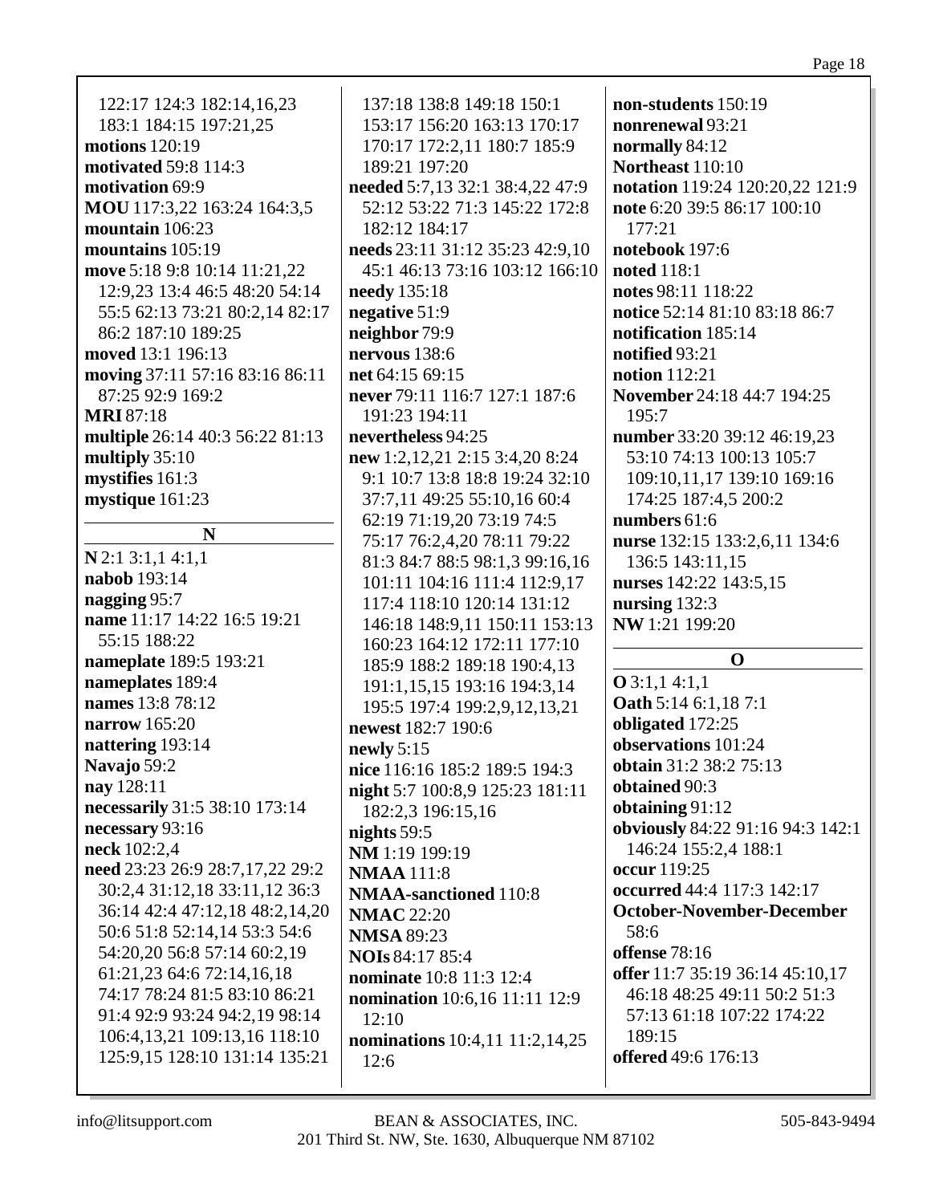122:17 124:3 182:14,16,23 183:1 184:15 197:21,25
**motions** 120:19
**motivated** 59:8 114:3
**motivation** 69:9
**MOU** 117:3,22 163:24 164:3,5
**mountain** 106:23
**mountains** 105:19
**move** 5:18 9:8 10:14 11:21,22 12:9,23 13:4 46:5 48:20 54:14 55:5 62:13 73:21 80:2,14 82:17 86:2 187:10 189:25
**moved** 13:1 196:13
**moving** 37:11 57:16 83:16 86:11 87:25 92:9 169:2
**MRI** 87:18
**multiple** 26:14 40:3 56:22 81:13
**multiply** 35:10
**mystifies** 161:3
**mystique** 161:23

**N**

**N** 2:1 3:1,1 4:1,1
**nabob** 193:14
**nagging** 95:7
**name** 11:17 14:22 16:5 19:21 55:15 188:22
**nameplate** 189:5 193:21
**nameplates** 189:4
**names** 13:8 78:12
**narrow** 165:20
**nattering** 193:14
**Navajo** 59:2
**nay** 128:11
**necessarily** 31:5 38:10 173:14
**necessary** 93:16
**neck** 102:2,4
**need** 23:23 26:9 28:7,17,22 29:2 30:2,4 31:12,18 33:11,12 36:3 36:14 42:4 47:12,18 48:2,14,20 50:6 51:8 52:14,14 53:3 54:6 54:20,20 56:8 57:14 60:2,19 61:21,23 64:6 72:14,16,18 74:17 78:24 81:5 83:10 86:21 91:4 92:9 93:24 94:2,19 98:14 106:4,13,21 109:13,16 118:10 125:9,15 128:10 131:14 135:21 137:18 138:8 149:18 150:1 153:17 156:20 163:13 170:17 170:17 172:2,11 180:7 185:9 189:21 197:20
**needed** 5:7,13 32:1 38:4,22 47:9 52:12 53:22 71:3 145:22 172:8 182:12 184:17
**needs** 23:11 31:12 35:23 42:9,10 45:1 46:13 73:16 103:12 166:10
**needy** 135:18
**negative** 51:9
**neighbor** 79:9
**nervous** 138:6
**net** 64:15 69:15
**never** 79:11 116:7 127:1 187:6 191:23 194:11
**nevertheless** 94:25
**new** 1:2,12,21 2:15 3:4,20 8:24 9:1 10:7 13:8 18:8 19:24 32:10 37:7,11 49:25 55:10,16 60:4 62:19 71:19,20 73:19 74:5 75:17 76:2,4,20 78:11 79:22 81:3 84:7 88:5 98:1,3 99:16,16 101:11 104:16 111:4 112:9,17 117:4 118:10 120:14 131:12 146:18 148:9,11 150:11 153:13 160:23 164:12 172:11 177:10 185:9 188:2 189:18 190:4,13 191:1,15,15 193:16 194:3,14 195:5 197:4 199:2,9,12,13,21
**newest** 182:7 190:6
**newly** 5:15
**nice** 116:16 185:2 189:5 194:3
**night** 5:7 100:8,9 125:23 181:11 182:2,3 196:15,16
**nights** 59:5
**NM** 1:19 199:19
**NMAA** 111:8
**NMAA-sanctioned** 110:8
**NMAC** 22:20
**NMSA** 89:23
**NOIs** 84:17 85:4
**nominate** 10:8 11:3 12:4
**nomination** 10:6,16 11:11 12:9 12:10
**nominations** 10:4,11 11:2,14,25 12:6
**non-students** 150:19
**nonrenewal** 93:21
**normally** 84:12
**Northeast** 110:10
**notation** 119:24 120:20,22 121:9
**note** 6:20 39:5 86:17 100:10 177:21
**notebook** 197:6
**noted** 118:1
**notes** 98:11 118:22
**notice** 52:14 81:10 83:18 86:7
**notification** 185:14
**notified** 93:21
**notion** 112:21
**November** 24:18 44:7 194:25 195:7
**number** 33:20 39:12 46:19,23 53:10 74:13 100:13 105:7 109:10,11,17 139:10 169:16 174:25 187:4,5 200:2
**numbers** 61:6
**nurse** 132:15 133:2,6,11 134:6 136:5 143:11,15
**nurses** 142:22 143:5,15
**nursing** 132:3
**NW** 1:21 199:20

**O**

**O** 3:1,1 4:1,1
**Oath** 5:14 6:1,18 7:1
**obligated** 172:25
**observations** 101:24
**obtain** 31:2 38:2 75:13
**obtained** 90:3
**obtaining** 91:12
**obviously** 84:22 91:16 94:3 142:1 146:24 155:2,4 188:1
**occur** 119:25
**occurred** 44:4 117:3 142:17
**October-November-December** 58:6
**offense** 78:16
**offer** 11:7 35:19 36:14 45:10,17 46:18 48:25 49:11 50:2 51:3 57:13 61:18 107:22 174:22 189:15
**offered** 49:6 176:13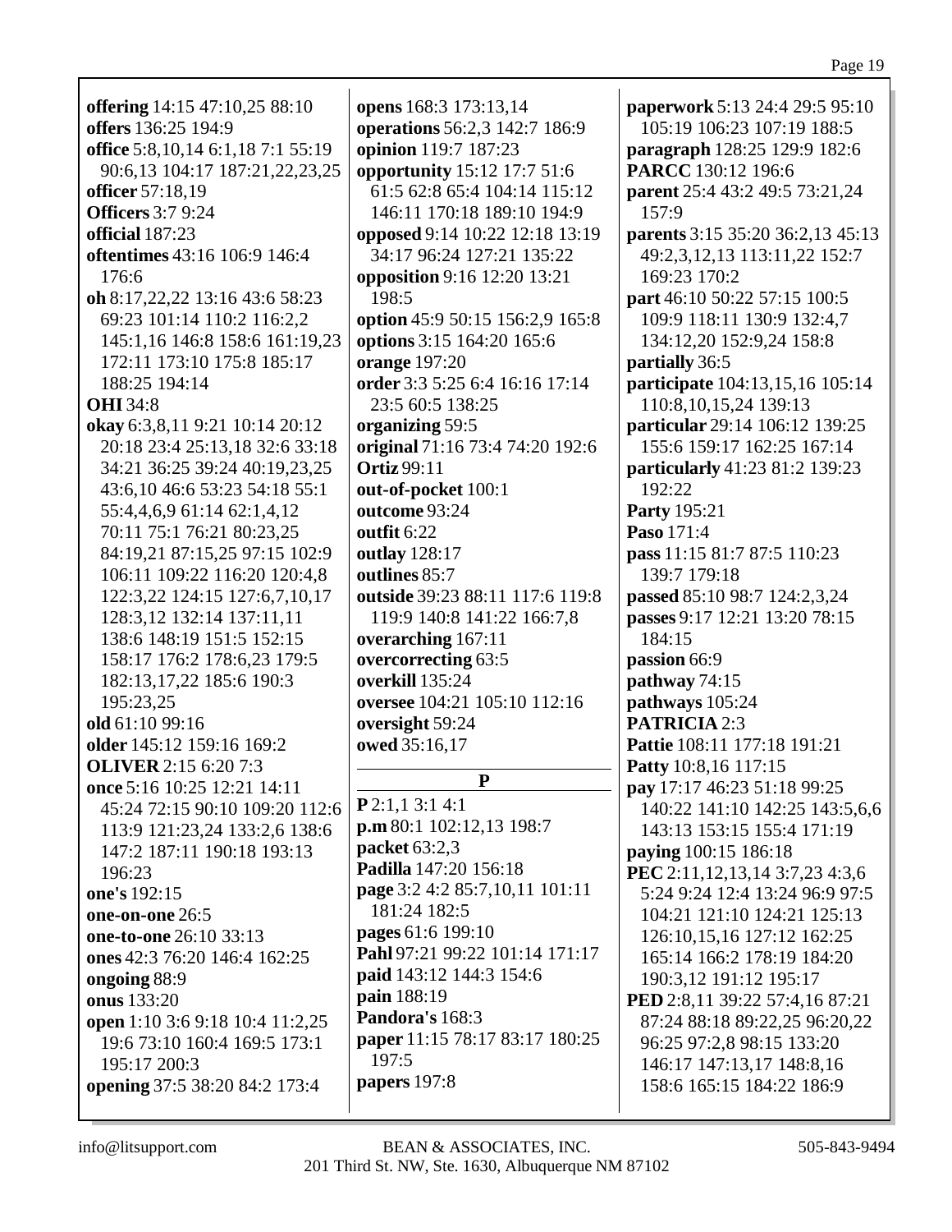**offering** 14:15 47:10,25 88:10
**offers** 136:25 194:9
**office** 5:8,10,14 6:1,18 7:1 55:19 90:6,13 104:17 187:21,22,23,25
**officer** 57:18,19
**Officers** 3:7 9:24
**official** 187:23
**oftentimes** 43:16 106:9 146:4 176:6
**oh** 8:17,22,22 13:16 43:6 58:23 69:23 101:14 110:2 116:2,2 145:1,16 146:8 158:6 161:19,23 172:11 173:10 175:8 185:17 188:25 194:14
**OHI** 34:8
**okay** 6:3,8,11 9:21 10:14 20:12 20:18 23:4 25:13,18 32:6 33:18 34:21 36:25 39:24 40:19,23,25 43:6,10 46:6 53:23 54:18 55:1 55:4,4,6,9 61:14 62:1,4,12 70:11 75:1 76:21 80:23,25 84:19,21 87:15,25 97:15 102:9 106:11 109:22 116:20 120:4,8 122:3,22 124:15 127:6,7,10,17 128:3,12 132:14 137:11,11 138:6 148:19 151:5 152:15 158:17 176:2 178:6,23 179:5 182:13,17,22 185:6 190:3 195:23,25
**old** 61:10 99:16
**older** 145:12 159:16 169:2
**OLIVER** 2:15 6:20 7:3
**once** 5:16 10:25 12:21 14:11 45:24 72:15 90:10 109:20 112:6 113:9 121:23,24 133:2,6 138:6 147:2 187:11 190:18 193:13 196:23
**one's** 192:15
**one-on-one** 26:5
**one-to-one** 26:10 33:13
**ones** 42:3 76:20 146:4 162:25
**ongoing** 88:9
**onus** 133:20
**open** 1:10 3:6 9:18 10:4 11:2,25 19:6 73:10 160:4 169:5 173:1 195:17 200:3
**opening** 37:5 38:20 84:2 173:4
**opens** 168:3 173:13,14
**operations** 56:2,3 142:7 186:9
**opinion** 119:7 187:23
**opportunity** 15:12 17:7 51:6 61:5 62:8 65:4 104:14 115:12 146:11 170:18 189:10 194:9
**opposed** 9:14 10:22 12:18 13:19 34:17 96:24 127:21 135:22
**opposition** 9:16 12:20 13:21 198:5
**option** 45:9 50:15 156:2,9 165:8
**options** 3:15 164:20 165:6
**orange** 197:20
**order** 3:3 5:25 6:4 16:16 17:14 23:5 60:5 138:25
**organizing** 59:5
**original** 71:16 73:4 74:20 192:6
**Ortiz** 99:11
**out-of-pocket** 100:1
**outcome** 93:24
**outfit** 6:22
**outlay** 128:17
**outlines** 85:7
**outside** 39:23 88:11 117:6 119:8 119:9 140:8 141:22 166:7,8
**overarching** 167:11
**overcorrecting** 63:5
**overkill** 135:24
**oversee** 104:21 105:10 112:16
**oversight** 59:24
**owed** 35:16,17

## P

**P** 2:1,1 3:1 4:1
**p.m** 80:1 102:12,13 198:7
**packet** 63:2,3
**Padilla** 147:20 156:18
**page** 3:2 4:2 85:7,10,11 101:11 181:24 182:5
**pages** 61:6 199:10
**Pahl** 97:21 99:22 101:14 171:17
**paid** 143:12 144:3 154:6
**pain** 188:19
**Pandora's** 168:3
**paper** 11:15 78:17 83:17 180:25 197:5
**papers** 197:8
**paperwork** 5:13 24:4 29:5 95:10 105:19 106:23 107:19 188:5
**paragraph** 128:25 129:9 182:6
**PARCC** 130:12 196:6
**parent** 25:4 43:2 49:5 73:21,24 157:9
**parents** 3:15 35:20 36:2,13 45:13 49:2,3,12,13 113:11,22 152:7 169:23 170:2
**part** 46:10 50:22 57:15 100:5 109:9 118:11 130:9 132:4,7 134:12,20 152:9,24 158:8
**partially** 36:5
**participate** 104:13,15,16 105:14 110:8,10,15,24 139:13
**particular** 29:14 106:12 139:25 155:6 159:17 162:25 167:14
**particularly** 41:23 81:2 139:23 192:22
**Party** 195:21
**Paso** 171:4
**pass** 11:15 81:7 87:5 110:23 139:7 179:18
**passed** 85:10 98:7 124:2,3,24
**passes** 9:17 12:21 13:20 78:15 184:15
**passion** 66:9
**pathway** 74:15
**pathways** 105:24
**PATRICIA** 2:3
**Pattie** 108:11 177:18 191:21
**Patty** 10:8,16 117:15
**pay** 17:17 46:23 51:18 99:25 140:22 141:10 142:25 143:5,6,6 143:13 153:15 155:4 171:19
**paying** 100:15 186:18
**PEC** 2:11,12,13,14 3:7,23 4:3,6 5:24 9:24 12:4 13:24 96:9 97:5 104:21 121:10 124:21 125:13 126:10,15,16 127:12 162:25 165:14 166:2 178:19 184:20 190:3,12 191:12 195:17
**PED** 2:8,11 39:22 57:4,16 87:21 87:24 88:18 89:22,25 96:20,22 96:25 97:2,8 98:15 133:20 146:17 147:13,17 148:8,16 158:6 165:15 184:22 186:9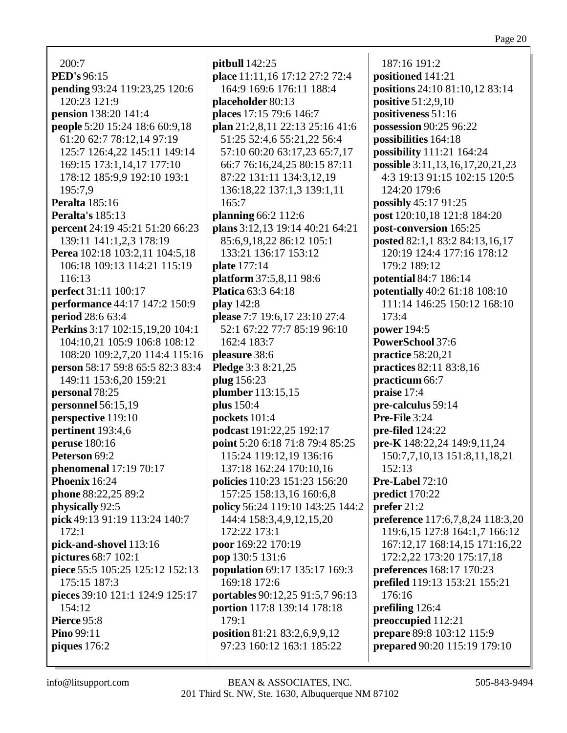200:7
**PED's** 96:15
**pending** 93:24 119:23,25 120:6 120:23 121:9
**pension** 138:20 141:4
**people** 5:20 15:24 18:6 60:9,18 61:20 62:7 78:12,14 97:19 125:7 126:4,22 145:11 149:14 169:15 173:1,14,17 177:10 178:12 185:9,9 192:10 193:1 195:7,9
**Peralta** 185:16
**Peralta's** 185:13
**percent** 24:19 45:21 51:20 66:23 139:11 141:1,2,3 178:19
**Perea** 102:18 103:2,11 104:5,18 106:18 109:13 114:21 115:19 116:13
**perfect** 31:11 100:17
**performance** 44:17 147:2 150:9
**period** 28:6 63:4
**Perkins** 3:17 102:15,19,20 104:1 104:10,21 105:9 106:8 108:12 108:20 109:2,7,20 114:4 115:16
**person** 58:17 59:8 65:5 82:3 83:4 149:11 153:6,20 159:21
**personal** 78:25
**personnel** 56:15,19
**perspective** 119:10
**pertinent** 193:4,6
**peruse** 180:16
**Peterson** 69:2
**phenomenal** 17:19 70:17
**Phoenix** 16:24
**phone** 88:22,25 89:2
**physically** 92:5
**pick** 49:13 91:19 113:24 140:7 172:1
**pick-and-shovel** 113:16
**pictures** 68:7 102:1
**piece** 55:5 105:25 125:12 152:13 175:15 187:3
**pieces** 39:10 121:1 124:9 125:17 154:12
**Pierce** 95:8
**Pino** 99:11
**piques** 176:2
**pitbull** 142:25
**place** 11:11,16 17:12 27:2 72:4 164:9 169:6 176:11 188:4
**placeholder** 80:13
**places** 17:15 79:6 146:7
**plan** 21:2,8,11 22:13 25:16 41:6 51:25 52:4,6 55:21,22 56:4 57:10 60:20 63:17,23 65:7,17 66:7 76:16,24,25 80:15 87:11 87:22 131:11 134:3,12,19 136:18,22 137:1,3 139:1,11 165:7
**planning** 66:2 112:6
**plans** 3:12,13 19:14 40:21 64:21 85:6,9,18,22 86:12 105:1 133:21 136:17 153:12
**plate** 177:14
**platform** 37:5,8,11 98:6
**Platica** 63:3 64:18
**play** 142:8
**please** 7:7 19:6,17 23:10 27:4 52:1 67:22 77:7 85:19 96:10 162:4 183:7
**pleasure** 38:6
**Pledge** 3:3 8:21,25
**plug** 156:23
**plumber** 113:15,15
**plus** 150:4
**pockets** 101:4
**podcast** 191:22,25 192:17
**point** 5:20 6:18 71:8 79:4 85:25 115:24 119:12,19 136:16 137:18 162:24 170:10,16
**policies** 110:23 151:23 156:20 157:25 158:13,16 160:6,8
**policy** 56:24 119:10 143:25 144:2 144:4 158:3,4,9,12,15,20 172:22 173:1
**poor** 169:22 170:19
**pop** 130:5 131:6
**population** 69:17 135:17 169:3 169:18 172:6
**portables** 90:12,25 91:5,7 96:13
**portion** 117:8 139:14 178:18 179:1
**position** 81:21 83:2,6,9,9,12 97:23 160:12 163:1 185:22
187:16 191:2
**positioned** 141:21
**positions** 24:10 81:10,12 83:14
**positive** 51:2,9,10
**positiveness** 51:16
**possession** 90:25 96:22
**possibilities** 164:18
**possibility** 111:21 164:24
**possible** 3:11,13,16,17,20,21,23 4:3 19:13 91:15 102:15 120:5 124:20 179:6
**possibly** 45:17 91:25
**post** 120:10,18 121:8 184:20
**post-conversion** 165:25
**posted** 82:1,1 83:2 84:13,16,17 120:19 124:4 177:16 178:12 179:2 189:12
**potential** 84:7 186:14
**potentially** 40:2 61:18 108:10 111:14 146:25 150:12 168:10 173:4
**power** 194:5
**PowerSchool** 37:6
**practice** 58:20,21
**practices** 82:11 83:8,16
**practicum** 66:7
**praise** 17:4
**pre-calculus** 59:14
**Pre-File** 3:24
**pre-filed** 124:22
**pre-K** 148:22,24 149:9,11,24 150:7,7,10,13 151:8,11,18,21 152:13
**Pre-Label** 72:10
**predict** 170:22
**prefer** 21:2
**preference** 117:6,7,8,24 118:3,20 119:6,15 127:8 164:1,7 166:12 167:12,17 168:14,15 171:16,22 172:2,22 173:20 175:17,18
**preferences** 168:17 170:23
**prefiled** 119:13 153:21 155:21 176:16
**prefiling** 126:4
**preoccupied** 112:21
**prepare** 89:8 103:12 115:9
**prepared** 90:20 115:19 179:10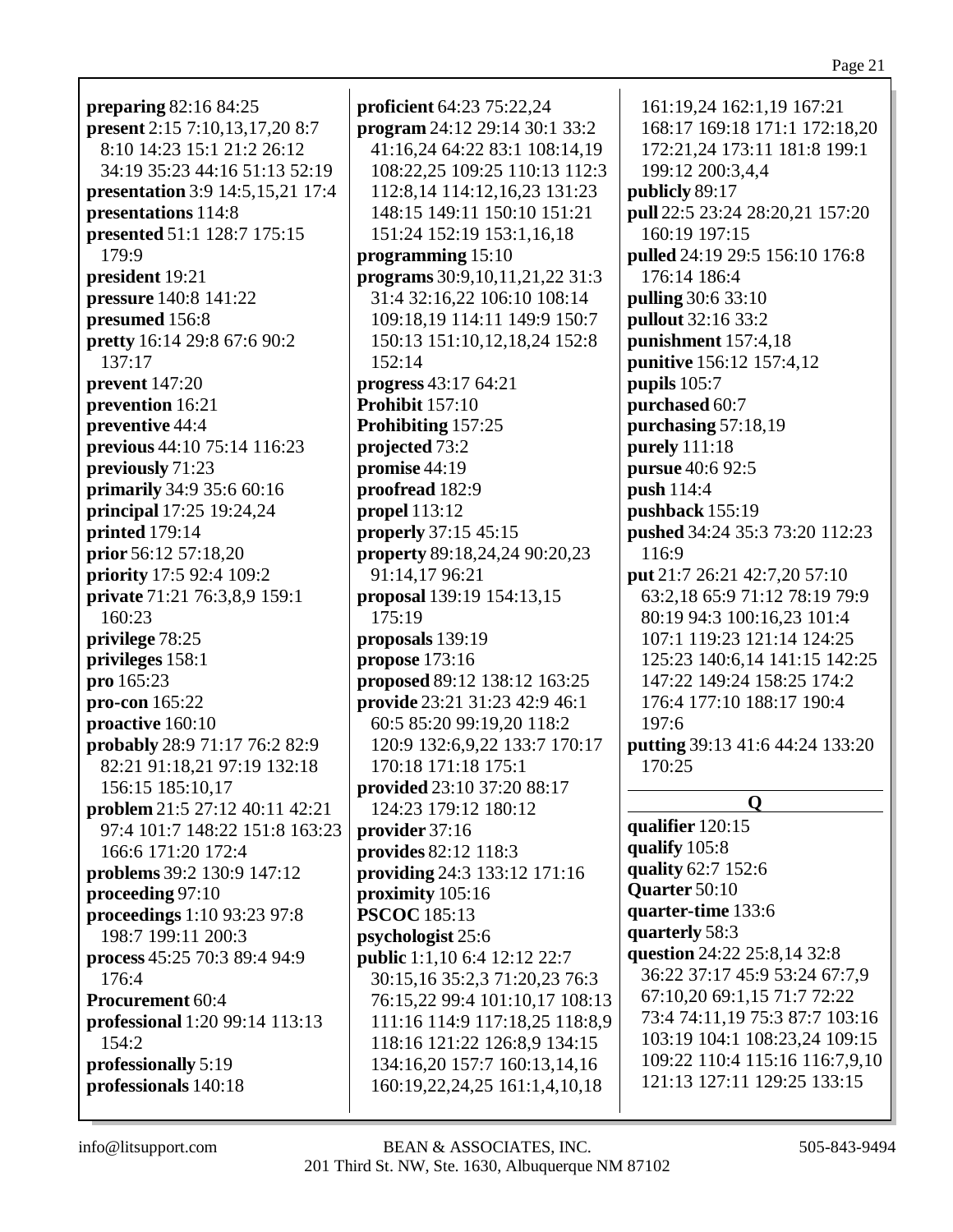**preparing** 82:16 84:25
**present** 2:15 7:10,13,17,20 8:7 8:10 14:23 15:1 21:2 26:12 34:19 35:23 44:16 51:13 52:19
**presentation** 3:9 14:5,15,21 17:4
**presentations** 114:8
**presented** 51:1 128:7 175:15 179:9
**president** 19:21
**pressure** 140:8 141:22
**presumed** 156:8
**pretty** 16:14 29:8 67:6 90:2 137:17
**prevent** 147:20
**prevention** 16:21
**preventive** 44:4
**previous** 44:10 75:14 116:23
**previously** 71:23
**primarily** 34:9 35:6 60:16
**principal** 17:25 19:24,24
**printed** 179:14
**prior** 56:12 57:18,20
**priority** 17:5 92:4 109:2
**private** 71:21 76:3,8,9 159:1 160:23
**privilege** 78:25
**privileges** 158:1
**pro** 165:23
**pro-con** 165:22
**proactive** 160:10
**probably** 28:9 71:17 76:2 82:9 82:21 91:18,21 97:19 132:18 156:15 185:10,17
**problem** 21:5 27:12 40:11 42:21 97:4 101:7 148:22 151:8 163:23 166:6 171:20 172:4
**problems** 39:2 130:9 147:12
**proceeding** 97:10
**proceedings** 1:10 93:23 97:8 198:7 199:11 200:3
**process** 45:25 70:3 89:4 94:9 176:4
**Procurement** 60:4
**professional** 1:20 99:14 113:13 154:2
**professionally** 5:19
**professionals** 140:18
**proficient** 64:23 75:22,24
**program** 24:12 29:14 30:1 33:2 41:16,24 64:22 83:1 108:14,19 108:22,25 109:25 110:13 112:3 112:8,14 114:12,16,23 131:23 148:15 149:11 150:10 151:21 151:24 152:19 153:1,16,18
**programming** 15:10
**programs** 30:9,10,11,21,22 31:3 31:4 32:16,22 106:10 108:14 109:18,19 114:11 149:9 150:7 150:13 151:10,12,18,24 152:8 152:14
**progress** 43:17 64:21
**Prohibit** 157:10
**Prohibiting** 157:25
**projected** 73:2
**promise** 44:19
**proofread** 182:9
**propel** 113:12
**properly** 37:15 45:15
**property** 89:18,24,24 90:20,23 91:14,17 96:21
**proposal** 139:19 154:13,15 175:19
**proposals** 139:19
**propose** 173:16
**proposed** 89:12 138:12 163:25
**provide** 23:21 31:23 42:9 46:1 60:5 85:20 99:19,20 118:2 120:9 132:6,9,22 133:7 170:17 170:18 171:18 175:1
**provided** 23:10 37:20 88:17 124:23 179:12 180:12
**provider** 37:16
**provides** 82:12 118:3
**providing** 24:3 133:12 171:16
**proximity** 105:16
**PSCOC** 185:13
**psychologist** 25:6
**public** 1:1,10 6:4 12:12 22:7 30:15,16 35:2,3 71:20,23 76:3 76:15,22 99:4 101:10,17 108:13 111:16 114:9 117:18,25 118:8,9 118:16 121:22 126:8,9 134:15 134:16,20 157:7 160:13,14,16 160:19,22,24,25 161:1,4,10,18 161:19,24 162:1,19 167:21 168:17 169:18 171:1 172:18,20 172:21,24 173:11 181:8 199:1 199:12 200:3,4,4
**publicly** 89:17
**pull** 22:5 23:24 28:20,21 157:20 160:19 197:15
**pulled** 24:19 29:5 156:10 176:8 176:14 186:4
**pulling** 30:6 33:10
**pullout** 32:16 33:2
**punishment** 157:4,18
**punitive** 156:12 157:4,12
**pupils** 105:7
**purchased** 60:7
**purchasing** 57:18,19
**purely** 111:18
**pursue** 40:6 92:5
**push** 114:4
**pushback** 155:19
**pushed** 34:24 35:3 73:20 112:23 116:9
**put** 21:7 26:21 42:7,20 57:10 63:2,18 65:9 71:12 78:19 79:9 80:19 94:3 100:16,23 101:4 107:1 119:23 121:14 124:25 125:23 140:6,14 141:15 142:25 147:22 149:24 158:25 174:2 176:4 177:10 188:17 190:4 197:6
**putting** 39:13 41:6 44:24 133:20 170:25

## Q

**qualifier** 120:15
**qualify** 105:8
**quality** 62:7 152:6
**Quarter** 50:10
**quarter-time** 133:6
**quarterly** 58:3
**question** 24:22 25:8,14 32:8 36:22 37:17 45:9 53:24 67:7,9 67:10,20 69:1,15 71:7 72:22 73:4 74:11,19 75:3 87:7 103:16 103:19 104:1 108:23,24 109:15 109:22 110:4 115:16 116:7,9,10 121:13 127:11 129:25 133:15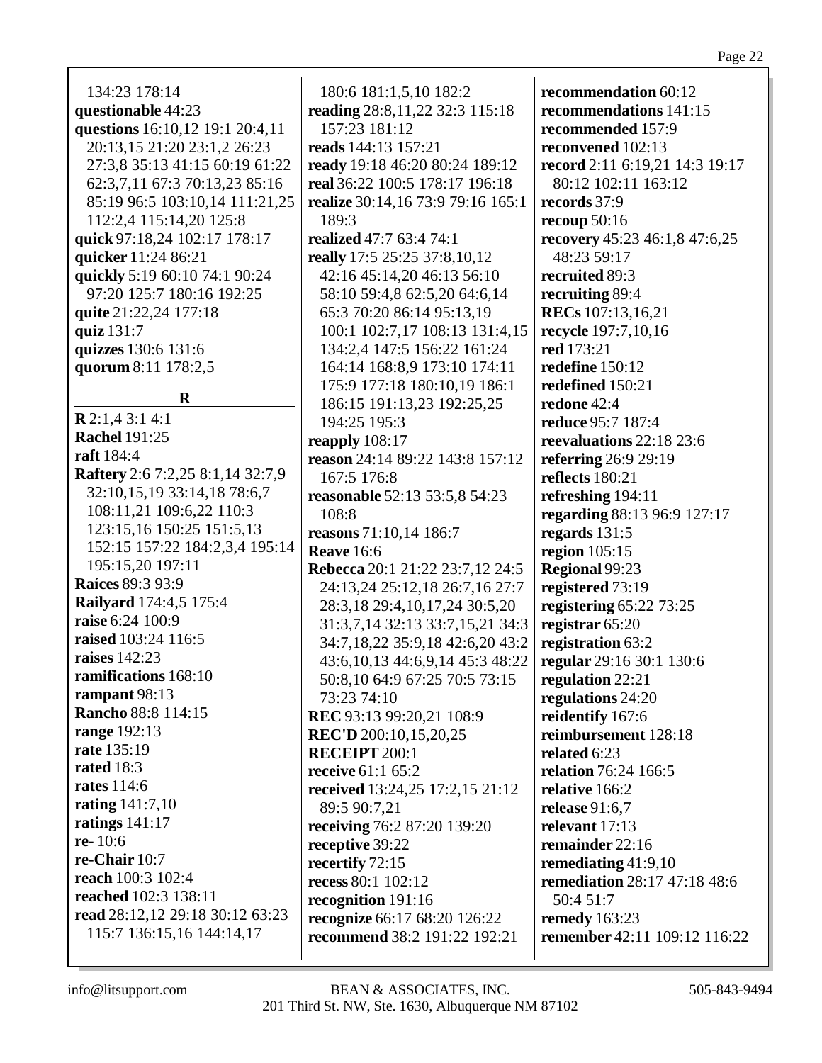134:23 178:14
**questionable** 44:23
**questions** 16:10,12 19:1 20:4,11 20:13,15 21:20 23:1,2 26:23 27:3,8 35:13 41:15 60:19 61:22 62:3,7,11 67:3 70:13,23 85:16 85:19 96:5 103:10,14 111:21,25 112:2,4 115:14,20 125:8
**quick** 97:18,24 102:17 178:17
**quicker** 11:24 86:21
**quickly** 5:19 60:10 74:1 90:24 97:20 125:7 180:16 192:25
**quite** 21:22,24 177:18
**quiz** 131:7
**quizzes** 130:6 131:6
**quorum** 8:11 178:2,5

## R

**R** 2:1,4 3:1 4:1
**Rachel** 191:25
**raft** 184:4
**Raftery** 2:6 7:2,25 8:1,14 32:7,9 32:10,15,19 33:14,18 78:6,7 108:11,21 109:6,22 110:3 123:15,16 150:25 151:5,13 152:15 157:22 184:2,3,4 195:14 195:15,20 197:11
**Raíces** 89:3 93:9
**Railyard** 174:4,5 175:4
**raise** 6:24 100:9
**raised** 103:24 116:5
**raises** 142:23
**ramifications** 168:10
**rampant** 98:13
**Rancho** 88:8 114:15
**range** 192:13
**rate** 135:19
**rated** 18:3
**rates** 114:6
**rating** 141:7,10
**ratings** 141:17
**re-** 10:6
**re-Chair** 10:7
**reach** 100:3 102:4
**reached** 102:3 138:11
**read** 28:12,12 29:18 30:12 63:23 115:7 136:15,16 144:14,17 180:6 181:1,5,10 182:2
**reading** 28:8,11,22 32:3 115:18 157:23 181:12
**reads** 144:13 157:21
**ready** 19:18 46:20 80:24 189:12
**real** 36:22 100:5 178:17 196:18
**realize** 30:14,16 73:9 79:16 165:1 189:3
**realized** 47:7 63:4 74:1
**really** 17:5 25:25 37:8,10,12 42:16 45:14,20 46:13 56:10 58:10 59:4,8 62:5,20 64:6,14 65:3 70:20 86:14 95:13,19 100:1 102:7,17 108:13 131:4,15 134:2,4 147:5 156:22 161:24 164:14 168:8,9 173:10 174:11 175:9 177:18 180:10,19 186:1 186:15 191:13,23 192:25,25 194:25 195:3
**reapply** 108:17
**reason** 24:14 89:22 143:8 157:12 167:5 176:8
**reasonable** 52:13 53:5,8 54:23 108:8
**reasons** 71:10,14 186:7
**Reave** 16:6
**Rebecca** 20:1 21:22 23:7,12 24:5 24:13,24 25:12,18 26:7,16 27:7 28:3,18 29:4,10,17,24 30:5,20 31:3,7,14 32:13 33:7,15,21 34:3 34:7,18,22 35:9,18 42:6,20 43:2 43:6,10,13 44:6,9,14 45:3 48:22 50:8,10 64:9 67:25 70:5 73:15 73:23 74:10
**REC** 93:13 99:20,21 108:9
**REC'D** 200:10,15,20,25
**RECEIPT** 200:1
**receive** 61:1 65:2
**received** 13:24,25 17:2,15 21:12 89:5 90:7,21
**receiving** 76:2 87:20 139:20
**receptive** 39:22
**recertify** 72:15
**recess** 80:1 102:12
**recognition** 191:16
**recognize** 66:17 68:20 126:22
**recommend** 38:2 191:22 192:21
**recommendation** 60:12
**recommendations** 141:15
**recommended** 157:9
**reconvened** 102:13
**record** 2:11 6:19,21 14:3 19:17 80:12 102:11 163:12
**records** 37:9
**recoup** 50:16
**recovery** 45:23 46:1,8 47:6,25 48:23 59:17
**recruited** 89:3
**recruiting** 89:4
**RECs** 107:13,16,21
**recycle** 197:7,10,16
**red** 173:21
**redefine** 150:12
**redefined** 150:21
**redone** 42:4
**reduce** 95:7 187:4
**reevaluations** 22:18 23:6
**referring** 26:9 29:19
**reflects** 180:21
**refreshing** 194:11
**regarding** 88:13 96:9 127:17
**regards** 131:5
**region** 105:15
**Regional** 99:23
**registered** 73:19
**registering** 65:22 73:25
**registrar** 65:20
**registration** 63:2
**regular** 29:16 30:1 130:6
**regulation** 22:21
**regulations** 24:20
**reidentify** 167:6
**reimbursement** 128:18
**related** 6:23
**relation** 76:24 166:5
**relative** 166:2
**release** 91:6,7
**relevant** 17:13
**remainder** 22:16
**remediating** 41:9,10
**remediation** 28:17 47:18 48:6 50:4 51:7
**remedy** 163:23
**remember** 42:11 109:12 116:22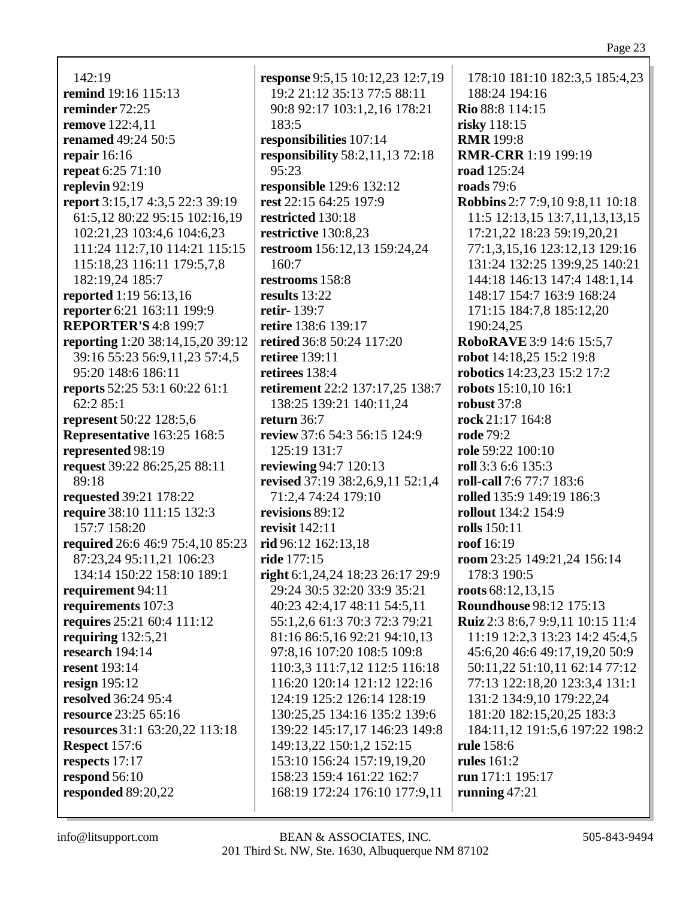142:19
**remind** 19:16 115:13
**reminder** 72:25
**remove** 122:4,11
**renamed** 49:24 50:5
**repair** 16:16
**repeat** 6:25 71:10
**replevin** 92:19
**report** 3:15,17 4:3,5 22:3 39:19 61:5,12 80:22 95:15 102:16,19 102:21,23 103:4,6 104:6,23 111:24 112:7,10 114:21 115:15 115:18,23 116:11 179:5,7,8 182:19,24 185:7
**reported** 1:19 56:13,16
**reporter** 6:21 163:11 199:9
**REPORTER'S** 4:8 199:7
**reporting** 1:20 38:14,15,20 39:12 39:16 55:23 56:9,11,23 57:4,5 95:20 148:6 186:11
**reports** 52:25 53:1 60:22 61:1 62:2 85:1
**represent** 50:22 128:5,6
**Representative** 163:25 168:5
**represented** 98:19
**request** 39:22 86:25,25 88:11 89:18
**requested** 39:21 178:22
**require** 38:10 111:15 132:3 157:7 158:20
**required** 26:6 46:9 75:4,10 85:23 87:23,24 95:11,21 106:23 134:14 150:22 158:10 189:1
**requirement** 94:11
**requirements** 107:3
**requires** 25:21 60:4 111:12
**requiring** 132:5,21
**research** 194:14
**resent** 193:14
**resign** 195:12
**resolved** 36:24 95:4
**resource** 23:25 65:16
**resources** 31:1 63:20,22 113:18
**Respect** 157:6
**respects** 17:17
**respond** 56:10
**responded** 89:20,22
**response** 9:5,15 10:12,23 12:7,19 19:2 21:12 35:13 77:5 88:11 90:8 92:17 103:1,2,16 178:21 183:5
**responsibilities** 107:14
**responsibility** 58:2,11,13 72:18 95:23
**responsible** 129:6 132:12
**rest** 22:15 64:25 197:9
**restricted** 130:18
**restrictive** 130:8,23
**restroom** 156:12,13 159:24,24 160:7
**restrooms** 158:8
**results** 13:22
**retir-** 139:7
**retire** 138:6 139:17
**retired** 36:8 50:24 117:20
**retiree** 139:11
**retirees** 138:4
**retirement** 22:2 137:17,25 138:7 138:25 139:21 140:11,24
**return** 36:7
**review** 37:6 54:3 56:15 124:9 125:19 131:7
**reviewing** 94:7 120:13
**revised** 37:19 38:2,6,9,11 52:1,4 71:2,4 74:24 179:10
**revisions** 89:12
**revisit** 142:11
**rid** 96:12 162:13,18
**ride** 177:15
**right** 6:1,24,24 18:23 26:17 29:9 29:24 30:5 32:20 33:9 35:21 40:23 42:4,17 48:11 54:5,11 55:1,2,6 61:3 70:3 72:3 79:21 81:16 86:5,16 92:21 94:10,13 97:8,16 107:20 108:5 109:8 110:3,3 111:7,12 112:5 116:18 116:20 120:14 121:12 122:16 124:19 125:2 126:14 128:19 130:25,25 134:16 135:2 139:6 139:22 145:17,17 146:23 149:8 149:13,22 150:1,2 152:15 153:10 156:24 157:19,19,20 158:23 159:4 161:22 162:7 168:19 172:24 176:10 177:9,11 178:10 181:10 182:3,5 185:4,23 188:24 194:16
**Rio** 88:8 114:15
**risky** 118:15
**RMR** 199:8
**RMR-CRR** 1:19 199:19
**road** 125:24
**roads** 79:6
**Robbins** 2:7 7:9,10 9:8,11 10:18 11:5 12:13,15 13:7,11,13,13,15 17:21,22 18:23 59:19,20,21 77:1,3,15,16 123:12,13 129:16 131:24 132:25 139:9,25 140:21 144:18 146:13 147:4 148:1,14 148:17 154:7 163:9 168:24 171:15 184:7,8 185:12,20 190:24,25
**RoboRAVE** 3:9 14:6 15:5,7
**robot** 14:18,25 15:2 19:8
**robotics** 14:23,23 15:2 17:2
**robots** 15:10,10 16:1
**robust** 37:8
**rock** 21:17 164:8
**rode** 79:2
**role** 59:22 100:10
**roll** 3:3 6:6 135:3
**roll-call** 7:6 77:7 183:6
**rolled** 135:9 149:19 186:3
**rollout** 134:2 154:9
**rolls** 150:11
**roof** 16:19
**room** 23:25 149:21,24 156:14 178:3 190:5
**roots** 68:12,13,15
**Roundhouse** 98:12 175:13
**Ruiz** 2:3 8:6,7 9:9,11 10:15 11:4 11:19 12:2,3 13:23 14:2 45:4,5 45:6,20 46:6 49:17,19,20 50:9 50:11,22 51:10,11 62:14 77:12 77:13 122:18,20 123:3,4 131:1 131:2 134:9,10 179:22,24 181:20 182:15,20,25 183:3 184:11,12 191:5,6 197:22 198:2
**rule** 158:6
**rules** 161:2
**run** 171:1 195:17
**running** 47:21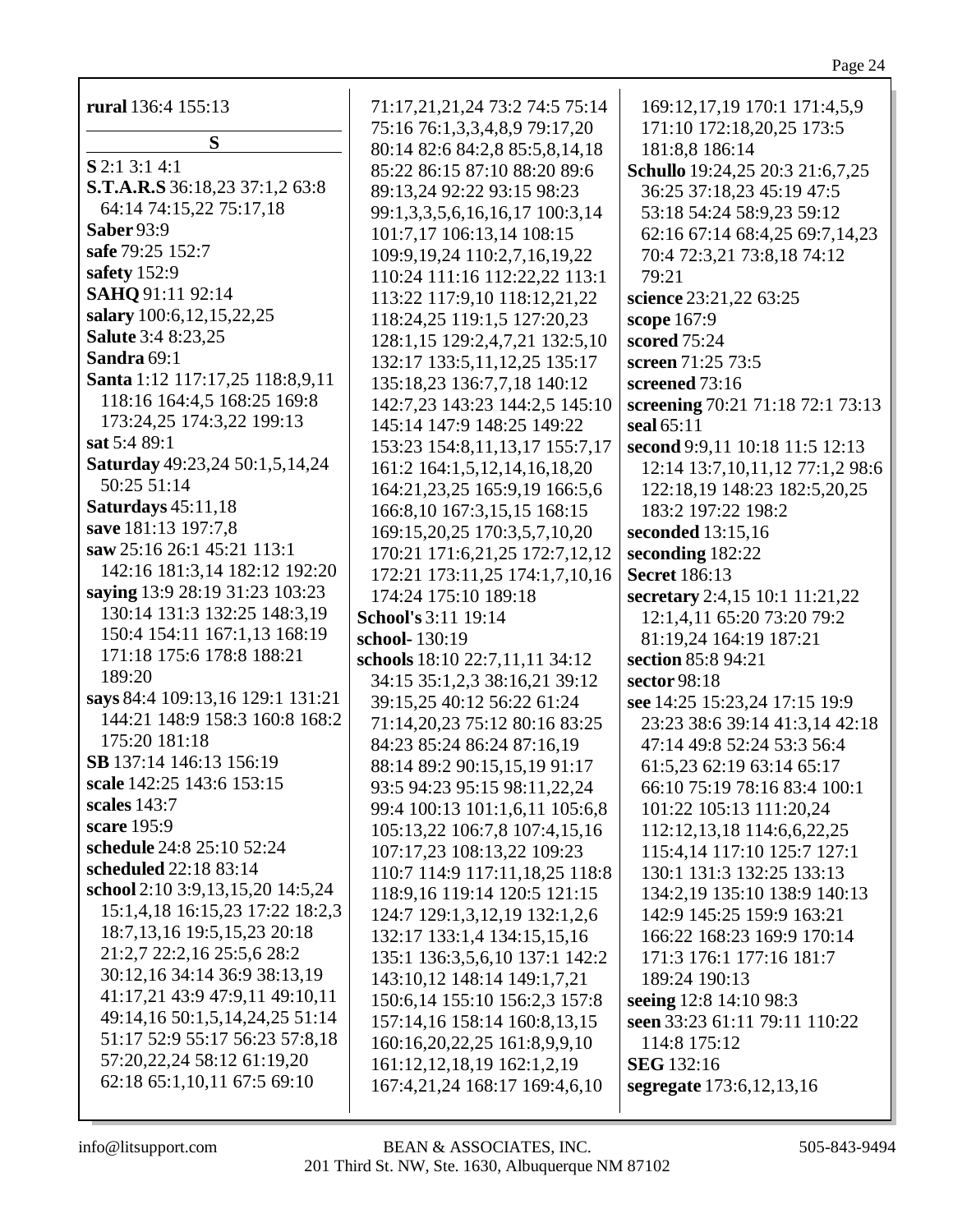**rural** 136:4 155:13

**S**

**S** 2:1 3:1 4:1
**S.T.A.R.S** 36:18,23 37:1,2 63:8 64:14 74:15,22 75:17,18
**Saber** 93:9
**safe** 79:25 152:7
**safety** 152:9
**SAHQ** 91:11 92:14
**salary** 100:6,12,15,22,25
**Salute** 3:4 8:23,25
**Sandra** 69:1
**Santa** 1:12 117:17,25 118:8,9,11 118:16 164:4,5 168:25 169:8 173:24,25 174:3,22 199:13
**sat** 5:4 89:1
**Saturday** 49:23,24 50:1,5,14,24 50:25 51:14
**Saturdays** 45:11,18
**save** 181:13 197:7,8
**saw** 25:16 26:1 45:21 113:1 142:16 181:3,14 182:12 192:20
**saying** 13:9 28:19 31:23 103:23 130:14 131:3 132:25 148:3,19 150:4 154:11 167:1,13 168:19 171:18 175:6 178:8 188:21 189:20
**says** 84:4 109:13,16 129:1 131:21 144:21 148:9 158:3 160:8 168:2 175:20 181:18
**SB** 137:14 146:13 156:19
**scale** 142:25 143:6 153:15
**scales** 143:7
**scare** 195:9
**schedule** 24:8 25:10 52:24
**scheduled** 22:18 83:14
**school** 2:10 3:9,13,15,20 14:5,24 15:1,4,18 16:15,23 17:22 18:2,3 18:7,13,16 19:5,15,23 20:18 21:2,7 22:2,16 25:5,6 28:2 30:12,16 34:14 36:9 38:13,19 41:17,21 43:9 47:9,11 49:10,11 49:14,16 50:1,5,14,24,25 51:14 51:17 52:9 55:17 56:23 57:8,18 57:20,22,24 58:12 61:19,20 62:18 65:1,10,11 67:5 69:10 71:17,21,21,24 73:2 74:5 75:14 75:16 76:1,3,3,4,8,9 79:17,20 80:14 82:6 84:2,8 85:5,8,14,18 85:22 86:15 87:10 88:20 89:6 89:13,24 92:22 93:15 98:23 99:1,3,3,5,6,16,16,17 100:3,14 101:7,17 106:13,14 108:15 109:9,19,24 110:2,7,16,19,22 110:24 111:16 112:22,22 113:1 113:22 117:9,10 118:12,21,22 118:24,25 119:1,5 127:20,23 128:1,15 129:2,4,7,21 132:5,10 132:17 133:5,11,12,25 135:17 135:18,23 136:7,7,18 140:12 142:7,23 143:23 144:2,5 145:10 145:14 147:9 148:25 149:22 153:23 154:8,11,13,17 155:7,17 161:2 164:1,5,12,14,16,18,20 164:21,23,25 165:9,19 166:5,6 166:8,10 167:3,15,15 168:15 169:15,20,25 170:3,5,7,10,20 170:21 171:6,21,25 172:7,12,12 172:21 173:11,25 174:1,7,10,16 174:24 175:10 189:18
**School's** 3:11 19:14
**school-** 130:19
**schools** 18:10 22:7,11,11 34:12 34:15 35:1,2,3 38:16,21 39:12 39:15,25 40:12 56:22 61:24 71:14,20,23 75:12 80:16 83:25 84:23 85:24 86:24 87:16,19 88:14 89:2 90:15,15,19 91:17 93:5 94:23 95:15 98:11,22,24 99:4 100:13 101:1,6,11 105:6,8 105:13,22 106:7,8 107:4,15,16 107:17,23 108:13,22 109:23 110:7 114:9 117:11,18,25 118:8 118:9,16 119:14 120:5 121:15 124:7 129:1,3,12,19 132:1,2,6 132:17 133:1,4 134:15,15,16 135:1 136:3,5,6,10 137:1 142:2 143:10,12 148:14 149:1,7,21 150:6,14 155:10 156:2,3 157:8 157:14,16 158:14 160:8,13,15 160:16,20,22,25 161:8,9,9,10 161:12,12,18,19 162:1,2,19 167:4,21,24 168:17 169:4,6,10 169:12,17,19 170:1 171:4,5,9 171:10 172:18,20,25 173:5 181:8,8 186:14
**Schullo** 19:24,25 20:3 21:6,7,25 36:25 37:18,23 45:19 47:5 53:18 54:24 58:9,23 59:12 62:16 67:14 68:4,25 69:7,14,23 70:4 72:3,21 73:8,18 74:12 79:21
**science** 23:21,22 63:25
**scope** 167:9
**scored** 75:24
**screen** 71:25 73:5
**screened** 73:16
**screening** 70:21 71:18 72:1 73:13
**seal** 65:11
**second** 9:9,11 10:18 11:5 12:13 12:14 13:7,10,11,12 77:1,2 98:6 122:18,19 148:23 182:5,20,25 183:2 197:22 198:2
**seconded** 13:15,16
**seconding** 182:22
**Secret** 186:13
**secretary** 2:4,15 10:1 11:21,22 12:1,4,11 65:20 73:20 79:2 81:19,24 164:19 187:21
**section** 85:8 94:21
**sector** 98:18
**see** 14:25 15:23,24 17:15 19:9 23:23 38:6 39:14 41:3,14 42:18 47:14 49:8 52:24 53:3 56:4 61:5,23 62:19 63:14 65:17 66:10 75:19 78:16 83:4 100:1 101:22 105:13 111:20,24 112:12,13,18 114:6,6,22,25 115:4,14 117:10 125:7 127:1 130:1 131:3 132:25 133:13 134:2,19 135:10 138:9 140:13 142:9 145:25 159:9 163:21 166:22 168:23 169:9 170:14 171:3 176:1 177:16 181:7 189:24 190:13
**seeing** 12:8 14:10 98:3
**seen** 33:23 61:11 79:11 110:22 114:8 175:12
**SEG** 132:16
**segregate** 173:6,12,13,16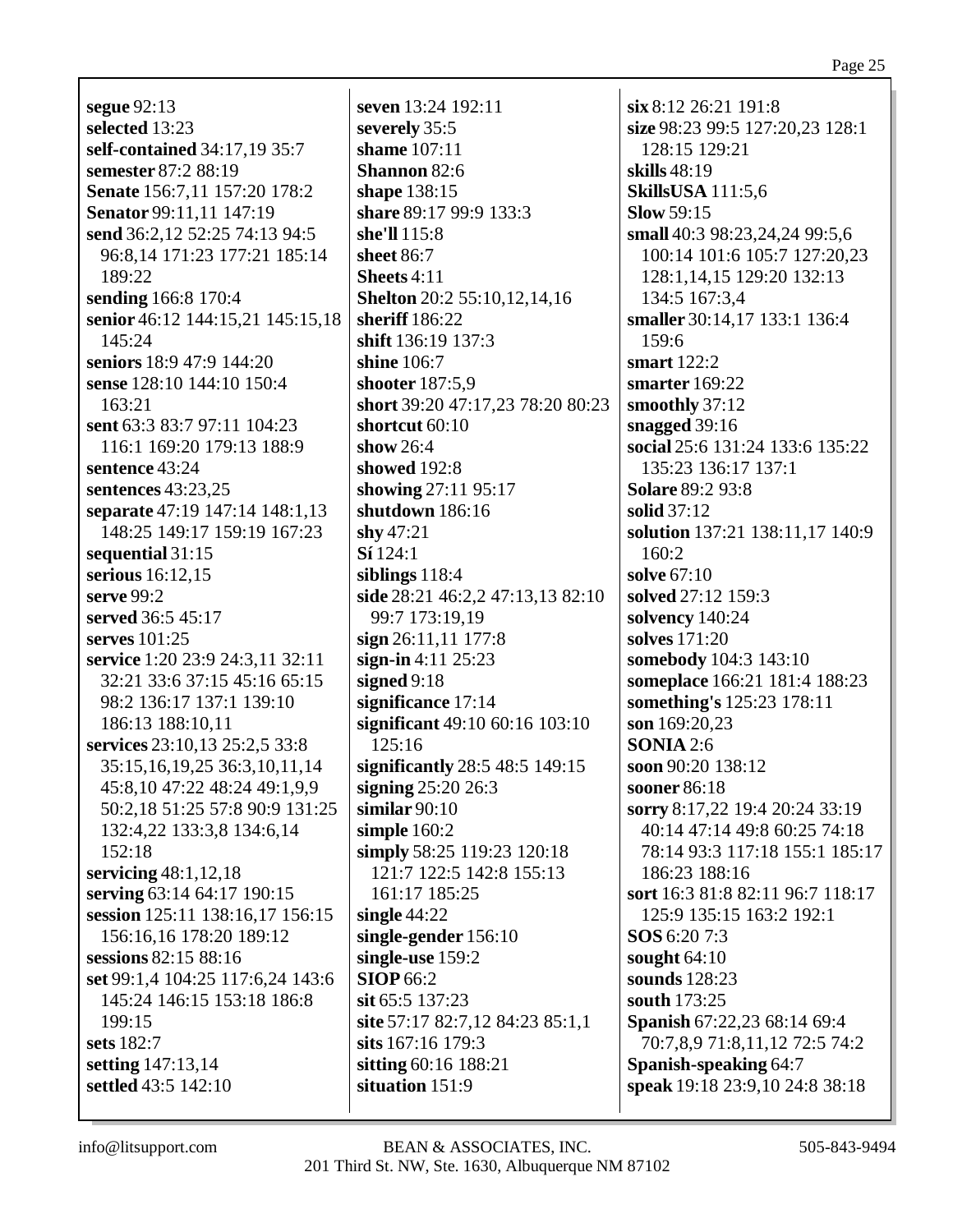**segue** 92:13
**selected** 13:23
**self-contained** 34:17,19 35:7
**semester** 87:2 88:19
**Senate** 156:7,11 157:20 178:2
**Senator** 99:11,11 147:19
**send** 36:2,12 52:25 74:13 94:5 96:8,14 171:23 177:21 185:14 189:22
**sending** 166:8 170:4
**senior** 46:12 144:15,21 145:15,18 145:24
**seniors** 18:9 47:9 144:20
**sense** 128:10 144:10 150:4 163:21
**sent** 63:3 83:7 97:11 104:23 116:1 169:20 179:13 188:9
**sentence** 43:24
**sentences** 43:23,25
**separate** 47:19 147:14 148:1,13 148:25 149:17 159:17 167:23
**sequential** 31:15
**serious** 16:12,15
**serve** 99:2
**served** 36:5 45:17
**serves** 101:25
**service** 1:20 23:9 24:3,11 32:11 32:21 33:6 37:15 45:16 65:15 98:2 136:17 137:1 139:10 186:13 188:10,11
**services** 23:10,13 25:2,5 33:8 35:15,16,19,25 36:3,10,11,14 45:8,10 47:22 48:24 49:1,9,9 50:2,18 51:25 57:8 90:9 131:25 132:4,22 133:3,8 134:6,14 152:18
**servicing** 48:1,12,18
**serving** 63:14 64:17 190:15
**session** 125:11 138:16,17 156:15 156:16,16 178:20 189:12
**sessions** 82:15 88:16
**set** 99:1,4 104:25 117:6,24 143:6 145:24 146:15 153:18 186:8 199:15
**sets** 182:7
**setting** 147:13,14
**settled** 43:5 142:10
**seven** 13:24 192:11
**severely** 35:5
**shame** 107:11
**Shannon** 82:6
**shape** 138:15
**share** 89:17 99:9 133:3
**she'll** 115:8
**sheet** 86:7
**Sheets** 4:11
**Shelton** 20:2 55:10,12,14,16
**sheriff** 186:22
**shift** 136:19 137:3
**shine** 106:7
**shooter** 187:5,9
**short** 39:20 47:17,23 78:20 80:23
**shortcut** 60:10
**show** 26:4
**showed** 192:8
**showing** 27:11 95:17
**shutdown** 186:16
**shy** 47:21
**Sí** 124:1
**siblings** 118:4
**side** 28:21 46:2,2 47:13,13 82:10 99:7 173:19,19
**sign** 26:11,11 177:8
**sign-in** 4:11 25:23
**signed** 9:18
**significance** 17:14
**significant** 49:10 60:16 103:10 125:16
**significantly** 28:5 48:5 149:15
**signing** 25:20 26:3
**similar** 90:10
**simple** 160:2
**simply** 58:25 119:23 120:18 121:7 122:5 142:8 155:13 161:17 185:25
**single** 44:22
**single-gender** 156:10
**single-use** 159:2
**SIOP** 66:2
**sit** 65:5 137:23
**site** 57:17 82:7,12 84:23 85:1,1
**sits** 167:16 179:3
**sitting** 60:16 188:21
**situation** 151:9
**six** 8:12 26:21 191:8
**size** 98:23 99:5 127:20,23 128:1 128:15 129:21
**skills** 48:19
**SkillsUSA** 111:5,6
**Slow** 59:15
**small** 40:3 98:23,24,24 99:5,6 100:14 101:6 105:7 127:20,23 128:1,14,15 129:20 132:13 134:5 167:3,4
**smaller** 30:14,17 133:1 136:4 159:6
**smart** 122:2
**smarter** 169:22
**smoothly** 37:12
**snagged** 39:16
**social** 25:6 131:24 133:6 135:22 135:23 136:17 137:1
**Solare** 89:2 93:8
**solid** 37:12
**solution** 137:21 138:11,17 140:9 160:2
**solve** 67:10
**solved** 27:12 159:3
**solvency** 140:24
**solves** 171:20
**somebody** 104:3 143:10
**someplace** 166:21 181:4 188:23
**something's** 125:23 178:11
**son** 169:20,23
**SONIA** 2:6
**soon** 90:20 138:12
**sooner** 86:18
**sorry** 8:17,22 19:4 20:24 33:19 40:14 47:14 49:8 60:25 74:18 78:14 93:3 117:18 155:1 185:17 186:23 188:16
**sort** 16:3 81:8 82:11 96:7 118:17 125:9 135:15 163:2 192:1
**SOS** 6:20 7:3
**sought** 64:10
**sounds** 128:23
**south** 173:25
**Spanish** 67:22,23 68:14 69:4 70:7,8,9 71:8,11,12 72:5 74:2
**Spanish-speaking** 64:7
**speak** 19:18 23:9,10 24:8 38:18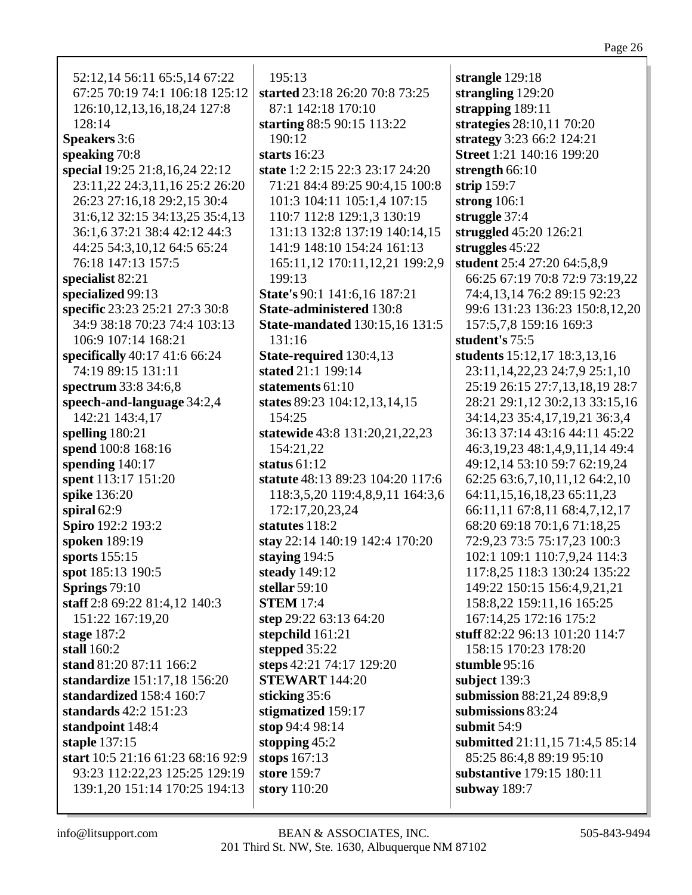52:12,14 56:11 65:5,14 67:22 67:25 70:19 74:1 106:18 125:12 126:10,12,13,16,18,24 127:8 128:14
**Speakers** 3:6
**speaking** 70:8
**special** 19:25 21:8,16,24 22:12 23:11,22 24:3,11,16 25:2 26:20 26:23 27:16,18 29:2,15 30:4 31:6,12 32:15 34:13,25 35:4,13 36:1,6 37:21 38:4 42:12 44:3 44:25 54:3,10,12 64:5 65:24 76:18 147:13 157:5
**specialist** 82:21
**specialized** 99:13
**specific** 23:23 25:21 27:3 30:8 34:9 38:18 70:23 74:4 103:13 106:9 107:14 168:21
**specifically** 40:17 41:6 66:24 74:19 89:15 131:11
**spectrum** 33:8 34:6,8
**speech-and-language** 34:2,4 142:21 143:4,17
**spelling** 180:21
**spend** 100:8 168:16
**spending** 140:17
**spent** 113:17 151:20
**spike** 136:20
**spiral** 62:9
**Spiro** 192:2 193:2
**spoken** 189:19
**sports** 155:15
**spot** 185:13 190:5
**Springs** 79:10
**staff** 2:8 69:22 81:4,12 140:3 151:22 167:19,20
**stage** 187:2
**stall** 160:2
**stand** 81:20 87:11 166:2
**standardize** 151:17,18 156:20
**standardized** 158:4 160:7
**standards** 42:2 151:23
**standpoint** 148:4
**staple** 137:15
**start** 10:5 21:16 61:23 68:16 92:9 93:23 112:22,23 125:25 129:19 139:1,20 151:14 170:25 194:13
195:13
**started** 23:18 26:20 70:8 73:25 87:1 142:18 170:10
**starting** 88:5 90:15 113:22 190:12
**starts** 16:23
**state** 1:2 2:15 22:3 23:17 24:20 71:21 84:4 89:25 90:4,15 100:8 101:3 104:11 105:1,4 107:15 110:7 112:8 129:1,3 130:19 131:13 132:8 137:19 140:14,15 141:9 148:10 154:24 161:13 165:11,12 170:11,12,21 199:2,9 199:13
**State's** 90:1 141:6,16 187:21
**State-administered** 130:8
**State-mandated** 130:15,16 131:5 131:16
**State-required** 130:4,13
**stated** 21:1 199:14
**statements** 61:10
**states** 89:23 104:12,13,14,15 154:25
**statewide** 43:8 131:20,21,22,23 154:21,22
**status** 61:12
**statute** 48:13 89:23 104:20 117:6 118:3,5,20 119:4,8,9,11 164:3,6 172:17,20,23,24
**statutes** 118:2
**stay** 22:14 140:19 142:4 170:20
**staying** 194:5
**steady** 149:12
**stellar** 59:10
**STEM** 17:4
**step** 29:22 63:13 64:20
**stepchild** 161:21
**stepped** 35:22
**steps** 42:21 74:17 129:20
**STEWART** 144:20
**sticking** 35:6
**stigmatized** 159:17
**stop** 94:4 98:14
**stopping** 45:2
**stops** 167:13
**store** 159:7
**story** 110:20
**strangle** 129:18
**strangling** 129:20
**strapping** 189:11
**strategies** 28:10,11 70:20
**strategy** 3:23 66:2 124:21
**Street** 1:21 140:16 199:20
**strength** 66:10
**strip** 159:7
**strong** 106:1
**struggle** 37:4
**struggled** 45:20 126:21
**struggles** 45:22
**student** 25:4 27:20 64:5,8,9 66:25 67:19 70:8 72:9 73:19,22 74:4,13,14 76:2 89:15 92:23 99:6 131:23 136:23 150:8,12,20 157:5,7,8 159:16 169:3
**student's** 75:5
**students** 15:12,17 18:3,13,16 23:11,14,22,23 24:7,9 25:1,10 25:19 26:15 27:7,13,18,19 28:7 28:21 29:1,12 30:2,13 33:15,16 34:14,23 35:4,17,19,21 36:3,4 36:13 37:14 43:16 44:11 45:22 46:3,19,23 48:1,4,9,11,14 49:4 49:12,14 53:10 59:7 62:19,24 62:25 63:6,7,10,11,12 64:2,10 64:11,15,16,18,23 65:11,23 66:11,11 67:8,11 68:4,7,12,17 68:20 69:18 70:1,6 71:18,25 72:9,23 73:5 75:17,23 100:3 102:1 109:1 110:7,9,24 114:3 117:8,25 118:3 130:24 135:22 149:22 150:15 156:4,9,21,21 158:8,22 159:11,16 165:25 167:14,25 172:16 175:2
**stuff** 82:22 96:13 101:20 114:7 158:15 170:23 178:20
**stumble** 95:16
**subject** 139:3
**submission** 88:21,24 89:8,9
**submissions** 83:24
**submit** 54:9
**submitted** 21:11,15 71:4,5 85:14 85:25 86:4,8 89:19 95:10
**substantive** 179:15 180:11
**subway** 189:7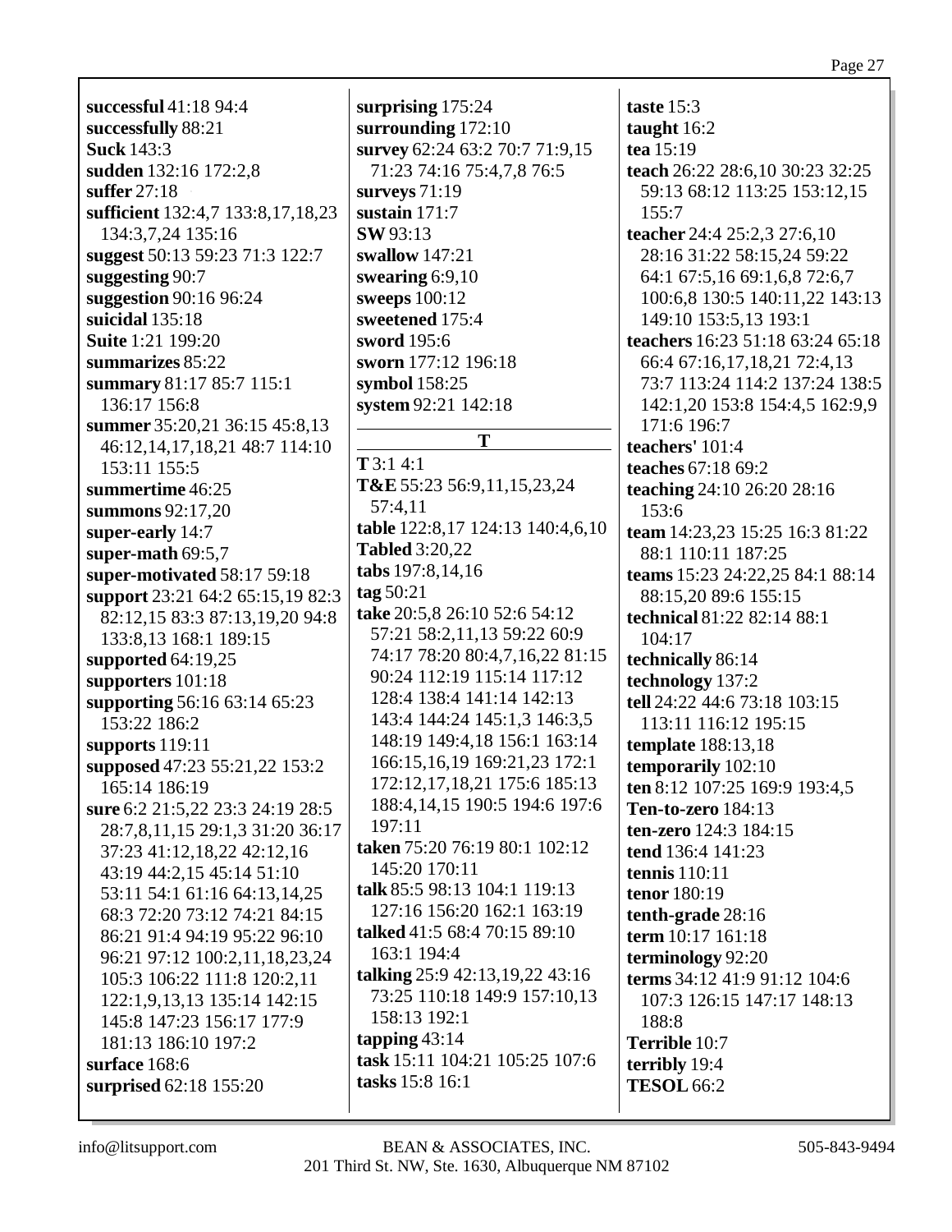**successful** 41:18 94:4
**successfully** 88:21
**Suck** 143:3
**sudden** 132:16 172:2,8
**suffer** 27:18
**sufficient** 132:4,7 133:8,17,18,23 134:3,7,24 135:16
**suggest** 50:13 59:23 71:3 122:7
**suggesting** 90:7
**suggestion** 90:16 96:24
**suicidal** 135:18
**Suite** 1:21 199:20
**summarizes** 85:22
**summary** 81:17 85:7 115:1 136:17 156:8
**summer** 35:20,21 36:15 45:8,13 46:12,14,17,18,21 48:7 114:10 153:11 155:5
**summertime** 46:25
**summons** 92:17,20
**super-early** 14:7
**super-math** 69:5,7
**super-motivated** 58:17 59:18
**support** 23:21 64:2 65:15,19 82:3 82:12,15 83:3 87:13,19,20 94:8 133:8,13 168:1 189:15
**supported** 64:19,25
**supporters** 101:18
**supporting** 56:16 63:14 65:23 153:22 186:2
**supports** 119:11
**supposed** 47:23 55:21,22 153:2 165:14 186:19
**sure** 6:2 21:5,22 23:3 24:19 28:5 28:7,8,11,15 29:1,3 31:20 36:17 37:23 41:12,18,22 42:12,16 43:19 44:2,15 45:14 51:10 53:11 54:1 61:16 64:13,14,25 68:3 72:20 73:12 74:21 84:15 86:21 91:4 94:19 95:22 96:10 96:21 97:12 100:2,11,18,23,24 105:3 106:22 111:8 120:2,11 122:1,9,13,13 135:14 142:15 145:8 147:23 156:17 177:9 181:13 186:10 197:2
**surface** 168:6
**surprised** 62:18 155:20
**surprising** 175:24
**surrounding** 172:10
**survey** 62:24 63:2 70:7 71:9,15 71:23 74:16 75:4,7,8 76:5
**surveys** 71:19
**sustain** 171:7
**SW** 93:13
**swallow** 147:21
**swearing** 6:9,10
**sweeps** 100:12
**sweetened** 175:4
**sword** 195:6
**sworn** 177:12 196:18
**symbol** 158:25
**system** 92:21 142:18

## T

**T** 3:1 4:1
**T&E** 55:23 56:9,11,15,23,24 57:4,11
**table** 122:8,17 124:13 140:4,6,10
**Tabled** 3:20,22
**tabs** 197:8,14,16
**tag** 50:21
**take** 20:5,8 26:10 52:6 54:12 57:21 58:2,11,13 59:22 60:9 74:17 78:20 80:4,7,16,22 81:15 90:24 112:19 115:14 117:12 128:4 138:4 141:14 142:13 143:4 144:24 145:1,3 146:3,5 148:19 149:4,18 156:1 163:14 166:15,16,19 169:21,23 172:1 172:12,17,18,21 175:6 185:13 188:4,14,15 190:5 194:6 197:6 197:11
**taken** 75:20 76:19 80:1 102:12 145:20 170:11
**talk** 85:5 98:13 104:1 119:13 127:16 156:20 162:1 163:19
**talked** 41:5 68:4 70:15 89:10 163:1 194:4
**talking** 25:9 42:13,19,22 43:16 73:25 110:18 149:9 157:10,13 158:13 192:1
**tapping** 43:14
**task** 15:11 104:21 105:25 107:6
**tasks** 15:8 16:1
**taste** 15:3
**taught** 16:2
**tea** 15:19
**teach** 26:22 28:6,10 30:23 32:25 59:13 68:12 113:25 153:12,15 155:7
**teacher** 24:4 25:2,3 27:6,10 28:16 31:22 58:15,24 59:22 64:1 67:5,16 69:1,6,8 72:6,7 100:6,8 130:5 140:11,22 143:13 149:10 153:5,13 193:1
**teachers** 16:23 51:18 63:24 65:18 66:4 67:16,17,18,21 72:4,13 73:7 113:24 114:2 137:24 138:5 142:1,20 153:8 154:4,5 162:9,9 171:6 196:7
**teachers'** 101:4
**teaches** 67:18 69:2
**teaching** 24:10 26:20 28:16 153:6
**team** 14:23,23 15:25 16:3 81:22 88:1 110:11 187:25
**teams** 15:23 24:22,25 84:1 88:14 88:15,20 89:6 155:15
**technical** 81:22 82:14 88:1 104:17
**technically** 86:14
**technology** 137:2
**tell** 24:22 44:6 73:18 103:15 113:11 116:12 195:15
**template** 188:13,18
**temporarily** 102:10
**ten** 8:12 107:25 169:9 193:4,5
**Ten-to-zero** 184:13
**ten-zero** 124:3 184:15
**tend** 136:4 141:23
**tennis** 110:11
**tenor** 180:19
**tenth-grade** 28:16
**term** 10:17 161:18
**terminology** 92:20
**terms** 34:12 41:9 91:12 104:6 107:3 126:15 147:17 148:13 188:8
**Terrible** 10:7
**terribly** 19:4
**TESOL** 66:2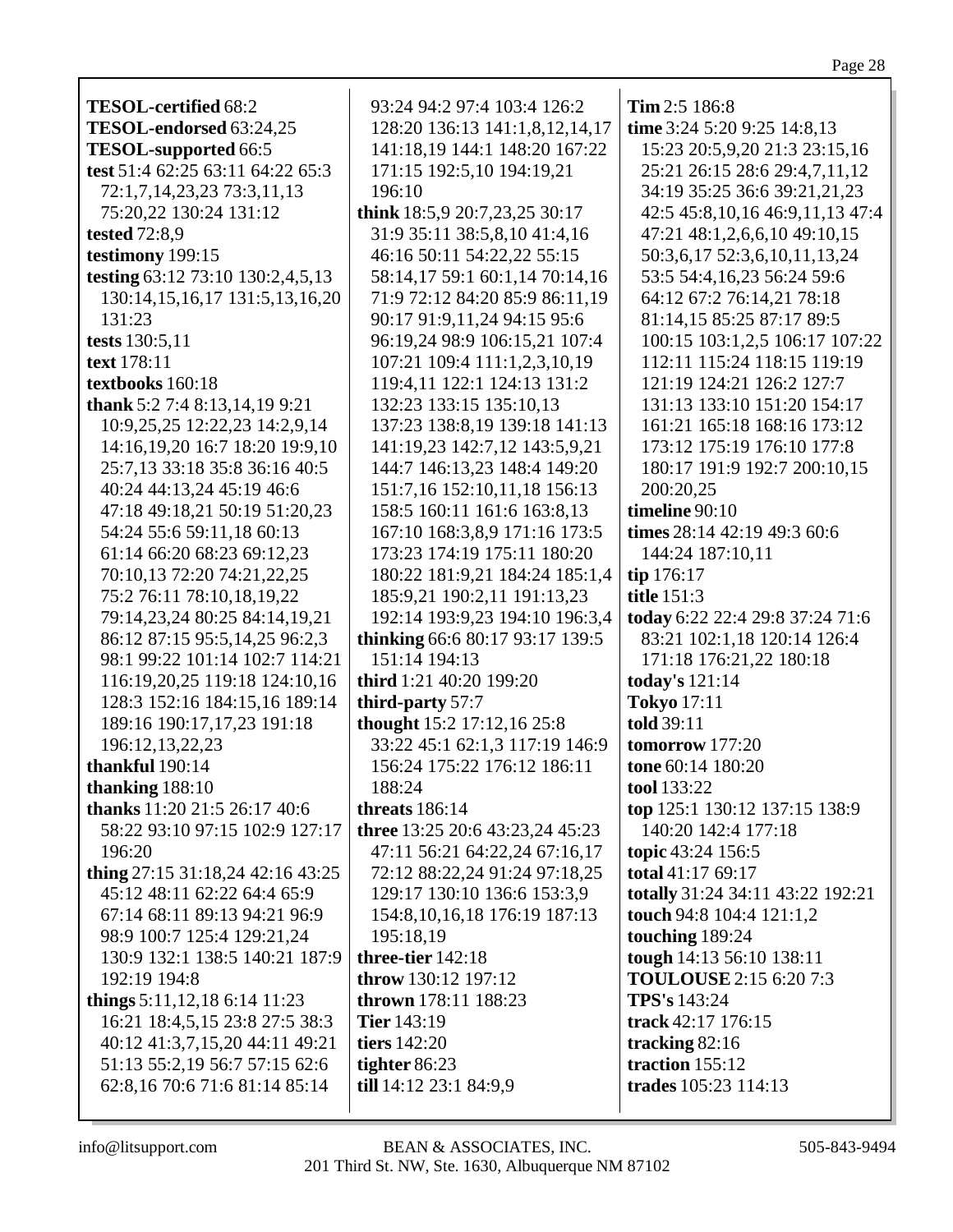**TESOL-certified** 68:2
**TESOL-endorsed** 63:24,25
**TESOL-supported** 66:5
**test** 51:4 62:25 63:11 64:22 65:3 72:1,7,14,23,23 73:3,11,13 75:20,22 130:24 131:12
**tested** 72:8,9
**testimony** 199:15
**testing** 63:12 73:10 130:2,4,5,13 130:14,15,16,17 131:5,13,16,20 131:23
**tests** 130:5,11
**text** 178:11
**textbooks** 160:18
**thank** 5:2 7:4 8:13,14,19 9:21 10:9,25,25 12:22,23 14:2,9,14 14:16,19,20 16:7 18:20 19:9,10 25:7,13 33:18 35:8 36:16 40:5 40:24 44:13,24 45:19 46:6 47:18 49:18,21 50:19 51:20,23 54:24 55:6 59:11,18 60:13 61:14 66:20 68:23 69:12,23 70:10,13 72:20 74:21,22,25 75:2 76:11 78:10,18,19,22 79:14,23,24 80:25 84:14,19,21 86:12 87:15 95:5,14,25 96:2,3 98:1 99:22 101:14 102:7 114:21 116:19,20,25 119:18 124:10,16 128:3 152:16 184:15,16 189:14 189:16 190:17,17,23 191:18 196:12,13,22,23
**thankful** 190:14
**thanking** 188:10
**thanks** 11:20 21:5 26:17 40:6 58:22 93:10 97:15 102:9 127:17 196:20
**thing** 27:15 31:18,24 42:16 43:25 45:12 48:11 62:22 64:4 65:9 67:14 68:11 89:13 94:21 96:9 98:9 100:7 125:4 129:21,24 130:9 132:1 138:5 140:21 187:9 192:19 194:8
**things** 5:11,12,18 6:14 11:23 16:21 18:4,5,15 23:8 27:5 38:3 40:12 41:3,7,15,20 44:11 49:21 51:13 55:2,19 56:7 57:15 62:6 62:8,16 70:6 71:6 81:14 85:14 93:24 94:2 97:4 103:4 126:2 128:20 136:13 141:1,8,12,14,17 141:18,19 144:1 148:20 167:22 171:15 192:5,10 194:19,21 196:10
**think** 18:5,9 20:7,23,25 30:17 31:9 35:11 38:5,8,10 41:4,16 46:16 50:11 54:22,22 55:15 58:14,17 59:1 60:1,14 70:14,16 71:9 72:12 84:20 85:9 86:11,19 90:17 91:9,11,24 94:15 95:6 96:19,24 98:9 106:15,21 107:4 107:21 109:4 111:1,2,3,10,19 119:4,11 122:1 124:13 131:2 132:23 133:15 135:10,13 137:23 138:8,19 139:18 141:13 141:19,23 142:7,12 143:5,9,21 144:7 146:13,23 148:4 149:20 151:7,16 152:10,11,18 156:13 158:5 160:11 161:6 163:8,13 167:10 168:3,8,9 171:16 173:5 173:23 174:19 175:11 180:20 180:22 181:9,21 184:24 185:1,4 185:9,21 190:2,11 191:13,23 192:14 193:9,23 194:10 196:3,4
**thinking** 66:6 80:17 93:17 139:5 151:14 194:13
**third** 1:21 40:20 199:20
**third-party** 57:7
**thought** 15:2 17:12,16 25:8 33:22 45:1 62:1,3 117:19 146:9 156:24 175:22 176:12 186:11 188:24
**threats** 186:14
**three** 13:25 20:6 43:23,24 45:23 47:11 56:21 64:22,24 67:16,17 72:12 88:22,24 91:24 97:18,25 129:17 130:10 136:6 153:3,9 154:8,10,16,18 176:19 187:13 195:18,19
**three-tier** 142:18
**throw** 130:12 197:12
**thrown** 178:11 188:23
**Tier** 143:19
**tiers** 142:20
**tighter** 86:23
**till** 14:12 23:1 84:9,9
**Tim** 2:5 186:8
**time** 3:24 5:20 9:25 14:8,13 15:23 20:5,9,20 21:3 23:15,16 25:21 26:15 28:6 29:4,7,11,12 34:19 35:25 36:6 39:21,21,23 42:5 45:8,10,16 46:9,11,13 47:4 47:21 48:1,2,6,6,10 49:10,15 50:3,6,17 52:3,6,10,11,13,24 53:5 54:4,16,23 56:24 59:6 64:12 67:2 76:14,21 78:18 81:14,15 85:25 87:17 89:5 100:15 103:1,2,5 106:17 107:22 112:11 115:24 118:15 119:19 121:19 124:21 126:2 127:7 131:13 133:10 151:20 154:17 161:21 165:18 168:16 173:12 173:12 175:19 176:10 177:8 180:17 191:9 192:7 200:10,15 200:20,25
**timeline** 90:10
**times** 28:14 42:19 49:3 60:6 144:24 187:10,11
**tip** 176:17
**title** 151:3
**today** 6:22 22:4 29:8 37:24 71:6 83:21 102:1,18 120:14 126:4 171:18 176:21,22 180:18
**today's** 121:14
**Tokyo** 17:11
**told** 39:11
**tomorrow** 177:20
**tone** 60:14 180:20
**tool** 133:22
**top** 125:1 130:12 137:15 138:9 140:20 142:4 177:18
**topic** 43:24 156:5
**total** 41:17 69:17
**totally** 31:24 34:11 43:22 192:21
**touch** 94:8 104:4 121:1,2
**touching** 189:24
**tough** 14:13 56:10 138:11
**TOULOUSE** 2:15 6:20 7:3
**TPS's** 143:24
**track** 42:17 176:15
**tracking** 82:16
**traction** 155:12
**trades** 105:23 114:13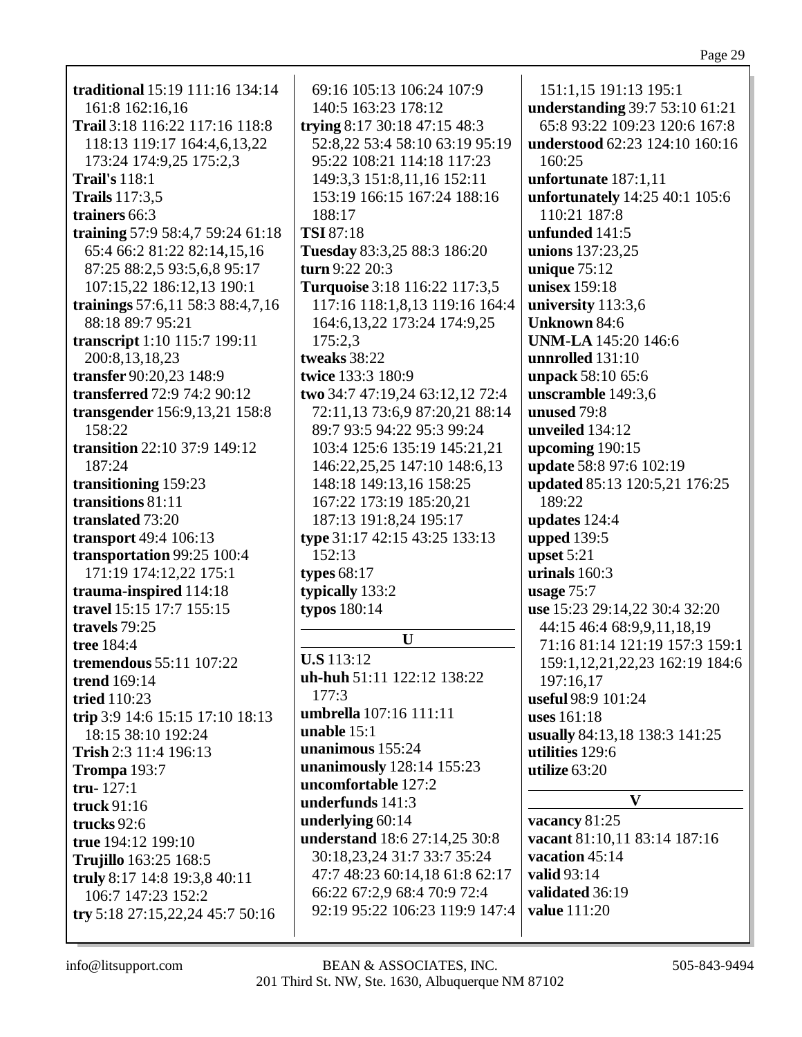**traditional** 15:19 111:16 134:14 161:8 162:16,16
**Trail** 3:18 116:22 117:16 118:8 118:13 119:17 164:4,6,13,22 173:24 174:9,25 175:2,3
**Trail's** 118:1
**Trails** 117:3,5
**trainers** 66:3
**training** 57:9 58:4,7 59:24 61:18 65:4 66:2 81:22 82:14,15,16 87:25 88:2,5 93:5,6,8 95:17 107:15,22 186:12,13 190:1
**trainings** 57:6,11 58:3 88:4,7,16 88:18 89:7 95:21
**transcript** 1:10 115:7 199:11 200:8,13,18,23
**transfer** 90:20,23 148:9
**transferred** 72:9 74:2 90:12
**transgender** 156:9,13,21 158:8 158:22
**transition** 22:10 37:9 149:12 187:24
**transitioning** 159:23
**transitions** 81:11
**translated** 73:20
**transport** 49:4 106:13
**transportation** 99:25 100:4 171:19 174:12,22 175:1
**trauma-inspired** 114:18
**travel** 15:15 17:7 155:15
**travels** 79:25
**tree** 184:4
**tremendous** 55:11 107:22
**trend** 169:14
**tried** 110:23
**trip** 3:9 14:6 15:15 17:10 18:13 18:15 38:10 192:24
**Trish** 2:3 11:4 196:13
**Trompa** 193:7
**tru-** 127:1
**truck** 91:16
**trucks** 92:6
**true** 194:12 199:10
**Trujillo** 163:25 168:5
**truly** 8:17 14:8 19:3,8 40:11 106:7 147:23 152:2
**try** 5:18 27:15,22,24 45:7 50:16 69:16 105:13 106:24 107:9 140:5 163:23 178:12
**trying** 8:17 30:18 47:15 48:3 52:8,22 53:4 58:10 63:19 95:19 95:22 108:21 114:18 117:23 149:3,3 151:8,11,16 152:11 153:19 166:15 167:24 188:16 188:17
**TSI** 87:18
**Tuesday** 83:3,25 88:3 186:20
**turn** 9:22 20:3
**Turquoise** 3:18 116:22 117:3,5 117:16 118:1,8,13 119:16 164:4 164:6,13,22 173:24 174:9,25 175:2,3
**tweaks** 38:22
**twice** 133:3 180:9
**two** 34:7 47:19,24 63:12,12 72:4 72:11,13 73:6,9 87:20,21 88:14 89:7 93:5 94:22 95:3 99:24 103:4 125:6 135:19 145:21,21 146:22,25,25 147:10 148:6,13 148:18 149:13,16 158:25 167:22 173:19 185:20,21 187:13 191:8,24 195:17
**type** 31:17 42:15 43:25 133:13 152:13
**types** 68:17
**typically** 133:2
**typos** 180:14

## U

**U.S** 113:12
**uh-huh** 51:11 122:12 138:22 177:3
**umbrella** 107:16 111:11
**unable** 15:1
**unanimous** 155:24
**unanimously** 128:14 155:23
**uncomfortable** 127:2
**underfunds** 141:3
**underlying** 60:14
**understand** 18:6 27:14,25 30:8 30:18,23,24 31:7 33:7 35:24 47:7 48:23 60:14,18 61:8 62:17 66:22 67:2,9 68:4 70:9 72:4 92:19 95:22 106:23 119:9 147:4 151:1,15 191:13 195:1
**understanding** 39:7 53:10 61:21 65:8 93:22 109:23 120:6 167:8
**understood** 62:23 124:10 160:16 160:25
**unfortunate** 187:1,11
**unfortunately** 14:25 40:1 105:6 110:21 187:8
**unfunded** 141:5
**unions** 137:23,25
**unique** 75:12
**unisex** 159:18
**university** 113:3,6
**Unknown** 84:6
**UNM-LA** 145:20 146:6
**unnrolled** 131:10
**unpack** 58:10 65:6
**unscramble** 149:3,6
**unused** 79:8
**unveiled** 134:12
**upcoming** 190:15
**update** 58:8 97:6 102:19
**updated** 85:13 120:5,21 176:25 189:22
**updates** 124:4
**upped** 139:5
**upset** 5:21
**urinals** 160:3
**usage** 75:7
**use** 15:23 29:14,22 30:4 32:20 44:15 46:4 68:9,9,11,18,19 71:16 81:14 121:19 157:3 159:1 159:1,12,21,22,23 162:19 184:6 197:16,17
**useful** 98:9 101:24
**uses** 161:18
**usually** 84:13,18 138:3 141:25
**utilities** 129:6
**utilize** 63:20

## V

**vacancy** 81:25
**vacant** 81:10,11 83:14 187:16
**vacation** 45:14
**valid** 93:14
**validated** 36:19
**value** 111:20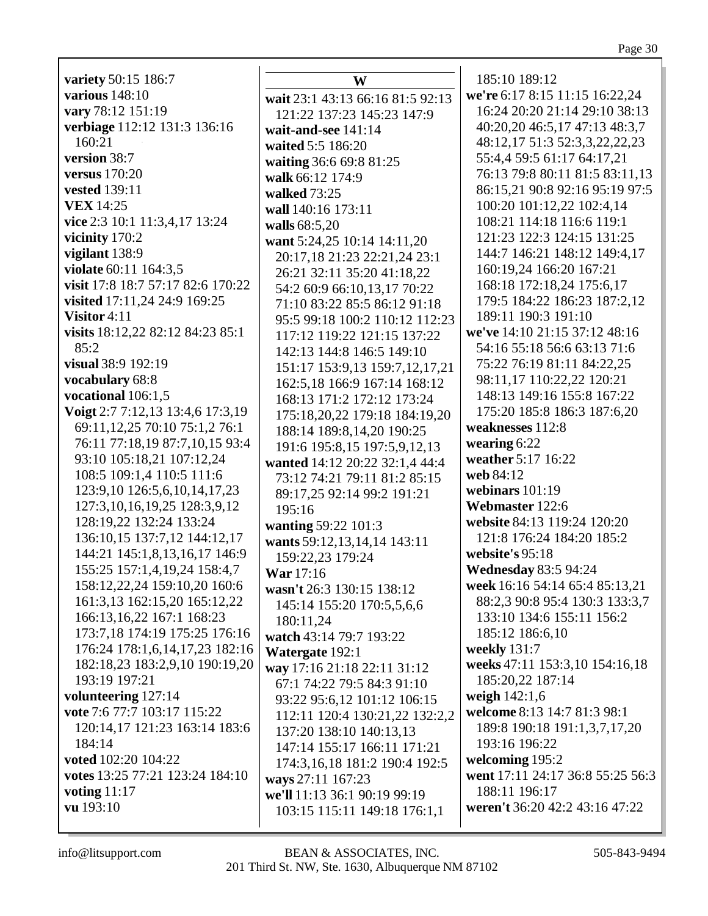**variety** 50:15 186:7
**various** 148:10
**vary** 78:12 151:19
**verbiage** 112:12 131:3 136:16 160:21
**version** 38:7
**versus** 170:20
**vested** 139:11
**VEX** 14:25
**vice** 2:3 10:1 11:3,4,17 13:24
**vicinity** 170:2
**vigilant** 138:9
**violate** 60:11 164:3,5
**visit** 17:8 18:7 57:17 82:6 170:22
**visited** 17:11,24 24:9 169:25
**Visitor** 4:11
**visits** 18:12,22 82:12 84:23 85:1 85:2
**visual** 38:9 192:19
**vocabulary** 68:8
**vocational** 106:1,5
**Voigt** 2:7 7:12,13 13:4,6 17:3,19 69:11,12,25 70:10 75:1,2 76:1 76:11 77:18,19 87:7,10,15 93:4 93:10 105:18,21 107:12,24 108:5 109:1,4 110:5 111:6 123:9,10 126:5,6,10,14,17,23 127:3,10,16,19,25 128:3,9,12 128:19,22 132:24 133:24 136:10,15 137:7,12 144:12,17 144:21 145:1,8,13,16,17 146:9 155:25 157:1,4,19,24 158:4,7 158:12,22,24 159:10,20 160:6 161:3,13 162:15,20 165:12,22 166:13,16,22 167:1 168:23 173:7,18 174:19 175:25 176:16 176:24 178:1,6,14,17,23 182:16 182:18,23 183:2,9,10 190:19,20 193:19 197:21
**volunteering** 127:14
**vote** 7:6 77:7 103:17 115:22 120:14,17 121:23 163:14 183:6 184:14
**voted** 102:20 104:22
**votes** 13:25 77:21 123:24 184:10
**voting** 11:17
**vu** 193:10

## W

**wait** 23:1 43:13 66:16 81:5 92:13 121:22 137:23 145:23 147:9
**wait-and-see** 141:14
**waited** 5:5 186:20
**waiting** 36:6 69:8 81:25
**walk** 66:12 174:9
**walked** 73:25
**wall** 140:16 173:11
**walls** 68:5,20
**want** 5:24,25 10:14 14:11,20 20:17,18 21:23 22:21,24 23:1 26:21 32:11 35:20 41:18,22 54:2 60:9 66:10,13,17 70:22 71:10 83:22 85:5 86:12 91:18 95:5 99:18 100:2 110:12 112:23 117:12 119:22 121:15 137:22 142:13 144:8 146:5 149:10 151:17 153:9,13 159:7,12,17,21 162:5,18 166:9 167:14 168:12 168:13 171:2 172:12 173:24 175:18,20,22 179:18 184:19,20 188:14 189:8,14,20 190:25 191:6 195:8,15 197:5,9,12,13
**wanted** 14:12 20:22 32:1,4 44:4 73:12 74:21 79:11 81:2 85:15 89:17,25 92:14 99:2 191:21 195:16
**wanting** 59:22 101:3
**wants** 59:12,13,14,14 143:11 159:22,23 179:24
**War** 17:16
**wasn't** 26:3 130:15 138:12 145:14 155:20 170:5,5,6,6 180:11,24
**watch** 43:14 79:7 193:22
**Watergate** 192:1
**way** 17:16 21:18 22:11 31:12 67:1 74:22 79:5 84:3 91:10 93:22 95:6,12 101:12 106:15 112:11 120:4 130:21,22 132:2,2 137:20 138:10 140:13,13 147:14 155:17 166:11 171:21 174:3,16,18 181:2 190:4 192:5
**ways** 27:11 167:23
**we'll** 11:13 36:1 90:19 99:19 103:15 115:11 149:18 176:1,1 185:10 189:12
**we're** 6:17 8:15 11:15 16:22,24 16:24 20:20 21:14 29:10 38:13 40:20,20 46:5,17 47:13 48:3,7 48:12,17 51:3 52:3,3,22,22,23 55:4,4 59:5 61:17 64:17,21 76:13 79:8 80:11 81:5 83:11,13 86:15,21 90:8 92:16 95:19 97:5 100:20 101:12,22 102:4,14 108:21 114:18 116:6 119:1 121:23 122:3 124:15 131:25 144:7 146:21 148:12 149:4,17 160:19,24 166:20 167:21 168:18 172:18,24 175:6,17 179:5 184:22 186:23 187:2,12 189:11 190:3 191:10
**we've** 14:10 21:15 37:12 48:16 54:16 55:18 56:6 63:13 71:6 75:22 76:19 81:11 84:22,25 98:11,17 110:22,22 120:21 148:13 149:16 155:8 167:22 175:20 185:8 186:3 187:6,20
**weaknesses** 112:8
**wearing** 6:22
**weather** 5:17 16:22
**web** 84:12
**webinars** 101:19
**Webmaster** 122:6
**website** 84:13 119:24 120:20 121:8 176:24 184:20 185:2
**website's** 95:18
**Wednesday** 83:5 94:24
**week** 16:16 54:14 65:4 85:13,21 88:2,3 90:8 95:4 130:3 133:3,7 133:10 134:6 155:11 156:2 185:12 186:6,10
**weekly** 131:7
**weeks** 47:11 153:3,10 154:16,18 185:20,22 187:14
**weigh** 142:1,6
**welcome** 8:13 14:7 81:3 98:1 189:8 190:18 191:1,3,7,17,20 193:16 196:22
**welcoming** 195:2
**went** 17:11 24:17 36:8 55:25 56:3 188:11 196:17
**weren't** 36:20 42:2 43:16 47:22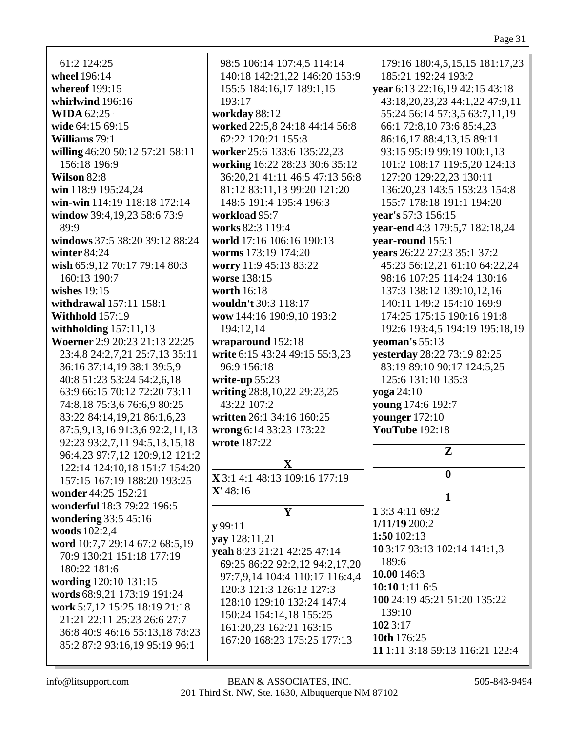61:2 124:25
**wheel** 196:14
**whereof** 199:15
**whirlwind** 196:16
**WIDA** 62:25
**wide** 64:15 69:15
**Williams** 79:1
**willing** 46:20 50:12 57:21 58:11 156:18 196:9
**Wilson** 82:8
**win** 118:9 195:24,24
**win-win** 114:19 118:18 172:14
**window** 39:4,19,23 58:6 73:9 89:9
**windows** 37:5 38:20 39:12 88:24
**winter** 84:24
**wish** 65:9,12 70:17 79:14 80:3 160:13 190:7
**wishes** 19:15
**withdrawal** 157:11 158:1
**Withhold** 157:19
**withholding** 157:11,13
**Woerner** 2:9 20:23 21:13 22:25 23:4,8 24:2,7,21 25:7,13 35:11 36:16 37:14,19 38:1 39:5,9 40:8 51:23 53:24 54:2,6,18 63:9 66:15 70:12 72:20 73:11 74:8,18 75:3,6 76:6,9 80:25 83:22 84:14,19,21 86:1,6,23 87:5,9,13,16 91:3,6 92:2,11,13 92:23 93:2,7,11 94:5,13,15,18 96:4,23 97:7,12 120:9,12 121:2 122:14 124:10,18 151:7 154:20 157:15 167:19 188:20 193:25
**wonder** 44:25 152:21
**wonderful** 18:3 79:22 196:5
**wondering** 33:5 45:16
**woods** 102:2,4
**word** 10:7,7 29:14 67:2 68:5,19 70:9 130:21 151:18 177:19 180:22 181:6
**wording** 120:10 131:15
**words** 68:9,21 173:19 191:24
**work** 5:7,12 15:25 18:19 21:18 21:21 22:11 25:23 26:6 27:7 36:8 40:9 46:16 55:13,18 78:23 85:2 87:2 93:16,19 95:19 96:1 98:5 106:14 107:4,5 114:14 140:18 142:21,22 146:20 153:9 155:5 184:16,17 189:1,15 193:17
**workday** 88:12
**worked** 22:5,8 24:18 44:14 56:8 62:22 120:21 155:8
**worker** 25:6 133:6 135:22,23
**working** 16:22 28:23 30:6 35:12 36:20,21 41:11 46:5 47:13 56:8 81:12 83:11,13 99:20 121:20 148:5 191:4 195:4 196:3
**workload** 95:7
**works** 82:3 119:4
**world** 17:16 106:16 190:13
**worms** 173:19 174:20
**worry** 11:9 45:13 83:22
**worse** 138:15
**worth** 16:18
**wouldn't** 30:3 118:17
**wow** 144:16 190:9,10 193:2 194:12,14
**wraparound** 152:18
**write** 6:15 43:24 49:15 55:3,23 96:9 156:18
**write-up** 55:23
**writing** 28:8,10,22 29:23,25 43:22 107:2
**written** 26:1 34:16 160:25
**wrong** 6:14 33:23 173:22
**wrote** 187:22

## X

**X** 3:1 4:1 48:13 109:16 177:19
**X'** 48:16

## Y

**y** 99:11
**yay** 128:11,21
**yeah** 8:23 21:21 42:25 47:14 69:25 86:22 92:2,12 94:2,17,20 97:7,9,14 104:4 110:17 116:4,4 120:3 121:3 126:12 127:3 128:10 129:10 132:24 147:4 150:24 154:14,18 155:25 161:20,23 162:21 163:15 167:20 168:23 175:25 177:13 179:16 180:4,5,15,15 181:17,23 185:21 192:24 193:2
**year** 6:13 22:16,19 42:15 43:18 43:18,20,23,23 44:1,22 47:9,11 55:24 56:14 57:3,5 63:7,11,19 66:1 72:8,10 73:6 85:4,23 86:16,17 88:4,13,15 89:11 93:15 95:19 99:19 100:1,13 101:2 108:17 119:5,20 124:13 127:20 129:22,23 130:11 136:20,23 143:5 153:23 154:8 155:7 178:18 191:1 194:20
**year's** 57:3 156:15
**year-end** 4:3 179:5,7 182:18,24
**year-round** 155:1
**years** 26:22 27:23 35:1 37:2 45:23 56:12,21 61:10 64:22,24 98:16 107:25 114:24 130:16 137:3 138:12 139:10,12,16 140:11 149:2 154:10 169:9 174:25 175:15 190:16 191:8 192:6 193:4,5 194:19 195:18,19
**yeoman's** 55:13
**yesterday** 28:22 73:19 82:25 83:19 89:10 90:17 124:5,25 125:6 131:10 135:3
**yoga** 24:10
**young** 174:6 192:7
**younger** 172:10
**YouTube** 192:18

## Z

## 0

## 1

**1** 3:3 4:11 69:2
**1/11/19** 200:2
**1:50** 102:13
**10** 3:17 93:13 102:14 141:1,3 189:6
**10.00** 146:3
**10:10** 1:11 6:5
**100** 24:19 45:21 51:20 135:22 139:10
**102** 3:17
**10th** 176:25
**11** 1:11 3:18 59:13 116:21 122:4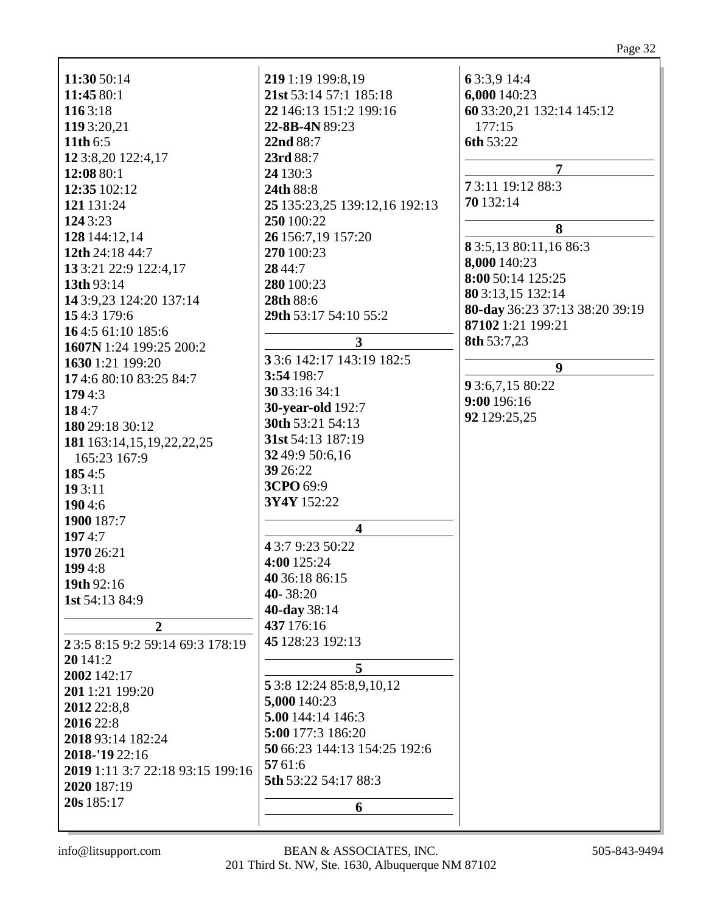**11:30** 50:14
**11:45** 80:1
**116** 3:18
**119** 3:20,21
**11th** 6:5
**12** 3:8,20 122:4,17
**12:08** 80:1
**12:35** 102:12
**121** 131:24
**124** 3:23
**128** 144:12,14
**12th** 24:18 44:7
**13** 3:21 22:9 122:4,17
**13th** 93:14
**14** 3:9,23 124:20 137:14
**15** 4:3 179:6
**16** 4:5 61:10 185:6
**1607N** 1:24 199:25 200:2
**1630** 1:21 199:20
**17** 4:6 80:10 83:25 84:7
**179** 4:3
**18** 4:7
**180** 29:18 30:12
**181** 163:14,15,19,22,22,25 165:23 167:9
**185** 4:5
**19** 3:11
**190** 4:6
**1900** 187:7
**197** 4:7
**1970** 26:21
**199** 4:8
**19th** 92:16
**1st** 54:13 84:9

## 2

**2** 3:5 8:15 9:2 59:14 69:3 178:19
**20** 141:2
**2002** 142:17
**201** 1:21 199:20
**2012** 22:8,8
**2016** 22:8
**2018** 93:14 182:24
**2018-'19** 22:16
**2019** 1:11 3:7 22:18 93:15 199:16
**2020** 187:19
**20s** 185:17
**219** 1:19 199:8,19
**21st** 53:14 57:1 185:18
**22** 146:13 151:2 199:16
**22-8B-4N** 89:23
**22nd** 88:7
**23rd** 88:7
**24** 130:3
**24th** 88:8
**25** 135:23,25 139:12,16 192:13
**250** 100:22
**26** 156:7,19 157:20
**270** 100:23
**28** 44:7
**280** 100:23
**28th** 88:6
**29th** 53:17 54:10 55:2

## 3

**3** 3:6 142:17 143:19 182:5
**3:54** 198:7
**30** 33:16 34:1
**30-year-old** 192:7
**30th** 53:21 54:13
**31st** 54:13 187:19
**32** 49:9 50:6,16
**39** 26:22
**3CPO** 69:9
**3Y4Y** 152:22

## 4

**4** 3:7 9:23 50:22
**4:00** 125:24
**40** 36:18 86:15
**40-** 38:20
**40-day** 38:14
**437** 176:16
**45** 128:23 192:13

## 5

**5** 3:8 12:24 85:8,9,10,12
**5,000** 140:23
**5.00** 144:14 146:3
**5:00** 177:3 186:20
**50** 66:23 144:13 154:25 192:6
**57** 61:6
**5th** 53:22 54:17 88:3

## 6

**6** 3:3,9 14:4
**6,000** 140:23
**60** 33:20,21 132:14 145:12 177:15
**6th** 53:22

## 7

**7** 3:11 19:12 88:3
**70** 132:14

## 8

**8** 3:5,13 80:11,16 86:3
**8,000** 140:23
**8:00** 50:14 125:25
**80** 3:13,15 132:14
**80-day** 36:23 37:13 38:20 39:19
**87102** 1:21 199:21
**8th** 53:7,23

## 9

**9** 3:6,7,15 80:22
**9:00** 196:16
**92** 129:25,25